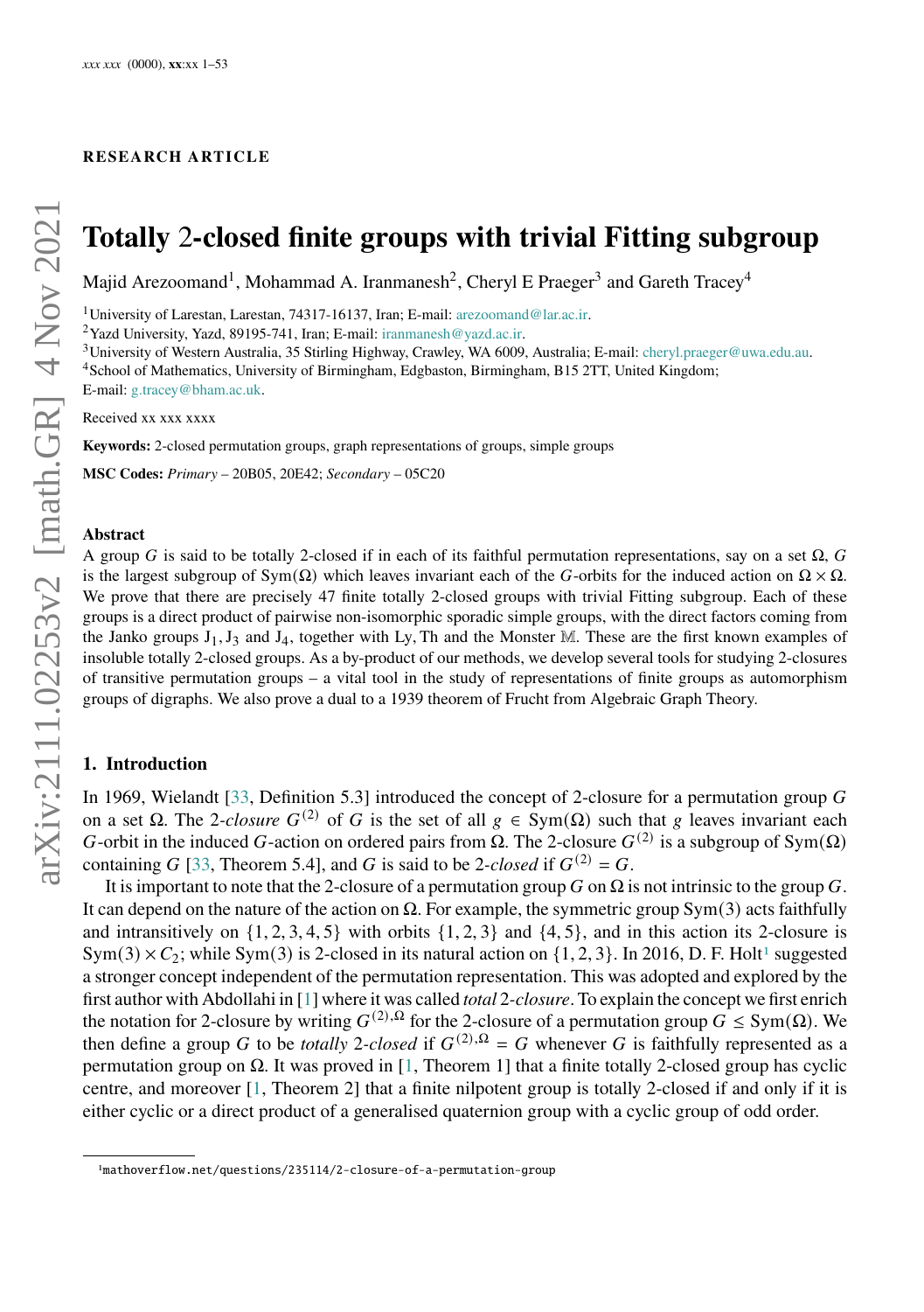RESEARCH ARTICLE

# Totally 2-closed finite groups with trivial Fitting subgroup

Majid Arezoomand[1], Mohammad A. Iranmanesh[2], Cheryl E Praeger[3] and Gareth Tracey[4]

[1]University of Larestan, Larestan, 74317-16137, Iran; E-mail: arezoomand@lar.ac.ir.
[2]Yazd University, Yazd, 89195-741, Iran; E-mail: iranmanesh@yazd.ac.ir.
[3]University of Western Australia, 35 Stirling Highway, Crawley, WA 6009, Australia; E-mail: cheryl.praeger@uwa.edu.au.
[4]School of Mathematics, University of Birmingham, Edgbaston, Birmingham, B15 2TT, United Kingdom; E-mail: g.tracey@bham.ac.uk.

Received xx xxx xxxx

**Keywords:** 2-closed permutation groups, graph representations of groups, simple groups

**MSC Codes:** *Primary* – 20B05, 20E42; *Secondary* – 05C20

## Abstract

A group $G$ is said to be totally 2-closed if in each of its faithful permutation representations, say on a set $\Omega$, $G$ is the largest subgroup of $\mathrm{Sym}(\Omega)$ which leaves invariant each of the $G$-orbits for the induced action on $\Omega \times \Omega$. We prove that there are precisely 47 finite totally 2-closed groups with trivial Fitting subgroup. Each of these groups is a direct product of pairwise non-isomorphic sporadic simple groups, with the direct factors coming from the Janko groups $\mathrm{J}_1, \mathrm{J}_3$ and $\mathrm{J}_4$, together with Ly, Th and the Monster $\mathbb{M}$. These are the first known examples of insoluble totally 2-closed groups. As a by-product of our methods, we develop several tools for studying 2-closures of transitive permutation groups – a vital tool in the study of representations of finite groups as automorphism groups of digraphs. We also prove a dual to a 1939 theorem of Frucht from Algebraic Graph Theory.

## 1. Introduction

In 1969, Wielandt [33, Definition 5.3] introduced the concept of 2-closure for a permutation group $G$ on a set $\Omega$. The 2-*closure* $G^{(2)}$ of $G$ is the set of all $g \in \mathrm{Sym}(\Omega)$ such that $g$ leaves invariant each $G$-orbit in the induced $G$-action on ordered pairs from $\Omega$. The 2-closure $G^{(2)}$ is a subgroup of $\mathrm{Sym}(\Omega)$ containing $G$ [33, Theorem 5.4], and $G$ is said to be 2-*closed* if $G^{(2)} = G$.

It is important to note that the 2-closure of a permutation group $G$ on $\Omega$ is not intrinsic to the group $G$. It can depend on the nature of the action on $\Omega$. For example, the symmetric group $\mathrm{Sym}(3)$ acts faithfully and intransitively on $\{1, 2, 3, 4, 5\}$ with orbits $\{1, 2, 3\}$ and $\{4, 5\}$, and in this action its 2-closure is $\mathrm{Sym}(3) \times C_2$; while $\mathrm{Sym}(3)$ is 2-closed in its natural action on $\{1, 2, 3\}$. In 2016, D. F. Holt[1] suggested a stronger concept independent of the permutation representation. This was adopted and explored by the first author with Abdollahi in [1] where it was called *total* 2-*closure*. To explain the concept we first enrich the notation for 2-closure by writing $G^{(2),\Omega}$ for the 2-closure of a permutation group $G \leq \mathrm{Sym}(\Omega)$. We then define a group $G$ to be *totally* 2-*closed* if $G^{(2),\Omega} = G$ whenever $G$ is faithfully represented as a permutation group on $\Omega$. It was proved in [1, Theorem 1] that a finite totally 2-closed group has cyclic centre, and moreover [1, Theorem 2] that a finite nilpotent group is totally 2-closed if and only if it is either cyclic or a direct product of a generalised quaternion group with a cyclic group of odd order.

[1]mathoverflow.net/questions/235114/2-closure-of-a-permutation-group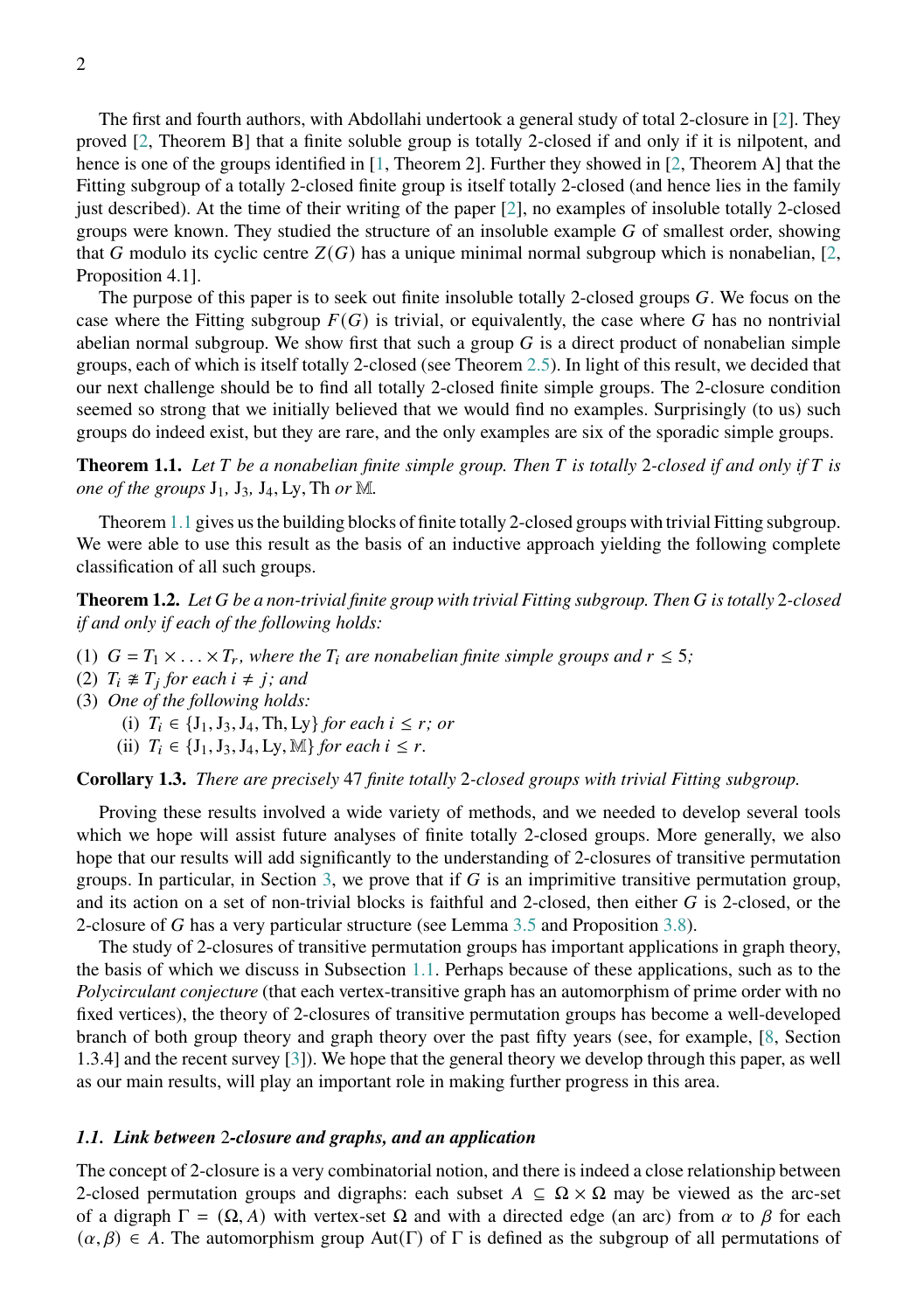The first and fourth authors, with Abdollahi undertook a general study of total 2-closure in [2]. They proved [2, Theorem B] that a finite soluble group is totally 2-closed if and only if it is nilpotent, and hence is one of the groups identified in [1, Theorem 2]. Further they showed in [2, Theorem A] that the Fitting subgroup of a totally 2-closed finite group is itself totally 2-closed (and hence lies in the family just described). At the time of their writing of the paper [2], no examples of insoluble totally 2-closed groups were known. They studied the structure of an insoluble example $G$ of smallest order, showing that $G$ modulo its cyclic centre $Z(G)$ has a unique minimal normal subgroup which is nonabelian, [2, Proposition 4.1].

The purpose of this paper is to seek out finite insoluble totally 2-closed groups $G$. We focus on the case where the Fitting subgroup $F(G)$ is trivial, or equivalently, the case where $G$ has no nontrivial abelian normal subgroup. We show first that such a group $G$ is a direct product of nonabelian simple groups, each of which is itself totally 2-closed (see Theorem 2.5). In light of this result, we decided that our next challenge should be to find all totally 2-closed finite simple groups. The 2-closure condition seemed so strong that we initially believed that we would find no examples. Surprisingly (to us) such groups do indeed exist, but they are rare, and the only examples are six of the sporadic simple groups.

**Theorem 1.1.** *Let $T$ be a nonabelian finite simple group. Then $T$ is totally 2-closed if and only if $T$ is one of the groups $\mathrm{J}_1$, $\mathrm{J}_3$, $\mathrm{J}_4$, $\mathrm{Ly}$, $\mathrm{Th}$ or $\mathbb{M}$.*

Theorem 1.1 gives us the building blocks of finite totally 2-closed groups with trivial Fitting subgroup. We were able to use this result as the basis of an inductive approach yielding the following complete classification of all such groups.

**Theorem 1.2.** *Let $G$ be a non-trivial finite group with trivial Fitting subgroup. Then $G$ is totally 2-closed if and only if each of the following holds:*

(1) *$G = T_1 \times \ldots \times T_r$, where the $T_i$ are nonabelian finite simple groups and $r \leq 5$;*
(2) *$T_i \not\cong T_j$ for each $i \neq j$; and*
(3) *One of the following holds:*
   (i) *$T_i \in \{\mathrm{J}_1, \mathrm{J}_3, \mathrm{J}_4, \mathrm{Th}, \mathrm{Ly}\}$ for each $i \leq r$; or*
   (ii) *$T_i \in \{\mathrm{J}_1, \mathrm{J}_3, \mathrm{J}_4, \mathrm{Ly}, \mathbb{M}\}$ for each $i \leq r$.*

**Corollary 1.3.** *There are precisely 47 finite totally 2-closed groups with trivial Fitting subgroup.*

Proving these results involved a wide variety of methods, and we needed to develop several tools which we hope will assist future analyses of finite totally 2-closed groups. More generally, we also hope that our results will add significantly to the understanding of 2-closures of transitive permutation groups. In particular, in Section 3, we prove that if $G$ is an imprimitive transitive permutation group, and its action on a set of non-trivial blocks is faithful and 2-closed, then either $G$ is 2-closed, or the 2-closure of $G$ has a very particular structure (see Lemma 3.5 and Proposition 3.8).

The study of 2-closures of transitive permutation groups has important applications in graph theory, the basis of which we discuss in Subsection 1.1. Perhaps because of these applications, such as to the *Polycirculant conjecture* (that each vertex-transitive graph has an automorphism of prime order with no fixed vertices), the theory of 2-closures of transitive permutation groups has become a well-developed branch of both group theory and graph theory over the past fifty years (see, for example, [8, Section 1.3.4] and the recent survey [3]). We hope that the general theory we develop through this paper, as well as our main results, will play an important role in making further progress in this area.

### *1.1. Link between 2-closure and graphs, and an application*

The concept of 2-closure is a very combinatorial notion, and there is indeed a close relationship between 2-closed permutation groups and digraphs: each subset $A \subseteq \Omega \times \Omega$ may be viewed as the arc-set of a digraph $\Gamma = (\Omega, A)$ with vertex-set $\Omega$ and with a directed edge (an arc) from $\alpha$ to $\beta$ for each $(\alpha, \beta) \in A$. The automorphism group $\mathrm{Aut}(\Gamma)$ of $\Gamma$ is defined as the subgroup of all permutations of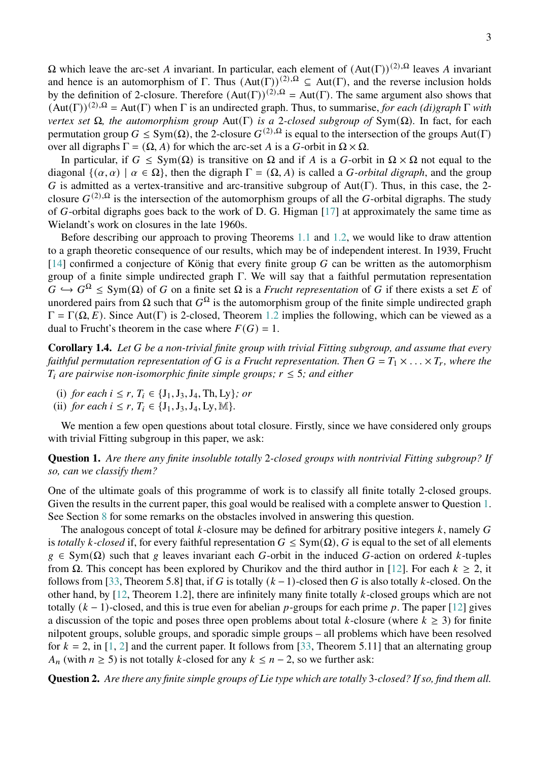$\Omega$ which leave the arc-set $A$ invariant. In particular, each element of $(\mathrm{Aut}(\Gamma))^{(2),\Omega}$ leaves $A$ invariant and hence is an automorphism of $\Gamma$. Thus $(\mathrm{Aut}(\Gamma))^{(2),\Omega} \subseteq \mathrm{Aut}(\Gamma)$, and the reverse inclusion holds by the definition of 2-closure. Therefore $(\mathrm{Aut}(\Gamma))^{(2),\Omega} = \mathrm{Aut}(\Gamma)$. The same argument also shows that $(\mathrm{Aut}(\Gamma))^{(2),\Omega} = \mathrm{Aut}(\Gamma)$ when $\Gamma$ is an undirected graph. Thus, to summarise, *for each (di)graph $\Gamma$ with vertex set $\Omega$, the automorphism group $\mathrm{Aut}(\Gamma)$ is a 2-closed subgroup of $\mathrm{Sym}(\Omega)$.* In fact, for each permutation group $G \leq \mathrm{Sym}(\Omega)$, the 2-closure $G^{(2),\Omega}$ is equal to the intersection of the groups $\mathrm{Aut}(\Gamma)$ over all digraphs $\Gamma = (\Omega, A)$ for which the arc-set $A$ is a $G$-orbit in $\Omega \times \Omega$.

In particular, if $G \leq \mathrm{Sym}(\Omega)$ is transitive on $\Omega$ and if $A$ is a $G$-orbit in $\Omega \times \Omega$ not equal to the diagonal $\{(\alpha, \alpha) \mid \alpha \in \Omega\}$, then the digraph $\Gamma = (\Omega, A)$ is called a *$G$-orbital digraph*, and the group $G$ is admitted as a vertex-transitive and arc-transitive subgroup of $\mathrm{Aut}(\Gamma)$. Thus, in this case, the 2-closure $G^{(2),\Omega}$ is the intersection of the automorphism groups of all the $G$-orbital digraphs. The study of $G$-orbital digraphs goes back to the work of D. G. Higman [17] at approximately the same time as Wielandt's work on closures in the late 1960s.

Before describing our approach to proving Theorems 1.1 and 1.2, we would like to draw attention to a graph theoretic consequence of our results, which may be of independent interest. In 1939, Frucht [14] confirmed a conjecture of König that every finite group $G$ can be written as the automorphism group of a finite simple undirected graph $\Gamma$. We will say that a faithful permutation representation $G \hookrightarrow G^{\Omega} \leq \mathrm{Sym}(\Omega)$ of $G$ on a finite set $\Omega$ is a *Frucht representation* of $G$ if there exists a set $E$ of unordered pairs from $\Omega$ such that $G^{\Omega}$ is the automorphism group of the finite simple undirected graph $\Gamma = \Gamma(\Omega, E)$. Since $\mathrm{Aut}(\Gamma)$ is 2-closed, Theorem 1.2 implies the following, which can be viewed as a dual to Frucht's theorem in the case where $F(G) = 1$.

**Corollary 1.4.** *Let $G$ be a non-trivial finite group with trivial Fitting subgroup, and assume that every faithful permutation representation of $G$ is a Frucht representation. Then $G = T_1 \times \ldots \times T_r$, where the $T_i$ are pairwise non-isomorphic finite simple groups; $r \leq 5$; and either*

(i) *for each $i \leq r$, $T_i \in \{\mathrm{J}_1, \mathrm{J}_3, \mathrm{J}_4, \mathrm{Th}, \mathrm{Ly}\}$; or*
(ii) *for each $i \leq r$, $T_i \in \{\mathrm{J}_1, \mathrm{J}_3, \mathrm{J}_4, \mathrm{Ly}, \mathbb{M}\}$.*

We mention a few open questions about total closure. Firstly, since we have considered only groups with trivial Fitting subgroup in this paper, we ask:

**Question 1.** *Are there any finite insoluble totally 2-closed groups with nontrivial Fitting subgroup? If so, can we classify them?*

One of the ultimate goals of this programme of work is to classify all finite totally 2-closed groups. Given the results in the current paper, this goal would be realised with a complete answer to Question 1. See Section 8 for some remarks on the obstacles involved in answering this question.

The analogous concept of total $k$-closure may be defined for arbitrary positive integers $k$, namely $G$ is *totally $k$-closed* if, for every faithful representation $G \leq \mathrm{Sym}(\Omega)$, $G$ is equal to the set of all elements $g \in \mathrm{Sym}(\Omega)$ such that $g$ leaves invariant each $G$-orbit in the induced $G$-action on ordered $k$-tuples from $\Omega$. This concept has been explored by Churikov and the third author in [12]. For each $k \geq 2$, it follows from [33, Theorem 5.8] that, if $G$ is totally $(k-1)$-closed then $G$ is also totally $k$-closed. On the other hand, by [12, Theorem 1.2], there are infinitely many finite totally $k$-closed groups which are not totally $(k-1)$-closed, and this is true even for abelian $p$-groups for each prime $p$. The paper [12] gives a discussion of the topic and poses three open problems about total $k$-closure (where $k \geq 3$) for finite nilpotent groups, soluble groups, and sporadic simple groups – all problems which have been resolved for $k = 2$, in [1, 2] and the current paper. It follows from [33, Theorem 5.11] that an alternating group $A_n$ (with $n \geq 5$) is not totally $k$-closed for any $k \leq n-2$, so we further ask:

**Question 2.** *Are there any finite simple groups of Lie type which are totally 3-closed? If so, find them all.*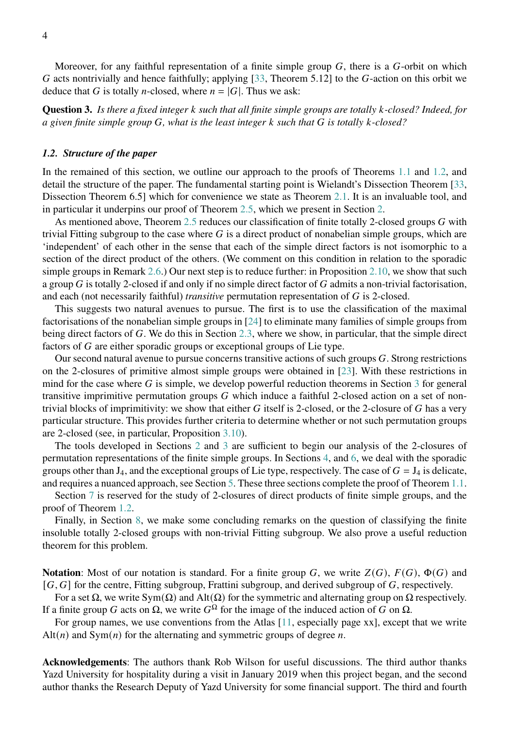Moreover, for any faithful representation of a finite simple group $G$, there is a $G$-orbit on which $G$ acts nontrivially and hence faithfully; applying [33, Theorem 5.12] to the $G$-action on this orbit we deduce that $G$ is totally $n$-closed, where $n = |G|$. Thus we ask:

**Question 3.** *Is there a fixed integer $k$ such that all finite simple groups are totally $k$-closed? Indeed, for a given finite simple group $G$, what is the least integer $k$ such that $G$ is totally $k$-closed?*

### *1.2. Structure of the paper*

In the remained of this section, we outline our approach to the proofs of Theorems 1.1 and 1.2, and detail the structure of the paper. The fundamental starting point is Wielandt's Dissection Theorem [33, Dissection Theorem 6.5] which for convenience we state as Theorem 2.1. It is an invaluable tool, and in particular it underpins our proof of Theorem 2.5, which we present in Section 2.

As mentioned above, Theorem 2.5 reduces our classification of finite totally 2-closed groups $G$ with trivial Fitting subgroup to the case where $G$ is a direct product of nonabelian simple groups, which are 'independent' of each other in the sense that each of the simple direct factors is not isomorphic to a section of the direct product of the others. (We comment on this condition in relation to the sporadic simple groups in Remark 2.6.) Our next step is to reduce further: in Proposition 2.10, we show that such a group $G$ is totally 2-closed if and only if no simple direct factor of $G$ admits a non-trivial factorisation, and each (not necessarily faithful) *transitive* permutation representation of $G$ is 2-closed.

This suggests two natural avenues to pursue. The first is to use the classification of the maximal factorisations of the nonabelian simple groups in [24] to eliminate many families of simple groups from being direct factors of $G$. We do this in Section 2.3, where we show, in particular, that the simple direct factors of $G$ are either sporadic groups or exceptional groups of Lie type.

Our second natural avenue to pursue concerns transitive actions of such groups $G$. Strong restrictions on the 2-closures of primitive almost simple groups were obtained in [23]. With these restrictions in mind for the case where $G$ is simple, we develop powerful reduction theorems in Section 3 for general transitive imprimitive permutation groups $G$ which induce a faithful 2-closed action on a set of non-trivial blocks of imprimitivity: we show that either $G$ itself is 2-closed, or the 2-closure of $G$ has a very particular structure. This provides further criteria to determine whether or not such permutation groups are 2-closed (see, in particular, Proposition 3.10).

The tools developed in Sections 2 and 3 are sufficient to begin our analysis of the 2-closures of permutation representations of the finite simple groups. In Sections 4, and 6, we deal with the sporadic groups other than $J_4$, and the exceptional groups of Lie type, respectively. The case of $G = J_4$ is delicate, and requires a nuanced approach, see Section 5. These three sections complete the proof of Theorem 1.1.

Section 7 is reserved for the study of 2-closures of direct products of finite simple groups, and the proof of Theorem 1.2.

Finally, in Section 8, we make some concluding remarks on the question of classifying the finite insoluble totally 2-closed groups with non-trivial Fitting subgroup. We also prove a useful reduction theorem for this problem.

**Notation**: Most of our notation is standard. For a finite group $G$, we write $Z(G)$, $F(G)$, $\Phi(G)$ and $[G, G]$ for the centre, Fitting subgroup, Frattini subgroup, and derived subgroup of $G$, respectively.

For a set $\Omega$, we write $\mathrm{Sym}(\Omega)$ and $\mathrm{Alt}(\Omega)$ for the symmetric and alternating group on $\Omega$ respectively. If a finite group $G$ acts on $\Omega$, we write $G^\Omega$ for the image of the induced action of $G$ on $\Omega$.

For group names, we use conventions from the Atlas [11, especially page xx], except that we write $\mathrm{Alt}(n)$ and $\mathrm{Sym}(n)$ for the alternating and symmetric groups of degree $n$.

**Acknowledgements**: The authors thank Rob Wilson for useful discussions. The third author thanks Yazd University for hospitality during a visit in January 2019 when this project began, and the second author thanks the Research Deputy of Yazd University for some financial support. The third and fourth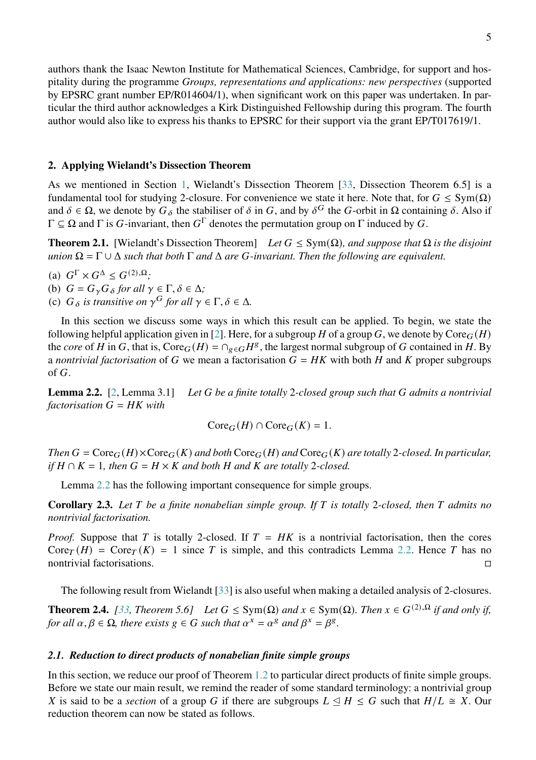authors thank the Isaac Newton Institute for Mathematical Sciences, Cambridge, for support and hospitality during the programme *Groups, representations and applications: new perspectives* (supported by EPSRC grant number EP/R014604/1), when significant work on this paper was undertaken. In particular the third author acknowledges a Kirk Distinguished Fellowship during this program. The fourth author would also like to express his thanks to EPSRC for their support via the grant EP/T017619/1.

## 2. Applying Wielandt's Dissection Theorem

As we mentioned in Section 1, Wielandt's Dissection Theorem [33, Dissection Theorem 6.5] is a fundamental tool for studying 2-closure. For convenience we state it here. Note that, for $G \leq \mathrm{Sym}(\Omega)$ and $\delta \in \Omega$, we denote by $G_\delta$ the stabiliser of $\delta$ in $G$, and by $\delta^G$ the $G$-orbit in $\Omega$ containing $\delta$. Also if $\Gamma \subseteq \Omega$ and $\Gamma$ is $G$-invariant, then $G^\Gamma$ denotes the permutation group on $\Gamma$ induced by $G$.

**Theorem 2.1.** [Wielandt's Dissection Theorem] *Let $G \leq \mathrm{Sym}(\Omega)$, and suppose that $\Omega$ is the disjoint union $\Omega = \Gamma \cup \Delta$ such that both $\Gamma$ and $\Delta$ are $G$-invariant. Then the following are equivalent.*

(a) $G^\Gamma \times G^\Delta \leq G^{(2),\Omega}$;
(b) $G = G_\gamma G_\delta$ *for all* $\gamma \in \Gamma, \delta \in \Delta$;
(c) $G_\delta$ *is transitive on* $\gamma^G$ *for all* $\gamma \in \Gamma, \delta \in \Delta$.

In this section we discuss some ways in which this result can be applied. To begin, we state the following helpful application given in [2]. Here, for a subgroup $H$ of a group $G$, we denote by $\mathrm{Core}_G(H)$ the *core* of $H$ in $G$, that is, $\mathrm{Core}_G(H) = \cap_{g\in G} H^g$, the largest normal subgroup of $G$ contained in $H$. By a *nontrivial factorisation* of $G$ we mean a factorisation $G = HK$ with both $H$ and $K$ proper subgroups of $G$.

**Lemma 2.2.** [2, Lemma 3.1] *Let $G$ be a finite totally 2-closed group such that $G$ admits a nontrivial factorisation $G = HK$ with*

$$\mathrm{Core}_G(H) \cap \mathrm{Core}_G(K) = 1.$$

*Then $G = \mathrm{Core}_G(H) \times \mathrm{Core}_G(K)$ and both $\mathrm{Core}_G(H)$ and $\mathrm{Core}_G(K)$ are totally 2-closed. In particular, if $H \cap K = 1$, then $G = H \times K$ and both $H$ and $K$ are totally 2-closed.*

Lemma 2.2 has the following important consequence for simple groups.

**Corollary 2.3.** *Let $T$ be a finite nonabelian simple group. If $T$ is totally 2-closed, then $T$ admits no nontrivial factorisation.*

*Proof.* Suppose that $T$ is totally 2-closed. If $T = HK$ is a nontrivial factorisation, then the cores $\mathrm{Core}_T(H) = \mathrm{Core}_T(K) = 1$ since $T$ is simple, and this contradicts Lemma 2.2. Hence $T$ has no nontrivial factorisations. □

The following result from Wielandt [33] is also useful when making a detailed analysis of 2-closures.

**Theorem 2.4.** *[33, Theorem 5.6] Let $G \leq \mathrm{Sym}(\Omega)$ and $x \in \mathrm{Sym}(\Omega)$. Then $x \in G^{(2),\Omega}$ if and only if, for all $\alpha, \beta \in \Omega$, there exists $g \in G$ such that $\alpha^x = \alpha^g$ and $\beta^x = \beta^g$.*

### *2.1. Reduction to direct products of nonabelian finite simple groups*

In this section, we reduce our proof of Theorem 1.2 to particular direct products of finite simple groups. Before we state our main result, we remind the reader of some standard terminology: a nontrivial group $X$ is said to be a *section* of a group $G$ if there are subgroups $L \trianglelefteq H \leq G$ such that $H/L \cong X$. Our reduction theorem can now be stated as follows.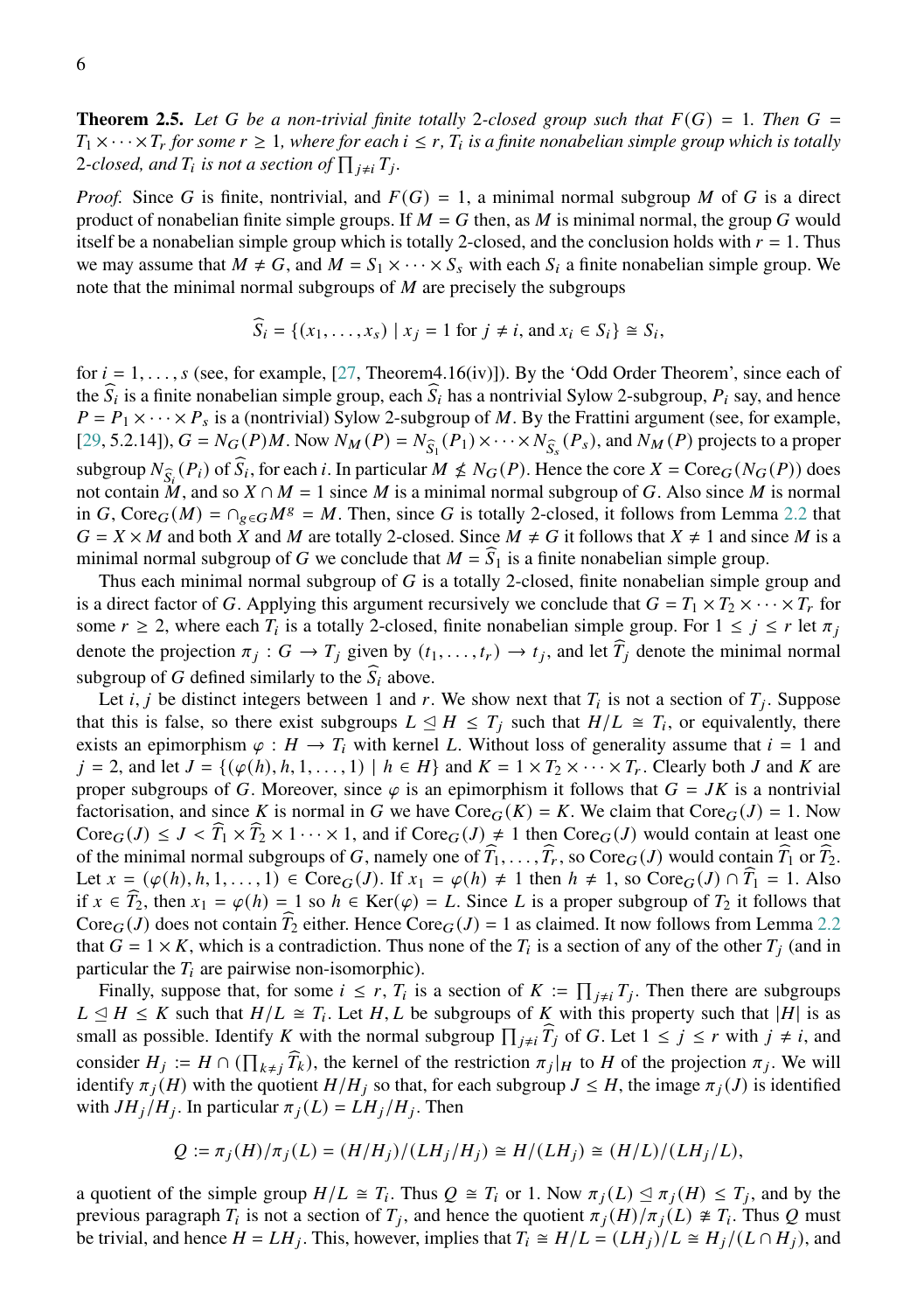**Theorem 2.5.** *Let $G$ be a non-trivial finite totally 2-closed group such that $F(G) = 1$. Then $G = T_1 \times \cdots \times T_r$ for some $r \geq 1$, where for each $i \leq r$, $T_i$ is a finite nonabelian simple group which is totally 2-closed, and $T_i$ is not a section of $\prod_{j \neq i} T_j$.*

*Proof.* Since $G$ is finite, nontrivial, and $F(G) = 1$, a minimal normal subgroup $M$ of $G$ is a direct product of nonabelian finite simple groups. If $M = G$ then, as $M$ is minimal normal, the group $G$ would itself be a nonabelian simple group which is totally 2-closed, and the conclusion holds with $r = 1$. Thus we may assume that $M \neq G$, and $M = S_1 \times \cdots \times S_s$ with each $S_i$ a finite nonabelian simple group. We note that the minimal normal subgroups of $M$ are precisely the subgroups

$$\widehat{S_i} = \{(x_1, \ldots, x_s) \mid x_j = 1 \text{ for } j \neq i, \text{ and } x_i \in S_i\} \cong S_i,$$

for $i = 1, \ldots, s$ (see, for example, [27, Theorem4.16(iv)]). By the 'Odd Order Theorem', since each of the $\widehat{S_i}$ is a finite nonabelian simple group, each $\widehat{S_i}$ has a nontrivial Sylow 2-subgroup, $P_i$ say, and hence $P = P_1 \times \cdots \times P_s$ is a (nontrivial) Sylow 2-subgroup of $M$. By the Frattini argument (see, for example, [29, 5.2.14]), $G = N_G(P)M$. Now $N_M(P) = N_{\widehat{S_1}}(P_1) \times \cdots \times N_{\widehat{S_s}}(P_s)$, and $N_M(P)$ projects to a proper subgroup $N_{\widehat{S_i}}(P_i)$ of $\widehat{S_i}$, for each $i$. In particular $M \not\leq N_G(P)$. Hence the core $X = \mathrm{Core}_G(N_G(P))$ does not contain $M$, and so $X \cap M = 1$ since $M$ is a minimal normal subgroup of $G$. Also since $M$ is normal in $G$, $\mathrm{Core}_G(M) = \cap_{g \in G} M^g = M$. Then, since $G$ is totally 2-closed, it follows from Lemma 2.2 that $G = X \times M$ and both $X$ and $M$ are totally 2-closed. Since $M \neq G$ it follows that $X \neq 1$ and since $M$ is a minimal normal subgroup of $G$ we conclude that $M = \widehat{S_1}$ is a finite nonabelian simple group.

Thus each minimal normal subgroup of $G$ is a totally 2-closed, finite nonabelian simple group and is a direct factor of $G$. Applying this argument recursively we conclude that $G = T_1 \times T_2 \times \cdots \times T_r$ for some $r \geq 2$, where each $T_i$ is a totally 2-closed, finite nonabelian simple group. For $1 \leq j \leq r$ let $\pi_j$ denote the projection $\pi_j : G \to T_j$ given by $(t_1, \ldots, t_r) \to t_j$, and let $\widehat{T_j}$ denote the minimal normal subgroup of $G$ defined similarly to the $\widehat{S_i}$ above.

Let $i, j$ be distinct integers between 1 and $r$. We show next that $T_i$ is not a section of $T_j$. Suppose that this is false, so there exist subgroups $L \trianglelefteq H \leq T_j$ such that $H/L \cong T_i$, or equivalently, there exists an epimorphism $\varphi : H \to T_i$ with kernel $L$. Without loss of generality assume that $i = 1$ and $j = 2$, and let $J = \{(\varphi(h), h, 1, \ldots, 1) \mid h \in H\}$ and $K = 1 \times T_2 \times \cdots \times T_r$. Clearly both $J$ and $K$ are proper subgroups of $G$. Moreover, since $\varphi$ is an epimorphism it follows that $G = JK$ is a nontrivial factorisation, and since $K$ is normal in $G$ we have $\mathrm{Core}_G(K) = K$. We claim that $\mathrm{Core}_G(J) = 1$. Now $\mathrm{Core}_G(J) \leq J < \widehat{T_1} \times \widehat{T_2} \times 1 \cdots \times 1$, and if $\mathrm{Core}_G(J) \neq 1$ then $\mathrm{Core}_G(J)$ would contain at least one of the minimal normal subgroups of $G$, namely one of $\widehat{T_1}, \ldots, \widehat{T_r}$, so $\mathrm{Core}_G(J)$ would contain $\widehat{T_1}$ or $\widehat{T_2}$. Let $x = (\varphi(h), h, 1, \ldots, 1) \in \mathrm{Core}_G(J)$. If $x_1 = \varphi(h) \neq 1$ then $h \neq 1$, so $\mathrm{Core}_G(J) \cap \widehat{T_1} = 1$. Also if $x \in \widehat{T_2}$, then $x_1 = \varphi(h) = 1$ so $h \in \mathrm{Ker}(\varphi) = L$. Since $L$ is a proper subgroup of $T_2$ it follows that $\mathrm{Core}_G(J)$ does not contain $\widehat{T_2}$ either. Hence $\mathrm{Core}_G(J) = 1$ as claimed. It now follows from Lemma 2.2 that $G = 1 \times K$, which is a contradiction. Thus none of the $T_i$ is a section of any of the other $T_j$ (and in particular the $T_i$ are pairwise non-isomorphic).

Finally, suppose that, for some $i \leq r$, $T_i$ is a section of $K := \prod_{j \neq i} T_j$. Then there are subgroups $L \trianglelefteq H \leq K$ such that $H/L \cong T_i$. Let $H, L$ be subgroups of $K$ with this property such that $|H|$ is as small as possible. Identify $K$ with the normal subgroup $\prod_{j \neq i} \widehat{T_j}$ of $G$. Let $1 \leq j \leq r$ with $j \neq i$, and consider $H_j := H \cap (\prod_{k \neq j} \widehat{T_k})$, the kernel of the restriction $\pi_j|_H$ to $H$ of the projection $\pi_j$. We will identify $\pi_j(H)$ with the quotient $H/H_j$ so that, for each subgroup $J \leq H$, the image $\pi_j(J)$ is identified with $JH_j/H_j$. In particular $\pi_j(L) = LH_j/H_j$. Then

$$Q := \pi_j(H)/\pi_j(L) = (H/H_j)/(LH_j/H_j) \cong H/(LH_j) \cong (H/L)/(LH_j/L),$$

a quotient of the simple group $H/L \cong T_i$. Thus $Q \cong T_i$ or 1. Now $\pi_j(L) \trianglelefteq \pi_j(H) \leq T_j$, and by the previous paragraph $T_i$ is not a section of $T_j$, and hence the quotient $\pi_j(H)/\pi_j(L) \not\cong T_i$. Thus $Q$ must be trivial, and hence $H = LH_j$. This, however, implies that $T_i \cong H/L = (LH_j)/L \cong H_j/(L \cap H_j)$, and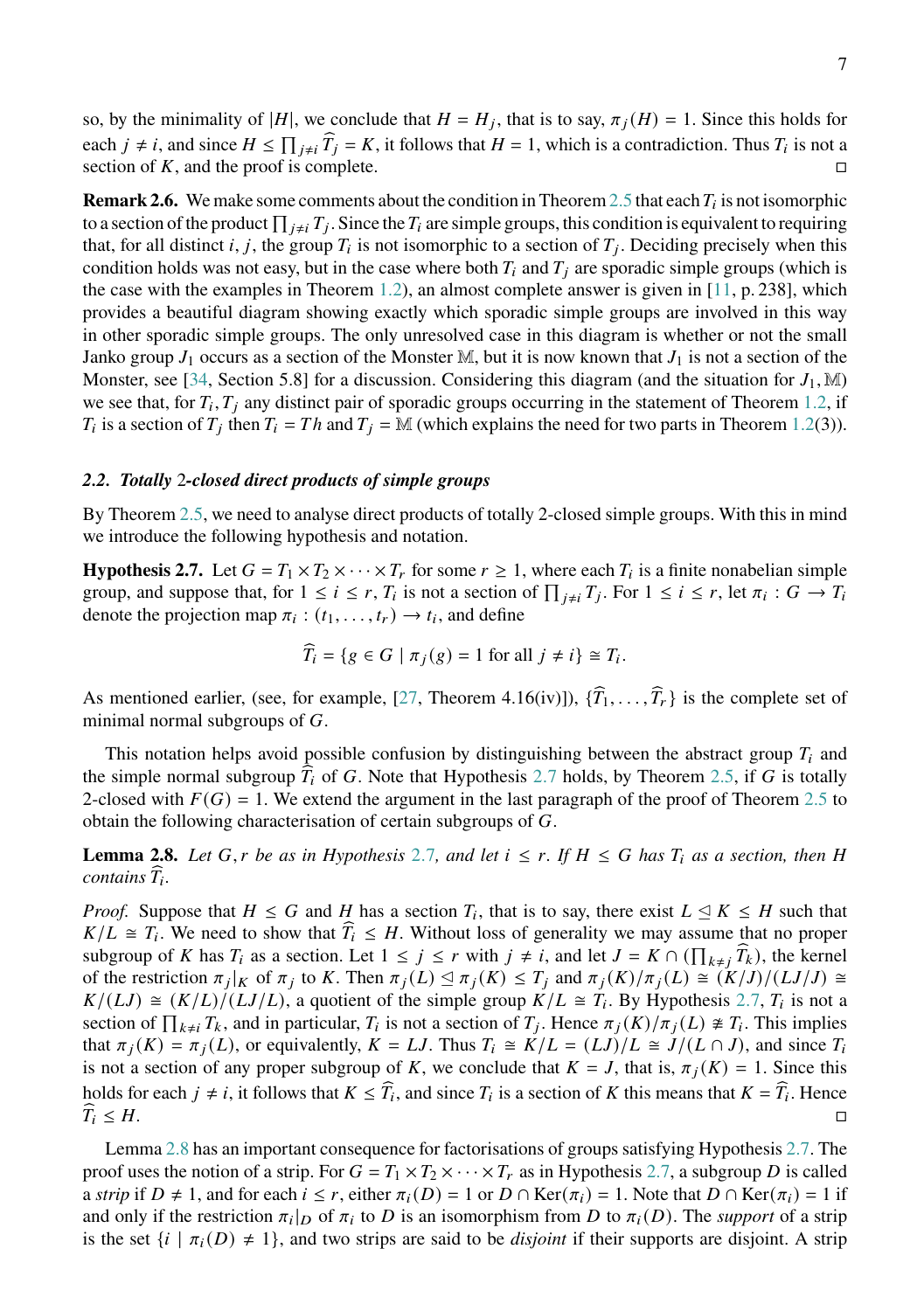so, by the minimality of $|H|$, we conclude that $H = H_j$, that is to say, $\pi_j(H) = 1$. Since this holds for each $j \neq i$, and since $H \leq \prod_{j\neq i} \widehat{T}_j = K$, it follows that $H = 1$, which is a contradiction. Thus $T_i$ is not a section of $K$, and the proof is complete. □

**Remark 2.6.** We make some comments about the condition in Theorem 2.5 that each $T_i$ is not isomorphic to a section of the product $\prod_{j\neq i} T_j$. Since the $T_i$ are simple groups, this condition is equivalent to requiring that, for all distinct $i, j$, the group $T_i$ is not isomorphic to a section of $T_j$. Deciding precisely when this condition holds was not easy, but in the case where both $T_i$ and $T_j$ are sporadic simple groups (which is the case with the examples in Theorem 1.2), an almost complete answer is given in [11, p. 238], which provides a beautiful diagram showing exactly which sporadic simple groups are involved in this way in other sporadic simple groups. The only unresolved case in this diagram is whether or not the small Janko group $J_1$ occurs as a section of the Monster $\mathbb{M}$, but it is now known that $J_1$ is not a section of the Monster, see [34, Section 5.8] for a discussion. Considering this diagram (and the situation for $J_1, \mathbb{M}$) we see that, for $T_i, T_j$ any distinct pair of sporadic groups occurring in the statement of Theorem 1.2, if $T_i$ is a section of $T_j$ then $T_i = Th$ and $T_j = \mathbb{M}$ (which explains the need for two parts in Theorem 1.2(3)).

### 2.2. *Totally 2-closed direct products of simple groups*

By Theorem 2.5, we need to analyse direct products of totally 2-closed simple groups. With this in mind we introduce the following hypothesis and notation.

**Hypothesis 2.7.** Let $G = T_1 \times T_2 \times \cdots \times T_r$ for some $r \geq 1$, where each $T_i$ is a finite nonabelian simple group, and suppose that, for $1 \leq i \leq r$, $T_i$ is not a section of $\prod_{j\neq i} T_j$. For $1 \leq i \leq r$, let $\pi_i : G \to T_i$ denote the projection map $\pi_i : (t_1, \ldots, t_r) \to t_i$, and define

$$\widehat{T}_i = \{g \in G \mid \pi_j(g) = 1 \text{ for all } j \neq i\} \cong T_i.$$

As mentioned earlier, (see, for example, [27, Theorem 4.16(iv)]), $\{\widehat{T}_1, \ldots, \widehat{T}_r\}$ is the complete set of minimal normal subgroups of $G$.

This notation helps avoid possible confusion by distinguishing between the abstract group $T_i$ and the simple normal subgroup $\widehat{T}_i$ of $G$. Note that Hypothesis 2.7 holds, by Theorem 2.5, if $G$ is totally 2-closed with $F(G) = 1$. We extend the argument in the last paragraph of the proof of Theorem 2.5 to obtain the following characterisation of certain subgroups of $G$.

**Lemma 2.8.** *Let $G, r$ be as in Hypothesis 2.7, and let $i \leq r$. If $H \leq G$ has $T_i$ as a section, then $H$ contains $\widehat{T}_i$.*

*Proof.* Suppose that $H \leq G$ and $H$ has a section $T_i$, that is to say, there exist $L \trianglelefteq K \leq H$ such that $K/L \cong T_i$. We need to show that $\widehat{T}_i \leq H$. Without loss of generality we may assume that no proper subgroup of $K$ has $T_i$ as a section. Let $1 \leq j \leq r$ with $j \neq i$, and let $J = K \cap (\prod_{k\neq j} \widehat{T}_k)$, the kernel of the restriction $\pi_j|_K$ of $\pi_j$ to $K$. Then $\pi_j(L) \trianglelefteq \pi_j(K) \leq T_j$ and $\pi_j(K)/\pi_j(L) \cong (K/J)/(LJ/J) \cong K/(LJ) \cong (K/L)/(LJ/L)$, a quotient of the simple group $K/L \cong T_i$. By Hypothesis 2.7, $T_i$ is not a section of $\prod_{k\neq i} T_k$, and in particular, $T_i$ is not a section of $T_j$. Hence $\pi_j(K)/\pi_j(L) \not\cong T_i$. This implies that $\pi_j(K) = \pi_j(L)$, or equivalently, $K = LJ$. Thus $T_i \cong K/L = (LJ)/L \cong J/(L \cap J)$, and since $T_i$ is not a section of any proper subgroup of $K$, we conclude that $K = J$, that is, $\pi_j(K) = 1$. Since this holds for each $j \neq i$, it follows that $K \leq \widehat{T}_i$, and since $T_i$ is a section of $K$ this means that $K = \widehat{T}_i$. Hence $\widehat{T}_i \leq H$. □

Lemma 2.8 has an important consequence for factorisations of groups satisfying Hypothesis 2.7. The proof uses the notion of a strip. For $G = T_1 \times T_2 \times \cdots \times T_r$ as in Hypothesis 2.7, a subgroup $D$ is called a *strip* if $D \neq 1$, and for each $i \leq r$, either $\pi_i(D) = 1$ or $D \cap \mathrm{Ker}(\pi_i) = 1$. Note that $D \cap \mathrm{Ker}(\pi_i) = 1$ if and only if the restriction $\pi_i|_D$ of $\pi_i$ to $D$ is an isomorphism from $D$ to $\pi_i(D)$. The *support* of a strip is the set $\{i \mid \pi_i(D) \neq 1\}$, and two strips are said to be *disjoint* if their supports are disjoint. A strip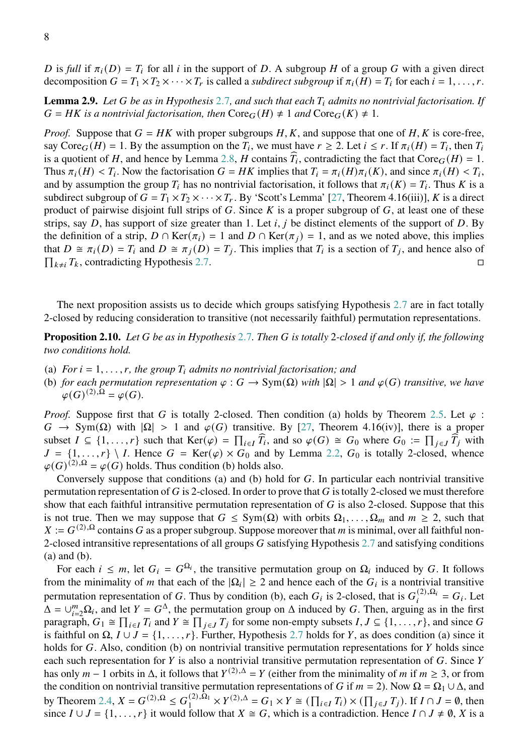$D$ is *full* if $\pi_i(D) = T_i$ for all $i$ in the support of $D$. A subgroup $H$ of a group $G$ with a given direct decomposition $G = T_1 \times T_2 \times \cdots \times T_r$ is called a *subdirect subgroup* if $\pi_i(H) = T_i$ for each $i = 1, \ldots, r$.

**Lemma 2.9.** *Let $G$ be as in Hypothesis 2.7, and such that each $T_i$ admits no nontrivial factorisation. If $G = HK$ is a nontrivial factorisation, then $\mathrm{Core}_G(H) \neq 1$ and $\mathrm{Core}_G(K) \neq 1$.*

*Proof.* Suppose that $G = HK$ with proper subgroups $H, K$, and suppose that one of $H, K$ is core-free, say $\mathrm{Core}_G(H) = 1$. By the assumption on the $T_i$, we must have $r \geq 2$. Let $i \leq r$. If $\pi_i(H) = T_i$, then $T_i$ is a quotient of $H$, and hence by Lemma 2.8, $H$ contains $\widehat{T}_i$, contradicting the fact that $\mathrm{Core}_G(H) = 1$. Thus $\pi_i(H) < T_i$. Now the factorisation $G = HK$ implies that $T_i = \pi_i(H)\pi_i(K)$, and since $\pi_i(H) < T_i$, and by assumption the group $T_i$ has no nontrivial factorisation, it follows that $\pi_i(K) = T_i$. Thus $K$ is a subdirect subgroup of $G = T_1 \times T_2 \times \cdots \times T_r$. By 'Scott's Lemma' [27, Theorem 4.16(iii)], $K$ is a direct product of pairwise disjoint full strips of $G$. Since $K$ is a proper subgroup of $G$, at least one of these strips, say $D$, has support of size greater than 1. Let $i, j$ be distinct elements of the support of $D$. By the definition of a strip, $D \cap \mathrm{Ker}(\pi_i) = 1$ and $D \cap \mathrm{Ker}(\pi_j) = 1$, and as we noted above, this implies that $D \cong \pi_i(D) = T_i$ and $D \cong \pi_j(D) = T_j$. This implies that $T_i$ is a section of $T_j$, and hence also of $\prod_{k \neq i} T_k$, contradicting Hypothesis 2.7. □

The next proposition assists us to decide which groups satisfying Hypothesis 2.7 are in fact totally 2-closed by reducing consideration to transitive (not necessarily faithful) permutation representations.

**Proposition 2.10.** *Let $G$ be as in Hypothesis 2.7. Then $G$ is totally 2-closed if and only if, the following two conditions hold.*

(a) *For $i = 1, \ldots, r$, the group $T_i$ admits no nontrivial factorisation; and*
(b) *for each permutation representation $\varphi : G \to \mathrm{Sym}(\Omega)$ with $|\Omega| > 1$ and $\varphi(G)$ transitive, we have $\varphi(G)^{(2),\Omega} = \varphi(G)$.*

*Proof.* Suppose first that $G$ is totally 2-closed. Then condition (a) holds by Theorem 2.5. Let $\varphi : G \to \mathrm{Sym}(\Omega)$ with $|\Omega| > 1$ and $\varphi(G)$ transitive. By [27, Theorem 4.16(iv)], there is a proper subset $I \subseteq \{1, \ldots, r\}$ such that $\mathrm{Ker}(\varphi) = \prod_{i \in I} \widehat{T}_i$, and so $\varphi(G) \cong G_0$ where $G_0 := \prod_{j \in J} \widehat{T}_j$ with $J = \{1, \ldots, r\} \setminus I$. Hence $G = \mathrm{Ker}(\varphi) \times G_0$ and by Lemma 2.2, $G_0$ is totally 2-closed, whence $\varphi(G)^{(2),\Omega} = \varphi(G)$ holds. Thus condition (b) holds also.

Conversely suppose that conditions (a) and (b) hold for $G$. In particular each nontrivial transitive permutation representation of $G$ is 2-closed. In order to prove that $G$ is totally 2-closed we must therefore show that each faithful intransitive permutation representation of $G$ is also 2-closed. Suppose that this is not true. Then we may suppose that $G \leq \mathrm{Sym}(\Omega)$ with orbits $\Omega_1, \ldots, \Omega_m$ and $m \geq 2$, such that $X := G^{(2),\Omega}$ contains $G$ as a proper subgroup. Suppose moreover that $m$ is minimal, over all faithful non-2-closed intransitive representations of all groups $G$ satisfying Hypothesis 2.7 and satisfying conditions (a) and (b).

For each $i \leq m$, let $G_i = G^{\Omega_i}$, the transitive permutation group on $\Omega_i$ induced by $G$. It follows from the minimality of $m$ that each of the $|\Omega_i| \geq 2$ and hence each of the $G_i$ is a nontrivial transitive permutation representation of $G$. Thus by condition (b), each $G_i$ is 2-closed, that is $G_i^{(2),\Omega_i} = G_i$. Let $\Delta = \cup_{i=2}^m \Omega_i$, and let $Y = G^\Delta$, the permutation group on $\Delta$ induced by $G$. Then, arguing as in the first paragraph, $G_1 \cong \prod_{i \in I} T_i$ and $Y \cong \prod_{j \in J} T_j$ for some non-empty subsets $I, J \subseteq \{1, \ldots, r\}$, and since $G$ is faithful on $\Omega$, $I \cup J = \{1, \ldots, r\}$. Further, Hypothesis 2.7 holds for $Y$, as does condition (a) since it holds for $G$. Also, condition (b) on nontrivial transitive permutation representations for $Y$ holds since each such representation for $Y$ is also a nontrivial transitive permutation representation of $G$. Since $Y$ has only $m-1$ orbits in $\Delta$, it follows that $Y^{(2),\Delta} = Y$ (either from the minimality of $m$ if $m \geq 3$, or from the condition on nontrivial transitive permutation representations of $G$ if $m = 2$). Now $\Omega = \Omega_1 \cup \Delta$, and by Theorem 2.4, $X = G^{(2),\Omega} \leq G_1^{(2),\Omega_1} \times Y^{(2),\Delta} = G_1 \times Y \cong (\prod_{i \in I} T_i) \times (\prod_{j \in J} T_j)$. If $I \cap J = \emptyset$, then since $I \cup J = \{1, \ldots, r\}$ it would follow that $X \cong G$, which is a contradiction. Hence $I \cap J \neq \emptyset$, $X$ is a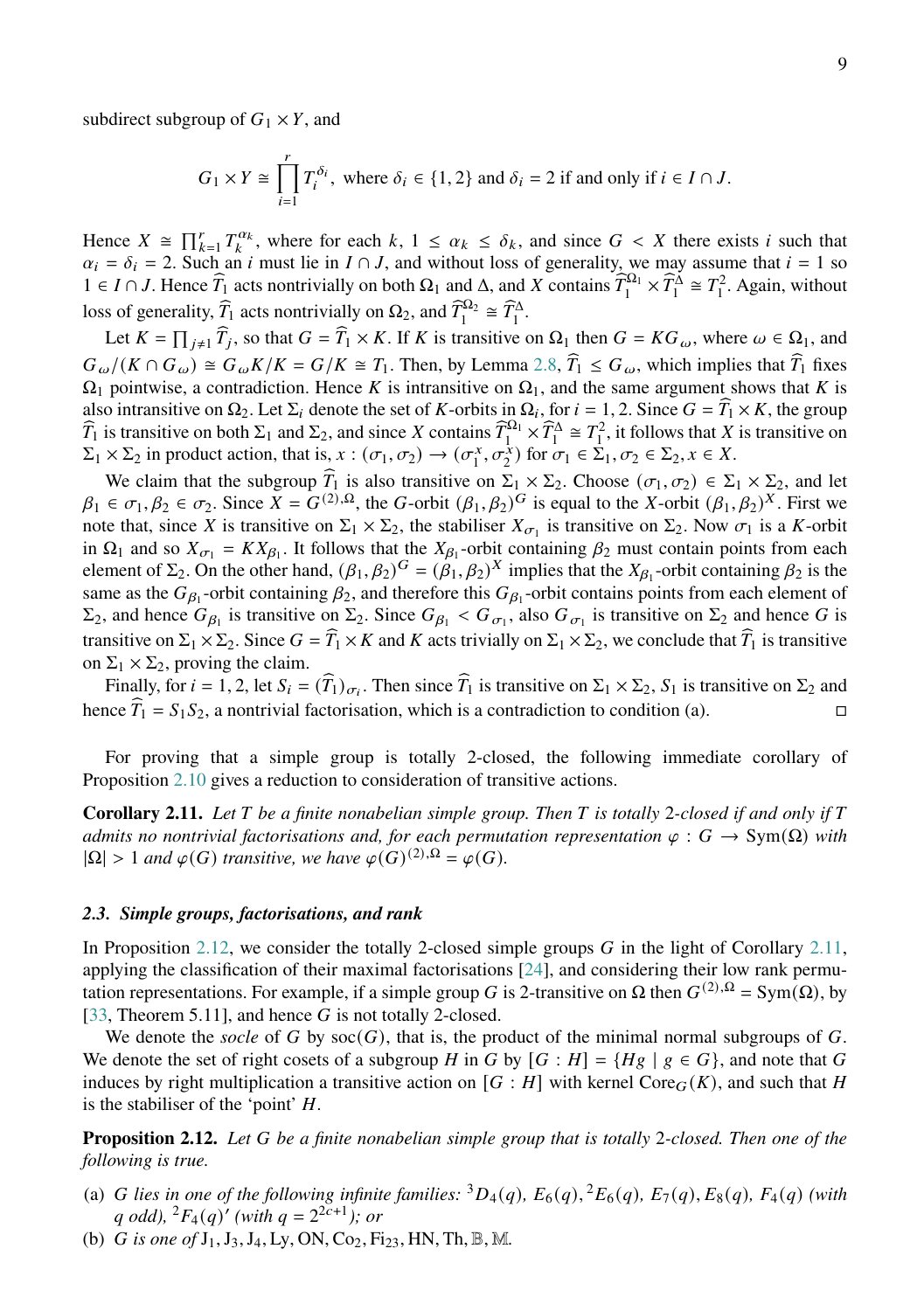subdirect subgroup of $G_1 \times Y$, and

$$G_1 \times Y \cong \prod_{i=1}^{r} T_i^{\delta_i}, \text{ where } \delta_i \in \{1, 2\} \text{ and } \delta_i = 2 \text{ if and only if } i \in I \cap J.$$

Hence $X \cong \prod_{k=1}^{r} T_k^{\alpha_k}$, where for each $k$, $1 \leq \alpha_k \leq \delta_k$, and since $G < X$ there exists $i$ such that $\alpha_i = \delta_i = 2$. Such an $i$ must lie in $I \cap J$, and without loss of generality, we may assume that $i = 1$ so $1 \in I \cap J$. Hence $\widehat{T}_1$ acts nontrivially on both $\Omega_1$ and $\Delta$, and $X$ contains $\widehat{T}_1^{\Omega_1} \times \widehat{T}_1^{\Delta} \cong T_1^2$. Again, without loss of generality, $\widehat{T}_1$ acts nontrivially on $\Omega_2$, and $\widehat{T}_1^{\Omega_2} \cong \widehat{T}_1^{\Delta}$.

Let $K = \prod_{j \neq 1} \widehat{T}_j$, so that $G = \widehat{T}_1 \times K$. If $K$ is transitive on $\Omega_1$ then $G = KG_\omega$, where $\omega \in \Omega_1$, and $G_\omega/(K \cap G_\omega) \cong G_\omega K/K = G/K \cong T_1$. Then, by Lemma 2.8, $\widehat{T}_1 \leq G_\omega$, which implies that $\widehat{T}_1$ fixes $\Omega_1$ pointwise, a contradiction. Hence $K$ is intransitive on $\Omega_1$, and the same argument shows that $K$ is also intransitive on $\Omega_2$. Let $\Sigma_i$ denote the set of $K$-orbits in $\Omega_i$, for $i = 1, 2$. Since $G = \widehat{T}_1 \times K$, the group $\widehat{T}_1$ is transitive on both $\Sigma_1$ and $\Sigma_2$, and since $X$ contains $\widehat{T}_1^{\Omega_1} \times \widehat{T}_1^{\Delta} \cong T_1^2$, it follows that $X$ is transitive on $\Sigma_1 \times \Sigma_2$ in product action, that is, $x : (\sigma_1, \sigma_2) \to (\sigma_1^x, \sigma_2^x)$ for $\sigma_1 \in \Sigma_1, \sigma_2 \in \Sigma_2, x \in X$.

We claim that the subgroup $\widehat{T}_1$ is also transitive on $\Sigma_1 \times \Sigma_2$. Choose $(\sigma_1, \sigma_2) \in \Sigma_1 \times \Sigma_2$, and let $\beta_1 \in \sigma_1, \beta_2 \in \sigma_2$. Since $X = G^{(2),\Omega}$, the $G$-orbit $(\beta_1, \beta_2)^G$ is equal to the $X$-orbit $(\beta_1, \beta_2)^X$. First we note that, since $X$ is transitive on $\Sigma_1 \times \Sigma_2$, the stabiliser $X_{\sigma_1}$ is transitive on $\Sigma_2$. Now $\sigma_1$ is a $K$-orbit in $\Omega_1$ and so $X_{\sigma_1} = KX_{\beta_1}$. It follows that the $X_{\beta_1}$-orbit containing $\beta_2$ must contain points from each element of $\Sigma_2$. On the other hand, $(\beta_1, \beta_2)^G = (\beta_1, \beta_2)^X$ implies that the $X_{\beta_1}$-orbit containing $\beta_2$ is the same as the $G_{\beta_1}$-orbit containing $\beta_2$, and therefore this $G_{\beta_1}$-orbit contains points from each element of $\Sigma_2$, and hence $G_{\beta_1}$ is transitive on $\Sigma_2$. Since $G_{\beta_1} < G_{\sigma_1}$, also $G_{\sigma_1}$ is transitive on $\Sigma_2$ and hence $G$ is transitive on $\Sigma_1 \times \Sigma_2$. Since $G = \widehat{T}_1 \times K$ and $K$ acts trivially on $\Sigma_1 \times \Sigma_2$, we conclude that $\widehat{T}_1$ is transitive on $\Sigma_1 \times \Sigma_2$, proving the claim.

Finally, for $i = 1, 2$, let $S_i = (\widehat{T}_1)_{\sigma_i}$. Then since $\widehat{T}_1$ is transitive on $\Sigma_1 \times \Sigma_2$, $S_1$ is transitive on $\Sigma_2$ and hence $\widehat{T}_1 = S_1 S_2$, a nontrivial factorisation, which is a contradiction to condition (a). □

For proving that a simple group is totally 2-closed, the following immediate corollary of Proposition 2.10 gives a reduction to consideration of transitive actions.

**Corollary 2.11.** *Let $T$ be a finite nonabelian simple group. Then $T$ is totally 2-closed if and only if $T$ admits no nontrivial factorisations and, for each permutation representation $\varphi : G \to \mathrm{Sym}(\Omega)$ with $|\Omega| > 1$ and $\varphi(G)$ transitive, we have $\varphi(G)^{(2),\Omega} = \varphi(G)$.*

### 2.3. *Simple groups, factorisations, and rank*

In Proposition 2.12, we consider the totally 2-closed simple groups $G$ in the light of Corollary 2.11, applying the classification of their maximal factorisations [24], and considering their low rank permutation representations. For example, if a simple group $G$ is 2-transitive on $\Omega$ then $G^{(2),\Omega} = \mathrm{Sym}(\Omega)$, by [33, Theorem 5.11], and hence $G$ is not totally 2-closed.

We denote the *socle* of $G$ by $\mathrm{soc}(G)$, that is, the product of the minimal normal subgroups of $G$. We denote the set of right cosets of a subgroup $H$ in $G$ by $[G : H] = \{Hg \mid g \in G\}$, and note that $G$ induces by right multiplication a transitive action on $[G : H]$ with kernel $\mathrm{Core}_G(K)$, and such that $H$ is the stabiliser of the 'point' $H$.

**Proposition 2.12.** *Let $G$ be a finite nonabelian simple group that is totally 2-closed. Then one of the following is true.*

(a) *$G$ lies in one of the following infinite families: ${}^3D_4(q)$, $E_6(q)$, ${}^2E_6(q)$, $E_7(q)$, $E_8(q)$, $F_4(q)$ (with $q$ odd), ${}^2F_4(q)'$ (with $q = 2^{2c+1}$); or*

(b) *$G$ is one of $\mathrm{J}_1, \mathrm{J}_3, \mathrm{J}_4, \mathrm{Ly}, \mathrm{ON}, \mathrm{Co}_2, \mathrm{Fi}_{23}, \mathrm{HN}, \mathrm{Th}, \mathbb{B}, \mathbb{M}$.*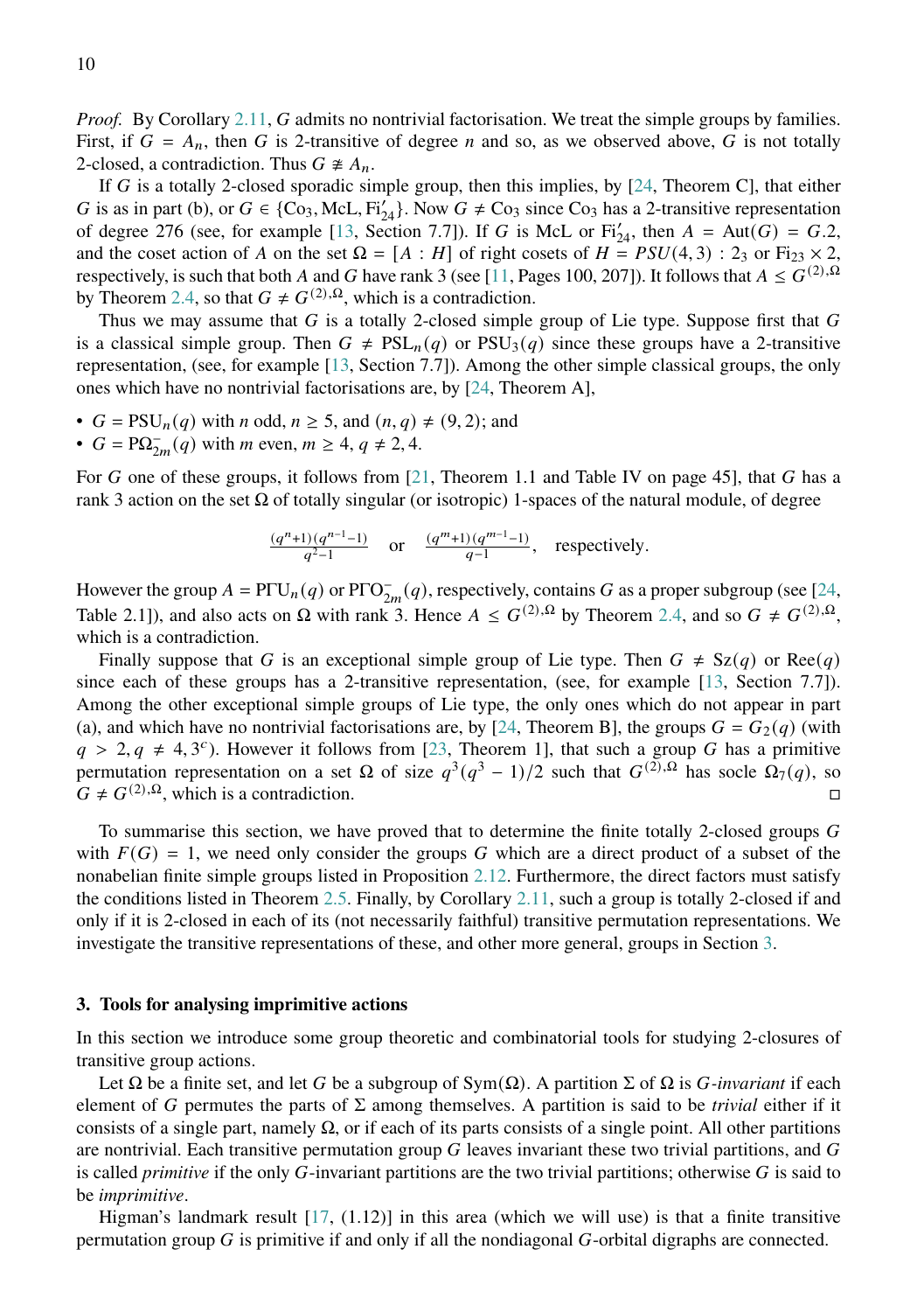*Proof.* By Corollary 2.11, $G$ admits no nontrivial factorisation. We treat the simple groups by families. First, if $G = A_n$, then $G$ is 2-transitive of degree $n$ and so, as we observed above, $G$ is not totally 2-closed, a contradiction. Thus $G \not\cong A_n$.

If $G$ is a totally 2-closed sporadic simple group, then this implies, by [24, Theorem C], that either $G$ is as in part (b), or $G \in \{\mathrm{Co}_3, \mathrm{McL}, \mathrm{Fi}_{24}'\}$. Now $G \neq \mathrm{Co}_3$ since $\mathrm{Co}_3$ has a 2-transitive representation of degree 276 (see, for example [13, Section 7.7]). If $G$ is McL or $\mathrm{Fi}_{24}'$, then $A = \mathrm{Aut}(G) = G.2$, and the coset action of $A$ on the set $\Omega = [A : H]$ of right cosets of $H = PSU(4,3) : 2_3$ or $\mathrm{Fi}_{23} \times 2$, respectively, is such that both $A$ and $G$ have rank 3 (see [11, Pages 100, 207]). It follows that $A \leq G^{(2),\Omega}$ by Theorem 2.4, so that $G \neq G^{(2),\Omega}$, which is a contradiction.

Thus we may assume that $G$ is a totally 2-closed simple group of Lie type. Suppose first that $G$ is a classical simple group. Then $G \neq \mathrm{PSL}_n(q)$ or $\mathrm{PSU}_3(q)$ since these groups have a 2-transitive representation, (see, for example [13, Section 7.7]). Among the other simple classical groups, the only ones which have no nontrivial factorisations are, by [24, Theorem A],

- $G = \mathrm{PSU}_n(q)$ with $n$ odd, $n \geq 5$, and $(n,q) \neq (9,2)$; and
- $G = \mathrm{P}\Omega_{2m}^{-}(q)$ with $m$ even, $m \geq 4$, $q \neq 2, 4$.

For $G$ one of these groups, it follows from [21, Theorem 1.1 and Table IV on page 45], that $G$ has a rank 3 action on the set $\Omega$ of totally singular (or isotropic) 1-spaces of the natural module, of degree

$$\frac{(q^n+1)(q^{n-1}-1)}{q^2-1} \quad \text{or} \quad \frac{(q^m+1)(q^{m-1}-1)}{q-1}, \quad \text{respectively.}$$

However the group $A = \mathrm{P\Gamma U}_n(q)$ or $\mathrm{P\Gamma O}_{2m}^{-}(q)$, respectively, contains $G$ as a proper subgroup (see [24, Table 2.1]), and also acts on $\Omega$ with rank 3. Hence $A \leq G^{(2),\Omega}$ by Theorem 2.4, and so $G \neq G^{(2),\Omega}$, which is a contradiction.

Finally suppose that $G$ is an exceptional simple group of Lie type. Then $G \neq \mathrm{Sz}(q)$ or $\mathrm{Ree}(q)$ since each of these groups has a 2-transitive representation, (see, for example [13, Section 7.7]). Among the other exceptional simple groups of Lie type, the only ones which do not appear in part (a), and which have no nontrivial factorisations are, by [24, Theorem B], the groups $G = G_2(q)$ (with $q > 2, q \neq 4, 3^c$). However it follows from [23, Theorem 1], that such a group $G$ has a primitive permutation representation on a set $\Omega$ of size $q^3(q^3-1)/2$ such that $G^{(2),\Omega}$ has socle $\Omega_7(q)$, so $G \neq G^{(2),\Omega}$, which is a contradiction. □

To summarise this section, we have proved that to determine the finite totally 2-closed groups $G$ with $F(G) = 1$, we need only consider the groups $G$ which are a direct product of a subset of the nonabelian finite simple groups listed in Proposition 2.12. Furthermore, the direct factors must satisfy the conditions listed in Theorem 2.5. Finally, by Corollary 2.11, such a group is totally 2-closed if and only if it is 2-closed in each of its (not necessarily faithful) transitive permutation representations. We investigate the transitive representations of these, and other more general, groups in Section 3.

## 3. Tools for analysing imprimitive actions

In this section we introduce some group theoretic and combinatorial tools for studying 2-closures of transitive group actions.

Let $\Omega$ be a finite set, and let $G$ be a subgroup of $\mathrm{Sym}(\Omega)$. A partition $\Sigma$ of $\Omega$ is *$G$-invariant* if each element of $G$ permutes the parts of $\Sigma$ among themselves. A partition is said to be *trivial* either if it consists of a single part, namely $\Omega$, or if each of its parts consists of a single point. All other partitions are nontrivial. Each transitive permutation group $G$ leaves invariant these two trivial partitions, and $G$ is called *primitive* if the only $G$-invariant partitions are the two trivial partitions; otherwise $G$ is said to be *imprimitive*.

Higman's landmark result [17, (1.12)] in this area (which we will use) is that a finite transitive permutation group $G$ is primitive if and only if all the nondiagonal $G$-orbital digraphs are connected.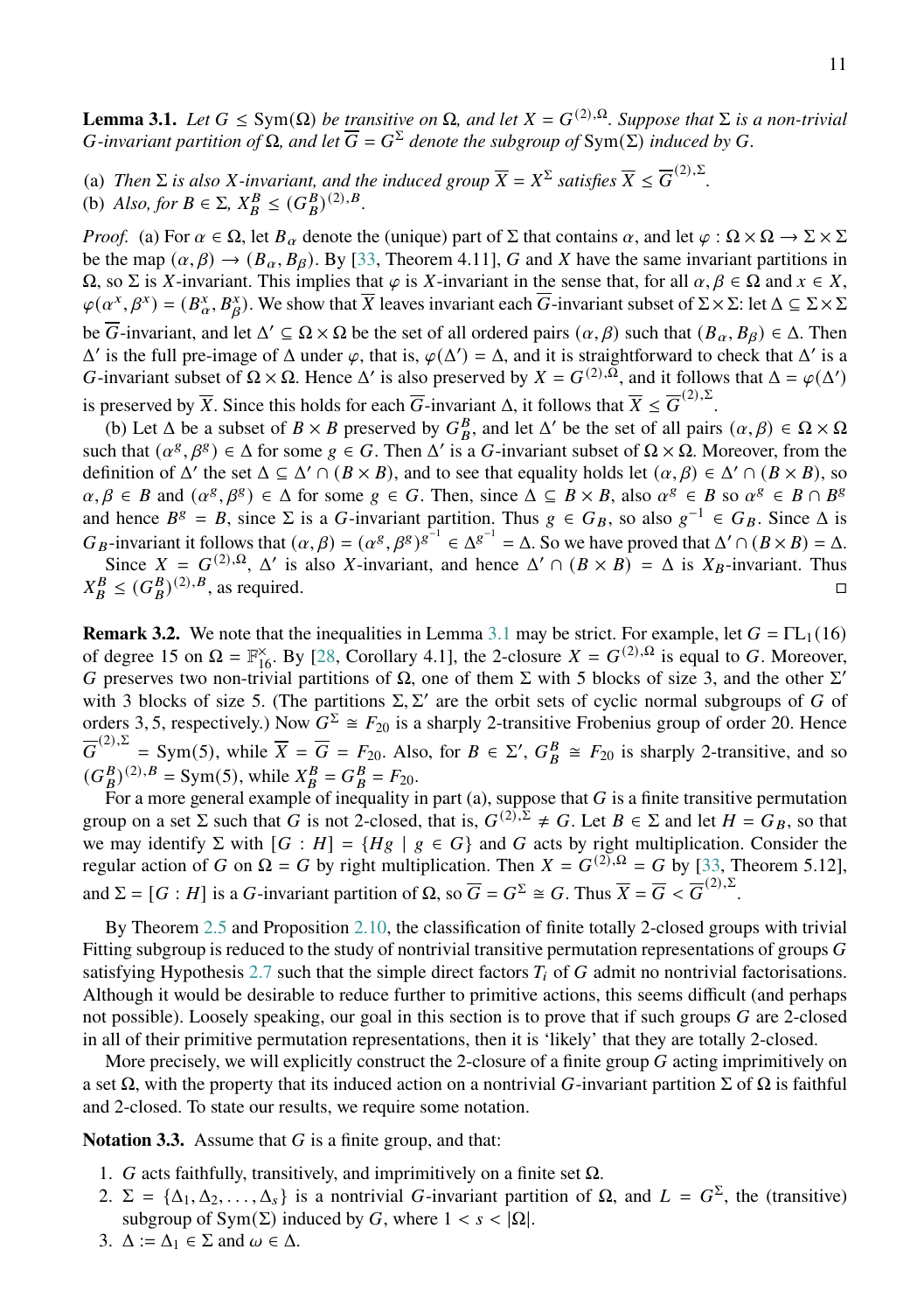**Lemma 3.1.** *Let $G \leq \mathrm{Sym}(\Omega)$ be transitive on $\Omega$, and let $X = G^{(2),\Omega}$. Suppose that $\Sigma$ is a non-trivial $G$-invariant partition of $\Omega$, and let $\overline{G} = G^{\Sigma}$ denote the subgroup of $\mathrm{Sym}(\Sigma)$ induced by $G$.*

(a) *Then $\Sigma$ is also $X$-invariant, and the induced group $\overline{X} = X^{\Sigma}$ satisfies $\overline{X} \leq \overline{G}^{(2),\Sigma}$.*
(b) *Also, for $B \in \Sigma$, $X_B^B \leq (G_B^B)^{(2),B}$.*

*Proof.* (a) For $\alpha \in \Omega$, let $B_\alpha$ denote the (unique) part of $\Sigma$ that contains $\alpha$, and let $\varphi : \Omega \times \Omega \to \Sigma \times \Sigma$ be the map $(\alpha, \beta) \to (B_\alpha, B_\beta)$. By [33, Theorem 4.11], $G$ and $X$ have the same invariant partitions in $\Omega$, so $\Sigma$ is $X$-invariant. This implies that $\varphi$ is $X$-invariant in the sense that, for all $\alpha, \beta \in \Omega$ and $x \in X$, $\varphi(\alpha^x, \beta^x) = (B_\alpha^x, B_\beta^x)$. We show that $\overline{X}$ leaves invariant each $\overline{G}$-invariant subset of $\Sigma \times \Sigma$: let $\Delta \subseteq \Sigma \times \Sigma$ be $\overline{G}$-invariant, and let $\Delta' \subseteq \Omega \times \Omega$ be the set of all ordered pairs $(\alpha, \beta)$ such that $(B_\alpha, B_\beta) \in \Delta$. Then $\Delta'$ is the full pre-image of $\Delta$ under $\varphi$, that is, $\varphi(\Delta') = \Delta$, and it is straightforward to check that $\Delta'$ is a $G$-invariant subset of $\Omega \times \Omega$. Hence $\Delta'$ is also preserved by $X = G^{(2),\Omega}$, and it follows that $\Delta = \varphi(\Delta')$ is preserved by $\overline{X}$. Since this holds for each $\overline{G}$-invariant $\Delta$, it follows that $\overline{X} \leq \overline{G}^{(2),\Sigma}$.

(b) Let $\Delta$ be a subset of $B \times B$ preserved by $G_B^B$, and let $\Delta'$ be the set of all pairs $(\alpha, \beta) \in \Omega \times \Omega$ such that $(\alpha^g, \beta^g) \in \Delta$ for some $g \in G$. Then $\Delta'$ is a $G$-invariant subset of $\Omega \times \Omega$. Moreover, from the definition of $\Delta'$ the set $\Delta \subseteq \Delta' \cap (B \times B)$, and to see that equality holds let $(\alpha, \beta) \in \Delta' \cap (B \times B)$, so $\alpha, \beta \in B$ and $(\alpha^g, \beta^g) \in \Delta$ for some $g \in G$. Then, since $\Delta \subseteq B \times B$, also $\alpha^g \in B$ so $\alpha^g \in B \cap B^g$ and hence $B^g = B$, since $\Sigma$ is a $G$-invariant partition. Thus $g \in G_B$, so also $g^{-1} \in G_B$. Since $\Delta$ is $G_B$-invariant it follows that $(\alpha, \beta) = (\alpha^g, \beta^g)^{g^{-1}} \in \Delta^{g^{-1}} = \Delta$. So we have proved that $\Delta' \cap (B \times B) = \Delta$.

Since $X = G^{(2),\Omega}$, $\Delta'$ is also $X$-invariant, and hence $\Delta' \cap (B \times B) = \Delta$ is $X_B$-invariant. Thus $X_B^B \leq (G_B^B)^{(2),B}$, as required. □

**Remark 3.2.** We note that the inequalities in Lemma 3.1 may be strict. For example, let $G = \Gamma\mathrm{L}_1(16)$ of degree 15 on $\Omega = \mathbb{F}_{16}^{\times}$. By [28, Corollary 4.1], the 2-closure $X = G^{(2),\Omega}$ is equal to $G$. Moreover, $G$ preserves two non-trivial partitions of $\Omega$, one of them $\Sigma$ with 5 blocks of size 3, and the other $\Sigma'$ with 3 blocks of size 5. (The partitions $\Sigma, \Sigma'$ are the orbit sets of cyclic normal subgroups of $G$ of orders 3, 5, respectively.) Now $G^{\Sigma} \cong F_{20}$ is a sharply 2-transitive Frobenius group of order 20. Hence $\overline{G}^{(2),\Sigma} = \mathrm{Sym}(5)$, while $\overline{X} = \overline{G} = F_{20}$. Also, for $B \in \Sigma'$, $G_B^B \cong F_{20}$ is sharply 2-transitive, and so $(G_B^B)^{(2),B} = \mathrm{Sym}(5)$, while $X_B^B = G_B^B = F_{20}$.

For a more general example of inequality in part (a), suppose that $G$ is a finite transitive permutation group on a set $\Sigma$ such that $G$ is not 2-closed, that is, $G^{(2),\Sigma} \neq G$. Let $B \in \Sigma$ and let $H = G_B$, so that we may identify $\Sigma$ with $[G : H] = \{Hg \mid g \in G\}$ and $G$ acts by right multiplication. Consider the regular action of $G$ on $\Omega = G$ by right multiplication. Then $X = G^{(2),\Omega} = G$ by [33, Theorem 5.12], and $\Sigma = [G : H]$ is a $G$-invariant partition of $\Omega$, so $\overline{G} = G^{\Sigma} \cong G$. Thus $\overline{X} = \overline{G} < \overline{G}^{(2),\Sigma}$.

By Theorem 2.5 and Proposition 2.10, the classification of finite totally 2-closed groups with trivial Fitting subgroup is reduced to the study of nontrivial transitive permutation representations of groups $G$ satisfying Hypothesis 2.7 such that the simple direct factors $T_i$ of $G$ admit no nontrivial factorisations. Although it would be desirable to reduce further to primitive actions, this seems difficult (and perhaps not possible). Loosely speaking, our goal in this section is to prove that if such groups $G$ are 2-closed in all of their primitive permutation representations, then it is 'likely' that they are totally 2-closed.

More precisely, we will explicitly construct the 2-closure of a finite group $G$ acting imprimitively on a set $\Omega$, with the property that its induced action on a nontrivial $G$-invariant partition $\Sigma$ of $\Omega$ is faithful and 2-closed. To state our results, we require some notation.

**Notation 3.3.** Assume that $G$ is a finite group, and that:

1. $G$ acts faithfully, transitively, and imprimitively on a finite set $\Omega$.
2. $\Sigma = \{\Delta_1, \Delta_2, \ldots, \Delta_s\}$ is a nontrivial $G$-invariant partition of $\Omega$, and $L = G^{\Sigma}$, the (transitive) subgroup of $\mathrm{Sym}(\Sigma)$ induced by $G$, where $1 < s < |\Omega|$.
3. $\Delta := \Delta_1 \in \Sigma$ and $\omega \in \Delta$.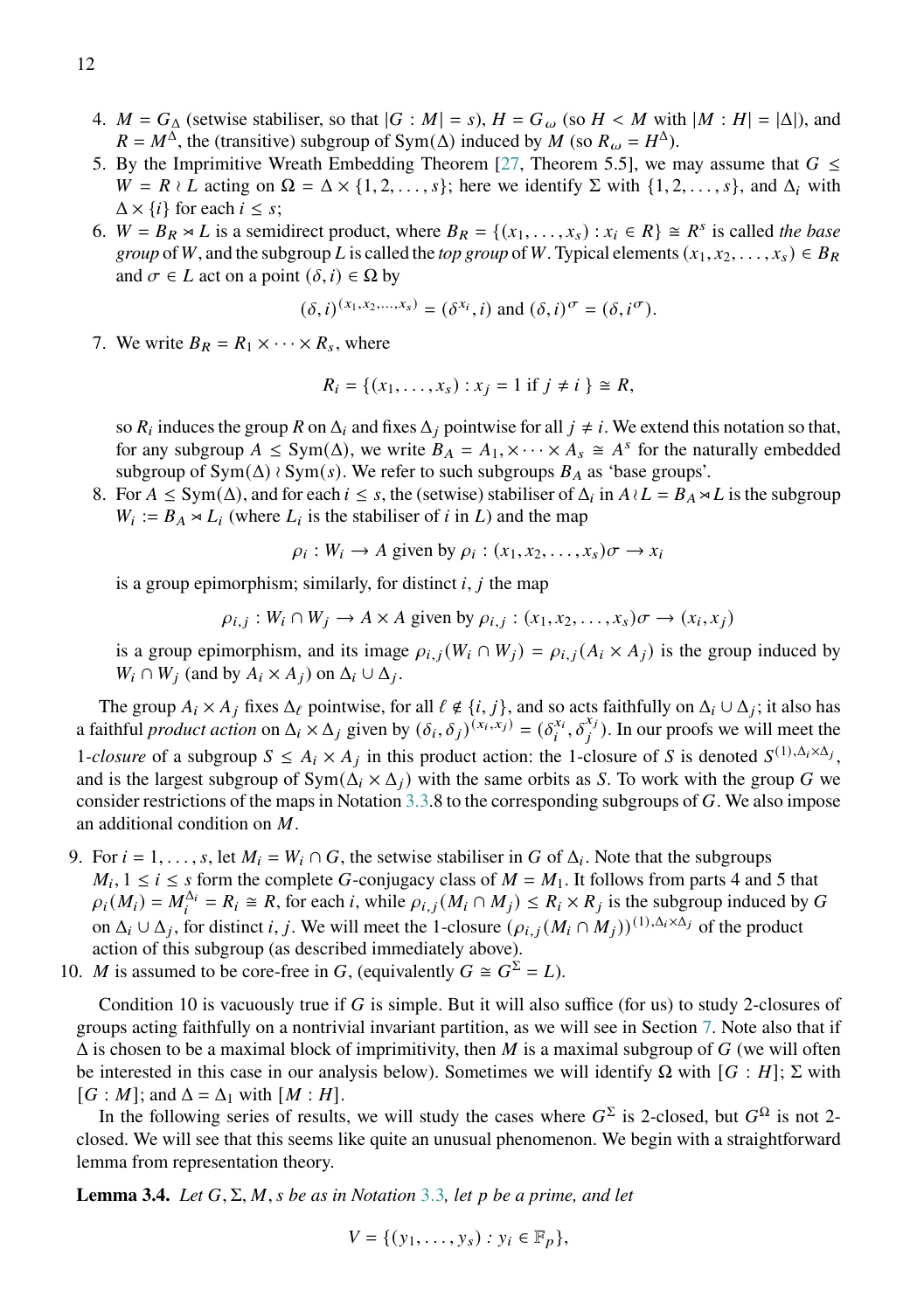4. $M = G_\Delta$ (setwise stabiliser, so that $|G : M| = s$), $H = G_\omega$ (so $H < M$ with $|M : H| = |\Delta|$), and $R = M^\Delta$, the (transitive) subgroup of $\mathrm{Sym}(\Delta)$ induced by $M$ (so $R_\omega = H^\Delta$).
5. By the Imprimitive Wreath Embedding Theorem [27, Theorem 5.5], we may assume that $G \leq W = R \wr L$ acting on $\Omega = \Delta \times \{1, 2, \ldots, s\}$; here we identify $\Sigma$ with $\{1, 2, \ldots, s\}$, and $\Delta_i$ with $\Delta \times \{i\}$ for each $i \leq s$;
6. $W = B_R \rtimes L$ is a semidirect product, where $B_R = \{(x_1, \ldots, x_s) : x_i \in R\} \cong R^s$ is called *the base group* of $W$, and the subgroup $L$ is called the *top group* of $W$. Typical elements $(x_1, x_2, \ldots, x_s) \in B_R$ and $\sigma \in L$ act on a point $(\delta, i) \in \Omega$ by
$$(\delta, i)^{(x_1, x_2, \ldots, x_s)} = (\delta^{x_i}, i) \text{ and } (\delta, i)^\sigma = (\delta, i^\sigma).$$
7. We write $B_R = R_1 \times \cdots \times R_s$, where
$$R_i = \{(x_1, \ldots, x_s) : x_j = 1 \text{ if } j \neq i\} \cong R,$$
so $R_i$ induces the group $R$ on $\Delta_i$ and fixes $\Delta_j$ pointwise for all $j \neq i$. We extend this notation so that, for any subgroup $A \leq \mathrm{Sym}(\Delta)$, we write $B_A = A_1, \times \cdots \times A_s \cong A^s$ for the naturally embedded subgroup of $\mathrm{Sym}(\Delta) \wr \mathrm{Sym}(s)$. We refer to such subgroups $B_A$ as 'base groups'.
8. For $A \leq \mathrm{Sym}(\Delta)$, and for each $i \leq s$, the (setwise) stabiliser of $\Delta_i$ in $A \wr L = B_A \rtimes L$ is the subgroup $W_i := B_A \rtimes L_i$ (where $L_i$ is the stabiliser of $i$ in $L$) and the map
$$\rho_i : W_i \longrightarrow A \text{ given by } \rho_i : (x_1, x_2, \ldots, x_s)\sigma \longrightarrow x_i$$
is a group epimorphism; similarly, for distinct $i, j$ the map
$$\rho_{i,j} : W_i \cap W_j \longrightarrow A \times A \text{ given by } \rho_{i,j} : (x_1, x_2, \ldots, x_s)\sigma \longrightarrow (x_i, x_j)$$
is a group epimorphism, and its image $\rho_{i,j}(W_i \cap W_j) = \rho_{i,j}(A_i \times A_j)$ is the group induced by $W_i \cap W_j$ (and by $A_i \times A_j$) on $\Delta_i \cup \Delta_j$.

The group $A_i \times A_j$ fixes $\Delta_\ell$ pointwise, for all $\ell \notin \{i, j\}$, and so acts faithfully on $\Delta_i \cup \Delta_j$; it also has a faithful *product action* on $\Delta_i \times \Delta_j$ given by $(\delta_i, \delta_j)^{(x_i, x_j)} = (\delta_i^{x_i}, \delta_j^{x_j})$. In our proofs we will meet the 1-*closure* of a subgroup $S \leq A_i \times A_j$ in this product action: the 1-closure of $S$ is denoted $S^{(1), \Delta_i \times \Delta_j}$, and is the largest subgroup of $\mathrm{Sym}(\Delta_i \times \Delta_j)$ with the same orbits as $S$. To work with the group $G$ we consider restrictions of the maps in Notation 3.3.8 to the corresponding subgroups of $G$. We also impose an additional condition on $M$.

9. For $i = 1, \ldots, s$, let $M_i = W_i \cap G$, the setwise stabiliser in $G$ of $\Delta_i$. Note that the subgroups $M_i, 1 \leq i \leq s$ form the complete $G$-conjugacy class of $M = M_1$. It follows from parts 4 and 5 that $\rho_i(M_i) = M_i^{\Delta_i} = R_i \cong R$, for each $i$, while $\rho_{i,j}(M_i \cap M_j) \leq R_i \times R_j$ is the subgroup induced by $G$ on $\Delta_i \cup \Delta_j$, for distinct $i, j$. We will meet the 1-closure $(\rho_{i,j}(M_i \cap M_j))^{(1), \Delta_i \times \Delta_j}$ of the product action of this subgroup (as described immediately above).
10. $M$ is assumed to be core-free in $G$, (equivalently $G \cong G^\Sigma = L$).

Condition 10 is vacuously true if $G$ is simple. But it will also suffice (for us) to study 2-closures of groups acting faithfully on a nontrivial invariant partition, as we will see in Section 7. Note also that if $\Delta$ is chosen to be a maximal block of imprimitivity, then $M$ is a maximal subgroup of $G$ (we will often be interested in this case in our analysis below). Sometimes we will identify $\Omega$ with $[G : H]$; $\Sigma$ with $[G : M]$; and $\Delta = \Delta_1$ with $[M : H]$.

In the following series of results, we will study the cases where $G^\Sigma$ is 2-closed, but $G^\Omega$ is not 2-closed. We will see that this seems like quite an unusual phenomenon. We begin with a straightforward lemma from representation theory.

**Lemma 3.4.** *Let $G, \Sigma, M, s$ be as in Notation 3.3, let $p$ be a prime, and let*
$$V = \{(y_1, \ldots, y_s) : y_i \in \mathbb{F}_p\},$$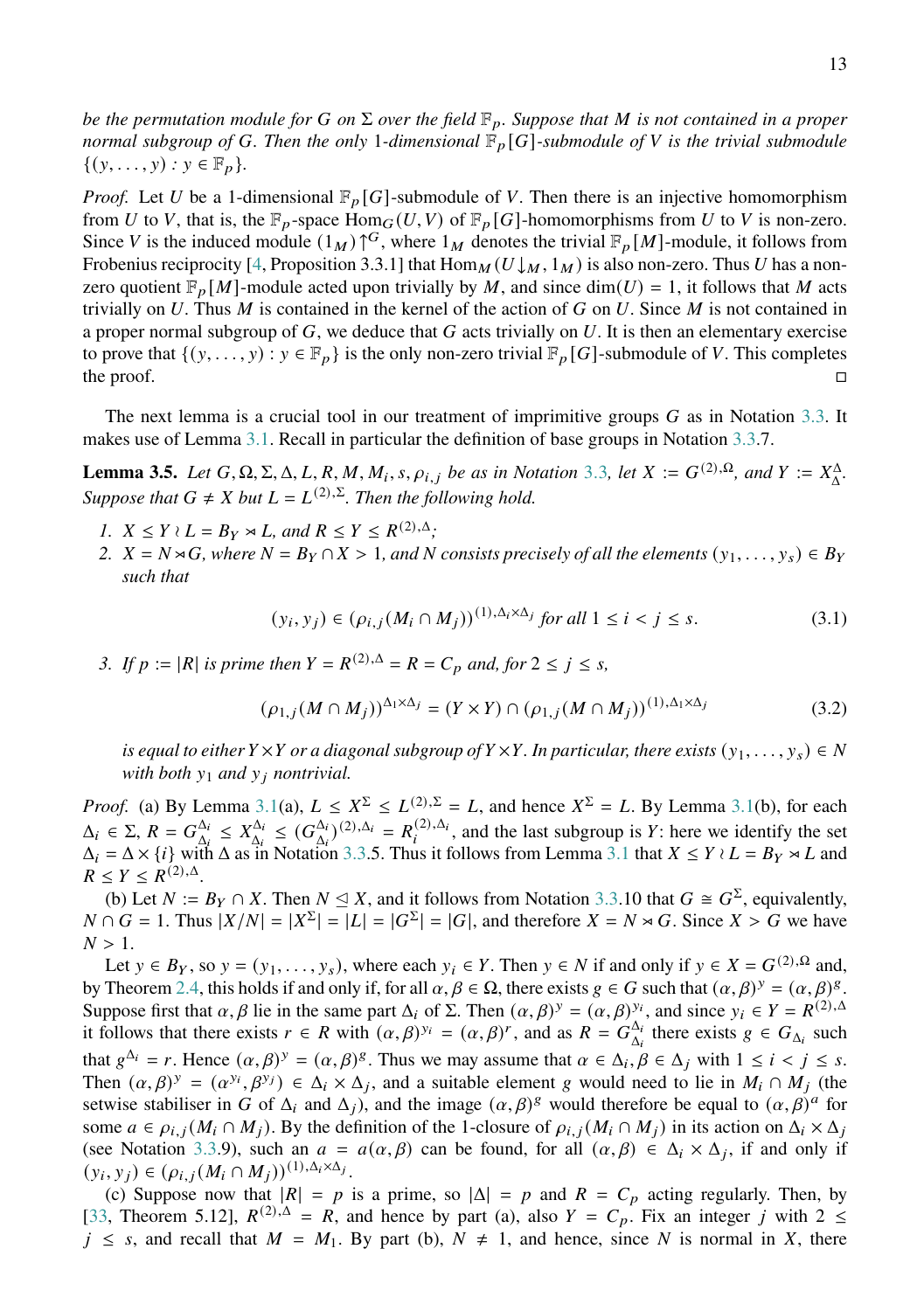*be the permutation module for $G$ on $\Sigma$ over the field $\mathbb{F}_p$. Suppose that $M$ is not contained in a proper normal subgroup of $G$. Then the only 1-dimensional $\mathbb{F}_p[G]$-submodule of $V$ is the trivial submodule $\{(y, \dots, y) : y \in \mathbb{F}_p\}$.*

*Proof.* Let $U$ be a 1-dimensional $\mathbb{F}_p[G]$-submodule of $V$. Then there is an injective homomorphism from $U$ to $V$, that is, the $\mathbb{F}_p$-space $\mathrm{Hom}_G(U, V)$ of $\mathbb{F}_p[G]$-homomorphisms from $U$ to $V$ is non-zero. Since $V$ is the induced module $(1_M)\!\uparrow^G$, where $1_M$ denotes the trivial $\mathbb{F}_p[M]$-module, it follows from Frobenius reciprocity [4, Proposition 3.3.1] that $\mathrm{Hom}_M(U\!\downarrow_M, 1_M)$ is also non-zero. Thus $U$ has a non-zero quotient $\mathbb{F}_p[M]$-module acted upon trivially by $M$, and since $\dim(U) = 1$, it follows that $M$ acts trivially on $U$. Thus $M$ is contained in the kernel of the action of $G$ on $U$. Since $M$ is not contained in a proper normal subgroup of $G$, we deduce that $G$ acts trivially on $U$. It is then an elementary exercise to prove that $\{(y, \dots, y) : y \in \mathbb{F}_p\}$ is the only non-zero trivial $\mathbb{F}_p[G]$-submodule of $V$. This completes the proof. □

The next lemma is a crucial tool in our treatment of imprimitive groups $G$ as in Notation 3.3. It makes use of Lemma 3.1. Recall in particular the definition of base groups in Notation 3.3.7.

**Lemma 3.5.** *Let $G, \Omega, \Sigma, \Delta, L, R, M, M_i, s, \rho_{i,j}$ be as in Notation 3.3, let $X := G^{(2),\Omega}$, and $Y := X_{\Delta}^{\Delta}$. Suppose that $G \neq X$ but $L = L^{(2),\Sigma}$. Then the following hold.*

1. *$X \leq Y \wr L = B_Y \rtimes L$, and $R \leq Y \leq R^{(2),\Delta}$;*
2. *$X = N \rtimes G$, where $N = B_Y \cap X > 1$, and $N$ consists precisely of all the elements $(y_1, \dots, y_s) \in B_Y$ such that*

$$(y_i, y_j) \in (\rho_{i,j}(M_i \cap M_j))^{(1),\Delta_i \times \Delta_j} \text{ for all } 1 \leq i < j \leq s. \tag{3.1}$$

3. *If $p := |R|$ is prime then $Y = R^{(2),\Delta} = R = C_p$ and, for $2 \leq j \leq s$,*

$$(\rho_{1,j}(M \cap M_j))^{\Delta_1 \times \Delta_j} = (Y \times Y) \cap (\rho_{1,j}(M \cap M_j))^{(1),\Delta_1 \times \Delta_j} \tag{3.2}$$

*is equal to either $Y \times Y$ or a diagonal subgroup of $Y \times Y$. In particular, there exists $(y_1, \dots, y_s) \in N$ with both $y_1$ and $y_j$ nontrivial.*

*Proof.* (a) By Lemma 3.1(a), $L \leq X^{\Sigma} \leq L^{(2),\Sigma} = L$, and hence $X^{\Sigma} = L$. By Lemma 3.1(b), for each $\Delta_i \in \Sigma$, $R = G_{\Delta_i}^{\Delta_i} \leq X_{\Delta_i}^{\Delta_i} \leq (G_{\Delta_i}^{\Delta_i})^{(2),\Delta_i} = R_i^{(2),\Delta_i}$, and the last subgroup is $Y$: here we identify the set $\Delta_i = \Delta \times \{i\}$ with $\Delta$ as in Notation 3.3.5. Thus it follows from Lemma 3.1 that $X \leq Y \wr L = B_Y \rtimes L$ and $R \leq Y \leq R^{(2),\Delta}$.

(b) Let $N := B_Y \cap X$. Then $N \trianglelefteq X$, and it follows from Notation 3.3.10 that $G \cong G^{\Sigma}$, equivalently, $N \cap G = 1$. Thus $|X/N| = |X^{\Sigma}| = |L| = |G^{\Sigma}| = |G|$, and therefore $X = N \rtimes G$. Since $X > G$ we have $N > 1$.

Let $y \in B_Y$, so $y = (y_1, \dots, y_s)$, where each $y_i \in Y$. Then $y \in N$ if and only if $y \in X = G^{(2),\Omega}$ and, by Theorem 2.4, this holds if and only if, for all $\alpha, \beta \in \Omega$, there exists $g \in G$ such that $(\alpha, \beta)^y = (\alpha, \beta)^g$. Suppose first that $\alpha, \beta$ lie in the same part $\Delta_i$ of $\Sigma$. Then $(\alpha, \beta)^y = (\alpha, \beta)^{y_i}$, and since $y_i \in Y = R^{(2),\Delta}$ it follows that there exists $r \in R$ with $(\alpha, \beta)^{y_i} = (\alpha, \beta)^r$, and as $R = G_{\Delta_i}^{\Delta_i}$ there exists $g \in G_{\Delta_i}$ such that $g^{\Delta_i} = r$. Hence $(\alpha, \beta)^y = (\alpha, \beta)^g$. Thus we may assume that $\alpha \in \Delta_i, \beta \in \Delta_j$ with $1 \leq i < j \leq s$. Then $(\alpha, \beta)^y = (\alpha^{y_i}, \beta^{y_j}) \in \Delta_i \times \Delta_j$, and a suitable element $g$ would need to lie in $M_i \cap M_j$ (the setwise stabiliser in $G$ of $\Delta_i$ and $\Delta_j$), and the image $(\alpha, \beta)^g$ would therefore be equal to $(\alpha, \beta)^a$ for some $a \in \rho_{i,j}(M_i \cap M_j)$. By the definition of the 1-closure of $\rho_{i,j}(M_i \cap M_j)$ in its action on $\Delta_i \times \Delta_j$ (see Notation 3.3.9), such an $a = a(\alpha, \beta)$ can be found, for all $(\alpha, \beta) \in \Delta_i \times \Delta_j$, if and only if $(y_i, y_j) \in (\rho_{i,j}(M_i \cap M_j))^{(1),\Delta_i \times \Delta_j}$.

(c) Suppose now that $|R| = p$ is a prime, so $|\Delta| = p$ and $R = C_p$ acting regularly. Then, by [33, Theorem 5.12], $R^{(2),\Delta} = R$, and hence by part (a), also $Y = C_p$. Fix an integer $j$ with $2 \leq j \leq s$, and recall that $M = M_1$. By part (b), $N \neq 1$, and hence, since $N$ is normal in $X$, there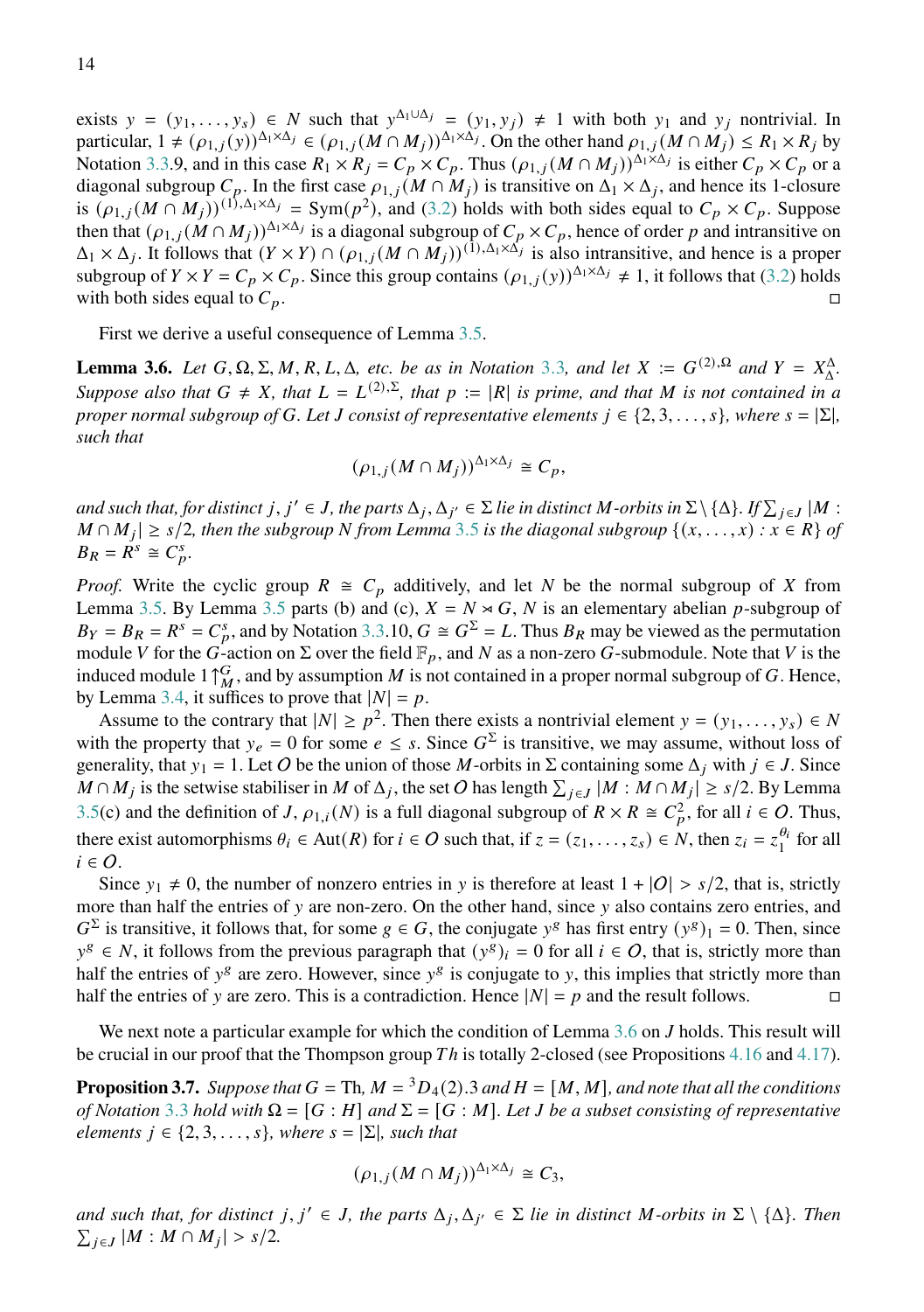exists $y = (y_1, \dots, y_s) \in N$ such that $y^{\Delta_1 \cup \Delta_j} = (y_1, y_j) \neq 1$ with both $y_1$ and $y_j$ nontrivial. In particular, $1 \neq (\rho_{1,j}(y))^{\Delta_1 \times \Delta_j} \in (\rho_{1,j}(M \cap M_j))^{\Delta_1 \times \Delta_j}$. On the other hand $\rho_{1,j}(M \cap M_j) \leq R_1 \times R_j$ by Notation 3.3.9, and in this case $R_1 \times R_j = C_p \times C_p$. Thus $(\rho_{1,j}(M \cap M_j))^{\Delta_1 \times \Delta_j}$ is either $C_p \times C_p$ or a diagonal subgroup $C_p$. In the first case $\rho_{1,j}(M \cap M_j)$ is transitive on $\Delta_1 \times \Delta_j$, and hence its 1-closure is $(\rho_{1,j}(M \cap M_j))^{(1),\Delta_1 \times \Delta_j} = \mathrm{Sym}(p^2)$, and (3.2) holds with both sides equal to $C_p \times C_p$. Suppose then that $(\rho_{1,j}(M \cap M_j))^{\Delta_1 \times \Delta_j}$ is a diagonal subgroup of $C_p \times C_p$, hence of order $p$ and intransitive on $\Delta_1 \times \Delta_j$. It follows that $(Y \times Y) \cap (\rho_{1,j}(M \cap M_j))^{(1),\Delta_1 \times \Delta_j}$ is also intransitive, and hence is a proper subgroup of $Y \times Y = C_p \times C_p$. Since this group contains $(\rho_{1,j}(y))^{\Delta_1 \times \Delta_j} \neq 1$, it follows that (3.2) holds with both sides equal to $C_p$. □

First we derive a useful consequence of Lemma 3.5.

**Lemma 3.6.** *Let $G, \Omega, \Sigma, M, R, L, \Delta$, etc. be as in Notation 3.3, and let $X := G^{(2),\Omega}$ and $Y = X_\Delta^\Delta$. Suppose also that $G \neq X$, that $L = L^{(2),\Sigma}$, that $p := |R|$ is prime, and that $M$ is not contained in a proper normal subgroup of $G$. Let $J$ consist of representative elements $j \in \{2, 3, \dots, s\}$, where $s = |\Sigma|$, such that*

$$(\rho_{1,j}(M \cap M_j))^{\Delta_1 \times \Delta_j} \cong C_p,$$

*and such that, for distinct $j, j' \in J$, the parts $\Delta_j, \Delta_{j'} \in \Sigma$ lie in distinct $M$-orbits in $\Sigma \setminus \{\Delta\}$. If $\sum_{j \in J} |M : M \cap M_j| \geq s/2$, then the subgroup $N$ from Lemma 3.5 is the diagonal subgroup $\{(x, \dots, x) : x \in R\}$ of $B_R = R^s \cong C_p^s$.*

*Proof.* Write the cyclic group $R \cong C_p$ additively, and let $N$ be the normal subgroup of $X$ from Lemma 3.5. By Lemma 3.5 parts (b) and (c), $X = N \rtimes G$, $N$ is an elementary abelian $p$-subgroup of $B_Y = B_R = R^s = C_p^s$, and by Notation 3.3.10, $G \cong G^\Sigma = L$. Thus $B_R$ may be viewed as the permutation module $V$ for the $G$-action on $\Sigma$ over the field $\mathbb{F}_p$, and $N$ as a non-zero $G$-submodule. Note that $V$ is the induced module $1\uparrow_M^G$, and by assumption $M$ is not contained in a proper normal subgroup of $G$. Hence, by Lemma 3.4, it suffices to prove that $|N| = p$.

Assume to the contrary that $|N| \geq p^2$. Then there exists a nontrivial element $y = (y_1, \dots, y_s) \in N$ with the property that $y_e = 0$ for some $e \leq s$. Since $G^\Sigma$ is transitive, we may assume, without loss of generality, that $y_1 = 1$. Let $O$ be the union of those $M$-orbits in $\Sigma$ containing some $\Delta_j$ with $j \in J$. Since $M \cap M_j$ is the setwise stabiliser in $M$ of $\Delta_j$, the set $O$ has length $\sum_{j \in J} |M : M \cap M_j| \geq s/2$. By Lemma 3.5(c) and the definition of $J$, $\rho_{1,i}(N)$ is a full diagonal subgroup of $R \times R \cong C_p^2$, for all $i \in O$. Thus, there exist automorphisms $\theta_i \in \mathrm{Aut}(R)$ for $i \in O$ such that, if $z = (z_1, \dots, z_s) \in N$, then $z_i = z_1^{\theta_i}$ for all $i \in O$.

Since $y_1 \neq 0$, the number of nonzero entries in $y$ is therefore at least $1 + |O| > s/2$, that is, strictly more than half the entries of $y$ are non-zero. On the other hand, since $y$ also contains zero entries, and $G^\Sigma$ is transitive, it follows that, for some $g \in G$, the conjugate $y^g$ has first entry $(y^g)_1 = 0$. Then, since $y^g \in N$, it follows from the previous paragraph that $(y^g)_i = 0$ for all $i \in O$, that is, strictly more than half the entries of $y^g$ are zero. However, since $y^g$ is conjugate to $y$, this implies that strictly more than half the entries of $y$ are zero. This is a contradiction. Hence $|N| = p$ and the result follows. □

We next note a particular example for which the condition of Lemma 3.6 on $J$ holds. This result will be crucial in our proof that the Thompson group $Th$ is totally 2-closed (see Propositions 4.16 and 4.17).

**Proposition 3.7.** *Suppose that $G = \mathrm{Th}$, $M = {}^3D_4(2).3$ and $H = [M, M]$, and note that all the conditions of Notation 3.3 hold with $\Omega = [G : H]$ and $\Sigma = [G : M]$. Let $J$ be a subset consisting of representative elements $j \in \{2, 3, \dots, s\}$, where $s = |\Sigma|$, such that*

$$(\rho_{1,j}(M \cap M_j))^{\Delta_1 \times \Delta_j} \cong C_3,$$

*and such that, for distinct $j, j' \in J$, the parts $\Delta_j, \Delta_{j'} \in \Sigma$ lie in distinct $M$-orbits in $\Sigma \setminus \{\Delta\}$. Then $\sum_{j \in J} |M : M \cap M_j| > s/2$.*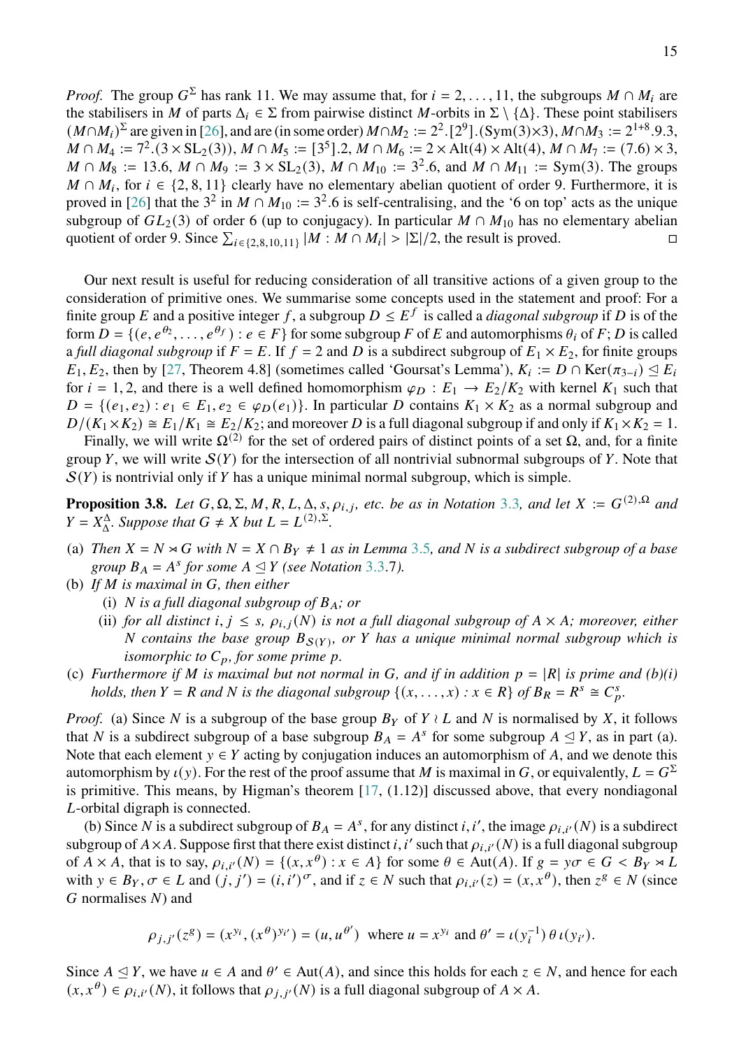*Proof.* The group $G^\Sigma$ has rank 11. We may assume that, for $i = 2, \dots, 11$, the subgroups $M \cap M_i$ are the stabilisers in $M$ of parts $\Delta_i \in \Sigma$ from pairwise distinct $M$-orbits in $\Sigma \setminus \{\Delta\}$. These point stabilisers $(M \cap M_i)^\Sigma$ are given in [26], and are (in some order) $M \cap M_2 := 2^2.[2^9].(\mathrm{Sym}(3) \times 3)$, $M \cap M_3 := 2^{1+8}.9.3$, $M \cap M_4 := 7^2.(3 \times \mathrm{SL}_2(3))$, $M \cap M_5 := [3^5].2$, $M \cap M_6 := 2 \times \mathrm{Alt}(4) \times \mathrm{Alt}(4)$, $M \cap M_7 := (7.6) \times 3$, $M \cap M_8 := 13.6$, $M \cap M_9 := 3 \times \mathrm{SL}_2(3)$, $M \cap M_{10} := 3^2.6$, and $M \cap M_{11} := \mathrm{Sym}(3)$. The groups $M \cap M_i$, for $i \in \{2, 8, 11\}$ clearly have no elementary abelian quotient of order 9. Furthermore, it is proved in [26] that the $3^2$ in $M \cap M_{10} := 3^2.6$ is self-centralising, and the '6 on top' acts as the unique subgroup of $GL_2(3)$ of order 6 (up to conjugacy). In particular $M \cap M_{10}$ has no elementary abelian quotient of order 9. Since $\sum_{i \in \{2,8,10,11\}} |M : M \cap M_i| > |\Sigma|/2$, the result is proved. □

Our next result is useful for reducing consideration of all transitive actions of a given group to the consideration of primitive ones. We summarise some concepts used in the statement and proof: For a finite group $E$ and a positive integer $f$, a subgroup $D \le E^f$ is called a *diagonal subgroup* if $D$ is of the form $D = \{(e, e^{\theta_2}, \dots, e^{\theta_f}) : e \in F\}$ for some subgroup $F$ of $E$ and automorphisms $\theta_i$ of $F$; $D$ is called a *full diagonal subgroup* if $F = E$. If $f = 2$ and $D$ is a subdirect subgroup of $E_1 \times E_2$, for finite groups $E_1, E_2$, then by [27, Theorem 4.8] (sometimes called 'Goursat's Lemma'), $K_i := D \cap \mathrm{Ker}(\pi_{3-i}) \trianglelefteq E_i$ for $i = 1, 2$, and there is a well defined homomorphism $\varphi_D : E_1 \to E_2/K_2$ with kernel $K_1$ such that $D = \{(e_1, e_2) : e_1 \in E_1, e_2 \in \varphi_D(e_1)\}$. In particular $D$ contains $K_1 \times K_2$ as a normal subgroup and $D/(K_1 \times K_2) \cong E_1/K_1 \cong E_2/K_2$; and moreover $D$ is a full diagonal subgroup if and only if $K_1 \times K_2 = 1$.

Finally, we will write $\Omega^{(2)}$ for the set of ordered pairs of distinct points of a set $\Omega$, and, for a finite group $Y$, we will write $\mathcal{S}(Y)$ for the intersection of all nontrivial subnormal subgroups of $Y$. Note that $\mathcal{S}(Y)$ is nontrivial only if $Y$ has a unique minimal normal subgroup, which is simple.

**Proposition 3.8.** *Let $G, \Omega, \Sigma, M, R, L, \Delta, s, \rho_{i,j}$, etc. be as in Notation 3.3, and let $X := G^{(2),\Omega}$ and $Y = X^\Delta_\Delta$. Suppose that $G \ne X$ but $L = L^{(2),\Sigma}$.*

(a) *Then $X = N \rtimes G$ with $N = X \cap B_Y \ne 1$ as in Lemma 3.5, and $N$ is a subdirect subgroup of a base group $B_A = A^s$ for some $A \trianglelefteq Y$ (see Notation 3.3.7).*

(b) *If $M$ is maximal in $G$, then either*
   - (i) *$N$ is a full diagonal subgroup of $B_A$; or*
   - (ii) *for all distinct $i, j \le s$, $\rho_{i,j}(N)$ is not a full diagonal subgroup of $A \times A$; moreover, either $N$ contains the base group $B_{\mathcal{S}(Y)}$, or $Y$ has a unique minimal normal subgroup which is isomorphic to $C_p$, for some prime $p$.*

(c) *Furthermore if $M$ is maximal but not normal in $G$, and if in addition $p = |R|$ is prime and (b)(i) holds, then $Y = R$ and $N$ is the diagonal subgroup $\{(x, \dots, x) : x \in R\}$ of $B_R = R^s \cong C_p^s$.*

*Proof.* (a) Since $N$ is a subgroup of the base group $B_Y$ of $Y \wr L$ and $N$ is normalised by $X$, it follows that $N$ is a subdirect subgroup of a base subgroup $B_A = A^s$ for some subgroup $A \trianglelefteq Y$, as in part (a). Note that each element $y \in Y$ acting by conjugation induces an automorphism of $A$, and we denote this automorphism by $\iota(y)$. For the rest of the proof assume that $M$ is maximal in $G$, or equivalently, $L = G^\Sigma$ is primitive. This means, by Higman's theorem [17, (1.12)] discussed above, that every nondiagonal $L$-orbital digraph is connected.

(b) Since $N$ is a subdirect subgroup of $B_A = A^s$, for any distinct $i, i'$, the image $\rho_{i,i'}(N)$ is a subdirect subgroup of $A \times A$. Suppose first that there exist distinct $i, i'$ such that $\rho_{i,i'}(N)$ is a full diagonal subgroup of $A \times A$, that is to say, $\rho_{i,i'}(N) = \{(x, x^\theta) : x \in A\}$ for some $\theta \in \mathrm{Aut}(A)$. If $g = y\sigma \in G < B_Y \rtimes L$ with $y \in B_Y, \sigma \in L$ and $(j, j') = (i, i')^\sigma$, and if $z \in N$ such that $\rho_{i,i'}(z) = (x, x^\theta)$, then $z^g \in N$ (since $G$ normalises $N$) and

$$\rho_{j,j'}(z^g) = (x^{y_i}, (x^\theta)^{y_{i'}}) = (u, u^{\theta'}) \ \text{ where } u = x^{y_i} \text{ and } \theta' = \iota(y_i^{-1})\,\theta\,\iota(y_{i'}).$$

Since $A \trianglelefteq Y$, we have $u \in A$ and $\theta' \in \mathrm{Aut}(A)$, and since this holds for each $z \in N$, and hence for each $(x, x^\theta) \in \rho_{i,i'}(N)$, it follows that $\rho_{j,j'}(N)$ is a full diagonal subgroup of $A \times A$.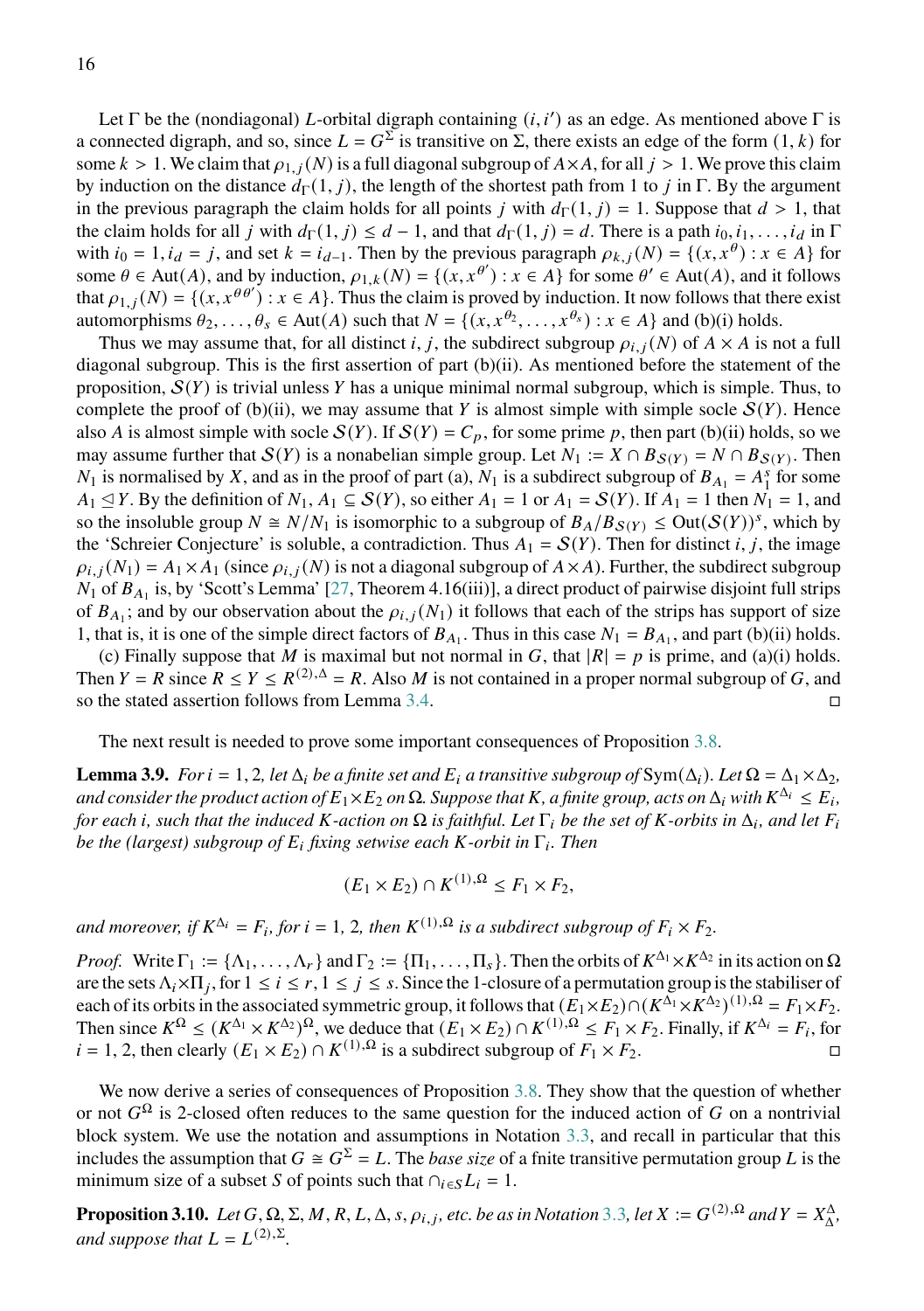Let $\Gamma$ be the (nondiagonal) $L$-orbital digraph containing $(i, i')$ as an edge. As mentioned above $\Gamma$ is a connected digraph, and so, since $L = G^\Sigma$ is transitive on $\Sigma$, there exists an edge of the form $(1, k)$ for some $k > 1$. We claim that $\rho_{1,j}(N)$ is a full diagonal subgroup of $A \times A$, for all $j > 1$. We prove this claim by induction on the distance $d_\Gamma(1, j)$, the length of the shortest path from 1 to $j$ in $\Gamma$. By the argument in the previous paragraph the claim holds for all points $j$ with $d_\Gamma(1, j) = 1$. Suppose that $d > 1$, that the claim holds for all $j$ with $d_\Gamma(1, j) \leq d - 1$, and that $d_\Gamma(1, j) = d$. There is a path $i_0, i_1, \ldots, i_d$ in $\Gamma$ with $i_0 = 1, i_d = j$, and set $k = i_{d-1}$. Then by the previous paragraph $\rho_{k,j}(N) = \{(x, x^\theta) : x \in A\}$ for some $\theta \in \mathrm{Aut}(A)$, and by induction, $\rho_{1,k}(N) = \{(x, x^{\theta'}) : x \in A\}$ for some $\theta' \in \mathrm{Aut}(A)$, and it follows that $\rho_{1,j}(N) = \{(x, x^{\theta\theta'}) : x \in A\}$. Thus the claim is proved by induction. It now follows that there exist automorphisms $\theta_2, \ldots, \theta_s \in \mathrm{Aut}(A)$ such that $N = \{(x, x^{\theta_2}, \ldots, x^{\theta_s}) : x \in A\}$ and (b)(i) holds.

Thus we may assume that, for all distinct $i, j$, the subdirect subgroup $\rho_{i,j}(N)$ of $A \times A$ is not a full diagonal subgroup. This is the first assertion of part (b)(ii). As mentioned before the statement of the proposition, $\mathcal{S}(Y)$ is trivial unless $Y$ has a unique minimal normal subgroup, which is simple. Thus, to complete the proof of (b)(ii), we may assume that $Y$ is almost simple with simple socle $\mathcal{S}(Y)$. Hence also $A$ is almost simple with socle $\mathcal{S}(Y)$. If $\mathcal{S}(Y) = C_p$, for some prime $p$, then part (b)(ii) holds, so we may assume further that $\mathcal{S}(Y)$ is a nonabelian simple group. Let $N_1 := X \cap B_{\mathcal{S}(Y)} = N \cap B_{\mathcal{S}(Y)}$. Then $N_1$ is normalised by $X$, and as in the proof of part (a), $N_1$ is a subdirect subgroup of $B_{A_1} = A_1^s$ for some $A_1 \trianglelefteq Y$. By the definition of $N_1$, $A_1 \subseteq \mathcal{S}(Y)$, so either $A_1 = 1$ or $A_1 = \mathcal{S}(Y)$. If $A_1 = 1$ then $N_1 = 1$, and so the insoluble group $N \cong N/N_1$ is isomorphic to a subgroup of $B_A/B_{\mathcal{S}(Y)} \leq \mathrm{Out}(\mathcal{S}(Y))^s$, which by the 'Schreier Conjecture' is soluble, a contradiction. Thus $A_1 = \mathcal{S}(Y)$. Then for distinct $i, j$, the image $\rho_{i,j}(N_1) = A_1 \times A_1$ (since $\rho_{i,j}(N)$ is not a diagonal subgroup of $A \times A$). Further, the subdirect subgroup $N_1$ of $B_{A_1}$ is, by 'Scott's Lemma' [27, Theorem 4.16(iii)], a direct product of pairwise disjoint full strips of $B_{A_1}$; and by our observation about the $\rho_{i,j}(N_1)$ it follows that each of the strips has support of size 1, that is, it is one of the simple direct factors of $B_{A_1}$. Thus in this case $N_1 = B_{A_1}$, and part (b)(ii) holds.

(c) Finally suppose that $M$ is maximal but not normal in $G$, that $|R| = p$ is prime, and (a)(i) holds. Then $Y = R$ since $R \leq Y \leq R^{(2),\Delta} = R$. Also $M$ is not contained in a proper normal subgroup of $G$, and so the stated assertion follows from Lemma 3.4. □

The next result is needed to prove some important consequences of Proposition 3.8.

**Lemma 3.9.** *For $i = 1, 2$, let $\Delta_i$ be a finite set and $E_i$ a transitive subgroup of $\mathrm{Sym}(\Delta_i)$. Let $\Omega = \Delta_1 \times \Delta_2$, and consider the product action of $E_1 \times E_2$ on $\Omega$. Suppose that $K$, a finite group, acts on $\Delta_i$ with $K^{\Delta_i} \leq E_i$, for each $i$, such that the induced $K$-action on $\Omega$ is faithful. Let $\Gamma_i$ be the set of $K$-orbits in $\Delta_i$, and let $F_i$ be the (largest) subgroup of $E_i$ fixing setwise each $K$-orbit in $\Gamma_i$. Then*

$$(E_1 \times E_2) \cap K^{(1),\Omega} \leq F_1 \times F_2,$$

*and moreover, if $K^{\Delta_i} = F_i$, for $i = 1, 2$, then $K^{(1),\Omega}$ is a subdirect subgroup of $F_1 \times F_2$.*

*Proof.* Write $\Gamma_1 := \{\Lambda_1, \ldots, \Lambda_r\}$ and $\Gamma_2 := \{\Pi_1, \ldots, \Pi_s\}$. Then the orbits of $K^{\Delta_1} \times K^{\Delta_2}$ in its action on $\Omega$ are the sets $\Lambda_i \times \Pi_j$, for $1 \leq i \leq r, 1 \leq j \leq s$. Since the 1-closure of a permutation group is the stabiliser of each of its orbits in the associated symmetric group, it follows that $(E_1 \times E_2) \cap (K^{\Delta_1} \times K^{\Delta_2})^{(1),\Omega} = F_1 \times F_2$. Then since $K^\Omega \leq (K^{\Delta_1} \times K^{\Delta_2})^\Omega$, we deduce that $(E_1 \times E_2) \cap K^{(1),\Omega} \leq F_1 \times F_2$. Finally, if $K^{\Delta_i} = F_i$, for $i = 1, 2$, then clearly $(E_1 \times E_2) \cap K^{(1),\Omega}$ is a subdirect subgroup of $F_1 \times F_2$. □

We now derive a series of consequences of Proposition 3.8. They show that the question of whether or not $G^\Omega$ is 2-closed often reduces to the same question for the induced action of $G$ on a nontrivial block system. We use the notation and assumptions in Notation 3.3, and recall in particular that this includes the assumption that $G \cong G^\Sigma = L$. The *base size* of a fnite transitive permutation group $L$ is the minimum size of a subset $S$ of points such that $\cap_{i \in S} L_i = 1$.

**Proposition 3.10.** *Let $G, \Omega, \Sigma, M, R, L, \Delta, s, \rho_{i,j}$, etc. be as in Notation 3.3, let $X := G^{(2),\Omega}$ and $Y = X_\Delta^\Delta$, and suppose that $L = L^{(2),\Sigma}$.*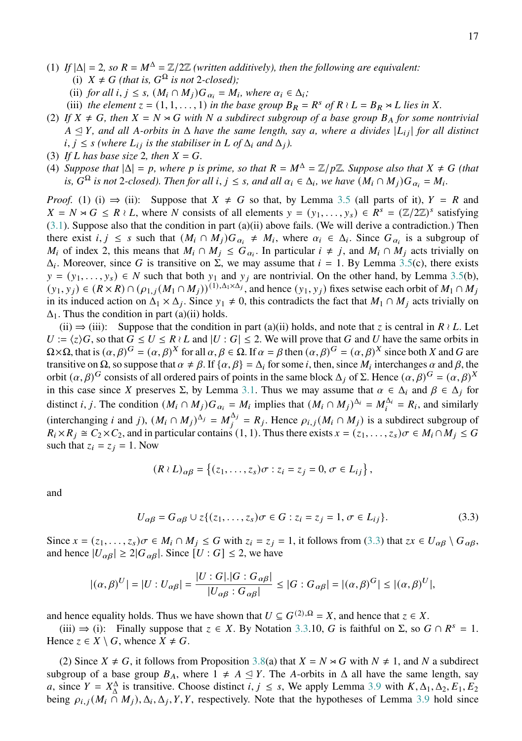(1) *If* $|\Delta| = 2$*, so* $R = M^{\Delta} = \mathbb{Z}/2\mathbb{Z}$ *(written additively), then the following are equivalent:*
   (i) $X \neq G$ *(that is,* $G^{\Omega}$ *is not* 2*-closed);*
   (ii) *for all* $i, j \leq s$*,* $(M_i \cap M_j)G_{\alpha_i} = M_i$*, where* $\alpha_i \in \Delta_i$*;*
   (iii) *the element* $z = (1, 1, \ldots, 1)$ *in the base group* $B_R = R^s$ *of* $R \wr L = B_R \rtimes L$ *lies in* $X$*.*

(2) *If* $X \neq G$*, then* $X = N \rtimes G$ *with* $N$ *a subdirect subgroup of a base group* $B_A$ *for some nontrivial* $A \trianglelefteq Y$*, and all* $A$*-orbits in* $\Delta$ *have the same length, say* $a$*, where* $a$ *divides* $|L_{ij}|$ *for all distinct* $i, j \leq s$ *(where* $L_{ij}$ *is the stabiliser in* $L$ *of* $\Delta_i$ *and* $\Delta_j$*).*

(3) *If* $L$ *has base size* 2*, then* $X = G$*.*

(4) *Suppose that* $|\Delta| = p$*, where* $p$ *is prime, so that* $R = M^{\Delta} = \mathbb{Z}/p\mathbb{Z}$*. Suppose also that* $X \neq G$ *(that is,* $G^{\Omega}$ *is not* 2*-closed). Then for all* $i, j \leq s$*, and all* $\alpha_i \in \Delta_i$*, we have* $(M_i \cap M_j)G_{\alpha_i} = M_i$*.*

*Proof.* (1) (i) $\Rightarrow$ (ii): Suppose that $X \neq G$ so that, by Lemma 3.5 (all parts of it), $Y = R$ and $X = N \rtimes G \leq R \wr L$, where $N$ consists of all elements $y = (y_1, \ldots, y_s) \in R^s = (\mathbb{Z}/2\mathbb{Z})^s$ satisfying (3.1). Suppose also that the condition in part (a)(ii) above fails. (We will derive a contradiction.) Then there exist $i, j \leq s$ such that $(M_i \cap M_j)G_{\alpha_i} \neq M_i$, where $\alpha_i \in \Delta_i$. Since $G_{\alpha_i}$ is a subgroup of $M_i$ of index 2, this means that $M_i \cap M_j \leq G_{\alpha_i}$. In particular $i \neq j$, and $M_i \cap M_j$ acts trivially on $\Delta_i$. Moreover, since $G$ is transitive on $\Sigma$, we may assume that $i = 1$. By Lemma 3.5(c), there exists $y = (y_1, \ldots, y_s) \in N$ such that both $y_1$ and $y_j$ are nontrivial. On the other hand, by Lemma 3.5(b), $(y_1, y_j) \in (R \times R) \cap (\rho_{1,j}(M_1 \cap M_j))^{(1),\Delta_1 \times \Delta_j}$, and hence $(y_1, y_j)$ fixes setwise each orbit of $M_1 \cap M_j$ in its induced action on $\Delta_1 \times \Delta_j$. Since $y_1 \neq 0$, this contradicts the fact that $M_1 \cap M_j$ acts trivially on $\Delta_1$. Thus the condition in part (a)(ii) holds.

(ii) $\Rightarrow$ (iii): Suppose that the condition in part (a)(ii) holds, and note that $z$ is central in $R \wr L$. Let $U := \langle z \rangle G$, so that $G \leq U \leq R \wr L$ and $|U : G| \leq 2$. We will prove that $G$ and $U$ have the same orbits in $\Omega \times \Omega$, that is $(\alpha, \beta)^G = (\alpha, \beta)^X$ for all $\alpha, \beta \in \Omega$. If $\alpha = \beta$ then $(\alpha, \beta)^G = (\alpha, \beta)^X$ since both $X$ and $G$ are transitive on $\Omega$, so suppose that $\alpha \neq \beta$. If $\{\alpha, \beta\} = \Delta_i$ for some $i$, then, since $M_i$ interchanges $\alpha$ and $\beta$, the orbit $(\alpha, \beta)^G$ consists of all ordered pairs of points in the same block $\Delta_j$ of $\Sigma$. Hence $(\alpha, \beta)^G = (\alpha, \beta)^X$ in this case since $X$ preserves $\Sigma$, by Lemma 3.1. Thus we may assume that $\alpha \in \Delta_i$ and $\beta \in \Delta_j$ for distinct $i, j$. The condition $(M_i \cap M_j)G_{\alpha_i} = M_i$ implies that $(M_i \cap M_j)^{\Delta_i} = M_i^{\Delta_i} = R_i$, and similarly (interchanging $i$ and $j$), $(M_i \cap M_j)^{\Delta_j} = M_j^{\Delta_j} = R_j$. Hence $\rho_{i,j}(M_i \cap M_j)$ is a subdirect subgroup of $R_i \times R_j \cong C_2 \times C_2$, and in particular contains $(1, 1)$. Thus there exists $x = (z_1, \ldots, z_s)\sigma \in M_i \cap M_j \leq G$ such that $z_i = z_j = 1$. Now

$$(R \wr L)_{\alpha\beta} = \left\{(z_1, \ldots, z_s)\sigma : z_i = z_j = 0, \sigma \in L_{ij}\right\},$$

and

$$U_{\alpha\beta} = G_{\alpha\beta} \cup z\{(z_1, \ldots, z_s)\sigma \in G : z_i = z_j = 1, \sigma \in L_{ij}\}. \tag{3.3}$$

Since $x = (z_1, \ldots, z_s)\sigma \in M_i \cap M_j \leq G$ with $z_i = z_j = 1$, it follows from (3.3) that $zx \in U_{\alpha\beta} \setminus G_{\alpha\beta}$, and hence $|U_{\alpha\beta}| \geq 2|G_{\alpha\beta}|$. Since $[U : G] \leq 2$, we have

$$|(\alpha, \beta)^U| = |U : U_{\alpha\beta}| = \frac{|U : G|.|G : G_{\alpha\beta}|}{|U_{\alpha\beta} : G_{\alpha\beta}|} \leq |G : G_{\alpha\beta}| = |(\alpha, \beta)^G| \leq |(\alpha, \beta)^U|,$$

and hence equality holds. Thus we have shown that $U \subseteq G^{(2),\Omega} = X$, and hence that $z \in X$.

(iii) $\Rightarrow$ (i): Finally suppose that $z \in X$. By Notation 3.3.10, $G$ is faithful on $\Sigma$, so $G \cap R^s = 1$. Hence $z \in X \setminus G$, whence $X \neq G$.

(2) Since $X \neq G$, it follows from Proposition 3.8(a) that $X = N \rtimes G$ with $N \neq 1$, and $N$ a subdirect subgroup of a base group $B_A$, where $1 \neq A \trianglelefteq Y$. The $A$-orbits in $\Delta$ all have the same length, say $a$, since $Y = X_{\Delta}^{\Delta}$ is transitive. Choose distinct $i, j \leq s$, We apply Lemma 3.9 with $K, \Delta_1, \Delta_2, E_1, E_2$ being $\rho_{i,j}(M_i \cap M_j), \Delta_i, \Delta_j, Y, Y$, respectively. Note that the hypotheses of Lemma 3.9 hold since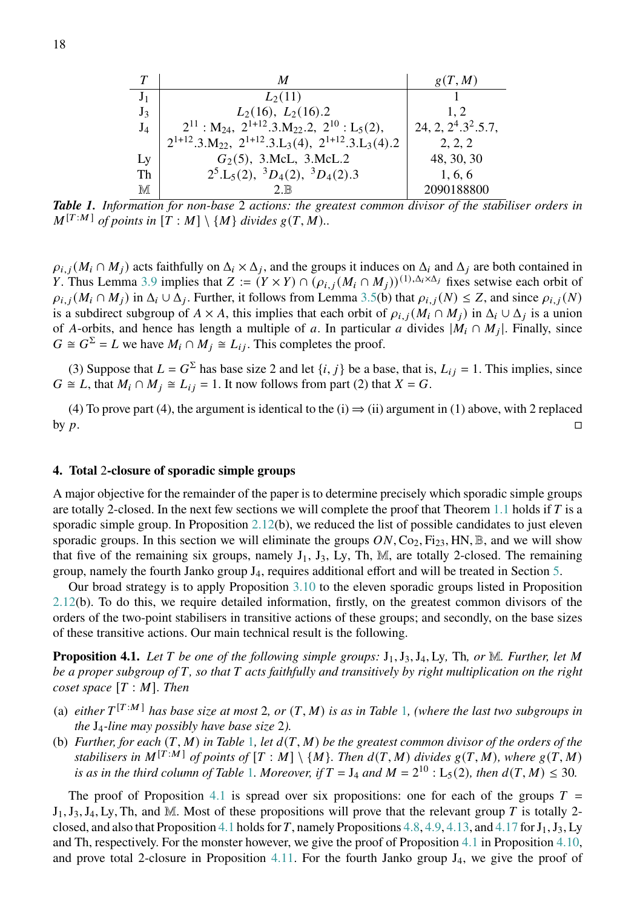| $T$ | $M$ | $g(T,M)$ |
|---|---|---|
| $J_1$ | $L_2(11)$ | 1 |
| $J_3$ | $L_2(16),\ L_2(16).2$ | 1, 2 |
| $J_4$ | $2^{11}:M_{24},\ 2^{1+12}.3.M_{22}.2,\ 2^{10}:L_5(2),$ | $24,\ 2,\ 2^4.3^2.5.7,$ |
| | $2^{1+12}.3.M_{22},\ 2^{1+12}.3.L_3(4),\ 2^{1+12}.3.L_3(4).2$ | 2, 2, 2 |
| Ly | $G_2(5),\ 3.McL,\ 3.McL.2$ | 48, 30, 30 |
| Th | $2^5.L_5(2),\ {}^3D_4(2),\ {}^3D_4(2).3$ | 1, 6, 6 |
| $\mathbb{M}$ | $2.\mathbb{B}$ | 2090188800 |

***Table 1.*** *Information for non-base 2 actions: the greatest common divisor of the stabiliser orders in $M^{[T:M]}$ of points in $[T:M]\setminus\{M\}$ divides $g(T,M)$..*

$\rho_{i,j}(M_i\cap M_j)$ acts faithfully on $\Delta_i\times\Delta_j$, and the groups it induces on $\Delta_i$ and $\Delta_j$ are both contained in $Y$. Thus Lemma 3.9 implies that $Z := (Y\times Y)\cap(\rho_{i,j}(M_i\cap M_j))^{(1),\Delta_i\times\Delta_j}$ fixes setwise each orbit of $\rho_{i,j}(M_i\cap M_j)$ in $\Delta_i\cup\Delta_j$. Further, it follows from Lemma 3.5(b) that $\rho_{i,j}(N)\le Z$, and since $\rho_{i,j}(N)$ is a subdirect subgroup of $A\times A$, this implies that each orbit of $\rho_{i,j}(M_i\cap M_j)$ in $\Delta_i\cup\Delta_j$ is a union of $A$-orbits, and hence has length a multiple of $a$. In particular $a$ divides $|M_i\cap M_j|$. Finally, since $G\cong G^\Sigma = L$ we have $M_i\cap M_j\cong L_{ij}$. This completes the proof.

(3) Suppose that $L=G^\Sigma$ has base size 2 and let $\{i,j\}$ be a base, that is, $L_{ij}=1$. This implies, since $G\cong L$, that $M_i\cap M_j\cong L_{ij}=1$. It now follows from part (2) that $X=G$.

(4) To prove part (4), the argument is identical to the (i) $\Rightarrow$ (ii) argument in (1) above, with 2 replaced by $p$. □

## 4. Total 2-closure of sporadic simple groups

A major objective for the remainder of the paper is to determine precisely which sporadic simple groups are totally 2-closed. In the next few sections we will complete the proof that Theorem 1.1 holds if $T$ is a sporadic simple group. In Proposition 2.12(b), we reduced the list of possible candidates to just eleven sporadic groups. In this section we will eliminate the groups $ON, Co_2, Fi_{23}, HN, \mathbb{B}$, and we will show that five of the remaining six groups, namely $J_1, J_3$, Ly, Th, $\mathbb{M}$, are totally 2-closed. The remaining group, namely the fourth Janko group $J_4$, requires additional effort and will be treated in Section 5.

Our broad strategy is to apply Proposition 3.10 to the eleven sporadic groups listed in Proposition 2.12(b). To do this, we require detailed information, firstly, on the greatest common divisors of the orders of the two-point stabilisers in transitive actions of these groups; and secondly, on the base sizes of these transitive actions. Our main technical result is the following.

**Proposition 4.1.** *Let $T$ be one of the following simple groups: $J_1, J_3, J_4$, Ly, Th, or $\mathbb{M}$. Further, let $M$ be a proper subgroup of $T$, so that $T$ acts faithfully and transitively by right multiplication on the right coset space $[T:M]$. Then*

(a) *either $T^{[T:M]}$ has base size at most 2, or $(T,M)$ is as in Table 1, (where the last two subgroups in the $J_4$-line may possibly have base size 2).*
(b) *Further, for each $(T,M)$ in Table 1, let $d(T,M)$ be the greatest common divisor of the orders of the stabilisers in $M^{[T:M]}$ of points of $[T:M]\setminus\{M\}$. Then $d(T,M)$ divides $g(T,M)$, where $g(T,M)$ is as in the third column of Table 1. Moreover, if $T=J_4$ and $M=2^{10}:L_5(2)$, then $d(T,M)\le 30$.*

The proof of Proposition 4.1 is spread over six propositions: one for each of the groups $T = J_1, J_3, J_4$, Ly, Th, and $\mathbb{M}$. Most of these propositions will prove that the relevant group $T$ is totally 2-closed, and also that Proposition 4.1 holds for $T$, namely Propositions 4.8, 4.9, 4.13, and 4.17 for $J_1, J_3$, Ly and Th, respectively. For the monster however, we give the proof of Proposition 4.1 in Proposition 4.10, and prove total 2-closure in Proposition 4.11. For the fourth Janko group $J_4$, we give the proof of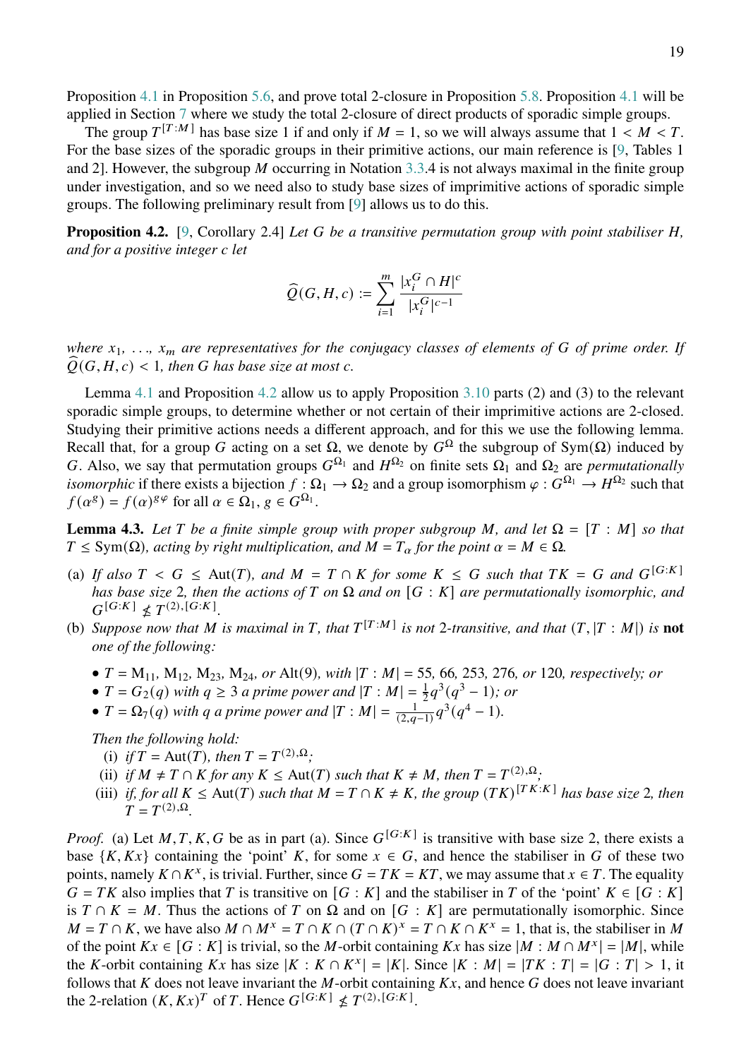Proposition 4.1 in Proposition 5.6, and prove total 2-closure in Proposition 5.8. Proposition 4.1 will be applied in Section 7 where we study the total 2-closure of direct products of sporadic simple groups.

The group $T^{[T:M]}$ has base size 1 if and only if $M = 1$, so we will always assume that $1 < M < T$. For the base sizes of the sporadic groups in their primitive actions, our main reference is [9, Tables 1 and 2]. However, the subgroup $M$ occurring in Notation 3.3.4 is not always maximal in the finite group under investigation, and so we need also to study base sizes of imprimitive actions of sporadic simple groups. The following preliminary result from [9] allows us to do this.

**Proposition 4.2.** [9, Corollary 2.4] *Let $G$ be a transitive permutation group with point stabiliser $H$, and for a positive integer $c$ let*

$$\widehat{Q}(G,H,c) := \sum_{i=1}^{m} \frac{|x_i^G \cap H|^c}{|x_i^G|^{c-1}}$$

*where $x_1, \ldots, x_m$ are representatives for the conjugacy classes of elements of $G$ of prime order. If $\widehat{Q}(G,H,c) < 1$, then $G$ has base size at most $c$.*

Lemma 4.1 and Proposition 4.2 allow us to apply Proposition 3.10 parts (2) and (3) to the relevant sporadic simple groups, to determine whether or not certain of their imprimitive actions are 2-closed. Studying their primitive actions needs a different approach, and for this we use the following lemma. Recall that, for a group $G$ acting on a set $\Omega$, we denote by $G^\Omega$ the subgroup of $\mathrm{Sym}(\Omega)$ induced by $G$. Also, we say that permutation groups $G^{\Omega_1}$ and $H^{\Omega_2}$ on finite sets $\Omega_1$ and $\Omega_2$ are *permutationally isomorphic* if there exists a bijection $f : \Omega_1 \to \Omega_2$ and a group isomorphism $\varphi : G^{\Omega_1} \to H^{\Omega_2}$ such that $f(\alpha^g) = f(\alpha)^{g\varphi}$ for all $\alpha \in \Omega_1$, $g \in G^{\Omega_1}$.

**Lemma 4.3.** *Let $T$ be a finite simple group with proper subgroup $M$, and let $\Omega = [T : M]$ so that $T \leq \mathrm{Sym}(\Omega)$, acting by right multiplication, and $M = T_\alpha$ for the point $\alpha = M \in \Omega$.*

(a) *If also $T < G \leq \mathrm{Aut}(T)$, and $M = T \cap K$ for some $K \leq G$ such that $TK = G$ and $G^{[G:K]}$ has base size 2, then the actions of $T$ on $\Omega$ and on $[G : K]$ are permutationally isomorphic, and $G^{[G:K]} \nleq T^{(2),[G:K]}$.*

(b) *Suppose now that $M$ is maximal in $T$, that $T^{[T:M]}$ is not 2-transitive, and that $(T, |T : M|)$ is* **not** *one of the following:*

- *$T = \mathrm{M}_{11}$, $\mathrm{M}_{12}$, $\mathrm{M}_{23}$, $\mathrm{M}_{24}$, or $\mathrm{Alt}(9)$, with $|T : M| = 55$, 66, 253, 276, or 120, respectively; or*
- *$T = G_2(q)$ with $q \geq 3$ a prime power and $|T : M| = \frac{1}{2}q^3(q^3 - 1)$; or*
- *$T = \Omega_7(q)$ with $q$ a prime power and $|T : M| = \frac{1}{(2,q-1)}q^3(q^4 - 1)$.*

*Then the following hold:*

(i) *if $T = \mathrm{Aut}(T)$, then $T = T^{(2),\Omega}$;*

(ii) *if $M \neq T \cap K$ for any $K \leq \mathrm{Aut}(T)$ such that $K \neq M$, then $T = T^{(2),\Omega}$;*

(iii) *if, for all $K \leq \mathrm{Aut}(T)$ such that $M = T \cap K \neq K$, the group $(TK)^{[TK:K]}$ has base size 2, then $T = T^{(2),\Omega}$.*

*Proof.* (a) Let $M, T, K, G$ be as in part (a). Since $G^{[G:K]}$ is transitive with base size 2, there exists a base $\{K, Kx\}$ containing the 'point' $K$, for some $x \in G$, and hence the stabiliser in $G$ of these two points, namely $K \cap K^x$, is trivial. Further, since $G = TK = KT$, we may assume that $x \in T$. The equality $G = TK$ also implies that $T$ is transitive on $[G : K]$ and the stabiliser in $T$ of the 'point' $K \in [G : K]$ is $T \cap K = M$. Thus the actions of $T$ on $\Omega$ and on $[G : K]$ are permutationally isomorphic. Since $M = T \cap K$, we have also $M \cap M^x = T \cap K \cap (T \cap K)^x = T \cap K \cap K^x = 1$, that is, the stabiliser in $M$ of the point $Kx \in [G : K]$ is trivial, so the $M$-orbit containing $Kx$ has size $|M : M \cap M^x| = |M|$, while the $K$-orbit containing $Kx$ has size $|K : K \cap K^x| = |K|$. Since $|K : M| = |TK : T| = |G : T| > 1$, it follows that $K$ does not leave invariant the $M$-orbit containing $Kx$, and hence $G$ does not leave invariant the 2-relation $(K, Kx)^T$ of $T$. Hence $G^{[G:K]} \nleq T^{(2),[G:K]}$.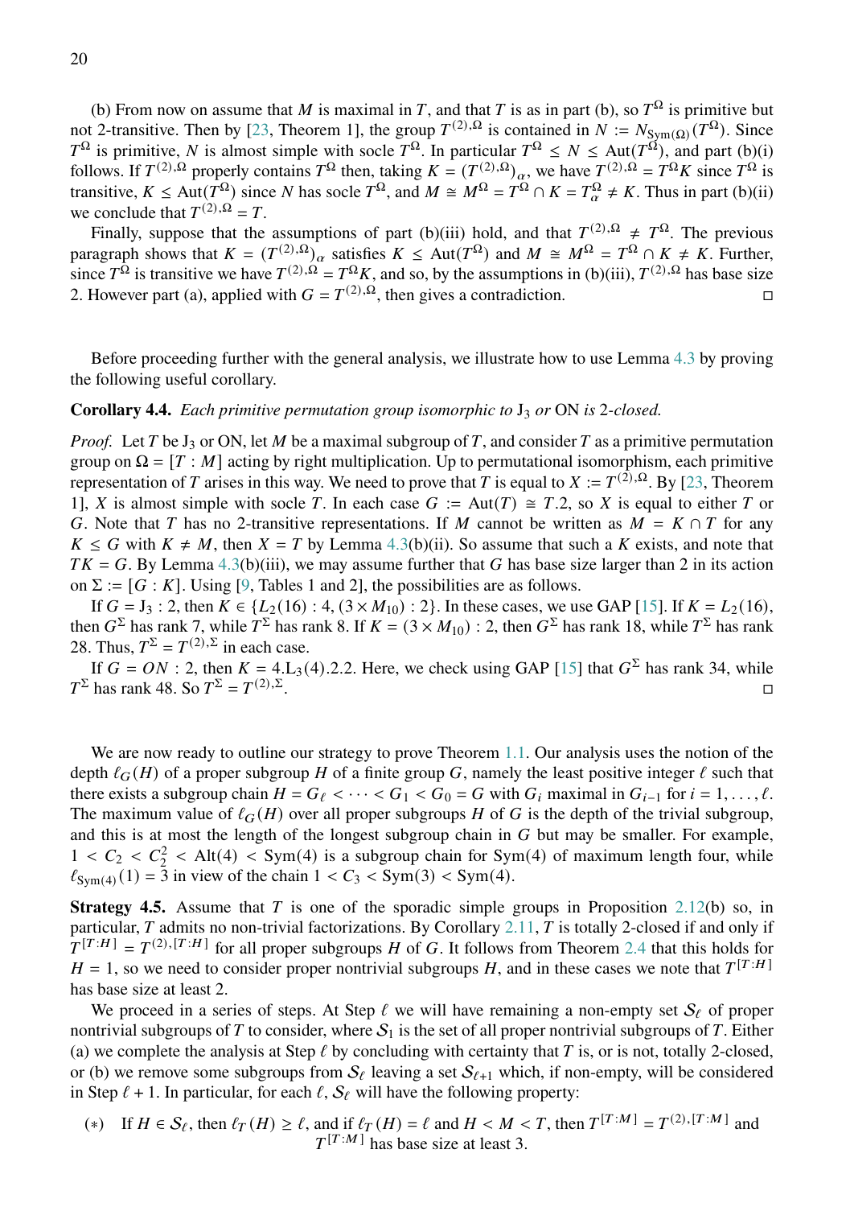(b) From now on assume that $M$ is maximal in $T$, and that $T$ is as in part (b), so $T^\Omega$ is primitive but not 2-transitive. Then by [23, Theorem 1], the group $T^{(2),\Omega}$ is contained in $N := N_{\mathrm{Sym}(\Omega)}(T^\Omega)$. Since $T^\Omega$ is primitive, $N$ is almost simple with socle $T^\Omega$. In particular $T^\Omega \leq N \leq \mathrm{Aut}(T^\Omega)$, and part (b)(i) follows. If $T^{(2),\Omega}$ properly contains $T^\Omega$ then, taking $K = (T^{(2),\Omega})_\alpha$, we have $T^{(2),\Omega} = T^\Omega K$ since $T^\Omega$ is transitive, $K \leq \mathrm{Aut}(T^\Omega)$ since $N$ has socle $T^\Omega$, and $M \cong M^\Omega = T^\Omega \cap K = T^\Omega_\alpha \neq K$. Thus in part (b)(ii) we conclude that $T^{(2),\Omega} = T$.

Finally, suppose that the assumptions of part (b)(iii) hold, and that $T^{(2),\Omega} \neq T^\Omega$. The previous paragraph shows that $K = (T^{(2),\Omega})_\alpha$ satisfies $K \leq \mathrm{Aut}(T^\Omega)$ and $M \cong M^\Omega = T^\Omega \cap K \neq K$. Further, since $T^\Omega$ is transitive we have $T^{(2),\Omega} = T^\Omega K$, and so, by the assumptions in (b)(iii), $T^{(2),\Omega}$ has base size 2. However part (a), applied with $G = T^{(2),\Omega}$, then gives a contradiction. □

Before proceeding further with the general analysis, we illustrate how to use Lemma 4.3 by proving the following useful corollary.

**Corollary 4.4.** *Each primitive permutation group isomorphic to* $\mathrm{J}_3$ *or* ON *is 2-closed.*

*Proof.* Let $T$ be $\mathrm{J}_3$ or ON, let $M$ be a maximal subgroup of $T$, and consider $T$ as a primitive permutation group on $\Omega = [T : M]$ acting by right multiplication. Up to permutational isomorphism, each primitive representation of $T$ arises in this way. We need to prove that $T$ is equal to $X := T^{(2),\Omega}$. By [23, Theorem 1], $X$ is almost simple with socle $T$. In each case $G := \mathrm{Aut}(T) \cong T.2$, so $X$ is equal to either $T$ or $G$. Note that $T$ has no 2-transitive representations. If $M$ cannot be written as $M = K \cap T$ for any $K \leq G$ with $K \neq M$, then $X = T$ by Lemma 4.3(b)(ii). So assume that such a $K$ exists, and note that $TK = G$. By Lemma 4.3(b)(iii), we may assume further that $G$ has base size larger than 2 in its action on $\Sigma := [G : K]$. Using [9, Tables 1 and 2], the possibilities are as follows.

If $G = \mathrm{J}_3 : 2$, then $K \in \{L_2(16) : 4, (3 \times M_{10}) : 2\}$. In these cases, we use GAP [15]. If $K = L_2(16)$, then $G^\Sigma$ has rank 7, while $T^\Sigma$ has rank 8. If $K = (3 \times M_{10}) : 2$, then $G^\Sigma$ has rank 18, while $T^\Sigma$ has rank 28. Thus, $T^\Sigma = T^{(2),\Sigma}$ in each case.

If $G = ON : 2$, then $K = 4.\mathrm{L}_3(4).2.2$. Here, we check using GAP [15] that $G^\Sigma$ has rank 34, while $T^\Sigma$ has rank 48. So $T^\Sigma = T^{(2),\Sigma}$. □

We are now ready to outline our strategy to prove Theorem 1.1. Our analysis uses the notion of the depth $\ell_G(H)$ of a proper subgroup $H$ of a finite group $G$, namely the least positive integer $\ell$ such that there exists a subgroup chain $H = G_\ell < \cdots < G_1 < G_0 = G$ with $G_i$ maximal in $G_{i-1}$ for $i = 1, \ldots, \ell$. The maximum value of $\ell_G(H)$ over all proper subgroups $H$ of $G$ is the depth of the trivial subgroup, and this is at most the length of the longest subgroup chain in $G$ but may be smaller. For example, $1 < C_2 < C_2^2 < \mathrm{Alt}(4) < \mathrm{Sym}(4)$ is a subgroup chain for $\mathrm{Sym}(4)$ of maximum length four, while $\ell_{\mathrm{Sym}(4)}(1) = 3$ in view of the chain $1 < C_3 < \mathrm{Sym}(3) < \mathrm{Sym}(4)$.

**Strategy 4.5.** Assume that $T$ is one of the sporadic simple groups in Proposition 2.12(b) so, in particular, $T$ admits no non-trivial factorizations. By Corollary 2.11, $T$ is totally 2-closed if and only if $T^{[T:H]} = T^{(2),[T:H]}$ for all proper subgroups $H$ of $G$. It follows from Theorem 2.4 that this holds for $H = 1$, so we need to consider proper nontrivial subgroups $H$, and in these cases we note that $T^{[T:H]}$ has base size at least 2.

We proceed in a series of steps. At Step $\ell$ we will have remaining a non-empty set $\mathcal{S}_\ell$ of proper nontrivial subgroups of $T$ to consider, where $\mathcal{S}_1$ is the set of all proper nontrivial subgroups of $T$. Either (a) we complete the analysis at Step $\ell$ by concluding with certainty that $T$ is, or is not, totally 2-closed, or (b) we remove some subgroups from $\mathcal{S}_\ell$ leaving a set $\mathcal{S}_{\ell+1}$ which, if non-empty, will be considered in Step $\ell + 1$. In particular, for each $\ell$, $\mathcal{S}_\ell$ will have the following property:

(∗) If $H \in \mathcal{S}_\ell$, then $\ell_T(H) \geq \ell$, and if $\ell_T(H) = \ell$ and $H < M < T$, then $T^{[T:M]} = T^{(2),[T:M]}$ and $T^{[T:M]}$ has base size at least 3.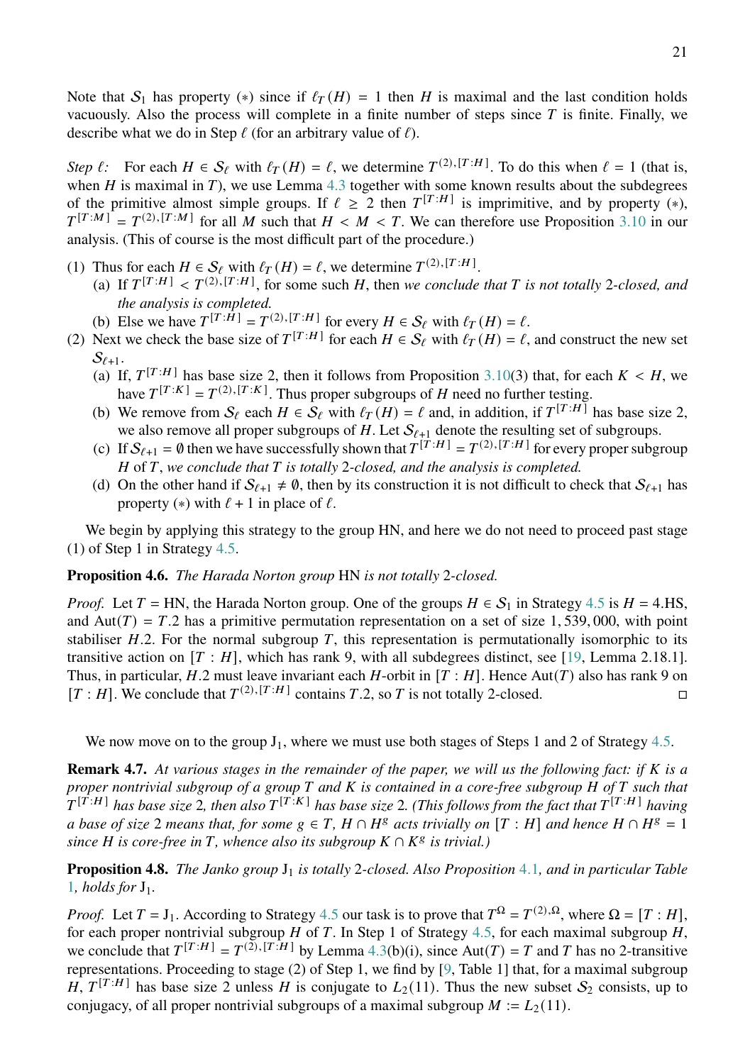Note that $\mathcal{S}_1$ has property $(*)$ since if $\ell_T(H) = 1$ then $H$ is maximal and the last condition holds vacuously. Also the process will complete in a finite number of steps since $T$ is finite. Finally, we describe what we do in Step $\ell$ (for an arbitrary value of $\ell$).

*Step $\ell$:* For each $H \in \mathcal{S}_\ell$ with $\ell_T(H) = \ell$, we determine $T^{(2),[T:H]}$. To do this when $\ell = 1$ (that is, when $H$ is maximal in $T$), we use Lemma 4.3 together with some known results about the subdegrees of the primitive almost simple groups. If $\ell \geq 2$ then $T^{[T:H]}$ is imprimitive, and by property $(*)$, $T^{[T:M]} = T^{(2),[T:M]}$ for all $M$ such that $H < M < T$. We can therefore use Proposition 3.10 in our analysis. (This of course is the most difficult part of the procedure.)

1. Thus for each $H \in \mathcal{S}_\ell$ with $\ell_T(H) = \ell$, we determine $T^{(2),[T:H]}$.
   (a) If $T^{[T:H]} < T^{(2),[T:H]}$, for some such $H$, then *we conclude that $T$ is not totally 2-closed, and the analysis is completed.*
   (b) Else we have $T^{[T:H]} = T^{(2),[T:H]}$ for every $H \in \mathcal{S}_\ell$ with $\ell_T(H) = \ell$.
2. Next we check the base size of $T^{[T:H]}$ for each $H \in \mathcal{S}_\ell$ with $\ell_T(H) = \ell$, and construct the new set $\mathcal{S}_{\ell+1}$.
   (a) If, $T^{[T:H]}$ has base size 2, then it follows from Proposition 3.10(3) that, for each $K < H$, we have $T^{[T:K]} = T^{(2),[T:K]}$. Thus proper subgroups of $H$ need no further testing.
   (b) We remove from $\mathcal{S}_\ell$ each $H \in \mathcal{S}_\ell$ with $\ell_T(H) = \ell$ and, in addition, if $T^{[T:H]}$ has base size 2, we also remove all proper subgroups of $H$. Let $\mathcal{S}_{\ell+1}$ denote the resulting set of subgroups.
   (c) If $\mathcal{S}_{\ell+1} = \emptyset$ then we have successfully shown that $T^{[T:H]} = T^{(2),[T:H]}$ for every proper subgroup $H$ of $T$, *we conclude that $T$ is totally 2-closed, and the analysis is completed.*
   (d) On the other hand if $\mathcal{S}_{\ell+1} \neq \emptyset$, then by its construction it is not difficult to check that $\mathcal{S}_{\ell+1}$ has property $(*)$ with $\ell + 1$ in place of $\ell$.

We begin by applying this strategy to the group HN, and here we do not need to proceed past stage (1) of Step 1 in Strategy 4.5.

**Proposition 4.6.** *The Harada Norton group* HN *is not totally 2-closed.*

*Proof.* Let $T = \mathrm{HN}$, the Harada Norton group. One of the groups $H \in \mathcal{S}_1$ in Strategy 4.5 is $H = 4.\mathrm{HS}$, and $\mathrm{Aut}(T) = T.2$ has a primitive permutation representation on a set of size 1,539,000, with point stabiliser $H.2$. For the normal subgroup $T$, this representation is permutationally isomorphic to its transitive action on $[T : H]$, which has rank 9, with all subdegrees distinct, see [19, Lemma 2.18.1]. Thus, in particular, $H.2$ must leave invariant each $H$-orbit in $[T : H]$. Hence $\mathrm{Aut}(T)$ also has rank 9 on $[T : H]$. We conclude that $T^{(2),[T:H]}$ contains $T.2$, so $T$ is not totally 2-closed. □

We now move on to the group $\mathrm{J}_1$, where we must use both stages of Steps 1 and 2 of Strategy 4.5.

**Remark 4.7.** *At various stages in the remainder of the paper, we will us the following fact: if $K$ is a proper nontrivial subgroup of a group $T$ and $K$ is contained in a core-free subgroup $H$ of $T$ such that $T^{[T:H]}$ has base size 2, then also $T^{[T:K]}$ has base size 2. (This follows from the fact that $T^{[T:H]}$ having a base of size 2 means that, for some $g \in T$, $H \cap H^g$ acts trivially on $[T : H]$ and hence $H \cap H^g = 1$ since $H$ is core-free in $T$, whence also its subgroup $K \cap K^g$ is trivial.)*

**Proposition 4.8.** *The Janko group $\mathrm{J}_1$ is totally 2-closed. Also Proposition 4.1, and in particular Table 1, holds for $\mathrm{J}_1$.*

*Proof.* Let $T = \mathrm{J}_1$. According to Strategy 4.5 our task is to prove that $T^\Omega = T^{(2),\Omega}$, where $\Omega = [T : H]$, for each proper nontrivial subgroup $H$ of $T$. In Step 1 of Strategy 4.5, for each maximal subgroup $H$, we conclude that $T^{[T:H]} = T^{(2),[T:H]}$ by Lemma 4.3(b)(i), since $\mathrm{Aut}(T) = T$ and $T$ has no 2-transitive representations. Proceeding to stage (2) of Step 1, we find by [9, Table 1] that, for a maximal subgroup $H$, $T^{[T:H]}$ has base size 2 unless $H$ is conjugate to $L_2(11)$. Thus the new subset $\mathcal{S}_2$ consists, up to conjugacy, of all proper nontrivial subgroups of a maximal subgroup $M := L_2(11)$.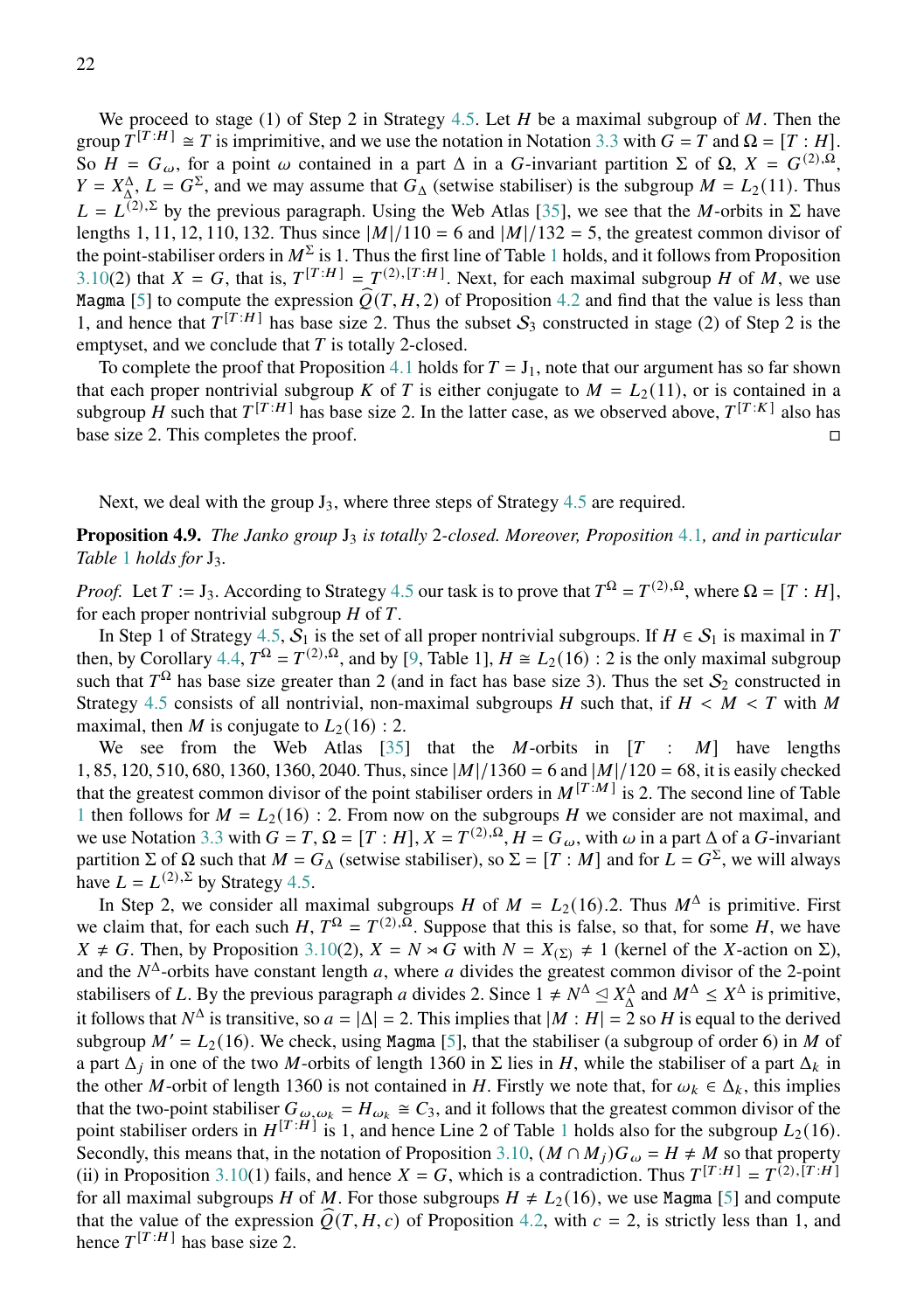We proceed to stage (1) of Step 2 in Strategy 4.5. Let $H$ be a maximal subgroup of $M$. Then the group $T^{[T:H]} \cong T$ is imprimitive, and we use the notation in Notation 3.3 with $G = T$ and $\Omega = [T : H]$. So $H = G_\omega$, for a point $\omega$ contained in a part $\Delta$ in a $G$-invariant partition $\Sigma$ of $\Omega$, $X = G^{(2),\Omega}$, $Y = X_\Delta^\Delta$, $L = G^\Sigma$, and we may assume that $G_\Delta$ (setwise stabiliser) is the subgroup $M = L_2(11)$. Thus $L = L^{(2),\Sigma}$ by the previous paragraph. Using the Web Atlas [35], we see that the $M$-orbits in $\Sigma$ have lengths 1, 11, 12, 110, 132. Thus since $|M|/110 = 6$ and $|M|/132 = 5$, the greatest common divisor of the point-stabiliser orders in $M^\Sigma$ is 1. Thus the first line of Table 1 holds, and it follows from Proposition 3.10(2) that $X = G$, that is, $T^{[T:H]} = T^{(2),[T:H]}$. Next, for each maximal subgroup $H$ of $M$, we use Magma [5] to compute the expression $\widehat{Q}(T, H, 2)$ of Proposition 4.2 and find that the value is less than 1, and hence that $T^{[T:H]}$ has base size 2. Thus the subset $\mathcal{S}_3$ constructed in stage (2) of Step 2 is the emptyset, and we conclude that $T$ is totally 2-closed.

To complete the proof that Proposition 4.1 holds for $T = \mathrm{J}_1$, note that our argument has so far shown that each proper nontrivial subgroup $K$ of $T$ is either conjugate to $M = L_2(11)$, or is contained in a subgroup $H$ such that $T^{[T:H]}$ has base size 2. In the latter case, as we observed above, $T^{[T:K]}$ also has base size 2. This completes the proof. □

Next, we deal with the group $\mathrm{J}_3$, where three steps of Strategy 4.5 are required.

**Proposition 4.9.** *The Janko group* $\mathrm{J}_3$ *is totally* 2*-closed. Moreover, Proposition* 4.1*, and in particular Table* 1 *holds for* $\mathrm{J}_3$*.*

*Proof.* Let $T := \mathrm{J}_3$. According to Strategy 4.5 our task is to prove that $T^\Omega = T^{(2),\Omega}$, where $\Omega = [T : H]$, for each proper nontrivial subgroup $H$ of $T$.

In Step 1 of Strategy 4.5, $\mathcal{S}_1$ is the set of all proper nontrivial subgroups. If $H \in \mathcal{S}_1$ is maximal in $T$ then, by Corollary 4.4, $T^\Omega = T^{(2),\Omega}$, and by [9, Table 1], $H \cong L_2(16) : 2$ is the only maximal subgroup such that $T^\Omega$ has base size greater than 2 (and in fact has base size 3). Thus the set $\mathcal{S}_2$ constructed in Strategy 4.5 consists of all nontrivial, non-maximal subgroups $H$ such that, if $H < M < T$ with $M$ maximal, then $M$ is conjugate to $L_2(16) : 2$.

We see from the Web Atlas [35] that the $M$-orbits in $[T : M]$ have lengths 1, 85, 120, 510, 680, 1360, 1360, 2040. Thus, since $|M|/1360 = 6$ and $|M|/120 = 68$, it is easily checked that the greatest common divisor of the point stabiliser orders in $M^{[T:M]}$ is 2. The second line of Table 1 then follows for $M = L_2(16) : 2$. From now on the subgroups $H$ we consider are not maximal, and we use Notation 3.3 with $G = T$, $\Omega = [T : H]$, $X = T^{(2),\Omega}$, $H = G_\omega$, with $\omega$ in a part $\Delta$ of a $G$-invariant partition $\Sigma$ of $\Omega$ such that $M = G_\Delta$ (setwise stabiliser), so $\Sigma = [T : M]$ and for $L = G^\Sigma$, we will always have $L = L^{(2),\Sigma}$ by Strategy 4.5.

In Step 2, we consider all maximal subgroups $H$ of $M = L_2(16).2$. Thus $M^\Delta$ is primitive. First we claim that, for each such $H$, $T^\Omega = T^{(2),\Omega}$. Suppose that this is false, so that, for some $H$, we have $X \neq G$. Then, by Proposition 3.10(2), $X = N \rtimes G$ with $N = X_{(\Sigma)} \neq 1$ (kernel of the $X$-action on $\Sigma$), and the $N^\Delta$-orbits have constant length $a$, where $a$ divides the greatest common divisor of the 2-point stabilisers of $L$. By the previous paragraph $a$ divides 2. Since $1 \neq N^\Delta \trianglelefteq X_\Delta^\Delta$ and $M^\Delta \leq X^\Delta$ is primitive, it follows that $N^\Delta$ is transitive, so $a = |\Delta| = 2$. This implies that $|M : H| = 2$ so $H$ is equal to the derived subgroup $M' = L_2(16)$. We check, using Magma [5], that the stabiliser (a subgroup of order 6) in $M$ of a part $\Delta_j$ in one of the two $M$-orbits of length 1360 in $\Sigma$ lies in $H$, while the stabiliser of a part $\Delta_k$ in the other $M$-orbit of length 1360 is not contained in $H$. Firstly we note that, for $\omega_k \in \Delta_k$, this implies that the two-point stabiliser $G_{\omega,\omega_k} = H_{\omega_k} \cong C_3$, and it follows that the greatest common divisor of the point stabiliser orders in $H^{[T:H]}$ is 1, and hence Line 2 of Table 1 holds also for the subgroup $L_2(16)$. Secondly, this means that, in the notation of Proposition 3.10, $(M \cap M_j)G_\omega = H \neq M$ so that property (ii) in Proposition 3.10(1) fails, and hence $X = G$, which is a contradiction. Thus $T^{[T:H]} = T^{(2),[T:H]}$ for all maximal subgroups $H$ of $M$. For those subgroups $H \neq L_2(16)$, we use Magma [5] and compute that the value of the expression $\widehat{Q}(T, H, c)$ of Proposition 4.2, with $c = 2$, is strictly less than 1, and hence $T^{[T:H]}$ has base size 2.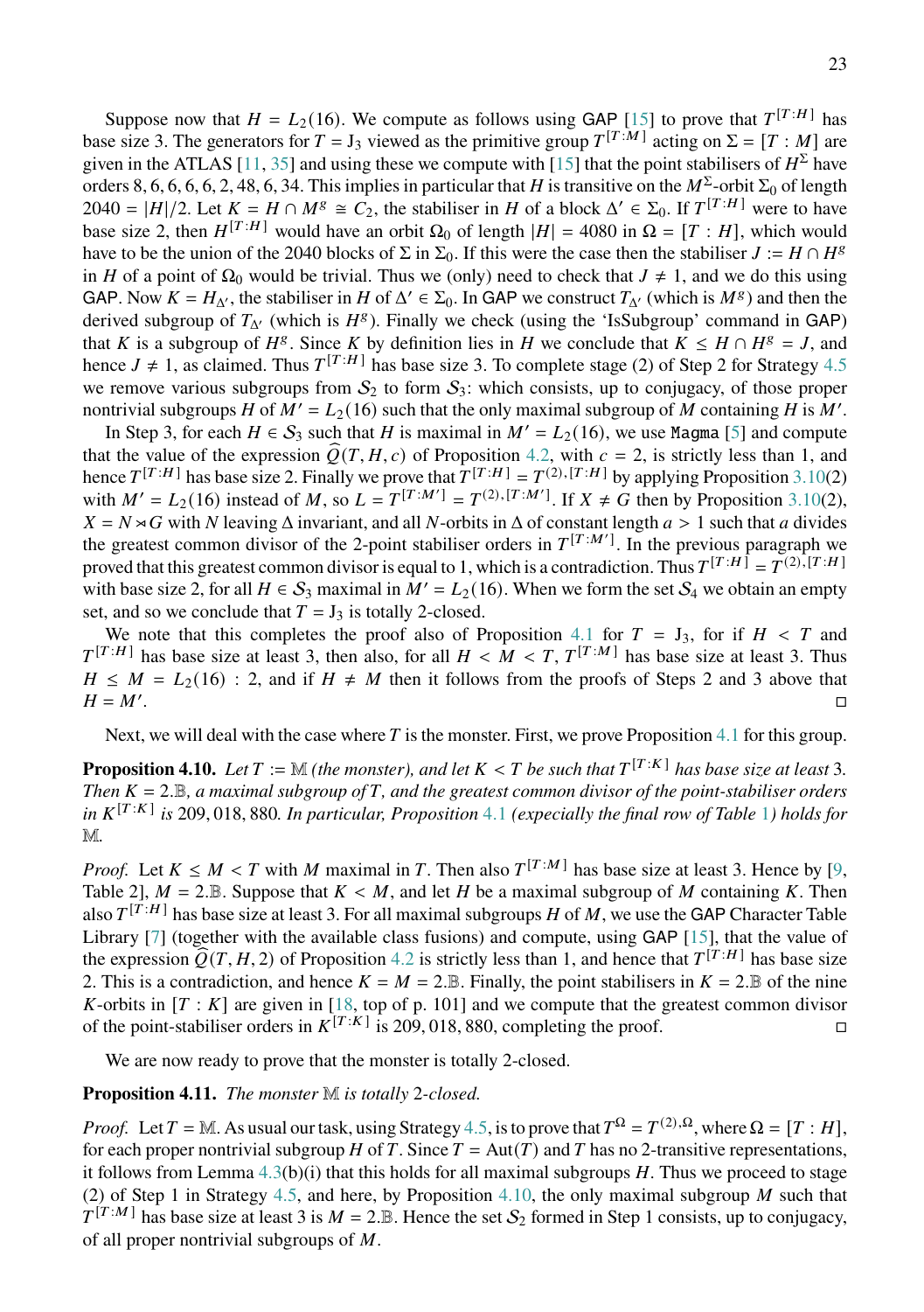Suppose now that $H = L_2(16)$. We compute as follows using GAP [15] to prove that $T^{[T:H]}$ has base size 3. The generators for $T = J_3$ viewed as the primitive group $T^{[T:M]}$ acting on $\Sigma = [T : M]$ are given in the ATLAS [11, 35] and using these we compute with [15] that the point stabilisers of $H^\Sigma$ have orders 8, 6, 6, 6, 6, 2, 48, 6, 34. This implies in particular that $H$ is transitive on the $M^\Sigma$-orbit $\Sigma_0$ of length $2040 = |H|/2$. Let $K = H \cap M^g \cong C_2$, the stabiliser in $H$ of a block $\Delta' \in \Sigma_0$. If $T^{[T:H]}$ were to have base size 2, then $H^{[T:H]}$ would have an orbit $\Omega_0$ of length $|H| = 4080$ in $\Omega = [T : H]$, which would have to be the union of the 2040 blocks of $\Sigma$ in $\Sigma_0$. If this were the case then the stabiliser $J := H \cap H^g$ in $H$ of a point of $\Omega_0$ would be trivial. Thus we (only) need to check that $J \neq 1$, and we do this using GAP. Now $K = H_{\Delta'}$, the stabiliser in $H$ of $\Delta' \in \Sigma_0$. In GAP we construct $T_{\Delta'}$ (which is $M^g$) and then the derived subgroup of $T_{\Delta'}$ (which is $H^g$). Finally we check (using the 'IsSubgroup' command in GAP) that $K$ is a subgroup of $H^g$. Since $K$ by definition lies in $H$ we conclude that $K \leq H \cap H^g = J$, and hence $J \neq 1$, as claimed. Thus $T^{[T:H]}$ has base size 3. To complete stage (2) of Step 2 for Strategy 4.5 we remove various subgroups from $\mathcal{S}_2$ to form $\mathcal{S}_3$: which consists, up to conjugacy, of those proper nontrivial subgroups $H$ of $M' = L_2(16)$ such that the only maximal subgroup of $M$ containing $H$ is $M'$.

In Step 3, for each $H \in \mathcal{S}_3$ such that $H$ is maximal in $M' = L_2(16)$, we use Magma [5] and compute that the value of the expression $\widehat{Q}(T, H, c)$ of Proposition 4.2, with $c = 2$, is strictly less than 1, and hence $T^{[T:H]}$ has base size 2. Finally we prove that $T^{[T:H]} = T^{(2),[T:H]}$ by applying Proposition 3.10(2) with $M' = L_2(16)$ instead of $M$, so $L = T^{[T:M']} = T^{(2),[T:M']}$. If $X \neq G$ then by Proposition 3.10(2), $X = N \rtimes G$ with $N$ leaving $\Delta$ invariant, and all $N$-orbits in $\Delta$ of constant length $a > 1$ such that $a$ divides the greatest common divisor of the 2-point stabiliser orders in $T^{[T:M']}$. In the previous paragraph we proved that this greatest common divisor is equal to 1, which is a contradiction. Thus $T^{[T:H]} = T^{(2),[T:H]}$ with base size 2, for all $H \in \mathcal{S}_3$ maximal in $M' = L_2(16)$. When we form the set $\mathcal{S}_4$ we obtain an empty set, and so we conclude that $T = J_3$ is totally 2-closed.

We note that this completes the proof also of Proposition 4.1 for $T = J_3$, for if $H < T$ and $T^{[T:H]}$ has base size at least 3, then also, for all $H < M < T$, $T^{[T:M]}$ has base size at least 3. Thus $H \leq M = L_2(16) : 2$, and if $H \neq M$ then it follows from the proofs of Steps 2 and 3 above that $H = M'$. □

Next, we will deal with the case where $T$ is the monster. First, we prove Proposition 4.1 for this group.

**Proposition 4.10.** *Let $T := \mathbb{M}$ (the monster), and let $K < T$ be such that $T^{[T:K]}$ has base size at least 3. Then $K = 2.\mathbb{B}$, a maximal subgroup of $T$, and the greatest common divisor of the point-stabiliser orders in $K^{[T:K]}$ is 209, 018, 880. In particular, Proposition 4.1 (expecially the final row of Table 1) holds for $\mathbb{M}$.*

*Proof.* Let $K \leq M < T$ with $M$ maximal in $T$. Then also $T^{[T:M]}$ has base size at least 3. Hence by [9, Table 2], $M = 2.\mathbb{B}$. Suppose that $K < M$, and let $H$ be a maximal subgroup of $M$ containing $K$. Then also $T^{[T:H]}$ has base size at least 3. For all maximal subgroups $H$ of $M$, we use the GAP Character Table Library [7] (together with the available class fusions) and compute, using GAP [15], that the value of the expression $\widehat{Q}(T, H, 2)$ of Proposition 4.2 is strictly less than 1, and hence that $T^{[T:H]}$ has base size 2. This is a contradiction, and hence $K = M = 2.\mathbb{B}$. Finally, the point stabilisers in $K = 2.\mathbb{B}$ of the nine $K$-orbits in $[T : K]$ are given in [18, top of p. 101] and we compute that the greatest common divisor of the point-stabiliser orders in $K^{[T:K]}$ is 209, 018, 880, completing the proof. □

We are now ready to prove that the monster is totally 2-closed.

**Proposition 4.11.** *The monster $\mathbb{M}$ is totally 2-closed.*

*Proof.* Let $T = \mathbb{M}$. As usual our task, using Strategy 4.5, is to prove that $T^\Omega = T^{(2),\Omega}$, where $\Omega = [T : H]$, for each proper nontrivial subgroup $H$ of $T$. Since $T = \mathrm{Aut}(T)$ and $T$ has no 2-transitive representations, it follows from Lemma 4.3(b)(i) that this holds for all maximal subgroups $H$. Thus we proceed to stage (2) of Step 1 in Strategy 4.5, and here, by Proposition 4.10, the only maximal subgroup $M$ such that $T^{[T:M]}$ has base size at least 3 is $M = 2.\mathbb{B}$. Hence the set $\mathcal{S}_2$ formed in Step 1 consists, up to conjugacy, of all proper nontrivial subgroups of $M$.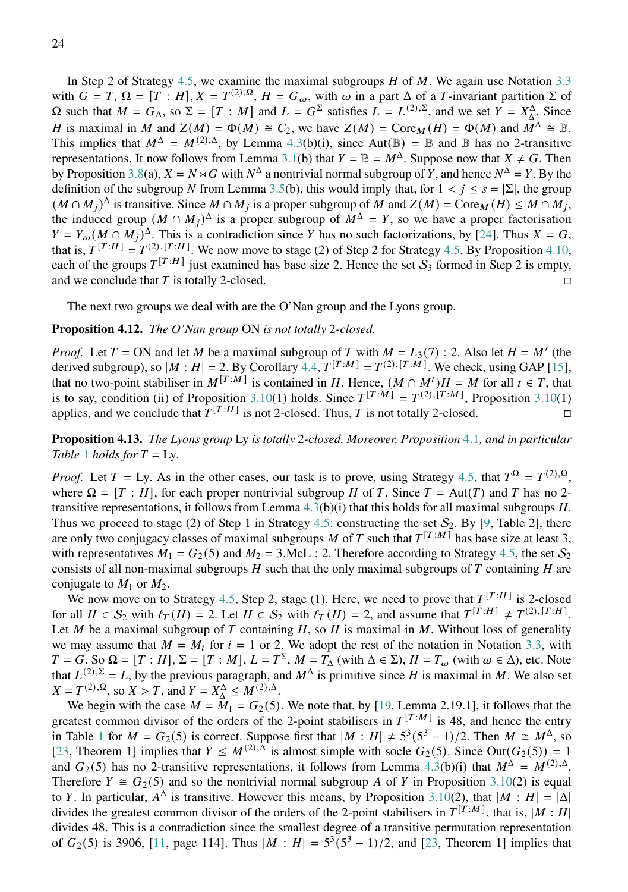In Step 2 of Strategy 4.5, we examine the maximal subgroups $H$ of $M$. We again use Notation 3.3 with $G = T$, $\Omega = [T : H]$, $X = T^{(2),\Omega}$, $H = G_\omega$, with $\omega$ in a part $\Delta$ of a $T$-invariant partition $\Sigma$ of $\Omega$ such that $M = G_\Delta$, so $\Sigma = [T : M]$ and $L = G^\Sigma$ satisfies $L = L^{(2),\Sigma}$, and we set $Y = X_\Delta^\Delta$. Since $H$ is maximal in $M$ and $Z(M) = \Phi(M) \cong C_2$, we have $Z(M) = \mathrm{Core}_M(H) = \Phi(M)$ and $M^\Delta \cong \mathbb{B}$. This implies that $M^\Delta = M^{(2),\Delta}$, by Lemma 4.3(b)(i), since $\mathrm{Aut}(\mathbb{B}) = \mathbb{B}$ and $\mathbb{B}$ has no 2-transitive representations. It now follows from Lemma 3.1(b) that $Y = \mathbb{B} = M^\Delta$. Suppose now that $X \neq G$. Then by Proposition 3.8(a), $X = N \rtimes G$ with $N^\Delta$ a nontrivial normal subgroup of $Y$, and hence $N^\Delta = Y$. By the definition of the subgroup $N$ from Lemma 3.5(b), this would imply that, for $1 < j \leq s = |\Sigma|$, the group $(M \cap M_j)^\Delta$ is transitive. Since $M \cap M_j$ is a proper subgroup of $M$ and $Z(M) = \mathrm{Core}_M(H) \leq M \cap M_j$, the induced group $(M \cap M_j)^\Delta$ is a proper subgroup of $M^\Delta = Y$, so we have a proper factorisation $Y = Y_\omega (M \cap M_j)^\Delta$. This is a contradiction since $Y$ has no such factorizations, by [24]. Thus $X = G$, that is, $T^{[T:H]} = T^{(2),[T:H]}$. We now move to stage (2) of Step 2 for Strategy 4.5. By Proposition 4.10, each of the groups $T^{[T:H]}$ just examined has base size 2. Hence the set $\mathcal{S}_3$ formed in Step 2 is empty, and we conclude that $T$ is totally 2-closed. □

The next two groups we deal with are the O'Nan group and the Lyons group.

**Proposition 4.12.** *The O'Nan group* ON *is not totally* 2*-closed.*

*Proof.* Let $T = \mathrm{ON}$ and let $M$ be a maximal subgroup of $T$ with $M = L_3(7) : 2$. Also let $H = M'$ (the derived subgroup), so $|M : H| = 2$. By Corollary 4.4, $T^{[T:M]} = T^{(2),[T:M]}$. We check, using GAP [15], that no two-point stabiliser in $M^{[T:M]}$ is contained in $H$. Hence, $(M \cap M^t)H = M$ for all $t \in T$, that is to say, condition (ii) of Proposition 3.10(1) holds. Since $T^{[T:M]} = T^{(2),[T:M]}$, Proposition 3.10(1) applies, and we conclude that $T^{[T:H]}$ is not 2-closed. Thus, $T$ is not totally 2-closed. □

**Proposition 4.13.** *The Lyons group* Ly *is totally* 2*-closed. Moreover, Proposition 4.1, and in particular Table 1 holds for* $T = \mathrm{Ly}$*.*

*Proof.* Let $T = \mathrm{Ly}$. As in the other cases, our task is to prove, using Strategy 4.5, that $T^\Omega = T^{(2),\Omega}$, where $\Omega = [T : H]$, for each proper nontrivial subgroup $H$ of $T$. Since $T = \mathrm{Aut}(T)$ and $T$ has no 2-transitive representations, it follows from Lemma 4.3(b)(i) that this holds for all maximal subgroups $H$. Thus we proceed to stage (2) of Step 1 in Strategy 4.5: constructing the set $\mathcal{S}_2$. By [9, Table 2], there are only two conjugacy classes of maximal subgroups $M$ of $T$ such that $T^{[T:M]}$ has base size at least 3, with representatives $M_1 = G_2(5)$ and $M_2 = 3.\mathrm{McL} : 2$. Therefore according to Strategy 4.5, the set $\mathcal{S}_2$ consists of all non-maximal subgroups $H$ such that the only maximal subgroups of $T$ containing $H$ are conjugate to $M_1$ or $M_2$.

We now move on to Strategy 4.5, Step 2, stage (1). Here, we need to prove that $T^{[T:H]}$ is 2-closed for all $H \in \mathcal{S}_2$ with $\ell_T(H) = 2$. Let $H \in \mathcal{S}_2$ with $\ell_T(H) = 2$, and assume that $T^{[T:H]} \neq T^{(2),[T:H]}$. Let $M$ be a maximal subgroup of $T$ containing $H$, so $H$ is maximal in $M$. Without loss of generality we may assume that $M = M_i$ for $i = 1$ or 2. We adopt the rest of the notation in Notation 3.3, with $T = G$. So $\Omega = [T : H]$, $\Sigma = [T : M]$, $L = T^\Sigma$, $M = T_\Delta$ (with $\Delta \in \Sigma$), $H = T_\omega$ (with $\omega \in \Delta$), etc. Note that $L^{(2),\Sigma} = L$, by the previous paragraph, and $M^\Delta$ is primitive since $H$ is maximal in $M$. We also set $X = T^{(2),\Omega}$, so $X > T$, and $Y = X_\Delta^\Delta \leq M^{(2),\Delta}$.

We begin with the case $M = M_1 = G_2(5)$. We note that, by [19, Lemma 2.19.1], it follows that the greatest common divisor of the orders of the 2-point stabilisers in $T^{[T:M]}$ is 48, and hence the entry in Table 1 for $M = G_2(5)$ is correct. Suppose first that $|M : H| \neq 5^3(5^3 - 1)/2$. Then $M \cong M^\Delta$, so [23, Theorem 1] implies that $Y \leq M^{(2),\Delta}$ is almost simple with socle $G_2(5)$. Since $\mathrm{Out}(G_2(5)) = 1$ and $G_2(5)$ has no 2-transitive representations, it follows from Lemma 4.3(b)(i) that $M^\Delta = M^{(2),\Delta}$. Therefore $Y \cong G_2(5)$ and so the nontrivial normal subgroup $A$ of $Y$ in Proposition 3.10(2) is equal to $Y$. In particular, $A^\Delta$ is transitive. However this means, by Proposition 3.10(2), that $|M : H| = |\Delta|$ divides the greatest common divisor of the orders of the 2-point stabilisers in $T^{[T:M]}$, that is, $|M : H|$ divides 48. This is a contradiction since the smallest degree of a transitive permutation representation of $G_2(5)$ is 3906, [11, page 114]. Thus $|M : H| = 5^3(5^3 - 1)/2$, and [23, Theorem 1] implies that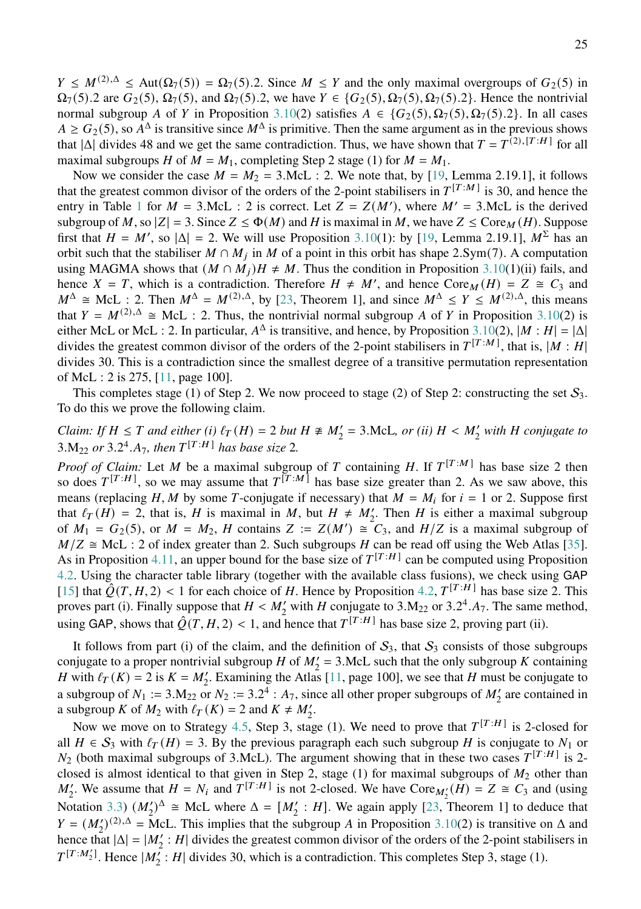$Y \leq M^{(2),\Delta} \leq \mathrm{Aut}(\Omega_7(5)) = \Omega_7(5).2$. Since $M \leq Y$ and the only maximal overgroups of $G_2(5)$ in $\Omega_7(5).2$ are $G_2(5)$, $\Omega_7(5)$, and $\Omega_7(5).2$, we have $Y \in \{G_2(5), \Omega_7(5), \Omega_7(5).2\}$. Hence the nontrivial normal subgroup $A$ of $Y$ in Proposition 3.10(2) satisfies $A \in \{G_2(5), \Omega_7(5), \Omega_7(5).2\}$. In all cases $A \geq G_2(5)$, so $A^\Delta$ is transitive since $M^\Delta$ is primitive. Then the same argument as in the previous shows that $|\Delta|$ divides 48 and we get the same contradiction. Thus, we have shown that $T = T^{(2),[T:H]}$ for all maximal subgroups $H$ of $M = M_1$, completing Step 2 stage (1) for $M = M_1$.

Now we consider the case $M = M_2 = 3.\mathrm{McL} : 2$. We note that, by [19, Lemma 2.19.1], it follows that the greatest common divisor of the orders of the 2-point stabilisers in $T^{[T:M]}$ is 30, and hence the entry in Table 1 for $M = 3.\mathrm{McL} : 2$ is correct. Let $Z = Z(M')$, where $M' = 3.\mathrm{McL}$ is the derived subgroup of $M$, so $|Z| = 3$. Since $Z \leq \Phi(M)$ and $H$ is maximal in $M$, we have $Z \leq \mathrm{Core}_M(H)$. Suppose first that $H = M'$, so $|\Delta| = 2$. We will use Proposition 3.10(1): by [19, Lemma 2.19.1], $M^\Sigma$ has an orbit such that the stabiliser $M \cap M_j$ in $M$ of a point in this orbit has shape $2.\mathrm{Sym}(7)$. A computation using MAGMA shows that $(M \cap M_j)H \neq M$. Thus the condition in Proposition 3.10(1)(ii) fails, and hence $X = T$, which is a contradiction. Therefore $H \neq M'$, and hence $\mathrm{Core}_M(H) = Z \cong C_3$ and $M^\Delta \cong \mathrm{McL} : 2$. Then $M^\Delta = M^{(2),\Delta}$, by [23, Theorem 1], and since $M^\Delta \leq Y \leq M^{(2),\Delta}$, this means that $Y = M^{(2),\Delta} \cong \mathrm{McL} : 2$. Thus, the nontrivial normal subgroup $A$ of $Y$ in Proposition 3.10(2) is either McL or McL : 2. In particular, $A^\Delta$ is transitive, and hence, by Proposition 3.10(2), $|M : H| = |\Delta|$ divides the greatest common divisor of the orders of the 2-point stabilisers in $T^{[T:M]}$, that is, $|M : H|$ divides 30. This is a contradiction since the smallest degree of a transitive permutation representation of McL : 2 is 275, [11, page 100].

This completes stage (1) of Step 2. We now proceed to stage (2) of Step 2: constructing the set $\mathcal{S}_3$. To do this we prove the following claim.

*Claim: If $H \leq T$ and either (i) $\ell_T(H) = 2$ but $H \ncong M_2' = 3.\mathrm{McL}$, or (ii) $H < M_2'$ with $H$ conjugate to $3.\mathrm{M}_{22}$ or $3.2^4.A_7$, then $T^{[T:H]}$ has base size 2.*

*Proof of Claim:* Let $M$ be a maximal subgroup of $T$ containing $H$. If $T^{[T:M]}$ has base size 2 then so does $T^{[T:H]}$, so we may assume that $T^{[T:M]}$ has base size greater than 2. As we saw above, this means (replacing $H, M$ by some $T$-conjugate if necessary) that $M = M_i$ for $i = 1$ or 2. Suppose first that $\ell_T(H) = 2$, that is, $H$ is maximal in $M$, but $H \neq M_2'$. Then $H$ is either a maximal subgroup of $M_1 = G_2(5)$, or $M = M_2$, $H$ contains $Z := Z(M') \cong C_3$, and $H/Z$ is a maximal subgroup of $M/Z \cong \mathrm{McL} : 2$ of index greater than 2. Such subgroups $H$ can be read off using the Web Atlas [35]. As in Proposition 4.11, an upper bound for the base size of $T^{[T:H]}$ can be computed using Proposition 4.2. Using the character table library (together with the available class fusions), we check using GAP [15] that $\hat{Q}(T, H, 2) < 1$ for each choice of $H$. Hence by Proposition 4.2, $T^{[T:H]}$ has base size 2. This proves part (i). Finally suppose that $H < M_2'$ with $H$ conjugate to $3.\mathrm{M}_{22}$ or $3.2^4.A_7$. The same method, using GAP, shows that $\hat{Q}(T, H, 2) < 1$, and hence that $T^{[T:H]}$ has base size 2, proving part (ii).

It follows from part (i) of the claim, and the definition of $\mathcal{S}_3$, that $\mathcal{S}_3$ consists of those subgroups conjugate to a proper nontrivial subgroup $H$ of $M_2' = 3.\mathrm{McL}$ such that the only subgroup $K$ containing $H$ with $\ell_T(K) = 2$ is $K = M_2'$. Examining the Atlas [11, page 100], we see that $H$ must be conjugate to a subgroup of $N_1 := 3.\mathrm{M}_{22}$ or $N_2 := 3.2^4 : A_7$, since all other proper subgroups of $M_2'$ are contained in a subgroup $K$ of $M_2$ with $\ell_T(K) = 2$ and $K \neq M_2'$.

Now we move on to Strategy 4.5, Step 3, stage (1). We need to prove that $T^{[T:H]}$ is 2-closed for all $H \in \mathcal{S}_3$ with $\ell_T(H) = 3$. By the previous paragraph each such subgroup $H$ is conjugate to $N_1$ or $N_2$ (both maximal subgroups of 3.McL). The argument showing that in these two cases $T^{[T:H]}$ is 2-closed is almost identical to that given in Step 2, stage (1) for maximal subgroups of $M_2$ other than $M_2'$. We assume that $H = N_i$ and $T^{[T:H]}$ is not 2-closed. We have $\mathrm{Core}_{M_2'}(H) = Z \cong C_3$ and (using Notation 3.3) $(M_2')^\Delta \cong \mathrm{McL}$ where $\Delta = [M_2' : H]$. We again apply [23, Theorem 1] to deduce that $Y = (M_2')^{(2),\Delta} = \mathrm{McL}$. This implies that the subgroup $A$ in Proposition 3.10(2) is transitive on $\Delta$ and hence that $|\Delta| = |M_2' : H|$ divides the greatest common divisor of the orders of the 2-point stabilisers in $T^{[T:M_2']}$. Hence $|M_2' : H|$ divides 30, which is a contradiction. This completes Step 3, stage (1).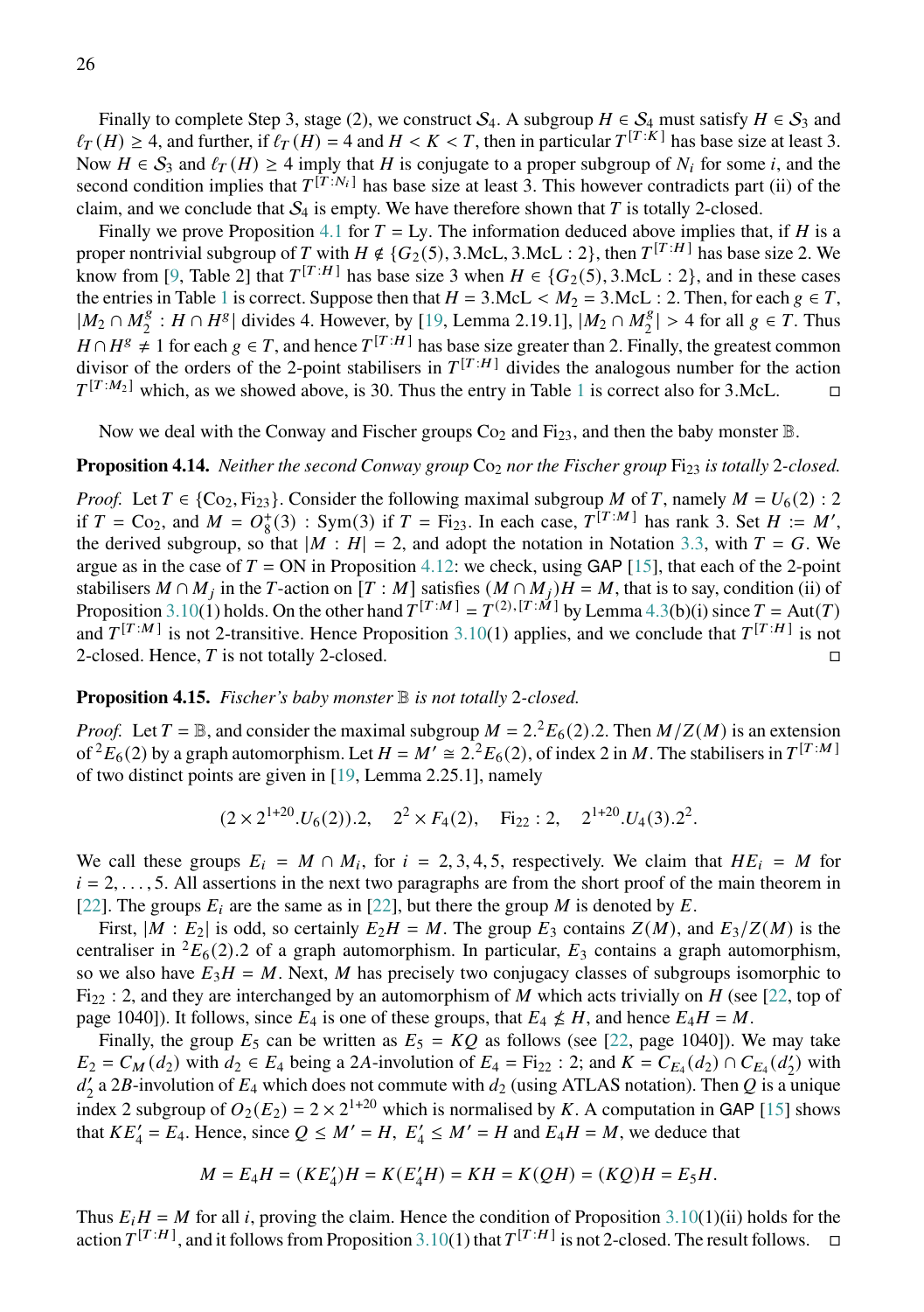Finally to complete Step 3, stage (2), we construct $\mathcal{S}_4$. A subgroup $H \in \mathcal{S}_4$ must satisfy $H \in \mathcal{S}_3$ and $\ell_T(H) \geq 4$, and further, if $\ell_T(H) = 4$ and $H < K < T$, then in particular $T^{[T:K]}$ has base size at least 3. Now $H \in \mathcal{S}_3$ and $\ell_T(H) \geq 4$ imply that $H$ is conjugate to a proper subgroup of $N_i$ for some $i$, and the second condition implies that $T^{[T:N_i]}$ has base size at least 3. This however contradicts part (ii) of the claim, and we conclude that $\mathcal{S}_4$ is empty. We have therefore shown that $T$ is totally 2-closed.

Finally we prove Proposition 4.1 for $T = \mathrm{Ly}$. The information deduced above implies that, if $H$ is a proper nontrivial subgroup of $T$ with $H \notin \{G_2(5), 3.\mathrm{McL}, 3.\mathrm{McL}:2\}$, then $T^{[T:H]}$ has base size 2. We know from [9, Table 2] that $T^{[T:H]}$ has base size 3 when $H \in \{G_2(5), 3.\mathrm{McL}:2\}$, and in these cases the entries in Table 1 is correct. Suppose then that $H = 3.\mathrm{McL} < M_2 = 3.\mathrm{McL}:2$. Then, for each $g \in T$, $|M_2 \cap M_2^g : H \cap H^g|$ divides 4. However, by [19, Lemma 2.19.1], $|M_2 \cap M_2^g| > 4$ for all $g \in T$. Thus $H \cap H^g \neq 1$ for each $g \in T$, and hence $T^{[T:H]}$ has base size greater than 2. Finally, the greatest common divisor of the orders of the 2-point stabilisers in $T^{[T:H]}$ divides the analogous number for the action $T^{[T:M_2]}$ which, as we showed above, is 30. Thus the entry in Table 1 is correct also for 3.McL. $\square$

Now we deal with the Conway and Fischer groups $\mathrm{Co}_2$ and $\mathrm{Fi}_{23}$, and then the baby monster $\mathbb{B}$.

**Proposition 4.14.** *Neither the second Conway group* $\mathrm{Co}_2$ *nor the Fischer group* $\mathrm{Fi}_{23}$ *is totally* 2*-closed.*

*Proof.* Let $T \in \{\mathrm{Co}_2, \mathrm{Fi}_{23}\}$. Consider the following maximal subgroup $M$ of $T$, namely $M = U_6(2):2$ if $T = \mathrm{Co}_2$, and $M = O_8^+(3):\mathrm{Sym}(3)$ if $T = \mathrm{Fi}_{23}$. In each case, $T^{[T:M]}$ has rank 3. Set $H := M'$, the derived subgroup, so that $|M:H| = 2$, and adopt the notation in Notation 3.3, with $T = G$. We argue as in the case of $T = \mathrm{ON}$ in Proposition 4.12: we check, using GAP [15], that each of the 2-point stabilisers $M \cap M_j$ in the $T$-action on $[T:M]$ satisfies $(M \cap M_j)H = M$, that is to say, condition (ii) of Proposition 3.10(1) holds. On the other hand $T^{[T:M]} = T^{(2),[T:M]}$ by Lemma 4.3(b)(i) since $T = \mathrm{Aut}(T)$ and $T^{[T:M]}$ is not 2-transitive. Hence Proposition 3.10(1) applies, and we conclude that $T^{[T:H]}$ is not 2-closed. Hence, $T$ is not totally 2-closed. $\square$

**Proposition 4.15.** *Fischer's baby monster* $\mathbb{B}$ *is not totally* 2*-closed.*

*Proof.* Let $T = \mathbb{B}$, and consider the maximal subgroup $M = 2.{}^2E_6(2).2$. Then $M/Z(M)$ is an extension of ${}^2E_6(2)$ by a graph automorphism. Let $H = M' \cong 2.{}^2E_6(2)$, of index 2 in $M$. The stabilisers in $T^{[T:M]}$ of two distinct points are given in [19, Lemma 2.25.1], namely

$$(2 \times 2^{1+20}.U_6(2)).2, \quad 2^2 \times F_4(2), \quad \mathrm{Fi}_{22}:2, \quad 2^{1+20}.U_4(3).2^2.$$

We call these groups $E_i = M \cap M_i$, for $i = 2, 3, 4, 5$, respectively. We claim that $HE_i = M$ for $i = 2, \ldots, 5$. All assertions in the next two paragraphs are from the short proof of the main theorem in [22]. The groups $E_i$ are the same as in [22], but there the group $M$ is denoted by $E$.

First, $|M : E_2|$ is odd, so certainly $E_2H = M$. The group $E_3$ contains $Z(M)$, and $E_3/Z(M)$ is the centraliser in ${}^2E_6(2).2$ of a graph automorphism. In particular, $E_3$ contains a graph automorphism, so we also have $E_3H = M$. Next, $M$ has precisely two conjugacy classes of subgroups isomorphic to $\mathrm{Fi}_{22}:2$, and they are interchanged by an automorphism of $M$ which acts trivially on $H$ (see [22, top of page 1040]). It follows, since $E_4$ is one of these groups, that $E_4 \not\leq H$, and hence $E_4H = M$.

Finally, the group $E_5$ can be written as $E_5 = KQ$ as follows (see [22, page 1040]). We may take $E_2 = C_M(d_2)$ with $d_2 \in E_4$ being a $2A$-involution of $E_4 = \mathrm{Fi}_{22}:2$; and $K = C_{E_4}(d_2) \cap C_{E_4}(d_2')$ with $d_2'$ a $2B$-involution of $E_4$ which does not commute with $d_2$ (using ATLAS notation). Then $Q$ is a unique index 2 subgroup of $O_2(E_2) = 2 \times 2^{1+20}$ which is normalised by $K$. A computation in GAP [15] shows that $KE_4' = E_4$. Hence, since $Q \leq M' = H$, $E_4' \leq M' = H$ and $E_4H = M$, we deduce that

$$M = E_4H = (KE_4')H = K(E_4'H) = KH = K(QH) = (KQ)H = E_5H.$$

Thus $E_iH = M$ for all $i$, proving the claim. Hence the condition of Proposition 3.10(1)(ii) holds for the action $T^{[T:H]}$, and it follows from Proposition 3.10(1) that $T^{[T:H]}$ is not 2-closed. The result follows. $\square$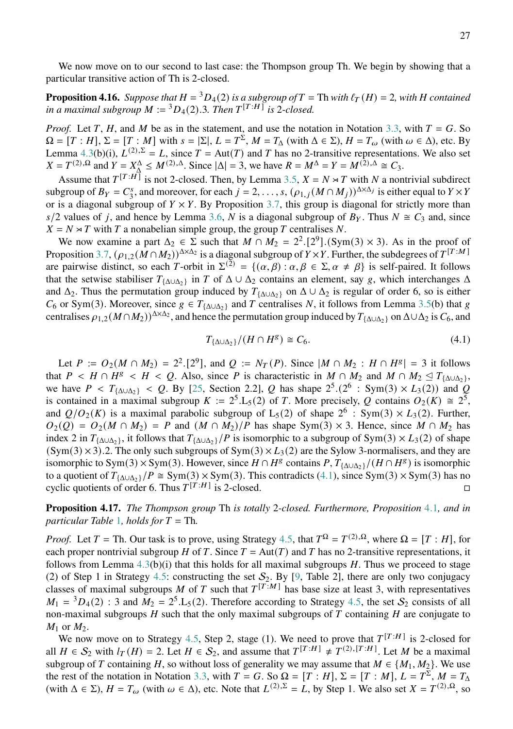We now move on to our second to last case: the Thompson group Th. We begin by showing that a particular transitive action of Th is 2-closed.

**Proposition 4.16.** *Suppose that $H = {}^3D_4(2)$ is a subgroup of $T = \mathrm{Th}$ with $\ell_T(H) = 2$, with $H$ contained in a maximal subgroup $M := {}^3D_4(2).3$. Then $T^{[T:H]}$ is 2-closed.*

*Proof.* Let $T$, $H$, and $M$ be as in the statement, and use the notation in Notation 3.3, with $T = G$. So $\Omega = [T : H]$, $\Sigma = [T : M]$ with $s = |\Sigma|$, $L = T^{\Sigma}$, $M = T_{\Delta}$ (with $\Delta \in \Sigma$), $H = T_{\omega}$ (with $\omega \in \Delta$), etc. By Lemma 4.3(b)(i), $L^{(2),\Sigma} = L$, since $T = \mathrm{Aut}(T)$ and $T$ has no 2-transitive representations. We also set $X = T^{(2),\Omega}$ and $Y = X_{\Delta}^{\Delta} \leq M^{(2),\Delta}$. Since $|\Delta| = 3$, we have $R = M^{\Delta} = Y = M^{(2),\Delta} \cong C_3$.

Assume that $T^{[T:H]}$ is not 2-closed. Then, by Lemma 3.5, $X = N \rtimes T$ with $N$ a nontrivial subdirect subgroup of $B_Y = C_3^s$, and moreover, for each $j = 2, \ldots, s$, $(\rho_{1,j}(M \cap M_j))^{\Delta \times \Delta_j}$ is either equal to $Y \times Y$ or is a diagonal subgroup of $Y \times Y$. By Proposition 3.7, this group is diagonal for strictly more than $s/2$ values of $j$, and hence by Lemma 3.6, $N$ is a diagonal subgroup of $B_Y$. Thus $N \cong C_3$ and, since $X = N \rtimes T$ with $T$ a nonabelian simple group, the group $T$ centralises $N$.

We now examine a part $\Delta_2 \in \Sigma$ such that $M \cap M_2 = 2^2.[2^9].(\mathrm{Sym}(3) \times 3)$. As in the proof of Proposition 3.7, $(\rho_{1,2}(M \cap M_2))^{\Delta \times \Delta_2}$ is a diagonal subgroup of $Y \times Y$. Further, the subdegrees of $T^{[T:M]}$ are pairwise distinct, so each $T$-orbit in $\Sigma^{(2)} = \{(\alpha, \beta) : \alpha, \beta \in \Sigma, \alpha \neq \beta\}$ is self-paired. It follows that the setwise stabiliser $T_{\{\Delta \cup \Delta_2\}}$ in $T$ of $\Delta \cup \Delta_2$ contains an element, say $g$, which interchanges $\Delta$ and $\Delta_2$. Thus the permutation group induced by $T_{\{\Delta \cup \Delta_2\}}$ on $\Delta \cup \Delta_2$ is regular of order 6, so is either $C_6$ or $\mathrm{Sym}(3)$. Moreover, since $g \in T_{\{\Delta \cup \Delta_2\}}$ and $T$ centralises $N$, it follows from Lemma 3.5(b) that $g$ centralises $\rho_{1,2}(M \cap M_2))^{\Delta \times \Delta_2}$, and hence the permutation group induced by $T_{\{\Delta \cup \Delta_2\}}$ on $\Delta \cup \Delta_2$ is $C_6$, and

$$T_{\{\Delta \cup \Delta_2\}}/(H \cap H^g) \cong C_6. \tag{4.1}$$

Let $P := O_2(M \cap M_2) = 2^2.[2^9]$, and $Q := N_T(P)$. Since $|M \cap M_2 : H \cap H^g| = 3$ it follows that $P < H \cap H^g < H < Q$. Also, since $P$ is characteristic in $M \cap M_2$ and $M \cap M_2 \trianglelefteq T_{\{\Delta \cup \Delta_2\}}$, we have $P < T_{\{\Delta \cup \Delta_2\}} < Q$. By [25, Section 2.2], $Q$ has shape $2^5.(2^6 : \mathrm{Sym}(3) \times L_3(2))$ and $Q$ is contained in a maximal subgroup $K := 2^5.\mathrm{L}_5(2)$ of $T$. More precisely, $Q$ contains $O_2(K) \cong 2^5$, and $Q/O_2(K)$ is a maximal parabolic subgroup of $\mathrm{L}_5(2)$ of shape $2^6 : \mathrm{Sym}(3) \times L_3(2)$. Further, $O_2(Q) = O_2(M \cap M_2) = P$ and $(M \cap M_2)/P$ has shape $\mathrm{Sym}(3) \times 3$. Hence, since $M \cap M_2$ has index 2 in $T_{\{\Delta \cup \Delta_2\}}$, it follows that $T_{\{\Delta \cup \Delta_2\}}/P$ is isomorphic to a subgroup of $\mathrm{Sym}(3) \times L_3(2)$ of shape $(\mathrm{Sym}(3) \times 3).2$. The only such subgroups of $\mathrm{Sym}(3) \times L_3(2)$ are the Sylow 3-normalisers, and they are isomorphic to $\mathrm{Sym}(3) \times \mathrm{Sym}(3)$. However, since $H \cap H^g$ contains $P$, $T_{\{\Delta \cup \Delta_2\}}/(H \cap H^g)$ is isomorphic to a quotient of $T_{\{\Delta \cup \Delta_2\}}/P \cong \mathrm{Sym}(3) \times \mathrm{Sym}(3)$. This contradicts (4.1), since $\mathrm{Sym}(3) \times \mathrm{Sym}(3)$ has no cyclic quotients of order 6. Thus $T^{[T:H]}$ is 2-closed. $\square$

**Proposition 4.17.** *The Thompson group* Th *is totally 2-closed. Furthermore, Proposition 4.1, and in particular Table 1, holds for $T = \mathrm{Th}$.*

*Proof.* Let $T = \mathrm{Th}$. Our task is to prove, using Strategy 4.5, that $T^{\Omega} = T^{(2),\Omega}$, where $\Omega = [T : H]$, for each proper nontrivial subgroup $H$ of $T$. Since $T = \mathrm{Aut}(T)$ and $T$ has no 2-transitive representations, it follows from Lemma 4.3(b)(i) that this holds for all maximal subgroups $H$. Thus we proceed to stage (2) of Step 1 in Strategy 4.5: constructing the set $\mathcal{S}_2$. By [9, Table 2], there are only two conjugacy classes of maximal subgroups $M$ of $T$ such that $T^{[T:M]}$ has base size at least 3, with representatives $M_1 = {}^3D_4(2) : 3$ and $M_2 = 2^5.\mathrm{L}_5(2)$. Therefore according to Strategy 4.5, the set $\mathcal{S}_2$ consists of all non-maximal subgroups $H$ such that the only maximal subgroups of $T$ containing $H$ are conjugate to $M_1$ or $M_2$.

We now move on to Strategy 4.5, Step 2, stage (1). We need to prove that $T^{[T:H]}$ is 2-closed for all $H \in \mathcal{S}_2$ with $l_T(H) = 2$. Let $H \in \mathcal{S}_2$, and assume that $T^{[T:H]} \neq T^{(2),[T:H]}$. Let $M$ be a maximal subgroup of $T$ containing $H$, so without loss of generality we may assume that $M \in \{M_1, M_2\}$. We use the rest of the notation in Notation 3.3, with $T = G$. So $\Omega = [T : H]$, $\Sigma = [T : M]$, $L = T^{\Sigma}$, $M = T_{\Delta}$ (with $\Delta \in \Sigma$), $H = T_{\omega}$ (with $\omega \in \Delta$), etc. Note that $L^{(2),\Sigma} = L$, by Step 1. We also set $X = T^{(2),\Omega}$, so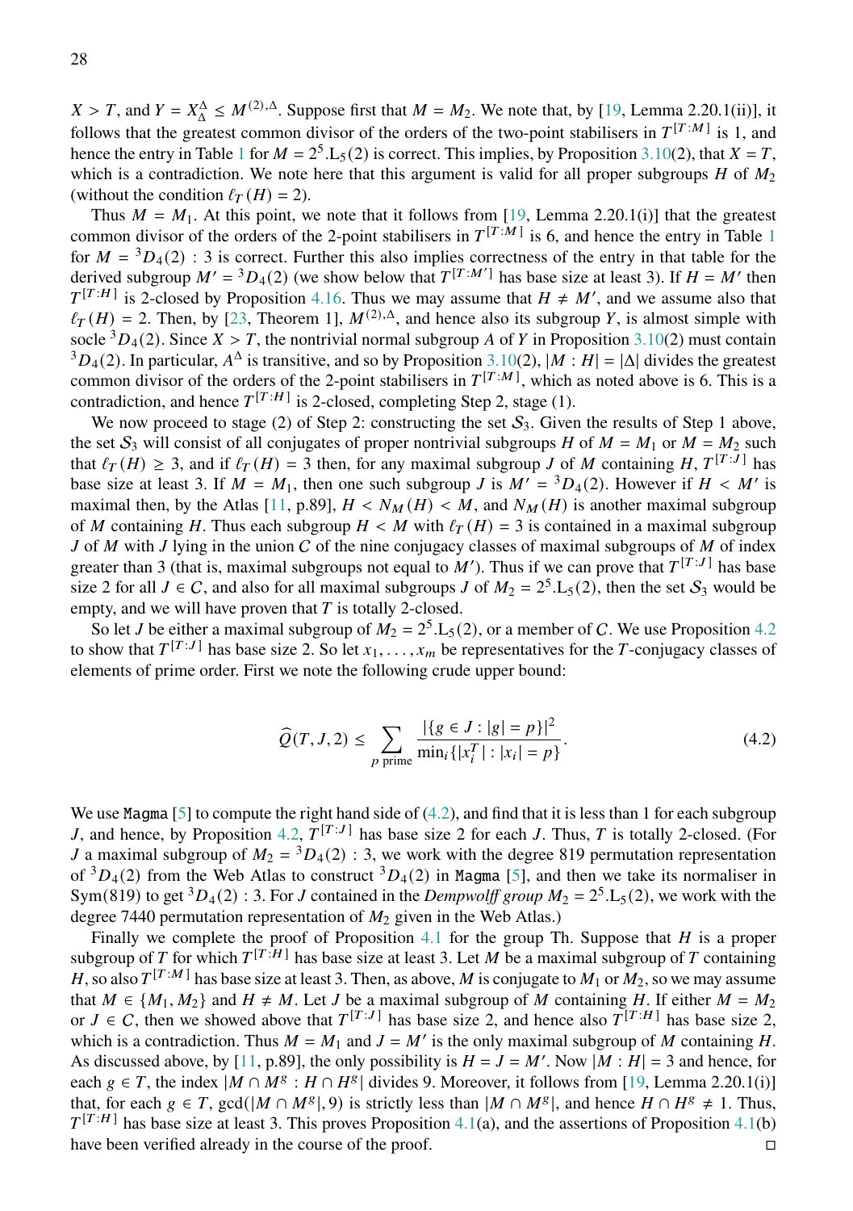$X > T$, and $Y = X_\Delta^\Delta \leq M^{(2),\Delta}$. Suppose first that $M = M_2$. We note that, by [19, Lemma 2.20.1(ii)], it follows that the greatest common divisor of the orders of the two-point stabilisers in $T^{[T:M]}$ is 1, and hence the entry in Table 1 for $M = 2^5.\mathrm{L}_5(2)$ is correct. This implies, by Proposition 3.10(2), that $X = T$, which is a contradiction. We note here that this argument is valid for all proper subgroups $H$ of $M_2$ (without the condition $\ell_T(H) = 2$).

Thus $M = M_1$. At this point, we note that it follows from [19, Lemma 2.20.1(i)] that the greatest common divisor of the orders of the 2-point stabilisers in $T^{[T:M]}$ is 6, and hence the entry in Table 1 for $M = {}^3D_4(2) : 3$ is correct. Further this also implies correctness of the entry in that table for the derived subgroup $M' = {}^3D_4(2)$ (we show below that $T^{[T:M']}$ has base size at least 3). If $H = M'$ then $T^{[T:H]}$ is 2-closed by Proposition 4.16. Thus we may assume that $H \neq M'$, and we assume also that $\ell_T(H) = 2$. Then, by [23, Theorem 1], $M^{(2),\Delta}$, and hence also its subgroup $Y$, is almost simple with socle ${}^3D_4(2)$. Since $X > T$, the nontrivial normal subgroup $A$ of $Y$ in Proposition 3.10(2) must contain ${}^3D_4(2)$. In particular, $A^\Delta$ is transitive, and so by Proposition 3.10(2), $|M : H| = |\Delta|$ divides the greatest common divisor of the orders of the 2-point stabilisers in $T^{[T:M]}$, which as noted above is 6. This is a contradiction, and hence $T^{[T:H]}$ is 2-closed, completing Step 2, stage (1).

We now proceed to stage (2) of Step 2: constructing the set $\mathcal{S}_3$. Given the results of Step 1 above, the set $\mathcal{S}_3$ will consist of all conjugates of proper nontrivial subgroups $H$ of $M = M_1$ or $M = M_2$ such that $\ell_T(H) \geq 3$, and if $\ell_T(H) = 3$ then, for any maximal subgroup $J$ of $M$ containing $H$, $T^{[T:J]}$ has base size at least 3. If $M = M_1$, then one such subgroup $J$ is $M' = {}^3D_4(2)$. However if $H < M'$ is maximal then, by the Atlas [11, p.89], $H < N_M(H) < M$, and $N_M(H)$ is another maximal subgroup of $M$ containing $H$. Thus each subgroup $H < M$ with $\ell_T(H) = 3$ is contained in a maximal subgroup $J$ of $M$ with $J$ lying in the union $\mathcal{C}$ of the nine conjugacy classes of maximal subgroups of $M$ of index greater than 3 (that is, maximal subgroups not equal to $M'$). Thus if we can prove that $T^{[T:J]}$ has base size 2 for all $J \in \mathcal{C}$, and also for all maximal subgroups $J$ of $M_2 = 2^5.\mathrm{L}_5(2)$, then the set $\mathcal{S}_3$ would be empty, and we will have proven that $T$ is totally 2-closed.

So let $J$ be either a maximal subgroup of $M_2 = 2^5.\mathrm{L}_5(2)$, or a member of $\mathcal{C}$. We use Proposition 4.2 to show that $T^{[T:J]}$ has base size 2. So let $x_1, \ldots, x_m$ be representatives for the $T$-conjugacy classes of elements of prime order. First we note the following crude upper bound:

$$\widehat{Q}(T, J, 2) \leq \sum_{p \text{ prime}} \frac{|\{g \in J : |g| = p\}|^2}{\min_i\{|x_i^T| : |x_i| = p\}}. \tag{4.2}$$

We use `Magma` [5] to compute the right hand side of (4.2), and find that it is less than 1 for each subgroup $J$, and hence, by Proposition 4.2, $T^{[T:J]}$ has base size 2 for each $J$. Thus, $T$ is totally 2-closed. (For $J$ a maximal subgroup of $M_2 = {}^3D_4(2) : 3$, we work with the degree 819 permutation representation of ${}^3D_4(2)$ from the Web Atlas to construct ${}^3D_4(2)$ in `Magma` [5], and then we take its normaliser in $\mathrm{Sym}(819)$ to get ${}^3D_4(2) : 3$. For $J$ contained in the *Dempwolff group* $M_2 = 2^5.\mathrm{L}_5(2)$, we work with the degree 7440 permutation representation of $M_2$ given in the Web Atlas.)

Finally we complete the proof of Proposition 4.1 for the group Th. Suppose that $H$ is a proper subgroup of $T$ for which $T^{[T:H]}$ has base size at least 3. Let $M$ be a maximal subgroup of $T$ containing $H$, so also $T^{[T:M]}$ has base size at least 3. Then, as above, $M$ is conjugate to $M_1$ or $M_2$, so we may assume that $M \in \{M_1, M_2\}$ and $H \neq M$. Let $J$ be a maximal subgroup of $M$ containing $H$. If either $M = M_2$ or $J \in \mathcal{C}$, then we showed above that $T^{[T:J]}$ has base size 2, and hence also $T^{[T:H]}$ has base size 2, which is a contradiction. Thus $M = M_1$ and $J = M'$ is the only maximal subgroup of $M$ containing $H$. As discussed above, by [11, p.89], the only possibility is $H = J = M'$. Now $|M : H| = 3$ and hence, for each $g \in T$, the index $|M \cap M^g : H \cap H^g|$ divides 9. Moreover, it follows from [19, Lemma 2.20.1(i)] that, for each $g \in T$, $\gcd(|M \cap M^g|, 9)$ is strictly less than $|M \cap M^g|$, and hence $H \cap H^g \neq 1$. Thus, $T^{[T:H]}$ has base size at least 3. This proves Proposition 4.1(a), and the assertions of Proposition 4.1(b) have been verified already in the course of the proof. □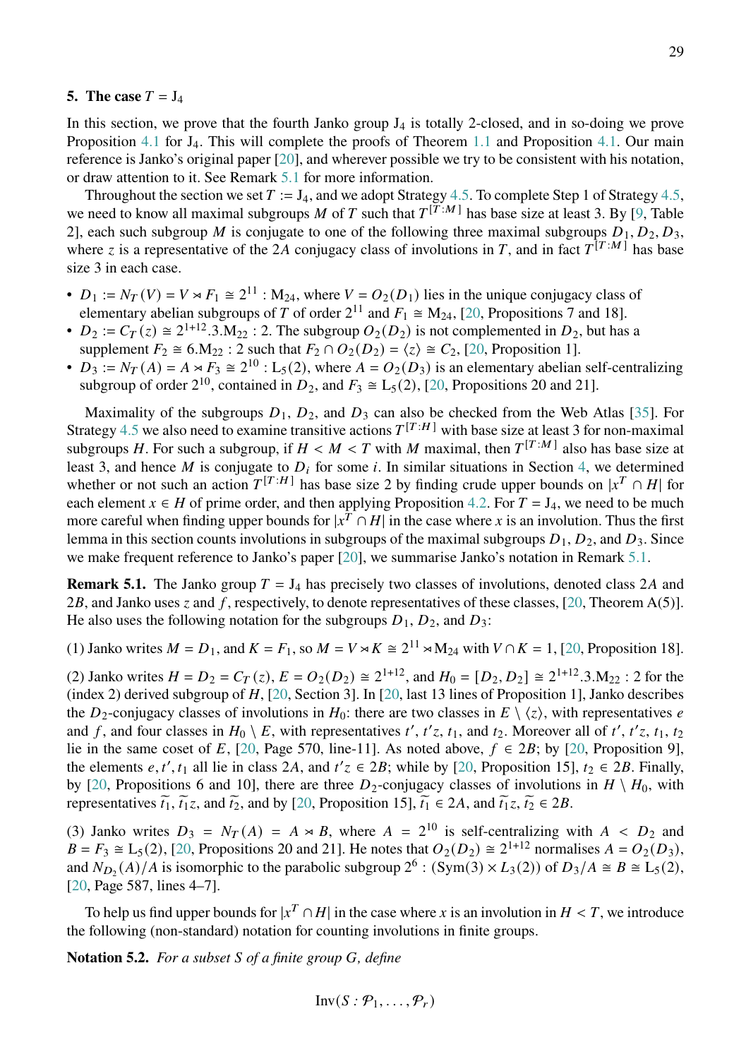## 5. The case $T = \mathrm{J}_4$

In this section, we prove that the fourth Janko group $\mathrm{J}_4$ is totally 2-closed, and in so-doing we prove Proposition 4.1 for $\mathrm{J}_4$. This will complete the proofs of Theorem 1.1 and Proposition 4.1. Our main reference is Janko's original paper [20], and wherever possible we try to be consistent with his notation, or draw attention to it. See Remark 5.1 for more information.

Throughout the section we set $T := \mathrm{J}_4$, and we adopt Strategy 4.5. To complete Step 1 of Strategy 4.5, we need to know all maximal subgroups $M$ of $T$ such that $T^{[T:M]}$ has base size at least 3. By [9, Table 2], each such subgroup $M$ is conjugate to one of the following three maximal subgroups $D_1, D_2, D_3$, where $z$ is a representative of the $2A$ conjugacy class of involutions in $T$, and in fact $T^{[T:M]}$ has base size 3 in each case.

- $D_1 := N_T(V) = V \rtimes F_1 \cong 2^{11} : \mathrm{M}_{24}$, where $V = O_2(D_1)$ lies in the unique conjugacy class of elementary abelian subgroups of $T$ of order $2^{11}$ and $F_1 \cong \mathrm{M}_{24}$, [20, Propositions 7 and 18].
- $D_2 := C_T(z) \cong 2^{1+12}.3.\mathrm{M}_{22} : 2$. The subgroup $O_2(D_2)$ is not complemented in $D_2$, but has a supplement $F_2 \cong 6.\mathrm{M}_{22} : 2$ such that $F_2 \cap O_2(D_2) = \langle z \rangle \cong C_2$, [20, Proposition 1].
- $D_3 := N_T(A) = A \rtimes F_3 \cong 2^{10} : \mathrm{L}_5(2)$, where $A = O_2(D_3)$ is an elementary abelian self-centralizing subgroup of order $2^{10}$, contained in $D_2$, and $F_3 \cong \mathrm{L}_5(2)$, [20, Propositions 20 and 21].

Maximality of the subgroups $D_1$, $D_2$, and $D_3$ can also be checked from the Web Atlas [35]. For Strategy 4.5 we also need to examine transitive actions $T^{[T:H]}$ with base size at least 3 for non-maximal subgroups $H$. For such a subgroup, if $H < M < T$ with $M$ maximal, then $T^{[T:M]}$ also has base size at least 3, and hence $M$ is conjugate to $D_i$ for some $i$. In similar situations in Section 4, we determined whether or not such an action $T^{[T:H]}$ has base size 2 by finding crude upper bounds on $|x^T \cap H|$ for each element $x \in H$ of prime order, and then applying Proposition 4.2. For $T = \mathrm{J}_4$, we need to be much more careful when finding upper bounds for $|x^T \cap H|$ in the case where $x$ is an involution. Thus the first lemma in this section counts involutions in subgroups of the maximal subgroups $D_1$, $D_2$, and $D_3$. Since we make frequent reference to Janko's paper [20], we summarise Janko's notation in Remark 5.1.

**Remark 5.1.** The Janko group $T = \mathrm{J}_4$ has precisely two classes of involutions, denoted class $2A$ and $2B$, and Janko uses $z$ and $f$, respectively, to denote representatives of these classes, [20, Theorem A(5)]. He also uses the following notation for the subgroups $D_1$, $D_2$, and $D_3$:

(1) Janko writes $M = D_1$, and $K = F_1$, so $M = V \rtimes K \cong 2^{11} \rtimes \mathrm{M}_{24}$ with $V \cap K = 1$, [20, Proposition 18].

(2) Janko writes $H = D_2 = C_T(z)$, $E = O_2(D_2) \cong 2^{1+12}$, and $H_0 = [D_2, D_2] \cong 2^{1+12}.3.\mathrm{M}_{22} : 2$ for the (index 2) derived subgroup of $H$, [20, Section 3]. In [20, last 13 lines of Proposition 1], Janko describes the $D_2$-conjugacy classes of involutions in $H_0$: there are two classes in $E \setminus \langle z \rangle$, with representatives $e$ and $f$, and four classes in $H_0 \setminus E$, with representatives $t'$, $t'z$, $t_1$, and $t_2$. Moreover all of $t'$, $t'z$, $t_1$, $t_2$ lie in the same coset of $E$, [20, Page 570, line-11]. As noted above, $f \in 2B$; by [20, Proposition 9], the elements $e, t', t_1$ all lie in class $2A$, and $t'z \in 2B$; while by [20, Proposition 15], $t_2 \in 2B$. Finally, by [20, Propositions 6 and 10], there are three $D_2$-conjugacy classes of involutions in $H \setminus H_0$, with representatives $\widetilde{t_1}$, $\widetilde{t_1}z$, and $\widetilde{t_2}$, and by [20, Proposition 15], $\widetilde{t_1} \in 2A$, and $\widetilde{t_1}z, \widetilde{t_2} \in 2B$.

(3) Janko writes $D_3 = N_T(A) = A \rtimes B$, where $A = 2^{10}$ is self-centralizing with $A < D_2$ and $B = F_3 \cong \mathrm{L}_5(2)$, [20, Propositions 20 and 21]. He notes that $O_2(D_2) \cong 2^{1+12}$ normalises $A = O_2(D_3)$, and $N_{D_2}(A)/A$ is isomorphic to the parabolic subgroup $2^6 : (\mathrm{Sym}(3) \times L_3(2))$ of $D_3/A \cong B \cong \mathrm{L}_5(2)$, [20, Page 587, lines 4–7].

To help us find upper bounds for $|x^T \cap H|$ in the case where $x$ is an involution in $H < T$, we introduce the following (non-standard) notation for counting involutions in finite groups.

**Notation 5.2.** *For a subset $S$ of a finite group $G$, define*

$$\mathrm{Inv}(S : \mathcal{P}_1, \ldots, \mathcal{P}_r)$$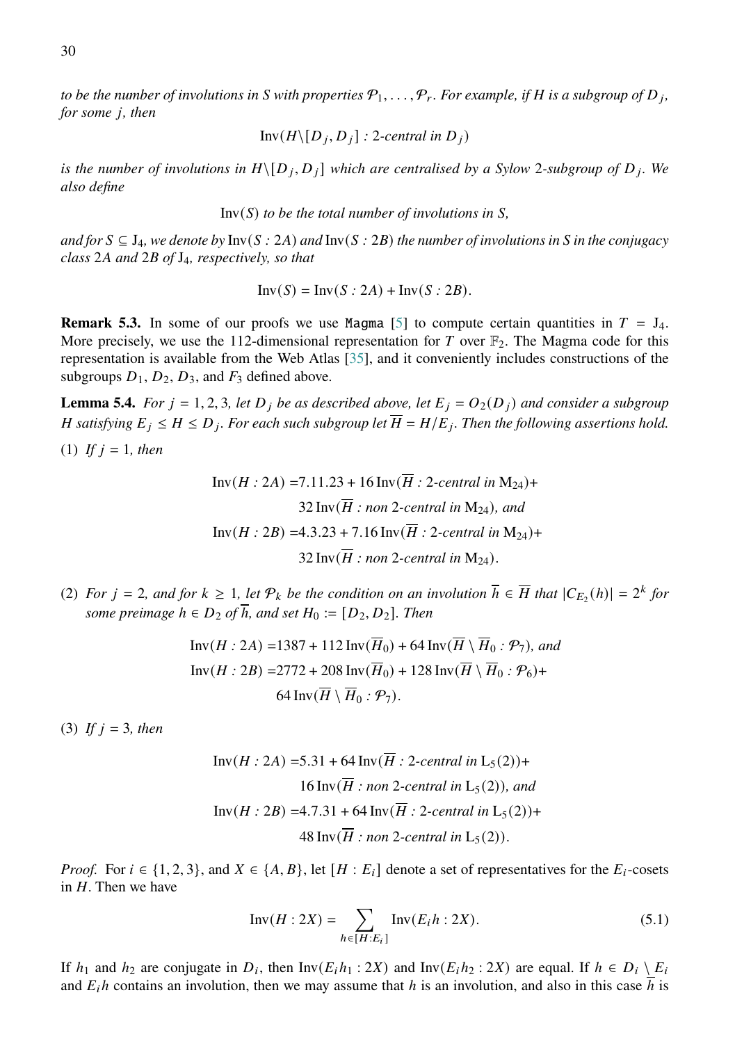*to be the number of involutions in S with properties $\mathcal{P}_1, \ldots, \mathcal{P}_r$. For example, if H is a subgroup of $D_j$, for some j, then*

$$\mathrm{Inv}(H\backslash[D_j, D_j] : \text{2-central in } D_j)$$

*is the number of involutions in $H\backslash[D_j, D_j]$ which are centralised by a Sylow 2-subgroup of $D_j$. We also define*

$$\mathrm{Inv}(S) \text{ to be the total number of involutions in } S,$$

*and for $S \subseteq \mathrm{J}_4$, we denote by $\mathrm{Inv}(S : 2A)$ and $\mathrm{Inv}(S : 2B)$ the number of involutions in S in the conjugacy class 2A and 2B of $\mathrm{J}_4$, respectively, so that*

$$\mathrm{Inv}(S) = \mathrm{Inv}(S : 2A) + \mathrm{Inv}(S : 2B).$$

**Remark 5.3.** In some of our proofs we use `Magma` [5] to compute certain quantities in $T = \mathrm{J}_4$. More precisely, we use the 112-dimensional representation for $T$ over $\mathbb{F}_2$. The Magma code for this representation is available from the Web Atlas [35], and it conveniently includes constructions of the subgroups $D_1$, $D_2$, $D_3$, and $F_3$ defined above.

**Lemma 5.4.** *For $j = 1, 2, 3$, let $D_j$ be as described above, let $E_j = O_2(D_j)$ and consider a subgroup H satisfying $E_j \le H \le D_j$. For each such subgroup let $\overline{H} = H/E_j$. Then the following assertions hold.*

(1) *If $j = 1$, then*

$$\begin{aligned}\mathrm{Inv}(H : 2A) =& 7.11.23 + 16\,\mathrm{Inv}(\overline{H} : \text{2-central in } \mathrm{M}_{24}) + \\ & 32\,\mathrm{Inv}(\overline{H} : \text{non 2-central in } \mathrm{M}_{24}), \text{ and} \\ \mathrm{Inv}(H : 2B) =& 4.3.23 + 7.16\,\mathrm{Inv}(\overline{H} : \text{2-central in } \mathrm{M}_{24}) + \\ & 32\,\mathrm{Inv}(\overline{H} : \text{non 2-central in } \mathrm{M}_{24}).\end{aligned}$$

(2) *For $j = 2$, and for $k \ge 1$, let $\mathcal{P}_k$ be the condition on an involution $\overline{h} \in \overline{H}$ that $|C_{E_2}(h)| = 2^k$ for some preimage $h \in D_2$ of $\overline{h}$, and set $H_0 := [D_2, D_2]$. Then*

$$\begin{aligned}\mathrm{Inv}(H : 2A) =& 1387 + 112\,\mathrm{Inv}(\overline{H}_0) + 64\,\mathrm{Inv}(\overline{H} \setminus \overline{H}_0 : \mathcal{P}_7), \text{ and} \\ \mathrm{Inv}(H : 2B) =& 2772 + 208\,\mathrm{Inv}(\overline{H}_0) + 128\,\mathrm{Inv}(\overline{H} \setminus \overline{H}_0 : \mathcal{P}_6) + \\ & 64\,\mathrm{Inv}(\overline{H} \setminus \overline{H}_0 : \mathcal{P}_7).\end{aligned}$$

(3) *If $j = 3$, then*

$$\begin{aligned}\mathrm{Inv}(H : 2A) =& 5.31 + 64\,\mathrm{Inv}(\overline{H} : \text{2-central in } \mathrm{L}_5(2)) + \\ & 16\,\mathrm{Inv}(\overline{H} : \text{non 2-central in } \mathrm{L}_5(2)), \text{ and} \\ \mathrm{Inv}(H : 2B) =& 4.7.31 + 64\,\mathrm{Inv}(\overline{H} : \text{2-central in } \mathrm{L}_5(2)) + \\ & 48\,\mathrm{Inv}(\overline{H} : \text{non 2-central in } \mathrm{L}_5(2)).\end{aligned}$$

*Proof.* For $i \in \{1, 2, 3\}$, and $X \in \{A, B\}$, let $[H : E_i]$ denote a set of representatives for the $E_i$-cosets in $H$. Then we have

$$\mathrm{Inv}(H : 2X) = \sum_{h \in [H:E_i]} \mathrm{Inv}(E_i h : 2X). \tag{5.1}$$

If $h_1$ and $h_2$ are conjugate in $D_i$, then $\mathrm{Inv}(E_i h_1 : 2X)$ and $\mathrm{Inv}(E_i h_2 : 2X)$ are equal. If $h \in D_i \setminus E_i$ and $E_i h$ contains an involution, then we may assume that $h$ is an involution, and also in this case $\overline{h}$ is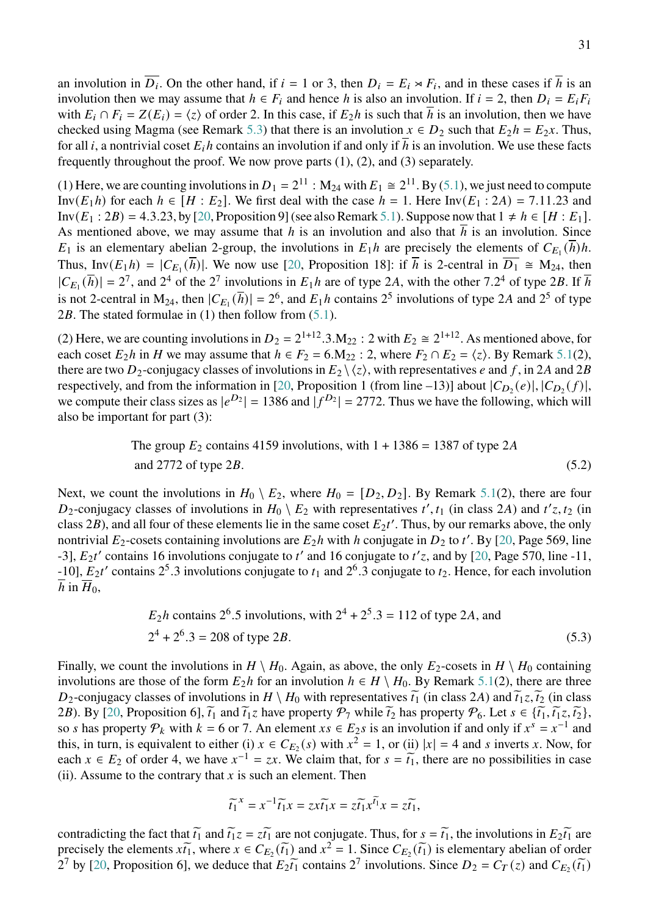an involution in $\overline{D_i}$. On the other hand, if $i = 1$ or 3, then $D_i = E_i \rtimes F_i$, and in these cases if $\overline{h}$ is an involution then we may assume that $h \in F_i$ and hence $h$ is also an involution. If $i = 2$, then $D_i = E_i F_i$ with $E_i \cap F_i = Z(E_i) = \langle z \rangle$ of order 2. In this case, if $E_2 h$ is such that $\overline{h}$ is an involution, then we have checked using Magma (see Remark 5.3) that there is an involution $x \in D_2$ such that $E_2 h = E_2 x$. Thus, for all $i$, a nontrivial coset $E_i h$ contains an involution if and only if $\overline{h}$ is an involution. We use these facts frequently throughout the proof. We now prove parts (1), (2), and (3) separately.

(1) Here, we are counting involutions in $D_1 = 2^{11} : \mathrm{M}_{24}$ with $E_1 \cong 2^{11}$. By (5.1), we just need to compute $\mathrm{Inv}(E_1 h)$ for each $h \in [H : E_2]$. We first deal with the case $h = 1$. Here $\mathrm{Inv}(E_1 : 2A) = 7.11.23$ and $\mathrm{Inv}(E_1 : 2B) = 4.3.23$, by [20, Proposition 9] (see also Remark 5.1). Suppose now that $1 \neq h \in [H : E_1]$. As mentioned above, we may assume that $h$ is an involution and also that $\overline{h}$ is an involution. Since $E_1$ is an elementary abelian 2-group, the involutions in $E_1 h$ are precisely the elements of $C_{E_1}(\overline{h})h$. Thus, $\mathrm{Inv}(E_1 h) = |C_{E_1}(\overline{h})|$. We now use [20, Proposition 18]: if $\overline{h}$ is 2-central in $\overline{D_1} \cong \mathrm{M}_{24}$, then $|C_{E_1}(\overline{h})| = 2^7$, and $2^4$ of the $2^7$ involutions in $E_1 h$ are of type $2A$, with the other $7.2^4$ of type $2B$. If $\overline{h}$ is not 2-central in $\mathrm{M}_{24}$, then $|C_{E_1}(\overline{h})| = 2^6$, and $E_1 h$ contains $2^5$ involutions of type $2A$ and $2^5$ of type $2B$. The stated formulae in (1) then follow from (5.1).

(2) Here, we are counting involutions in $D_2 = 2^{1+12}.3.\mathrm{M}_{22} : 2$ with $E_2 \cong 2^{1+12}$. As mentioned above, for each coset $E_2 h$ in $H$ we may assume that $h \in F_2 = 6.\mathrm{M}_{22} : 2$, where $F_2 \cap E_2 = \langle z \rangle$. By Remark 5.1(2), there are two $D_2$-conjugacy classes of involutions in $E_2 \setminus \langle z \rangle$, with representatives $e$ and $f$, in $2A$ and $2B$ respectively, and from the information in [20, Proposition 1 (from line −13)] about $|C_{D_2}(e)|, |C_{D_2}(f)|$, we compute their class sizes as $|e^{D_2}| = 1386$ and $|f^{D_2}| = 2772$. Thus we have the following, which will also be important for part (3):

$$\text{The group } E_2 \text{ contains 4159 involutions, with } 1 + 1386 = 1387 \text{ of type } 2A \text{ and 2772 of type } 2B. \tag{5.2}$$

Next, we count the involutions in $H_0 \setminus E_2$, where $H_0 = [D_2, D_2]$. By Remark 5.1(2), there are four $D_2$-conjugacy classes of involutions in $H_0 \setminus E_2$ with representatives $t', t_1$ (in class $2A$) and $t'z, t_2$ (in class $2B$), and all four of these elements lie in the same coset $E_2 t'$. Thus, by our remarks above, the only nontrivial $E_2$-cosets containing involutions are $E_2 h$ with $h$ conjugate in $D_2$ to $t'$. By [20, Page 569, line -3], $E_2 t'$ contains 16 involutions conjugate to $t'$ and 16 conjugate to $t'z$, and by [20, Page 570, line -11, -10], $E_2 t'$ contains $2^5.3$ involutions conjugate to $t_1$ and $2^6.3$ conjugate to $t_2$. Hence, for each involution $\overline{h}$ in $\overline{H}_0$,

$$E_2 h \text{ contains } 2^6.5 \text{ involutions, with } 2^4 + 2^5.3 = 112 \text{ of type } 2A, \text{ and } 2^4 + 2^6.3 = 208 \text{ of type } 2B. \tag{5.3}$$

Finally, we count the involutions in $H \setminus H_0$. Again, as above, the only $E_2$-cosets in $H \setminus H_0$ containing involutions are those of the form $E_2 h$ for an involution $h \in H \setminus H_0$. By Remark 5.1(2), there are three $D_2$-conjugacy classes of involutions in $H \setminus H_0$ with representatives $\widetilde{t_1}$ (in class $2A$) and $\widetilde{t_1}z, \widetilde{t_2}$ (in class $2B$). By [20, Proposition 6], $\widetilde{t_1}$ and $\widetilde{t_1}z$ have property $\mathcal{P}_7$ while $\widetilde{t_2}$ has property $\mathcal{P}_6$. Let $s \in \{\widetilde{t_1}, \widetilde{t_1}z, \widetilde{t_2}\}$, so $s$ has property $\mathcal{P}_k$ with $k = 6$ or 7. An element $xs \in E_2 s$ is an involution if and only if $x^s = x^{-1}$ and this, in turn, is equivalent to either (i) $x \in C_{E_2}(s)$ with $x^2 = 1$, or (ii) $|x| = 4$ and $s$ inverts $x$. Now, for each $x \in E_2$ of order 4, we have $x^{-1} = zx$. We claim that, for $s = \widetilde{t_1}$, there are no possibilities in case (ii). Assume to the contrary that $x$ is such an element. Then

$$\widetilde{t_1}^{\,x} = x^{-1}\widetilde{t_1}x = zx\widetilde{t_1}x = z\widetilde{t_1}x^{\widetilde{t_1}}x = z\widetilde{t_1},$$

contradicting the fact that $\widetilde{t_1}$ and $\widetilde{t_1}z = z\widetilde{t_1}$ are not conjugate. Thus, for $s = \widetilde{t_1}$, the involutions in $E_2\widetilde{t_1}$ are precisely the elements $x\widetilde{t_1}$, where $x \in C_{E_2}(\widetilde{t_1})$ and $x^2 = 1$. Since $C_{E_2}(\widetilde{t_1})$ is elementary abelian of order $2^7$ by [20, Proposition 6], we deduce that $E_2\widetilde{t_1}$ contains $2^7$ involutions. Since $D_2 = C_T(z)$ and $C_{E_2}(\widetilde{t_1})$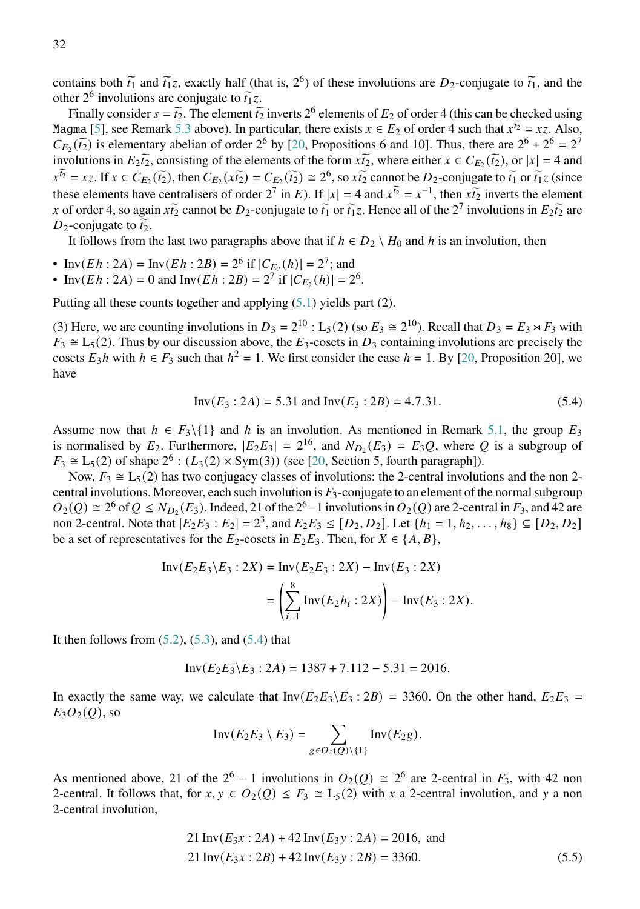contains both $\widetilde{t_1}$ and $\widetilde{t_1}z$, exactly half (that is, $2^6$) of these involutions are $D_2$-conjugate to $\widetilde{t_1}$, and the other $2^6$ involutions are conjugate to $\widetilde{t_1}z$.

Finally consider $s = \widetilde{t_2}$. The element $\widetilde{t_2}$ inverts $2^6$ elements of $E_2$ of order 4 (this can be checked using Magma [5], see Remark 5.3 above). In particular, there exists $x \in E_2$ of order 4 such that $x^{\widetilde{t_2}} = xz$. Also, $C_{E_2}(\widetilde{t_2})$ is elementary abelian of order $2^6$ by [20, Propositions 6 and 10]. Thus, there are $2^6 + 2^6 = 2^7$ involutions in $E_2\widetilde{t_2}$, consisting of the elements of the form $x\widetilde{t_2}$, where either $x \in C_{E_2}(\widetilde{t_2})$, or $|x| = 4$ and $x^{\widetilde{t_2}} = xz$. If $x \in C_{E_2}(\widetilde{t_2})$, then $C_{E_2}(x\widetilde{t_2}) = C_{E_2}(\widetilde{t_2}) \cong 2^6$, so $x\widetilde{t_2}$ cannot be $D_2$-conjugate to $\widetilde{t_1}$ or $\widetilde{t_1}z$ (since these elements have centralisers of order $2^7$ in $E$). If $|x| = 4$ and $x^{\widetilde{t_2}} = x^{-1}$, then $x\widetilde{t_2}$ inverts the element $x$ of order 4, so again $x\widetilde{t_2}$ cannot be $D_2$-conjugate to $\widetilde{t_1}$ or $\widetilde{t_1}z$. Hence all of the $2^7$ involutions in $E_2\widetilde{t_2}$ are $D_2$-conjugate to $\widetilde{t_2}$.

It follows from the last two paragraphs above that if $h \in D_2 \setminus H_0$ and $h$ is an involution, then

- $\mathrm{Inv}(Eh : 2A) = \mathrm{Inv}(Eh : 2B) = 2^6$ if $|C_{E_2}(h)| = 2^7$; and
- $\mathrm{Inv}(Eh : 2A) = 0$ and $\mathrm{Inv}(Eh : 2B) = 2^7$ if $|C_{E_2}(h)| = 2^6$.

Putting all these counts together and applying (5.1) yields part (2).

(3) Here, we are counting involutions in $D_3 = 2^{10} : \mathrm{L}_5(2)$ (so $E_3 \cong 2^{10}$). Recall that $D_3 = E_3 \rtimes F_3$ with $F_3 \cong \mathrm{L}_5(2)$. Thus by our discussion above, the $E_3$-cosets in $D_3$ containing involutions are precisely the cosets $E_3h$ with $h \in F_3$ such that $h^2 = 1$. We first consider the case $h = 1$. By [20, Proposition 20], we have

$$\mathrm{Inv}(E_3 : 2A) = 5.31 \text{ and } \mathrm{Inv}(E_3 : 2B) = 4.7.31. \tag{5.4}$$

Assume now that $h \in F_3\backslash\{1\}$ and $h$ is an involution. As mentioned in Remark 5.1, the group $E_3$ is normalised by $E_2$. Furthermore, $|E_2E_3| = 2^{16}$, and $N_{D_2}(E_3) = E_3Q$, where $Q$ is a subgroup of $F_3 \cong \mathrm{L}_5(2)$ of shape $2^6 : (L_3(2) \times \mathrm{Sym}(3))$ (see [20, Section 5, fourth paragraph]).

Now, $F_3 \cong \mathrm{L}_5(2)$ has two conjugacy classes of involutions: the 2-central involutions and the non 2-central involutions. Moreover, each such involution is $F_3$-conjugate to an element of the normal subgroup $O_2(Q) \cong 2^6$ of $Q \leq N_{D_2}(E_3)$. Indeed, 21 of the $2^6 - 1$ involutions in $O_2(Q)$ are 2-central in $F_3$, and 42 are non 2-central. Note that $|E_2E_3 : E_2| = 2^3$, and $E_2E_3 \leq [D_2, D_2]$. Let $\{h_1 = 1, h_2, \ldots, h_8\} \subseteq [D_2, D_2]$ be a set of representatives for the $E_2$-cosets in $E_2E_3$. Then, for $X \in \{A, B\}$,

$$\begin{aligned}
\mathrm{Inv}(E_2E_3\backslash E_3 : 2X) &= \mathrm{Inv}(E_2E_3 : 2X) - \mathrm{Inv}(E_3 : 2X) \\
&= \left(\sum_{i=1}^{8} \mathrm{Inv}(E_2h_i : 2X)\right) - \mathrm{Inv}(E_3 : 2X).
\end{aligned}$$

It then follows from (5.2), (5.3), and (5.4) that

$$\mathrm{Inv}(E_2E_3\backslash E_3 : 2A) = 1387 + 7.112 - 5.31 = 2016.$$

In exactly the same way, we calculate that $\mathrm{Inv}(E_2E_3\backslash E_3 : 2B) = 3360$. On the other hand, $E_2E_3 = E_3O_2(Q)$, so

$$\mathrm{Inv}(E_2E_3 \setminus E_3) = \sum_{g \in O_2(Q)\backslash\{1\}} \mathrm{Inv}(E_2g).$$

As mentioned above, 21 of the $2^6 - 1$ involutions in $O_2(Q) \cong 2^6$ are 2-central in $F_3$, with 42 non 2-central. It follows that, for $x, y \in O_2(Q) \leq F_3 \cong \mathrm{L}_5(2)$ with $x$ a 2-central involution, and $y$ a non 2-central involution,

$$\begin{aligned}
&21\,\mathrm{Inv}(E_3x : 2A) + 42\,\mathrm{Inv}(E_3y : 2A) = 2016, \text{ and} \\
&21\,\mathrm{Inv}(E_3x : 2B) + 42\,\mathrm{Inv}(E_3y : 2B) = 3360.
\end{aligned} \tag{5.5}$$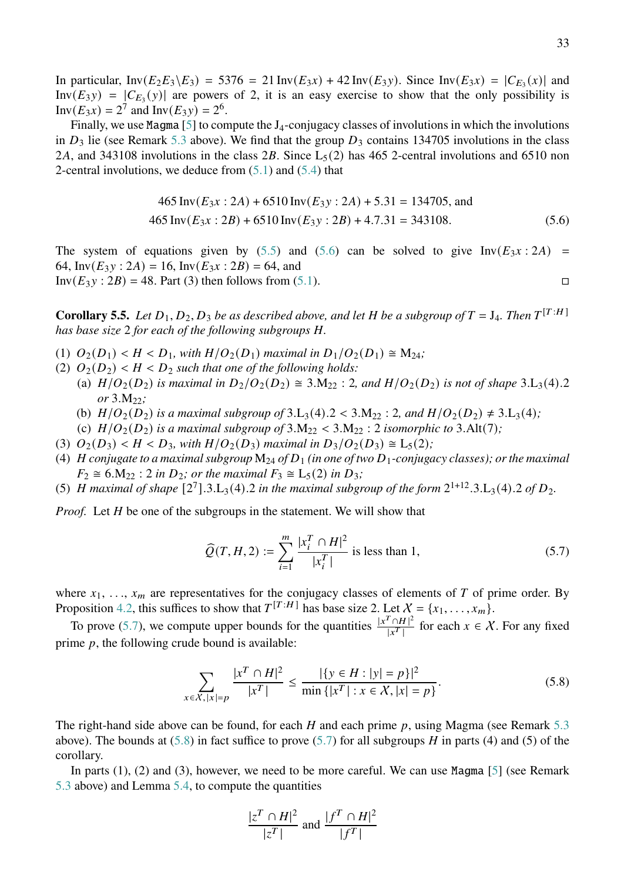In particular, $\mathrm{Inv}(E_2E_3\backslash E_3) = 5376 = 21\,\mathrm{Inv}(E_3x) + 42\,\mathrm{Inv}(E_3y)$. Since $\mathrm{Inv}(E_3x) = |C_{E_3}(x)|$ and $\mathrm{Inv}(E_3y) = |C_{E_3}(y)|$ are powers of 2, it is an easy exercise to show that the only possibility is $\mathrm{Inv}(E_3x) = 2^7$ and $\mathrm{Inv}(E_3y) = 2^6$.

Finally, we use Magma [5] to compute the $\mathrm{J}_4$-conjugacy classes of involutions in which the involutions in $D_3$ lie (see Remark 5.3 above). We find that the group $D_3$ contains 134705 involutions in the class $2A$, and 343108 involutions in the class $2B$. Since $\mathrm{L}_5(2)$ has 465 2-central involutions and 6510 non 2-central involutions, we deduce from (5.1) and (5.4) that

$$
\begin{aligned}
465\,\mathrm{Inv}(E_3x:2A) + 6510\,\mathrm{Inv}(E_3y:2A) + 5.31 &= 134705, \text{ and}\\
465\,\mathrm{Inv}(E_3x:2B) + 6510\,\mathrm{Inv}(E_3y:2B) + 4.7.31 &= 343108.
\end{aligned}
\tag{5.6}
$$

The system of equations given by (5.5) and (5.6) can be solved to give $\mathrm{Inv}(E_3x:2A) = 64$, $\mathrm{Inv}(E_3y:2A) = 16$, $\mathrm{Inv}(E_3x:2B) = 64$, and $\mathrm{Inv}(E_3y:2B) = 48$. Part (3) then follows from (5.1). □

**Corollary 5.5.** *Let $D_1, D_2, D_3$ be as described above, and let $H$ be a subgroup of $T = \mathrm{J}_4$. Then $T^{[T:H]}$ has base size 2 for each of the following subgroups $H$.*

1. *$O_2(D_1) < H < D_1$, with $H/O_2(D_1)$ maximal in $D_1/O_2(D_1) \cong \mathrm{M}_{24}$;*
2. *$O_2(D_2) < H < D_2$ such that one of the following holds:*
   - (a) *$H/O_2(D_2)$ is maximal in $D_2/O_2(D_2) \cong 3.\mathrm{M}_{22}:2$, and $H/O_2(D_2)$ is not of shape $3.\mathrm{L}_3(4).2$ or $3.\mathrm{M}_{22}$;*
   - (b) *$H/O_2(D_2)$ is a maximal subgroup of $3.\mathrm{L}_3(4).2 < 3.\mathrm{M}_{22}:2$, and $H/O_2(D_2) \neq 3.\mathrm{L}_3(4)$;*
   - (c) *$H/O_2(D_2)$ is a maximal subgroup of $3.\mathrm{M}_{22} < 3.\mathrm{M}_{22}:2$ isomorphic to $3.\mathrm{Alt}(7)$;*
3. *$O_2(D_3) < H < D_3$, with $H/O_2(D_3)$ maximal in $D_3/O_2(D_3) \cong \mathrm{L}_5(2)$;*
4. *$H$ conjugate to a maximal subgroup $\mathrm{M}_{24}$ of $D_1$ (in one of two $D_1$-conjugacy classes); or the maximal $F_2 \cong 6.\mathrm{M}_{22}:2$ in $D_2$; or the maximal $F_3 \cong \mathrm{L}_5(2)$ in $D_3$;*
5. *$H$ maximal of shape $[2^7].3.\mathrm{L}_3(4).2$ in the maximal subgroup of the form $2^{1+12}.3.\mathrm{L}_3(4).2$ of $D_2$.*

*Proof.* Let $H$ be one of the subgroups in the statement. We will show that

$$
\widehat{Q}(T,H,2) := \sum_{i=1}^{m} \frac{|x_i^T \cap H|^2}{|x_i^T|} \text{ is less than 1,}
\tag{5.7}
$$

where $x_1, \ldots, x_m$ are representatives for the conjugacy classes of elements of $T$ of prime order. By Proposition 4.2, this suffices to show that $T^{[T:H]}$ has base size 2. Let $\mathcal{X} = \{x_1, \ldots, x_m\}$.

To prove (5.7), we compute upper bounds for the quantities $\frac{|x^T \cap H|^2}{|x^T|}$ for each $x \in \mathcal{X}$. For any fixed prime $p$, the following crude bound is available:

$$
\sum_{x \in \mathcal{X}, |x| = p} \frac{|x^T \cap H|^2}{|x^T|} \leq \frac{|\{y \in H : |y| = p\}|^2}{\min\{|x^T| : x \in \mathcal{X}, |x| = p\}}.
\tag{5.8}
$$

The right-hand side above can be found, for each $H$ and each prime $p$, using Magma (see Remark 5.3 above). The bounds at (5.8) in fact suffice to prove (5.7) for all subgroups $H$ in parts (4) and (5) of the corollary.

In parts (1), (2) and (3), however, we need to be more careful. We can use Magma [5] (see Remark 5.3 above) and Lemma 5.4, to compute the quantities

$$
\frac{|z^T \cap H|^2}{|z^T|} \text{ and } \frac{|f^T \cap H|^2}{|f^T|}
$$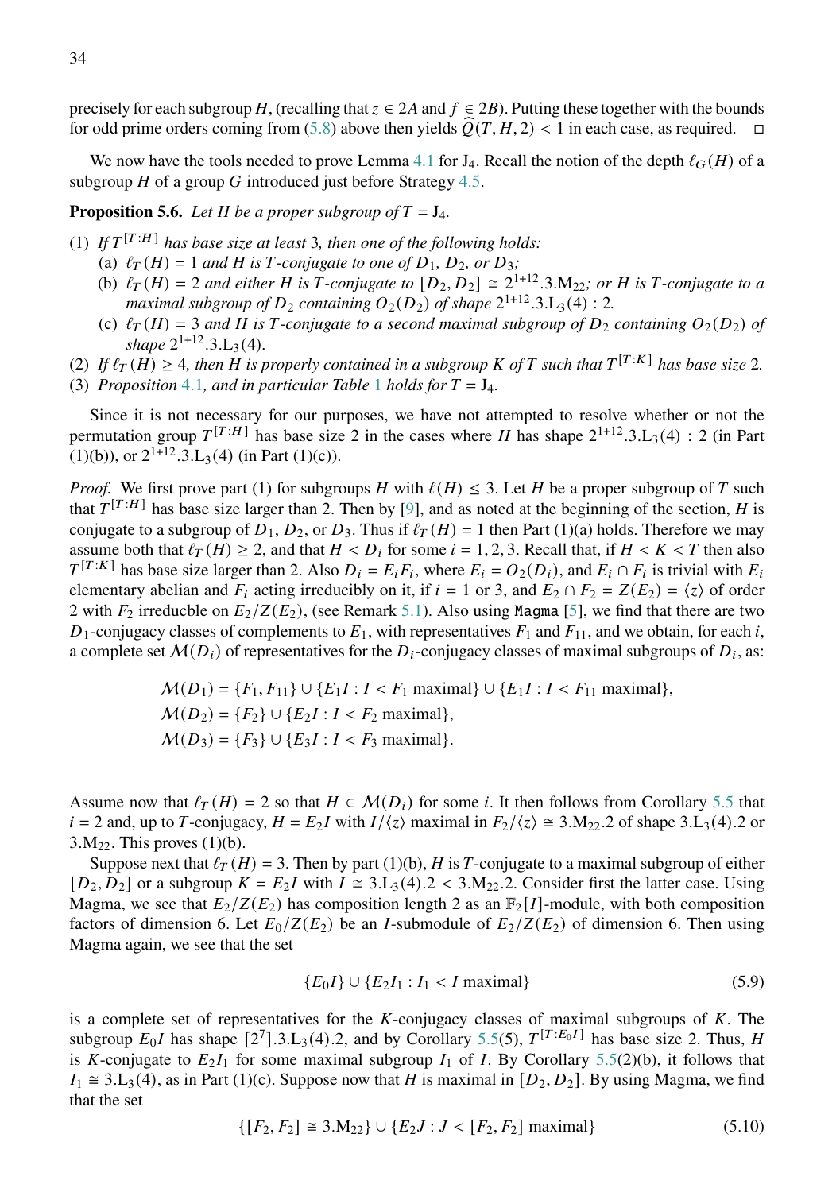precisely for each subgroup $H$, (recalling that $z \in 2A$ and $f \in 2B$). Putting these together with the bounds for odd prime orders coming from (5.8) above then yields $\widehat{Q}(T, H, 2) < 1$ in each case, as required. $\square$

We now have the tools needed to prove Lemma 4.1 for $\mathrm{J}_4$. Recall the notion of the depth $\ell_G(H)$ of a subgroup $H$ of a group $G$ introduced just before Strategy 4.5.

**Proposition 5.6.** *Let $H$ be a proper subgroup of $T = \mathrm{J}_4$.*

(1) *If $T^{[T:H]}$ has base size at least 3, then one of the following holds:*
   (a) *$\ell_T(H) = 1$ and $H$ is $T$-conjugate to one of $D_1$, $D_2$, or $D_3$;*
   (b) *$\ell_T(H) = 2$ and either $H$ is $T$-conjugate to $[D_2, D_2] \cong 2^{1+12}.3.\mathrm{M}_{22}$; or $H$ is $T$-conjugate to a maximal subgroup of $D_2$ containing $O_2(D_2)$ of shape $2^{1+12}.3.\mathrm{L}_3(4) : 2$.*
   (c) *$\ell_T(H) = 3$ and $H$ is $T$-conjugate to a second maximal subgroup of $D_2$ containing $O_2(D_2)$ of shape $2^{1+12}.3.\mathrm{L}_3(4)$.*

(2) *If $\ell_T(H) \geq 4$, then $H$ is properly contained in a subgroup $K$ of $T$ such that $T^{[T:K]}$ has base size 2.*

(3) *Proposition 4.1, and in particular Table 1 holds for $T = \mathrm{J}_4$.*

Since it is not necessary for our purposes, we have not attempted to resolve whether or not the permutation group $T^{[T:H]}$ has base size 2 in the cases where $H$ has shape $2^{1+12}.3.\mathrm{L}_3(4) : 2$ (in Part (1)(b)), or $2^{1+12}.3.\mathrm{L}_3(4)$ (in Part (1)(c)).

*Proof.* We first prove part (1) for subgroups $H$ with $\ell(H) \leq 3$. Let $H$ be a proper subgroup of $T$ such that $T^{[T:H]}$ has base size larger than 2. Then by [9], and as noted at the beginning of the section, $H$ is conjugate to a subgroup of $D_1$, $D_2$, or $D_3$. Thus if $\ell_T(H) = 1$ then Part (1)(a) holds. Therefore we may assume both that $\ell_T(H) \geq 2$, and that $H < D_i$ for some $i = 1, 2, 3$. Recall that, if $H < K < T$ then also $T^{[T:K]}$ has base size larger than 2. Also $D_i = E_i F_i$, where $E_i = O_2(D_i)$, and $E_i \cap F_i$ is trivial with $E_i$ elementary abelian and $F_i$ acting irreducibly on it, if $i = 1$ or 3, and $E_2 \cap F_2 = Z(E_2) = \langle z \rangle$ of order 2 with $F_2$ irreducble on $E_2/Z(E_2)$, (see Remark 5.1). Also using `Magma` [5], we find that there are two $D_1$-conjugacy classes of complements to $E_1$, with representatives $F_1$ and $F_{11}$, and we obtain, for each $i$, a complete set $\mathcal{M}(D_i)$ of representatives for the $D_i$-conjugacy classes of maximal subgroups of $D_i$, as:

$$
\begin{aligned}
\mathcal{M}(D_1) &= \{F_1, F_{11}\} \cup \{E_1 I : I < F_1 \text{ maximal}\} \cup \{E_1 I : I < F_{11} \text{ maximal}\},\\
\mathcal{M}(D_2) &= \{F_2\} \cup \{E_2 I : I < F_2 \text{ maximal}\},\\
\mathcal{M}(D_3) &= \{F_3\} \cup \{E_3 I : I < F_3 \text{ maximal}\}.
\end{aligned}
$$

Assume now that $\ell_T(H) = 2$ so that $H \in \mathcal{M}(D_i)$ for some $i$. It then follows from Corollary 5.5 that $i = 2$ and, up to $T$-conjugacy, $H = E_2 I$ with $I/\langle z \rangle$ maximal in $F_2/\langle z \rangle \cong 3.\mathrm{M}_{22}.2$ of shape $3.\mathrm{L}_3(4).2$ or $3.\mathrm{M}_{22}$. This proves (1)(b).

Suppose next that $\ell_T(H) = 3$. Then by part (1)(b), $H$ is $T$-conjugate to a maximal subgroup of either $[D_2, D_2]$ or a subgroup $K = E_2 I$ with $I \cong 3.\mathrm{L}_3(4).2 < 3.\mathrm{M}_{22}.2$. Consider first the latter case. Using Magma, we see that $E_2/Z(E_2)$ has composition length 2 as an $\mathbb{F}_2[I]$-module, with both composition factors of dimension 6. Let $E_0/Z(E_2)$ be an $I$-submodule of $E_2/Z(E_2)$ of dimension 6. Then using Magma again, we see that the set

$$
\{E_0 I\} \cup \{E_2 I_1 : I_1 < I \text{ maximal}\} \tag{5.9}
$$

is a complete set of representatives for the $K$-conjugacy classes of maximal subgroups of $K$. The subgroup $E_0 I$ has shape $[2^7].3.\mathrm{L}_3(4).2$, and by Corollary 5.5(5), $T^{[T:E_0 I]}$ has base size 2. Thus, $H$ is $K$-conjugate to $E_2 I_1$ for some maximal subgroup $I_1$ of $I$. By Corollary 5.5(2)(b), it follows that $I_1 \cong 3.\mathrm{L}_3(4)$, as in Part (1)(c). Suppose now that $H$ is maximal in $[D_2, D_2]$. By using Magma, we find that the set

$$
\{[F_2, F_2] \cong 3.\mathrm{M}_{22}\} \cup \{E_2 J : J < [F_2, F_2] \text{ maximal}\} \tag{5.10}
$$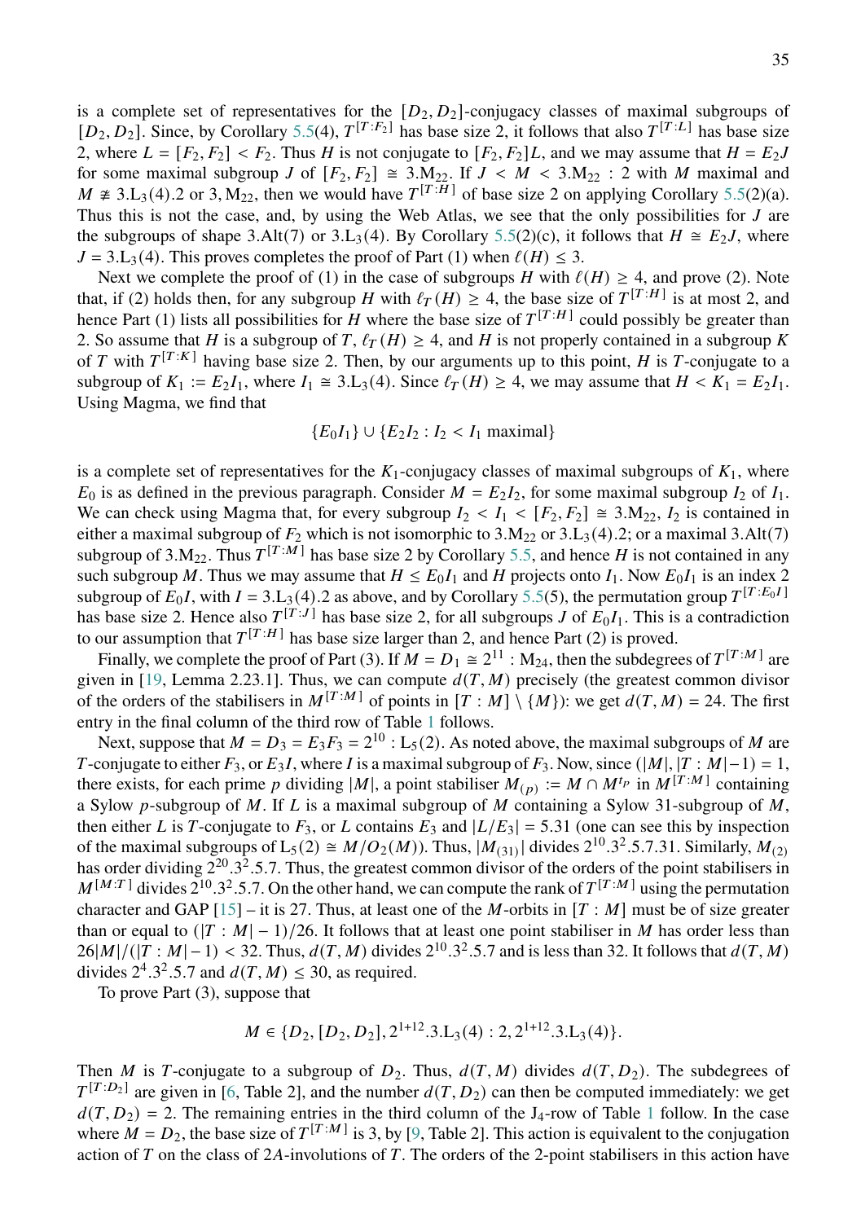is a complete set of representatives for the $[D_2, D_2]$-conjugacy classes of maximal subgroups of $[D_2, D_2]$. Since, by Corollary 5.5(4), $T^{[T:F_2]}$ has base size 2, it follows that also $T^{[T:L]}$ has base size 2, where $L = [F_2, F_2] < F_2$. Thus $H$ is not conjugate to $[F_2, F_2]L$, and we may assume that $H = E_2J$ for some maximal subgroup $J$ of $[F_2, F_2] \cong 3.\mathrm{M}_{22}$. If $J < M < 3.\mathrm{M}_{22} : 2$ with $M$ maximal and $M \not\cong 3.\mathrm{L}_3(4).2$ or $3, \mathrm{M}_{22}$, then we would have $T^{[T:H]}$ of base size 2 on applying Corollary 5.5(2)(a). Thus this is not the case, and, by using the Web Atlas, we see that the only possibilities for $J$ are the subgroups of shape $3.\mathrm{Alt}(7)$ or $3.\mathrm{L}_3(4)$. By Corollary 5.5(2)(c), it follows that $H \cong E_2J$, where $J = 3.\mathrm{L}_3(4)$. This proves completes the proof of Part (1) when $\ell(H) \leq 3$.

Next we complete the proof of (1) in the case of subgroups $H$ with $\ell(H) \geq 4$, and prove (2). Note that, if (2) holds then, for any subgroup $H$ with $\ell_T(H) \geq 4$, the base size of $T^{[T:H]}$ is at most 2, and hence Part (1) lists all possibilities for $H$ where the base size of $T^{[T:H]}$ could possibly be greater than 2. So assume that $H$ is a subgroup of $T$, $\ell_T(H) \geq 4$, and $H$ is not properly contained in a subgroup $K$ of $T$ with $T^{[T:K]}$ having base size 2. Then, by our arguments up to this point, $H$ is $T$-conjugate to a subgroup of $K_1 := E_2I_1$, where $I_1 \cong 3.\mathrm{L}_3(4)$. Since $\ell_T(H) \geq 4$, we may assume that $H < K_1 = E_2I_1$. Using Magma, we find that

$$\{E_0I_1\} \cup \{E_2I_2 : I_2 < I_1 \text{ maximal}\}$$

is a complete set of representatives for the $K_1$-conjugacy classes of maximal subgroups of $K_1$, where $E_0$ is as defined in the previous paragraph. Consider $M = E_2I_2$, for some maximal subgroup $I_2$ of $I_1$. We can check using Magma that, for every subgroup $I_2 < I_1 < [F_2, F_2] \cong 3.\mathrm{M}_{22}$, $I_2$ is contained in either a maximal subgroup of $F_2$ which is not isomorphic to $3.\mathrm{M}_{22}$ or $3.\mathrm{L}_3(4).2$; or a maximal $3.\mathrm{Alt}(7)$ subgroup of $3.\mathrm{M}_{22}$. Thus $T^{[T:M]}$ has base size 2 by Corollary 5.5, and hence $H$ is not contained in any such subgroup $M$. Thus we may assume that $H \leq E_0I_1$ and $H$ projects onto $I_1$. Now $E_0I_1$ is an index 2 subgroup of $E_0I$, with $I = 3.\mathrm{L}_3(4).2$ as above, and by Corollary 5.5(5), the permutation group $T^{[T:E_0I]}$ has base size 2. Hence also $T^{[T:J]}$ has base size 2, for all subgroups $J$ of $E_0I_1$. This is a contradiction to our assumption that $T^{[T:H]}$ has base size larger than 2, and hence Part (2) is proved.

Finally, we complete the proof of Part (3). If $M = D_1 \cong 2^{11} : \mathrm{M}_{24}$, then the subdegrees of $T^{[T:M]}$ are given in [19, Lemma 2.23.1]. Thus, we can compute $d(T, M)$ precisely (the greatest common divisor of the orders of the stabilisers in $M^{[T:M]}$ of points in $[T : M] \setminus \{M\}$): we get $d(T, M) = 24$. The first entry in the final column of the third row of Table 1 follows.

Next, suppose that $M = D_3 = E_3F_3 = 2^{10} : \mathrm{L}_5(2)$. As noted above, the maximal subgroups of $M$ are $T$-conjugate to either $F_3$, or $E_3I$, where $I$ is a maximal subgroup of $F_3$. Now, since $(|M|, |T : M| - 1) = 1$, there exists, for each prime $p$ dividing $|M|$, a point stabiliser $M_{(p)} := M \cap M^{t_p}$ in $M^{[T:M]}$ containing a Sylow $p$-subgroup of $M$. If $L$ is a maximal subgroup of $M$ containing a Sylow 31-subgroup of $M$, then either $L$ is $T$-conjugate to $F_3$, or $L$ contains $E_3$ and $|L/E_3| = 5.31$ (one can see this by inspection of the maximal subgroups of $\mathrm{L}_5(2) \cong M/O_2(M)$). Thus, $|M_{(31)}|$ divides $2^{10}.3^2.5.7.31$. Similarly, $M_{(2)}$ has order dividing $2^{20}.3^2.5.7$. Thus, the greatest common divisor of the orders of the point stabilisers in $M^{[M:T]}$ divides $2^{10}.3^2.5.7$. On the other hand, we can compute the rank of $T^{[T:M]}$ using the permutation character and GAP [15] – it is 27. Thus, at least one of the $M$-orbits in $[T : M]$ must be of size greater than or equal to $(|T : M| - 1)/26$. It follows that at least one point stabiliser in $M$ has order less than $26|M|/(|T : M| - 1) < 32$. Thus, $d(T, M)$ divides $2^{10}.3^2.5.7$ and is less than 32. It follows that $d(T, M)$ divides $2^4.3^2.5.7$ and $d(T, M) \leq 30$, as required.

To prove Part (3), suppose that

$$M \in \{D_2, [D_2, D_2], 2^{1+12}.3.\mathrm{L}_3(4) : 2, 2^{1+12}.3.\mathrm{L}_3(4)\}.$$

Then $M$ is $T$-conjugate to a subgroup of $D_2$. Thus, $d(T, M)$ divides $d(T, D_2)$. The subdegrees of $T^{[T:D_2]}$ are given in [6, Table 2], and the number $d(T, D_2)$ can then be computed immediately: we get $d(T, D_2) = 2$. The remaining entries in the third column of the $\mathrm{J}_4$-row of Table 1 follow. In the case where $M = D_2$, the base size of $T^{[T:M]}$ is 3, by [9, Table 2]. This action is equivalent to the conjugation action of $T$ on the class of $2A$-involutions of $T$. The orders of the 2-point stabilisers in this action have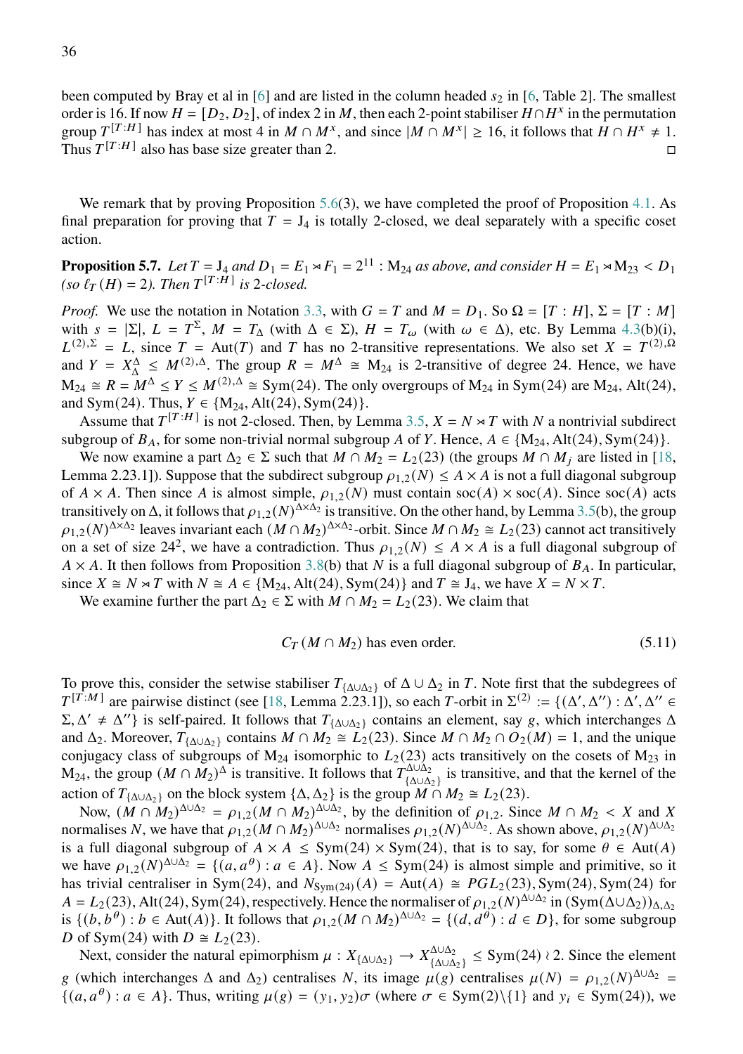been computed by Bray et al in [6] and are listed in the column headed $s_2$ in [6, Table 2]. The smallest order is 16. If now $H = [D_2, D_2]$, of index 2 in $M$, then each 2-point stabiliser $H \cap H^x$ in the permutation group $T^{[T:H]}$ has index at most 4 in $M \cap M^x$, and since $|M \cap M^x| \geq 16$, it follows that $H \cap H^x \neq 1$. Thus $T^{[T:H]}$ also has base size greater than 2. □

We remark that by proving Proposition 5.6(3), we have completed the proof of Proposition 4.1. As final preparation for proving that $T = \mathrm{J}_4$ is totally 2-closed, we deal separately with a specific coset action.

**Proposition 5.7.** *Let $T = \mathrm{J}_4$ and $D_1 = E_1 \rtimes F_1 = 2^{11} : \mathrm{M}_{24}$ as above, and consider $H = E_1 \rtimes \mathrm{M}_{23} < D_1$ (so $\ell_T(H) = 2$). Then $T^{[T:H]}$ is 2-closed.*

*Proof.* We use the notation in Notation 3.3, with $G = T$ and $M = D_1$. So $\Omega = [T : H]$, $\Sigma = [T : M]$ with $s = |\Sigma|$, $L = T^{\Sigma}$, $M = T_{\Delta}$ (with $\Delta \in \Sigma$), $H = T_{\omega}$ (with $\omega \in \Delta$), etc. By Lemma 4.3(b)(i), $L^{(2),\Sigma} = L$, since $T = \mathrm{Aut}(T)$ and $T$ has no 2-transitive representations. We also set $X = T^{(2),\Omega}$ and $Y = X^{\Delta}_{\Delta} \leq M^{(2),\Delta}$. The group $R = M^{\Delta} \cong \mathrm{M}_{24}$ is 2-transitive of degree 24. Hence, we have $\mathrm{M}_{24} \cong R = M^{\Delta} \leq Y \leq M^{(2),\Delta} \cong \mathrm{Sym}(24)$. The only overgroups of $\mathrm{M}_{24}$ in $\mathrm{Sym}(24)$ are $\mathrm{M}_{24}$, $\mathrm{Alt}(24)$, and $\mathrm{Sym}(24)$. Thus, $Y \in \{\mathrm{M}_{24}, \mathrm{Alt}(24), \mathrm{Sym}(24)\}$.

Assume that $T^{[T:H]}$ is not 2-closed. Then, by Lemma 3.5, $X = N \rtimes T$ with $N$ a nontrivial subdirect subgroup of $B_A$, for some non-trivial normal subgroup $A$ of $Y$. Hence, $A \in \{\mathrm{M}_{24}, \mathrm{Alt}(24), \mathrm{Sym}(24)\}$.

We now examine a part $\Delta_2 \in \Sigma$ such that $M \cap M_2 = L_2(23)$ (the groups $M \cap M_j$ are listed in [18, Lemma 2.23.1]). Suppose that the subdirect subgroup $\rho_{1,2}(N) \leq A \times A$ is not a full diagonal subgroup of $A \times A$. Then since $A$ is almost simple, $\rho_{1,2}(N)$ must contain $\mathrm{soc}(A) \times \mathrm{soc}(A)$. Since $\mathrm{soc}(A)$ acts transitively on $\Delta$, it follows that $\rho_{1,2}(N)^{\Delta \times \Delta_2}$ is transitive. On the other hand, by Lemma 3.5(b), the group $\rho_{1,2}(N)^{\Delta \times \Delta_2}$ leaves invariant each $(M \cap M_2)^{\Delta \times \Delta_2}$-orbit. Since $M \cap M_2 \cong L_2(23)$ cannot act transitively on a set of size $24^2$, we have a contradiction. Thus $\rho_{1,2}(N) \leq A \times A$ is a full diagonal subgroup of $A \times A$. It then follows from Proposition 3.8(b) that $N$ is a full diagonal subgroup of $B_A$. In particular, since $X \cong N \rtimes T$ with $N \cong A \in \{\mathrm{M}_{24}, \mathrm{Alt}(24), \mathrm{Sym}(24)\}$ and $T \cong \mathrm{J}_4$, we have $X = N \times T$.

We examine further the part $\Delta_2 \in \Sigma$ with $M \cap M_2 = L_2(23)$. We claim that

$$C_T(M \cap M_2) \text{ has even order.} \tag{5.11}$$

To prove this, consider the setwise stabiliser $T_{\{\Delta \cup \Delta_2\}}$ of $\Delta \cup \Delta_2$ in $T$. Note first that the subdegrees of $T^{[T:M]}$ are pairwise distinct (see [18, Lemma 2.23.1]), so each $T$-orbit in $\Sigma^{(2)} := \{(\Delta', \Delta'') : \Delta', \Delta'' \in \Sigma, \Delta' \neq \Delta''\}$ is self-paired. It follows that $T_{\{\Delta \cup \Delta_2\}}$ contains an element, say $g$, which interchanges $\Delta$ and $\Delta_2$. Moreover, $T_{\{\Delta \cup \Delta_2\}}$ contains $M \cap M_2 \cong L_2(23)$. Since $M \cap M_2 \cap O_2(M) = 1$, and the unique conjugacy class of subgroups of $\mathrm{M}_{24}$ isomorphic to $L_2(23)$ acts transitively on the cosets of $\mathrm{M}_{23}$ in $\mathrm{M}_{24}$, the group $(M \cap M_2)^{\Delta}$ is transitive. It follows that $T^{\Delta \cup \Delta_2}_{\{\Delta \cup \Delta_2\}}$ is transitive, and that the kernel of the action of $T_{\{\Delta \cup \Delta_2\}}$ on the block system $\{\Delta, \Delta_2\}$ is the group $M \cap M_2 \cong L_2(23)$.

Now, $(M \cap M_2)^{\Delta \cup \Delta_2} = \rho_{1,2}(M \cap M_2)^{\Delta \cup \Delta_2}$, by the definition of $\rho_{1,2}$. Since $M \cap M_2 < X$ and $X$ normalises $N$, we have that $\rho_{1,2}(M \cap M_2)^{\Delta \cup \Delta_2}$ normalises $\rho_{1,2}(N)^{\Delta \cup \Delta_2}$. As shown above, $\rho_{1,2}(N)^{\Delta \cup \Delta_2}$ is a full diagonal subgroup of $A \times A \leq \mathrm{Sym}(24) \times \mathrm{Sym}(24)$, that is to say, for some $\theta \in \mathrm{Aut}(A)$ we have $\rho_{1,2}(N)^{\Delta \cup \Delta_2} = \{(a, a^{\theta}) : a \in A\}$. Now $A \leq \mathrm{Sym}(24)$ is almost simple and primitive, so it has trivial centraliser in $\mathrm{Sym}(24)$, and $N_{\mathrm{Sym}(24)}(A) = \mathrm{Aut}(A) \cong PGL_2(23), \mathrm{Sym}(24), \mathrm{Sym}(24)$ for $A = L_2(23), \mathrm{Alt}(24), \mathrm{Sym}(24)$, respectively. Hence the normaliser of $\rho_{1,2}(N)^{\Delta \cup \Delta_2}$ in $(\mathrm{Sym}(\Delta \cup \Delta_2))_{\Delta, \Delta_2}$ is $\{(b, b^{\theta}) : b \in \mathrm{Aut}(A)\}$. It follows that $\rho_{1,2}(M \cap M_2)^{\Delta \cup \Delta_2} = \{(d, d^{\theta}) : d \in D\}$, for some subgroup $D$ of $\mathrm{Sym}(24)$ with $D \cong L_2(23)$.

Next, consider the natural epimorphism $\mu : X_{\{\Delta \cup \Delta_2\}} \to X^{\Delta \cup \Delta_2}_{\{\Delta \cup \Delta_2\}} \leq \mathrm{Sym}(24) \wr 2$. Since the element $g$ (which interchanges $\Delta$ and $\Delta_2$) centralises $N$, its image $\mu(g)$ centralises $\mu(N) = \rho_{1,2}(N)^{\Delta \cup \Delta_2} = \{(a, a^{\theta}) : a \in A\}$. Thus, writing $\mu(g) = (y_1, y_2)\sigma$ (where $\sigma \in \mathrm{Sym}(2) \backslash \{1\}$ and $y_i \in \mathrm{Sym}(24)$), we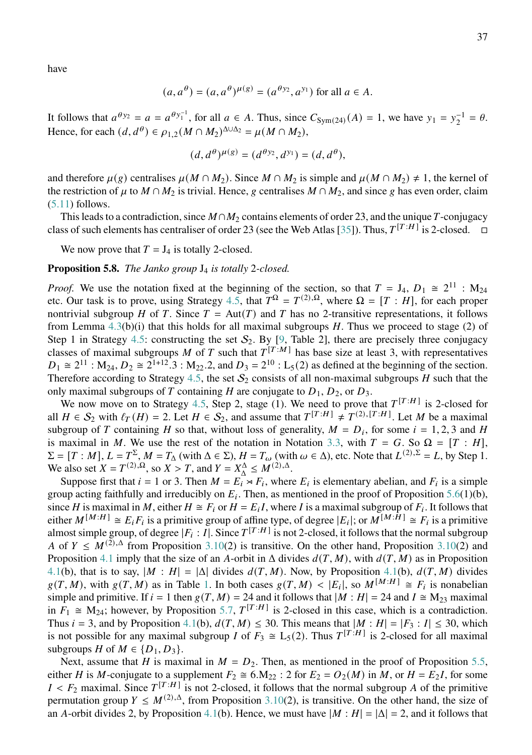have

$$(a, a^\theta) = (a, a^\theta)^{\mu(g)} = (a^{\theta y_2}, a^{y_1}) \text{ for all } a \in A.$$

It follows that $a^{\theta y_2} = a = a^{\theta y_1^{-1}}$, for all $a \in A$. Thus, since $C_{\mathrm{Sym}(24)}(A) = 1$, we have $y_1 = y_2^{-1} = \theta$. Hence, for each $(d, d^\theta) \in \rho_{1,2}(M \cap M_2)^{\Delta \cup \Delta_2} = \mu(M \cap M_2)$,

$$(d, d^\theta)^{\mu(g)} = (d^{\theta y_2}, d^{y_1}) = (d, d^\theta),$$

and therefore $\mu(g)$ centralises $\mu(M \cap M_2)$. Since $M \cap M_2$ is simple and $\mu(M \cap M_2) \neq 1$, the kernel of the restriction of $\mu$ to $M \cap M_2$ is trivial. Hence, $g$ centralises $M \cap M_2$, and since $g$ has even order, claim (5.11) follows.

This leads to a contradiction, since $M \cap M_2$ contains elements of order 23, and the unique $T$-conjugacy class of such elements has centraliser of order 23 (see the Web Atlas [35]). Thus, $T^{[T:H]}$ is 2-closed. □

We now prove that $T = \mathrm{J}_4$ is totally 2-closed.

**Proposition 5.8.** *The Janko group* $\mathrm{J}_4$ *is totally* 2*-closed.*

*Proof.* We use the notation fixed at the beginning of the section, so that $T = \mathrm{J}_4$, $D_1 \cong 2^{11} : \mathrm{M}_{24}$ etc. Our task is to prove, using Strategy 4.5, that $T^\Omega = T^{(2),\Omega}$, where $\Omega = [T : H]$, for each proper nontrivial subgroup $H$ of $T$. Since $T = \mathrm{Aut}(T)$ and $T$ has no 2-transitive representations, it follows from Lemma 4.3(b)(i) that this holds for all maximal subgroups $H$. Thus we proceed to stage (2) of Step 1 in Strategy 4.5: constructing the set $\mathcal{S}_2$. By [9, Table 2], there are precisely three conjugacy classes of maximal subgroups $M$ of $T$ such that $T^{[T:M]}$ has base size at least 3, with representatives $D_1 \cong 2^{11} : \mathrm{M}_{24}$, $D_2 \cong 2^{1+12}.3 : \mathrm{M}_{22}.2$, and $D_3 = 2^{10} : \mathrm{L}_5(2)$ as defined at the beginning of the section. Therefore according to Strategy 4.5, the set $\mathcal{S}_2$ consists of all non-maximal subgroups $H$ such that the only maximal subgroups of $T$ containing $H$ are conjugate to $D_1$, $D_2$, or $D_3$.

We now move on to Strategy 4.5, Step 2, stage (1). We need to prove that $T^{[T:H]}$ is 2-closed for all $H \in \mathcal{S}_2$ with $\ell_T(H) = 2$. Let $H \in \mathcal{S}_2$, and assume that $T^{[T:H]} \neq T^{(2),[T:H]}$. Let $M$ be a maximal subgroup of $T$ containing $H$ so that, without loss of generality, $M = D_i$, for some $i = 1, 2, 3$ and $H$ is maximal in $M$. We use the rest of the notation in Notation 3.3, with $T = G$. So $\Omega = [T : H]$, $\Sigma = [T : M]$, $L = T^\Sigma$, $M = T_\Delta$ (with $\Delta \in \Sigma$), $H = T_\omega$ (with $\omega \in \Delta$), etc. Note that $L^{(2),\Sigma} = L$, by Step 1. We also set $X = T^{(2),\Omega}$, so $X > T$, and $Y = X_\Delta^\Delta \leq M^{(2),\Delta}$.

Suppose first that $i = 1$ or 3. Then $M = E_i \rtimes F_i$, where $E_i$ is elementary abelian, and $F_i$ is a simple group acting faithfully and irreducibly on $E_i$. Then, as mentioned in the proof of Proposition 5.6(1)(b), since $H$ is maximal in $M$, either $H \cong F_i$ or $H = E_i I$, where $I$ is a maximal subgroup of $F_i$. It follows that either $M^{[M:H]} \cong E_i F_i$ is a primitive group of affine type, of degree $|E_i|$; or $M^{[M:H]} \cong F_i$ is a primitive almost simple group, of degree $|F_i : I|$. Since $T^{[T:H]}$ is not 2-closed, it follows that the normal subgroup $A$ of $Y \leq M^{(2),\Delta}$ from Proposition 3.10(2) is transitive. On the other hand, Proposition 3.10(2) and Proposition 4.1 imply that the size of an $A$-orbit in $\Delta$ divides $d(T, M)$, with $d(T, M)$ as in Proposition 4.1(b), that is to say, $|M : H| = |\Delta|$ divides $d(T, M)$. Now, by Proposition 4.1(b), $d(T, M)$ divides $g(T, M)$, with $g(T, M)$ as in Table 1. In both cases $g(T, M) < |E_i|$, so $M^{[M:H]} \cong F_i$ is nonabelian simple and primitive. If $i = 1$ then $g(T, M) = 24$ and it follows that $|M : H| = 24$ and $I \cong \mathrm{M}_{23}$ maximal in $F_1 \cong \mathrm{M}_{24}$; however, by Proposition 5.7, $T^{[T:H]}$ is 2-closed in this case, which is a contradiction. Thus $i = 3$, and by Proposition 4.1(b), $d(T, M) \leq 30$. This means that $|M : H| = |F_3 : I| \leq 30$, which is not possible for any maximal subgroup $I$ of $F_3 \cong \mathrm{L}_5(2)$. Thus $T^{[T:H]}$ is 2-closed for all maximal subgroups $H$ of $M \in \{D_1, D_3\}$.

Next, assume that $H$ is maximal in $M = D_2$. Then, as mentioned in the proof of Proposition 5.5, either $H$ is $M$-conjugate to a supplement $F_2 \cong 6.\mathrm{M}_{22} : 2$ for $E_2 = O_2(M)$ in $M$, or $H = E_2 I$, for some $I < F_2$ maximal. Since $T^{[T:H]}$ is not 2-closed, it follows that the normal subgroup $A$ of the primitive permutation group $Y \leq M^{(2),\Delta}$, from Proposition 3.10(2), is transitive. On the other hand, the size of an $A$-orbit divides 2, by Proposition 4.1(b). Hence, we must have $|M : H| = |\Delta| = 2$, and it follows that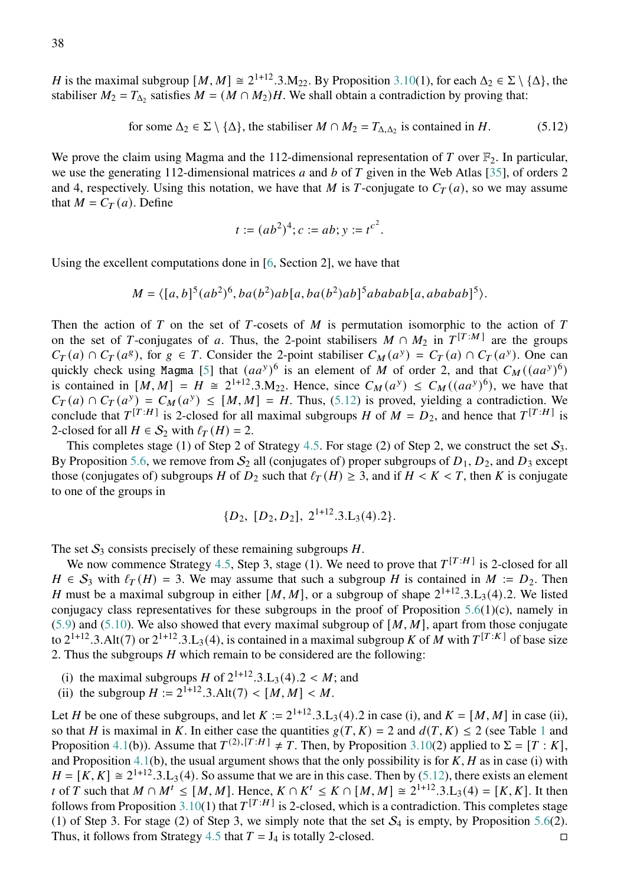$H$ is the maximal subgroup $[M, M] \cong 2^{1+12}.3.\mathrm{M}_{22}$. By Proposition 3.10(1), for each $\Delta_2 \in \Sigma \setminus \{\Delta\}$, the stabiliser $M_2 = T_{\Delta_2}$ satisfies $M = (M \cap M_2)H$. We shall obtain a contradiction by proving that:

$$\text{for some } \Delta_2 \in \Sigma \setminus \{\Delta\}, \text{ the stabiliser } M \cap M_2 = T_{\Delta,\Delta_2} \text{ is contained in } H. \tag{5.12}$$

We prove the claim using Magma and the 112-dimensional representation of $T$ over $\mathbb{F}_2$. In particular, we use the generating 112-dimensional matrices $a$ and $b$ of $T$ given in the Web Atlas [35], of orders 2 and 4, respectively. Using this notation, we have that $M$ is $T$-conjugate to $C_T(a)$, so we may assume that $M = C_T(a)$. Define

$$t := (ab^2)^4; c := ab; y := t^{c^2}.$$

Using the excellent computations done in [6, Section 2], we have that

$$M = \langle [a, b]^5(ab^2)^6, ba(b^2)ab[a, ba(b^2)ab]^5ababab[a, ababab]^5 \rangle.$$

Then the action of $T$ on the set of $T$-cosets of $M$ is permutation isomorphic to the action of $T$ on the set of $T$-conjugates of $a$. Thus, the 2-point stabilisers $M \cap M_2$ in $T^{[T:M]}$ are the groups $C_T(a) \cap C_T(a^g)$, for $g \in T$. Consider the 2-point stabiliser $C_M(a^y) = C_T(a) \cap C_T(a^y)$. One can quickly check using Magma [5] that $(aa^y)^6$ is an element of $M$ of order 2, and that $C_M((aa^y)^6)$ is contained in $[M, M] = H \cong 2^{1+12}.3.\mathrm{M}_{22}$. Hence, since $C_M(a^y) \le C_M((aa^y)^6)$, we have that $C_T(a) \cap C_T(a^y) = C_M(a^y) \le [M, M] = H$. Thus, (5.12) is proved, yielding a contradiction. We conclude that $T^{[T:H]}$ is 2-closed for all maximal subgroups $H$ of $M = D_2$, and hence that $T^{[T:H]}$ is 2-closed for all $H \in \mathcal{S}_2$ with $\ell_T(H) = 2$.

This completes stage (1) of Step 2 of Strategy 4.5. For stage (2) of Step 2, we construct the set $\mathcal{S}_3$. By Proposition 5.6, we remove from $\mathcal{S}_2$ all (conjugates of) proper subgroups of $D_1$, $D_2$, and $D_3$ except those (conjugates of) subgroups $H$ of $D_2$ such that $\ell_T(H) \ge 3$, and if $H < K < T$, then $K$ is conjugate to one of the groups in

$$\{D_2,\ [D_2, D_2],\ 2^{1+12}.3.\mathrm{L}_3(4).2\}.$$

The set $\mathcal{S}_3$ consists precisely of these remaining subgroups $H$.

We now commence Strategy 4.5, Step 3, stage (1). We need to prove that $T^{[T:H]}$ is 2-closed for all $H \in \mathcal{S}_3$ with $\ell_T(H) = 3$. We may assume that such a subgroup $H$ is contained in $M := D_2$. Then $H$ must be a maximal subgroup in either $[M, M]$, or a subgroup of shape $2^{1+12}.3.\mathrm{L}_3(4).2$. We listed conjugacy class representatives for these subgroups in the proof of Proposition 5.6(1)(c), namely in (5.9) and (5.10). We also showed that every maximal subgroup of $[M, M]$, apart from those conjugate to $2^{1+12}.3.\mathrm{Alt}(7)$ or $2^{1+12}.3.\mathrm{L}_3(4)$, is contained in a maximal subgroup $K$ of $M$ with $T^{[T:K]}$ of base size 2. Thus the subgroups $H$ which remain to be considered are the following:

(i) the maximal subgroups $H$ of $2^{1+12}.3.\mathrm{L}_3(4).2 < M$; and
(ii) the subgroup $H := 2^{1+12}.3.\mathrm{Alt}(7) < [M, M] < M$.

Let $H$ be one of these subgroups, and let $K := 2^{1+12}.3.\mathrm{L}_3(4).2$ in case (i), and $K = [M, M]$ in case (ii), so that $H$ is maximal in $K$. In either case the quantities $g(T, K) = 2$ and $d(T, K) \le 2$ (see Table 1 and Proposition 4.1(b)). Assume that $T^{(2),[T:H]} \ne T$. Then, by Proposition 3.10(2) applied to $\Sigma = [T : K]$, and Proposition 4.1(b), the usual argument shows that the only possibility is for $K, H$ as in case (i) with $H = [K, K] \cong 2^{1+12}.3.\mathrm{L}_3(4)$. So assume that we are in this case. Then by (5.12), there exists an element $t$ of $T$ such that $M \cap M^t \le [M, M]$. Hence, $K \cap K^t \le K \cap [M, M] \cong 2^{1+12}.3.\mathrm{L}_3(4) = [K, K]$. It then follows from Proposition 3.10(1) that $T^{[T:H]}$ is 2-closed, which is a contradiction. This completes stage (1) of Step 3. For stage (2) of Step 3, we simply note that the set $\mathcal{S}_4$ is empty, by Proposition 5.6(2). Thus, it follows from Strategy 4.5 that $T = \mathrm{J}_4$ is totally 2-closed. □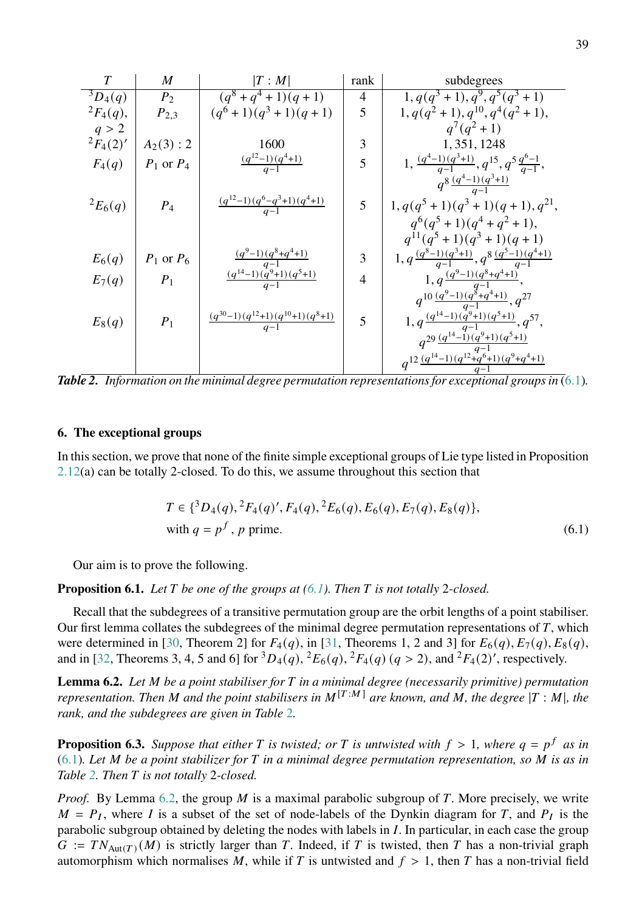| $T$ | $M$ | $\lvert T:M\rvert$ | rank | subdegrees |
|---|---|---|---|---|
| ${}^3D_4(q)$ | $P_2$ | $(q^8+q^4+1)(q+1)$ | 4 | $1, q(q^3+1), q^9, q^5(q^3+1)$ |
| ${}^2F_4(q)$, $q>2$ | $P_{2,3}$ | $(q^6+1)(q^3+1)(q+1)$ | 5 | $1, q(q^2+1), q^{10}, q^4(q^2+1), q^7(q^2+1)$ |
| ${}^2F_4(2)'$ | $A_2(3):2$ | 1600 | 3 | $1, 351, 1248$ |
| $F_4(q)$ | $P_1$ or $P_4$ | $\frac{(q^{12}-1)(q^4+1)}{q-1}$ | 5 | $1, \frac{(q^4-1)(q^3+1)}{q-1}, q^{15}, q^5\frac{q^6-1}{q-1}, q^8\frac{(q^4-1)(q^3+1)}{q-1}$ |
| ${}^2E_6(q)$ | $P_4$ | $\frac{(q^{12}-1)(q^6-q^3+1)(q^4+1)}{q-1}$ | 5 | $1, q(q^5+1)(q^3+1)(q+1), q^{21}, q^6(q^5+1)(q^4+q^2+1), q^{11}(q^5+1)(q^3+1)(q+1)$ |
| $E_6(q)$ | $P_1$ or $P_6$ | $\frac{(q^9-1)(q^8+q^4+1)}{q-1}$ | 3 | $1, q\frac{(q^8-1)(q^3+1)}{q-1}, q^8\frac{(q^5-1)(q^4+1)}{q-1}$ |
| $E_7(q)$ | $P_1$ | $\frac{(q^{14}-1)(q^9+1)(q^5+1)}{q-1}$ | 4 | $1, q\frac{(q^9-1)(q^8+q^4+1)}{q-1}, q^{10}\frac{(q^9-1)(q^8+q^4+1)}{q-1}, q^{27}$ |
| $E_8(q)$ | $P_1$ | $\frac{(q^{30}-1)(q^{12}+1)(q^{10}+1)(q^8+1)}{q-1}$ | 5 | $1, q\frac{(q^{14}-1)(q^9+1)(q^5+1)}{q-1}, q^{57}, q^{29}\frac{(q^{14}-1)(q^9+1)(q^5+1)}{q-1}, q^{12}\frac{(q^{14}-1)(q^{12}+q^6+1)(q^9+q^4+1)}{q-1}$ |

***Table 2.*** *Information on the minimal degree permutation representations for exceptional groups in* (6.1).

## 6. The exceptional groups

In this section, we prove that none of the finite simple exceptional groups of Lie type listed in Proposition 2.12(a) can be totally 2-closed. To do this, we assume throughout this section that

$$T \in \{{}^3D_4(q), {}^2F_4(q)', F_4(q), {}^2E_6(q), E_6(q), E_7(q), E_8(q)\},\\ \text{with } q=p^f,\ p \text{ prime.} \tag{6.1}$$

Our aim is to prove the following.

**Proposition 6.1.** *Let $T$ be one of the groups at (6.1). Then $T$ is not totally 2-closed.*

Recall that the subdegrees of a transitive permutation group are the orbit lengths of a point stabiliser. Our first lemma collates the subdegrees of the minimal degree permutation representations of $T$, which were determined in [30, Theorem 2] for $F_4(q)$, in [31, Theorems 1, 2 and 3] for $E_6(q), E_7(q), E_8(q)$, and in [32, Theorems 3, 4, 5 and 6] for ${}^3D_4(q)$, ${}^2E_6(q)$, ${}^2F_4(q)$ $(q>2)$, and ${}^2F_4(2)'$, respectively.

**Lemma 6.2.** *Let $M$ be a point stabiliser for $T$ in a minimal degree (necessarily primitive) permutation representation. Then $M$ and the point stabilisers in $M^{[T:M]}$ are known, and $M$, the degree $|T:M|$, the rank, and the subdegrees are given in Table 2.*

**Proposition 6.3.** *Suppose that either $T$ is twisted; or $T$ is untwisted with $f>1$, where $q=p^f$ as in* (6.1)*. Let $M$ be a point stabilizer for $T$ in a minimal degree permutation representation, so $M$ is as in Table 2. Then $T$ is not totally 2-closed.*

*Proof.* By Lemma 6.2, the group $M$ is a maximal parabolic subgroup of $T$. More precisely, we write $M = P_I$, where $I$ is a subset of the set of node-labels of the Dynkin diagram for $T$, and $P_I$ is the parabolic subgroup obtained by deleting the nodes with labels in $I$. In particular, in each case the group $G := TN_{\mathrm{Aut}(T)}(M)$ is strictly larger than $T$. Indeed, if $T$ is twisted, then $T$ has a non-trivial graph automorphism which normalises $M$, while if $T$ is untwisted and $f>1$, then $T$ has a non-trivial field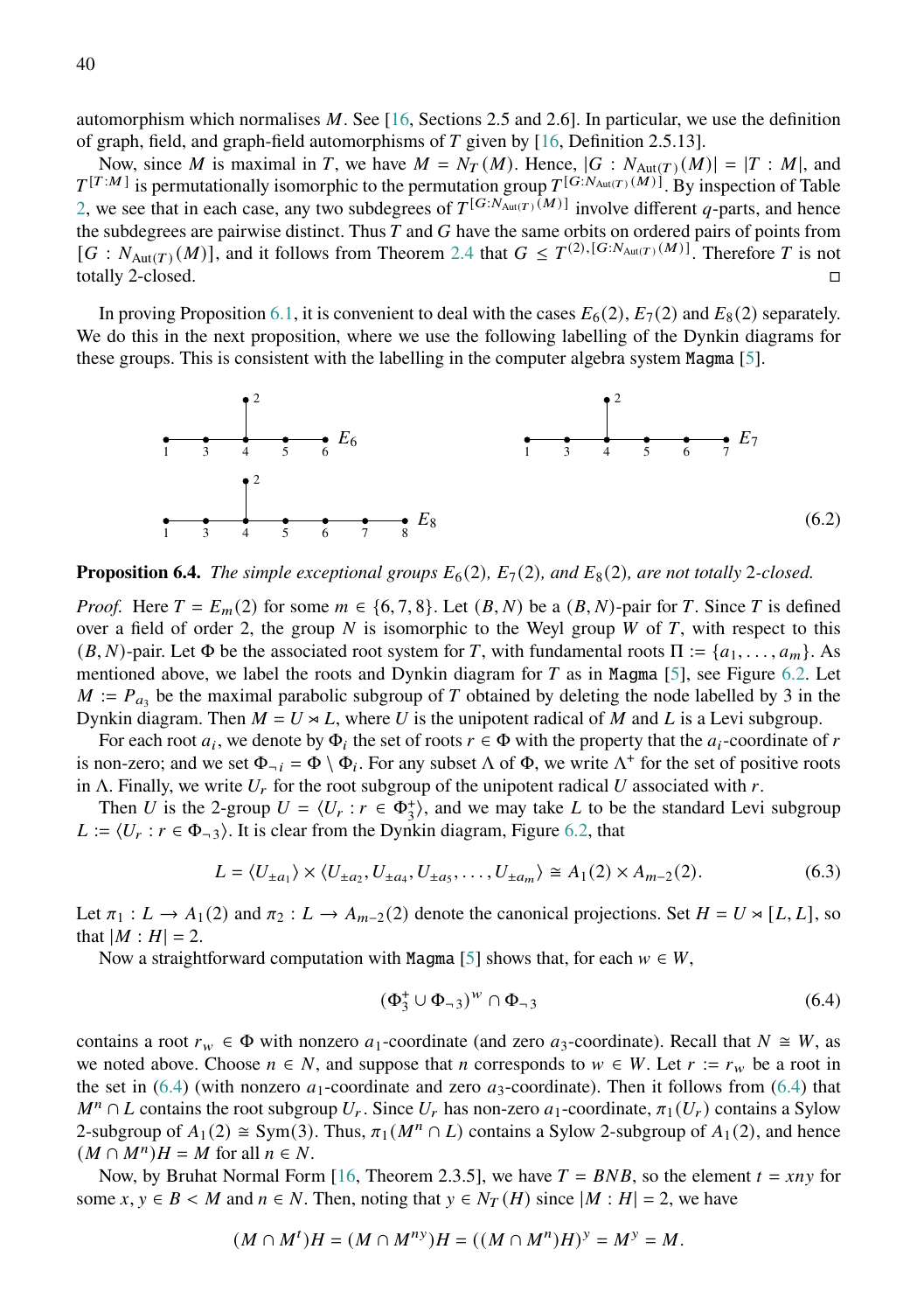automorphism which normalises $M$. See [16, Sections 2.5 and 2.6]. In particular, we use the definition of graph, field, and graph-field automorphisms of $T$ given by [16, Definition 2.5.13].

Now, since $M$ is maximal in $T$, we have $M = N_T(M)$. Hence, $|G : N_{\mathrm{Aut}(T)}(M)| = |T : M|$, and $T^{[T:M]}$ is permutationally isomorphic to the permutation group $T^{[G:N_{\mathrm{Aut}(T)}(M)]}$. By inspection of Table 2, we see that in each case, any two subdegrees of $T^{[G:N_{\mathrm{Aut}(T)}(M)]}$ involve different $q$-parts, and hence the subdegrees are pairwise distinct. Thus $T$ and $G$ have the same orbits on ordered pairs of points from $[G : N_{\mathrm{Aut}(T)}(M)]$, and it follows from Theorem 2.4 that $G \leq T^{(2),[G:N_{\mathrm{Aut}(T)}(M)]}$. Therefore $T$ is not totally 2-closed. $\square$

In proving Proposition 6.1, it is convenient to deal with the cases $E_6(2)$, $E_7(2)$ and $E_8(2)$ separately. We do this in the next proposition, where we use the following labelling of the Dynkin diagrams for these groups. This is consistent with the labelling in the computer algebra system Magma [5].

$E_6$: nodes 1 – 3 – 4 – 5 – 6 in a row, with node 2 attached to node 4.

$E_7$: nodes 1 – 3 – 4 – 5 – 6 – 7 in a row, with node 2 attached to node 4.

$E_8$: nodes 1 – 3 – 4 – 5 – 6 – 7 – 8 in a row, with node 2 attached to node 4. (6.2)

**Proposition 6.4.** *The simple exceptional groups $E_6(2)$, $E_7(2)$, and $E_8(2)$, are not totally 2-closed.*

*Proof.* Here $T = E_m(2)$ for some $m \in \{6, 7, 8\}$. Let $(B, N)$ be a $(B, N)$-pair for $T$. Since $T$ is defined over a field of order 2, the group $N$ is isomorphic to the Weyl group $W$ of $T$, with respect to this $(B, N)$-pair. Let $\Phi$ be the associated root system for $T$, with fundamental roots $\Pi := \{a_1, \ldots, a_m\}$. As mentioned above, we label the roots and Dynkin diagram for $T$ as in Magma [5], see Figure 6.2. Let $M := P_{a_3}$ be the maximal parabolic subgroup of $T$ obtained by deleting the node labelled by 3 in the Dynkin diagram. Then $M = U \rtimes L$, where $U$ is the unipotent radical of $M$ and $L$ is a Levi subgroup.

For each root $a_i$, we denote by $\Phi_i$ the set of roots $r \in \Phi$ with the property that the $a_i$-coordinate of $r$ is non-zero; and we set $\Phi_{\neg i} = \Phi \setminus \Phi_i$. For any subset $\Lambda$ of $\Phi$, we write $\Lambda^+$ for the set of positive roots in $\Lambda$. Finally, we write $U_r$ for the root subgroup of the unipotent radical $U$ associated with $r$.

Then $U$ is the 2-group $U = \langle U_r : r \in \Phi_3^+ \rangle$, and we may take $L$ to be the standard Levi subgroup $L := \langle U_r : r \in \Phi_{\neg 3} \rangle$. It is clear from the Dynkin diagram, Figure 6.2, that

$$L = \langle U_{\pm a_1} \rangle \times \langle U_{\pm a_2}, U_{\pm a_4}, U_{\pm a_5}, \ldots, U_{\pm a_m} \rangle \cong A_1(2) \times A_{m-2}(2). \tag{6.3}$$

Let $\pi_1 : L \longrightarrow A_1(2)$ and $\pi_2 : L \longrightarrow A_{m-2}(2)$ denote the canonical projections. Set $H = U \rtimes [L, L]$, so that $|M : H| = 2$.

Now a straightforward computation with Magma [5] shows that, for each $w \in W$,

$$(\Phi_3^+ \cup \Phi_{\neg 3})^w \cap \Phi_{\neg 3} \tag{6.4}$$

contains a root $r_w \in \Phi$ with nonzero $a_1$-coordinate (and zero $a_3$-coordinate). Recall that $N \cong W$, as we noted above. Choose $n \in N$, and suppose that $n$ corresponds to $w \in W$. Let $r := r_w$ be a root in the set in (6.4) (with nonzero $a_1$-coordinate and zero $a_3$-coordinate). Then it follows from (6.4) that $M^n \cap L$ contains the root subgroup $U_r$. Since $U_r$ has non-zero $a_1$-coordinate, $\pi_1(U_r)$ contains a Sylow 2-subgroup of $A_1(2) \cong \mathrm{Sym}(3)$. Thus, $\pi_1(M^n \cap L)$ contains a Sylow 2-subgroup of $A_1(2)$, and hence $(M \cap M^n)H = M$ for all $n \in N$.

Now, by Bruhat Normal Form [16, Theorem 2.3.5], we have $T = BNB$, so the element $t = xny$ for some $x, y \in B < M$ and $n \in N$. Then, noting that $y \in N_T(H)$ since $|M : H| = 2$, we have

$$(M \cap M^t)H = (M \cap M^{ny})H = ((M \cap M^n)H)^y = M^y = M.$$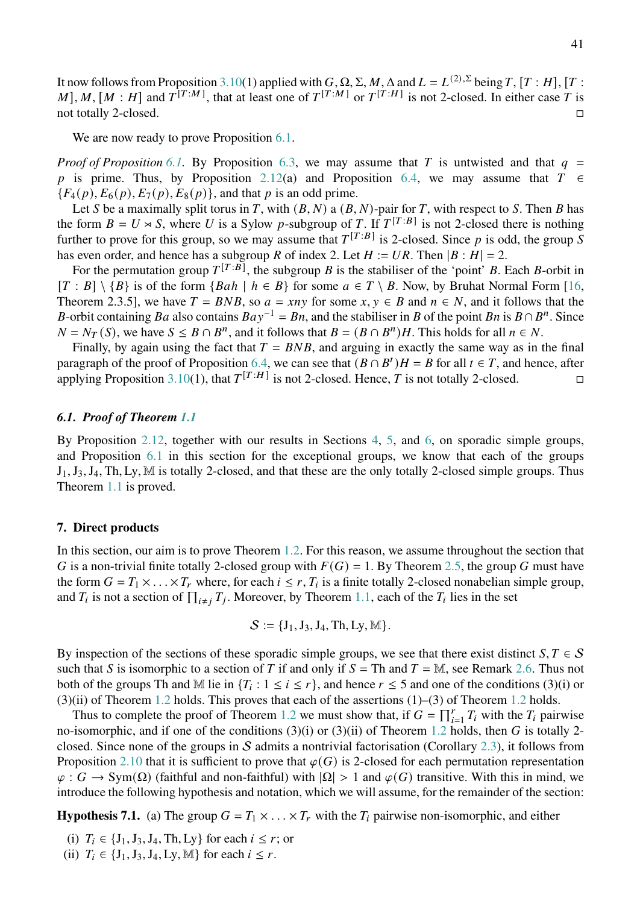It now follows from Proposition 3.10(1) applied with $G, \Omega, \Sigma, M, \Delta$ and $L = L^{(2),\Sigma}$ being $T$, $[T : H]$, $[T : M]$, $M$, $[M : H]$ and $T^{[T:M]}$, that at least one of $T^{[T:M]}$ or $T^{[T:H]}$ is not 2-closed. In either case $T$ is not totally 2-closed. □

We are now ready to prove Proposition 6.1.

*Proof of Proposition 6.1.* By Proposition 6.3, we may assume that $T$ is untwisted and that $q = p$ is prime. Thus, by Proposition 2.12(a) and Proposition 6.4, we may assume that $T \in \{F_4(p), E_6(p), E_7(p), E_8(p)\}$, and that $p$ is an odd prime.

Let $S$ be a maximally split torus in $T$, with $(B, N)$ a $(B, N)$-pair for $T$, with respect to $S$. Then $B$ has the form $B = U \rtimes S$, where $U$ is a Sylow $p$-subgroup of $T$. If $T^{[T:B]}$ is not 2-closed there is nothing further to prove for this group, so we may assume that $T^{[T:B]}$ is 2-closed. Since $p$ is odd, the group $S$ has even order, and hence has a subgroup $R$ of index 2. Let $H := UR$. Then $|B : H| = 2$.

For the permutation group $T^{[T:B]}$, the subgroup $B$ is the stabiliser of the 'point' $B$. Each $B$-orbit in $[T : B] \setminus \{B\}$ is of the form $\{Bah \mid h \in B\}$ for some $a \in T \setminus B$. Now, by Bruhat Normal Form [16, Theorem 2.3.5], we have $T = BNB$, so $a = xny$ for some $x, y \in B$ and $n \in N$, and it follows that the $B$-orbit containing $Ba$ also contains $Bay^{-1} = Bn$, and the stabiliser in $B$ of the point $Bn$ is $B \cap B^n$. Since $N = N_T(S)$, we have $S \leq B \cap B^n$, and it follows that $B = (B \cap B^n)H$. This holds for all $n \in N$.

Finally, by again using the fact that $T = BNB$, and arguing in exactly the same way as in the final paragraph of the proof of Proposition 6.4, we can see that $(B \cap B^t)H = B$ for all $t \in T$, and hence, after applying Proposition 3.10(1), that $T^{[T:H]}$ is not 2-closed. Hence, $T$ is not totally 2-closed. □

### 6.1. *Proof of Theorem 1.1*

By Proposition 2.12, together with our results in Sections 4, 5, and 6, on sporadic simple groups, and Proposition 6.1 in this section for the exceptional groups, we know that each of the groups $\mathrm{J}_1, \mathrm{J}_3, \mathrm{J}_4, \mathrm{Th}, \mathrm{Ly}, \mathbb{M}$ is totally 2-closed, and that these are the only totally 2-closed simple groups. Thus Theorem 1.1 is proved.

## 7. Direct products

In this section, our aim is to prove Theorem 1.2. For this reason, we assume throughout the section that $G$ is a non-trivial finite totally 2-closed group with $F(G) = 1$. By Theorem 2.5, the group $G$ must have the form $G = T_1 \times \ldots \times T_r$ where, for each $i \leq r$, $T_i$ is a finite totally 2-closed nonabelian simple group, and $T_i$ is not a section of $\prod_{i \neq j} T_j$. Moreover, by Theorem 1.1, each of the $T_i$ lies in the set

$$\mathcal{S} := \{\mathrm{J}_1, \mathrm{J}_3, \mathrm{J}_4, \mathrm{Th}, \mathrm{Ly}, \mathbb{M}\}.$$

By inspection of the sections of these sporadic simple groups, we see that there exist distinct $S, T \in \mathcal{S}$ such that $S$ is isomorphic to a section of $T$ if and only if $S = \mathrm{Th}$ and $T = \mathbb{M}$, see Remark 2.6. Thus not both of the groups Th and $\mathbb{M}$ lie in $\{T_i : 1 \leq i \leq r\}$, and hence $r \leq 5$ and one of the conditions (3)(i) or (3)(ii) of Theorem 1.2 holds. This proves that each of the assertions (1)–(3) of Theorem 1.2 holds.

Thus to complete the proof of Theorem 1.2 we must show that, if $G = \prod_{i=1}^{r} T_i$ with the $T_i$ pairwise no-isomorphic, and if one of the conditions (3)(i) or (3)(ii) of Theorem 1.2 holds, then $G$ is totally 2-closed. Since none of the groups in $\mathcal{S}$ admits a nontrivial factorisation (Corollary 2.3), it follows from Proposition 2.10 that it is sufficient to prove that $\varphi(G)$ is 2-closed for each permutation representation $\varphi : G \to \mathrm{Sym}(\Omega)$ (faithful and non-faithful) with $|\Omega| > 1$ and $\varphi(G)$ transitive. With this in mind, we introduce the following hypothesis and notation, which we will assume, for the remainder of the section:

**Hypothesis 7.1.** (a) The group $G = T_1 \times \ldots \times T_r$ with the $T_i$ pairwise non-isomorphic, and either

(i) $T_i \in \{\mathrm{J}_1, \mathrm{J}_3, \mathrm{J}_4, \mathrm{Th}, \mathrm{Ly}\}$ for each $i \leq r$; or
(ii) $T_i \in \{\mathrm{J}_1, \mathrm{J}_3, \mathrm{J}_4, \mathrm{Ly}, \mathbb{M}\}$ for each $i \leq r$.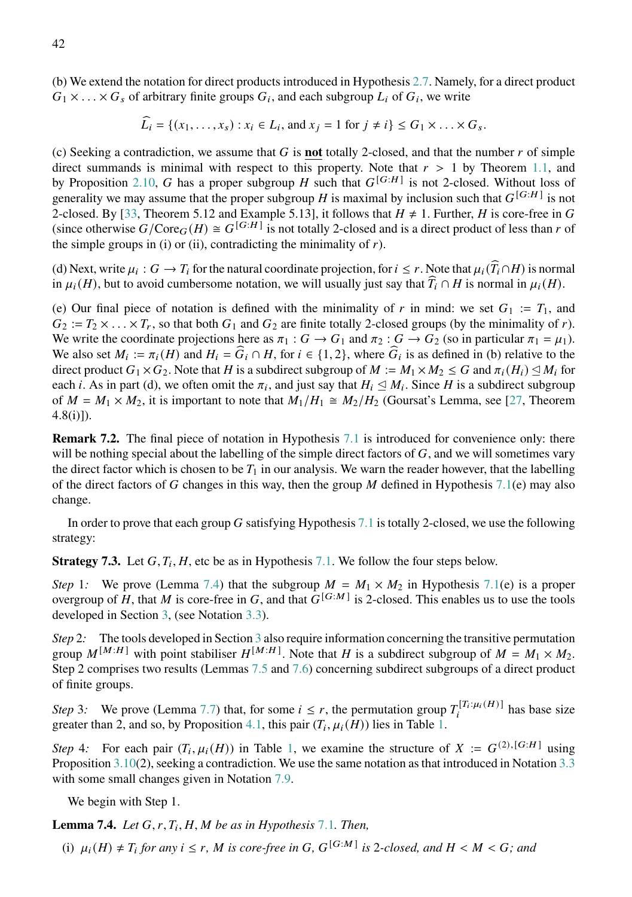(b) We extend the notation for direct products introduced in Hypothesis 2.7. Namely, for a direct product $G_1 \times \ldots \times G_s$ of arbitrary finite groups $G_i$, and each subgroup $L_i$ of $G_i$, we write

$$\widehat{L_i} = \{(x_1, \ldots, x_s) : x_i \in L_i, \text{ and } x_j = 1 \text{ for } j \neq i\} \leq G_1 \times \ldots \times G_s.$$

(c) Seeking a contradiction, we assume that $G$ is **not** totally 2-closed, and that the number $r$ of simple direct summands is minimal with respect to this property. Note that $r > 1$ by Theorem 1.1, and by Proposition 2.10, $G$ has a proper subgroup $H$ such that $G^{[G:H]}$ is not 2-closed. Without loss of generality we may assume that the proper subgroup $H$ is maximal by inclusion such that $G^{[G:H]}$ is not 2-closed. By [33, Theorem 5.12 and Example 5.13], it follows that $H \neq 1$. Further, $H$ is core-free in $G$ (since otherwise $G/\mathrm{Core}_G(H) \cong G^{[G:H]}$ is not totally 2-closed and is a direct product of less than $r$ of the simple groups in (i) or (ii), contradicting the minimality of $r$).

(d) Next, write $\mu_i : G \to T_i$ for the natural coordinate projection, for $i \leq r$. Note that $\mu_i(\widehat{T_i} \cap H)$ is normal in $\mu_i(H)$, but to avoid cumbersome notation, we will usually just say that $\widehat{T_i} \cap H$ is normal in $\mu_i(H)$.

(e) Our final piece of notation is defined with the minimality of $r$ in mind: we set $G_1 := T_1$, and $G_2 := T_2 \times \ldots \times T_r$, so that both $G_1$ and $G_2$ are finite totally 2-closed groups (by the minimality of $r$). We write the coordinate projections here as $\pi_1 : G \to G_1$ and $\pi_2 : G \to G_2$ (so in particular $\pi_1 = \mu_1$). We also set $M_i := \pi_i(H)$ and $H_i = \widehat{G_i} \cap H$, for $i \in \{1, 2\}$, where $\widehat{G_i}$ is as defined in (b) relative to the direct product $G_1 \times G_2$. Note that $H$ is a subdirect subgroup of $M := M_1 \times M_2 \leq G$ and $\pi_i(H_i) \trianglelefteq M_i$ for each $i$. As in part (d), we often omit the $\pi_i$, and just say that $H_i \trianglelefteq M_i$. Since $H$ is a subdirect subgroup of $M = M_1 \times M_2$, it is important to note that $M_1/H_1 \cong M_2/H_2$ (Goursat's Lemma, see [27, Theorem 4.8(i)]).

**Remark 7.2.** The final piece of notation in Hypothesis 7.1 is introduced for convenience only: there will be nothing special about the labelling of the simple direct factors of $G$, and we will sometimes vary the direct factor which is chosen to be $T_1$ in our analysis. We warn the reader however, that the labelling of the direct factors of $G$ changes in this way, then the group $M$ defined in Hypothesis 7.1(e) may also change.

In order to prove that each group $G$ satisfying Hypothesis 7.1 is totally 2-closed, we use the following strategy:

**Strategy 7.3.** Let $G, T_i, H$, etc be as in Hypothesis 7.1. We follow the four steps below.

*Step* 1: We prove (Lemma 7.4) that the subgroup $M = M_1 \times M_2$ in Hypothesis 7.1(e) is a proper overgroup of $H$, that $M$ is core-free in $G$, and that $G^{[G:M]}$ is 2-closed. This enables us to use the tools developed in Section 3, (see Notation 3.3).

*Step* 2: The tools developed in Section 3 also require information concerning the transitive permutation group $M^{[M:H]}$ with point stabiliser $H^{[M:H]}$. Note that $H$ is a subdirect subgroup of $M = M_1 \times M_2$. Step 2 comprises two results (Lemmas 7.5 and 7.6) concerning subdirect subgroups of a direct product of finite groups.

*Step* 3: We prove (Lemma 7.7) that, for some $i \leq r$, the permutation group $T_i^{[T_i:\mu_i(H)]}$ has base size greater than 2, and so, by Proposition 4.1, this pair $(T_i, \mu_i(H))$ lies in Table 1.

*Step* 4: For each pair $(T_i, \mu_i(H))$ in Table 1, we examine the structure of $X := G^{(2),[G:H]}$ using Proposition 3.10(2), seeking a contradiction. We use the same notation as that introduced in Notation 3.3 with some small changes given in Notation 7.9.

We begin with Step 1.

**Lemma 7.4.** *Let $G, r, T_i, H, M$ be as in Hypothesis 7.1. Then,*

(i) *$\mu_i(H) \neq T_i$ for any $i \leq r$, $M$ is core-free in $G$, $G^{[G:M]}$ is 2-closed, and $H < M < G$; and*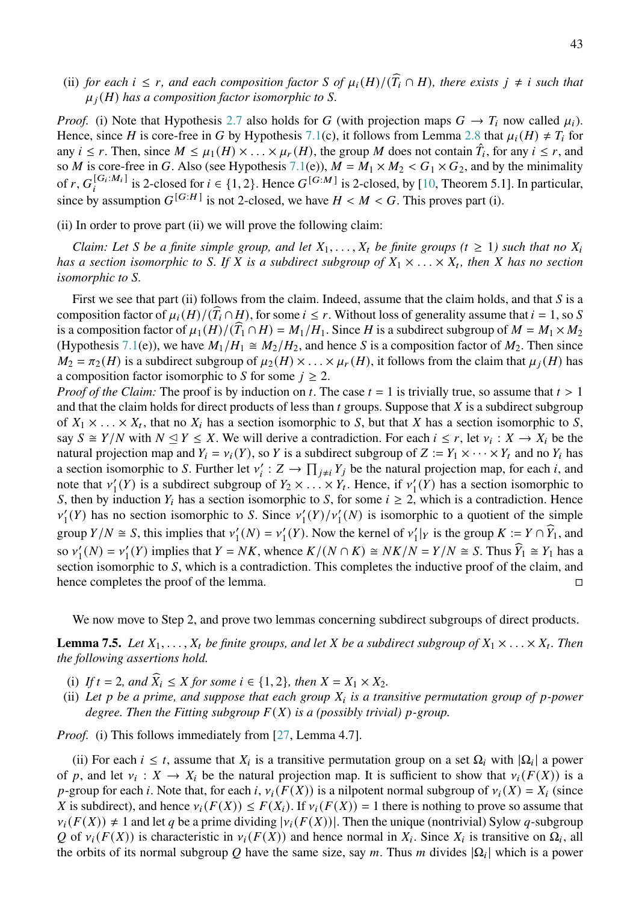(ii) *for each $i \le r$, and each composition factor $S$ of $\mu_i(H)/(\widehat{T_i} \cap H)$, there exists $j \neq i$ such that $\mu_j(H)$ has a composition factor isomorphic to $S$.*

*Proof.* (i) Note that Hypothesis 2.7 also holds for $G$ (with projection maps $G \to T_i$ now called $\mu_i$). Hence, since $H$ is core-free in $G$ by Hypothesis 7.1(c), it follows from Lemma 2.8 that $\mu_i(H) \neq T_i$ for any $i \le r$. Then, since $M \le \mu_1(H) \times \ldots \times \mu_r(H)$, the group $M$ does not contain $\hat{T_i}$, for any $i \le r$, and so $M$ is core-free in $G$. Also (see Hypothesis 7.1(e)), $M = M_1 \times M_2 < G_1 \times G_2$, and by the minimality of $r$, $G_i^{[G_i:M_i]}$ is 2-closed for $i \in \{1, 2\}$. Hence $G^{[G:M]}$ is 2-closed, by [10, Theorem 5.1]. In particular, since by assumption $G^{[G:H]}$ is not 2-closed, we have $H < M < G$. This proves part (i).

(ii) In order to prove part (ii) we will prove the following claim:

*Claim: Let $S$ be a finite simple group, and let $X_1, \ldots, X_t$ be finite groups ($t \ge 1$) such that no $X_i$ has a section isomorphic to $S$. If $X$ is a subdirect subgroup of $X_1 \times \ldots \times X_t$, then $X$ has no section isomorphic to $S$.*

First we see that part (ii) follows from the claim. Indeed, assume that the claim holds, and that $S$ is a composition factor of $\mu_i(H)/(\widehat{T_i} \cap H)$, for some $i \le r$. Without loss of generality assume that $i = 1$, so $S$ is a composition factor of $\mu_1(H)/(\widehat{T_1} \cap H) = M_1/H_1$. Since $H$ is a subdirect subgroup of $M = M_1 \times M_2$ (Hypothesis 7.1(e)), we have $M_1/H_1 \cong M_2/H_2$, and hence $S$ is a composition factor of $M_2$. Then since $M_2 = \pi_2(H)$ is a subdirect subgroup of $\mu_2(H) \times \ldots \times \mu_r(H)$, it follows from the claim that $\mu_j(H)$ has a composition factor isomorphic to $S$ for some $j \ge 2$.

*Proof of the Claim:* The proof is by induction on $t$. The case $t = 1$ is trivially true, so assume that $t > 1$ and that the claim holds for direct products of less than $t$ groups. Suppose that $X$ is a subdirect subgroup of $X_1 \times \ldots \times X_t$, that no $X_i$ has a section isomorphic to $S$, but that $X$ has a section isomorphic to $S$, say $S \cong Y/N$ with $N \trianglelefteq Y \le X$. We will derive a contradiction. For each $i \le r$, let $\nu_i : X \to X_i$ be the natural projection map and $Y_i = \nu_i(Y)$, so $Y$ is a subdirect subgroup of $Z := Y_1 \times \cdots \times Y_t$ and no $Y_i$ has a section isomorphic to $S$. Further let $\nu_i' : Z \to \prod_{j \neq i} Y_j$ be the natural projection map, for each $i$, and note that $\nu_1'(Y)$ is a subdirect subgroup of $Y_2 \times \ldots \times Y_t$. Hence, if $\nu_1'(Y)$ has a section isomorphic to $S$, then by induction $Y_i$ has a section isomorphic to $S$, for some $i \ge 2$, which is a contradiction. Hence $\nu_1'(Y)$ has no section isomorphic to $S$. Since $\nu_1'(Y)/\nu_1'(N)$ is isomorphic to a quotient of the simple group $Y/N \cong S$, this implies that $\nu_1'(N) = \nu_1'(Y)$. Now the kernel of $\nu_1'|_Y$ is the group $K := Y \cap \widehat{Y_1}$, and so $\nu_1'(N) = \nu_1'(Y)$ implies that $Y = NK$, whence $K/(N \cap K) \cong NK/N = Y/N \cong S$. Thus $\widehat{Y_1} \cong Y_1$ has a section isomorphic to $S$, which is a contradiction. This completes the inductive proof of the claim, and hence completes the proof of the lemma. □

We now move to Step 2, and prove two lemmas concerning subdirect subgroups of direct products.

**Lemma 7.5.** *Let $X_1, \ldots, X_t$ be finite groups, and let $X$ be a subdirect subgroup of $X_1 \times \ldots \times X_t$. Then the following assertions hold.*

(i) *If $t = 2$, and $\widehat{X_i} \le X$ for some $i \in \{1, 2\}$, then $X = X_1 \times X_2$.*
(ii) *Let $p$ be a prime, and suppose that each group $X_i$ is a transitive permutation group of $p$-power degree. Then the Fitting subgroup $F(X)$ is a (possibly trivial) $p$-group.*

*Proof.* (i) This follows immediately from [27, Lemma 4.7].

(ii) For each $i \le t$, assume that $X_i$ is a transitive permutation group on a set $\Omega_i$ with $|\Omega_i|$ a power of $p$, and let $\nu_i : X \to X_i$ be the natural projection map. It is sufficient to show that $\nu_i(F(X))$ is a $p$-group for each $i$. Note that, for each $i$, $\nu_i(F(X))$ is a nilpotent normal subgroup of $\nu_i(X) = X_i$ (since $X$ is subdirect), and hence $\nu_i(F(X)) \le F(X_i)$. If $\nu_i(F(X)) = 1$ there is nothing to prove so assume that $\nu_i(F(X)) \neq 1$ and let $q$ be a prime dividing $|\nu_i(F(X))|$. Then the unique (nontrivial) Sylow $q$-subgroup $Q$ of $\nu_i(F(X))$ is characteristic in $\nu_i(F(X))$ and hence normal in $X_i$. Since $X_i$ is transitive on $\Omega_i$, all the orbits of its normal subgroup $Q$ have the same size, say $m$. Thus $m$ divides $|\Omega_i|$ which is a power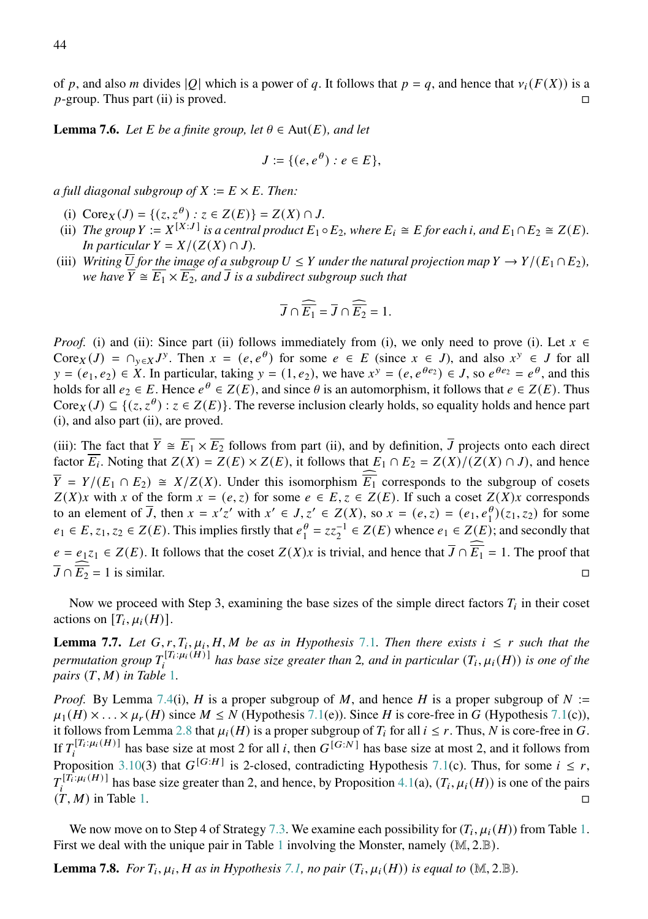of $p$, and also $m$ divides $|Q|$ which is a power of $q$. It follows that $p = q$, and hence that $\nu_i(F(X))$ is a $p$-group. Thus part (ii) is proved. □

**Lemma 7.6.** *Let $E$ be a finite group, let $\theta \in \mathrm{Aut}(E)$, and let*

$$J := \{(e, e^{\theta}) : e \in E\},$$

*a full diagonal subgroup of $X := E \times E$. Then:*

(i) $\mathrm{Core}_X(J) = \{(z, z^{\theta}) : z \in Z(E)\} = Z(X) \cap J$.

(ii) *The group $Y := X^{[X:J]}$ is a central product $E_1 \circ E_2$, where $E_i \cong E$ for each $i$, and $E_1 \cap E_2 \cong Z(E)$. In particular $Y = X/(Z(X) \cap J)$.*

(iii) *Writing $\overline{U}$ for the image of a subgroup $U \leq Y$ under the natural projection map $Y \to Y/(E_1 \cap E_2)$, we have $\overline{Y} \cong \overline{E_1} \times \overline{E_2}$, and $\overline{J}$ is a subdirect subgroup such that*

$$\overline{J} \cap \widehat{\overline{E_1}} = \overline{J} \cap \widehat{\overline{E_2}} = 1.$$

*Proof.* (i) and (ii): Since part (ii) follows immediately from (i), we only need to prove (i). Let $x \in \mathrm{Core}_X(J) = \cap_{y \in X} J^y$. Then $x = (e, e^{\theta})$ for some $e \in E$ (since $x \in J$), and also $x^y \in J$ for all $y = (e_1, e_2) \in X$. In particular, taking $y = (1, e_2)$, we have $x^y = (e, e^{\theta e_2}) \in J$, so $e^{\theta e_2} = e^{\theta}$, and this holds for all $e_2 \in E$. Hence $e^{\theta} \in Z(E)$, and since $\theta$ is an automorphism, it follows that $e \in Z(E)$. Thus $\mathrm{Core}_X(J) \subseteq \{(z, z^{\theta}) : z \in Z(E)\}$. The reverse inclusion clearly holds, so equality holds and hence part (i), and also part (ii), are proved.

(iii): The fact that $\overline{Y} \cong \overline{E_1} \times \overline{E_2}$ follows from part (ii), and by definition, $\overline{J}$ projects onto each direct factor $\overline{E_i}$. Noting that $Z(X) = Z(E) \times Z(E)$, it follows that $E_1 \cap E_2 = Z(X)/(Z(X) \cap J)$, and hence $\overline{Y} = Y/(E_1 \cap E_2) \cong X/Z(X)$. Under this isomorphism $\widehat{\overline{E_1}}$ corresponds to the subgroup of cosets $Z(X)x$ with $x$ of the form $x = (e, z)$ for some $e \in E, z \in Z(E)$. If such a coset $Z(X)x$ corresponds to an element of $\overline{J}$, then $x = x'z'$ with $x' \in J, z' \in Z(X)$, so $x = (e, z) = (e_1, e_1^{\theta})(z_1, z_2)$ for some $e_1 \in E, z_1, z_2 \in Z(E)$. This implies firstly that $e_1^{\theta} = zz_2^{-1} \in Z(E)$ whence $e_1 \in Z(E)$; and secondly that $e = e_1 z_1 \in Z(E)$. It follows that the coset $Z(X)x$ is trivial, and hence that $\overline{J} \cap \widehat{\overline{E_1}} = 1$. The proof that $\overline{J} \cap \widehat{\overline{E_2}} = 1$ is similar. □

Now we proceed with Step 3, examining the base sizes of the simple direct factors $T_i$ in their coset actions on $[T_i, \mu_i(H)]$.

**Lemma 7.7.** *Let $G, r, T_i, \mu_i, H, M$ be as in Hypothesis 7.1. Then there exists $i \leq r$ such that the permutation group $T_i^{[T_i:\mu_i(H)]}$ has base size greater than 2, and in particular $(T_i, \mu_i(H))$ is one of the pairs $(T, M)$ in Table 1.*

*Proof.* By Lemma 7.4(i), $H$ is a proper subgroup of $M$, and hence $H$ is a proper subgroup of $N := \mu_1(H) \times \ldots \times \mu_r(H)$ since $M \leq N$ (Hypothesis 7.1(e)). Since $H$ is core-free in $G$ (Hypothesis 7.1(c)), it follows from Lemma 2.8 that $\mu_i(H)$ is a proper subgroup of $T_i$ for all $i \leq r$. Thus, $N$ is core-free in $G$. If $T_i^{[T_i:\mu_i(H)]}$ has base size at most 2 for all $i$, then $G^{[G:N]}$ has base size at most 2, and it follows from Proposition 3.10(3) that $G^{[G:H]}$ is 2-closed, contradicting Hypothesis 7.1(c). Thus, for some $i \leq r$, $T_i^{[T_i:\mu_i(H)]}$ has base size greater than 2, and hence, by Proposition 4.1(a), $(T_i, \mu_i(H))$ is one of the pairs $(T, M)$ in Table 1. □

We now move on to Step 4 of Strategy 7.3. We examine each possibility for $(T_i, \mu_i(H))$ from Table 1. First we deal with the unique pair in Table 1 involving the Monster, namely $(\mathbb{M}, 2.\mathbb{B})$.

**Lemma 7.8.** *For $T_i, \mu_i, H$ as in Hypothesis 7.1, no pair $(T_i, \mu_i(H))$ is equal to $(\mathbb{M}, 2.\mathbb{B})$.*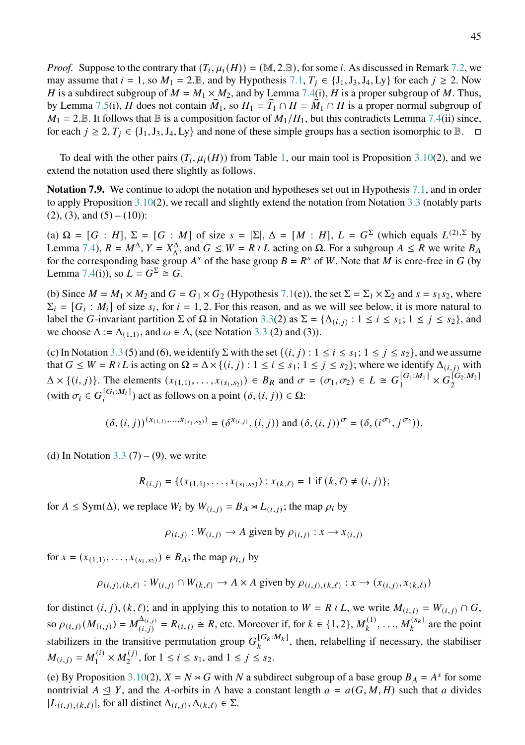*Proof.* Suppose to the contrary that $(T_i, \mu_i(H)) = (\mathbb{M}, 2.\mathbb{B})$, for some $i$. As discussed in Remark 7.2, we may assume that $i = 1$, so $M_1 = 2.\mathbb{B}$, and by Hypothesis 7.1, $T_j \in \{J_1, J_3, J_4, \mathrm{Ly}\}$ for each $j \geq 2$. Now $H$ is a subdirect subgroup of $M = M_1 \times M_2$, and by Lemma 7.4(i), $H$ is a proper subgroup of $M$. Thus, by Lemma 7.5(i), $H$ does not contain $\widehat{M}_1$, so $H_1 = \widehat{T}_1 \cap H = \widehat{M}_1 \cap H$ is a proper normal subgroup of $M_1 = 2.\mathbb{B}$. It follows that $\mathbb{B}$ is a composition factor of $M_1/H_1$, but this contradicts Lemma 7.4(ii) since, for each $j \geq 2$, $T_j \in \{J_1, J_3, J_4, \mathrm{Ly}\}$ and none of these simple groups has a section isomorphic to $\mathbb{B}$. □

To deal with the other pairs $(T_i, \mu_i(H))$ from Table 1, our main tool is Proposition 3.10(2), and we extend the notation used there slightly as follows.

**Notation 7.9.** We continue to adopt the notation and hypotheses set out in Hypothesis 7.1, and in order to apply Proposition 3.10(2), we recall and slightly extend the notation from Notation 3.3 (notably parts (2), (3), and (5) – (10)):

(a) $\Omega = [G : H]$, $\Sigma = [G : M]$ of size $s = |\Sigma|$, $\Delta = [M : H]$, $L = G^{\Sigma}$ (which equals $L^{(2),\Sigma}$ by Lemma 7.4), $R = M^{\Delta}$, $Y = X_{\Delta}^{\Delta}$, and $G \leq W = R \wr L$ acting on $\Omega$. For a subgroup $A \leq R$ we write $B_A$ for the corresponding base group $A^s$ of the base group $B = R^s$ of $W$. Note that $M$ is core-free in $G$ (by Lemma 7.4(i)), so $L = G^{\Sigma} \cong G$.

(b) Since $M = M_1 \times M_2$ and $G = G_1 \times G_2$ (Hypothesis 7.1(e)), the set $\Sigma = \Sigma_1 \times \Sigma_2$ and $s = s_1 s_2$, where $\Sigma_i = [G_i : M_i]$ of size $s_i$, for $i = 1, 2$. For this reason, and as we will see below, it is more natural to label the $G$-invariant partition $\Sigma$ of $\Omega$ in Notation 3.3(2) as $\Sigma = \{\Delta_{(i,j)} : 1 \leq i \leq s_1;\ 1 \leq j \leq s_2\}$, and we choose $\Delta := \Delta_{(1,1)}$, and $\omega \in \Delta$, (see Notation 3.3 (2) and (3)).

(c) In Notation 3.3 (5) and (6), we identify $\Sigma$ with the set $\{(i, j) : 1 \leq i \leq s_1;\ 1 \leq j \leq s_2\}$, and we assume that $G \leq W = R \wr L$ is acting on $\Omega = \Delta \times \{(i, j) : 1 \leq i \leq s_1;\ 1 \leq j \leq s_2\}$; where we identify $\Delta_{(i,j)}$ with $\Delta \times \{(i, j)\}$. The elements $(x_{(1,1)}, \ldots, x_{(s_1,s_2)}) \in B_R$ and $\sigma = (\sigma_1, \sigma_2) \in L \cong G_1^{[G_1:M_1]} \times G_2^{[G_2:M_2]}$ (with $\sigma_i \in G_i^{[G_i:M_i]}$) act as follows on a point $(\delta, (i, j)) \in \Omega$:

$$(\delta, (i, j))^{(x_{(1,1)},\ldots,x_{(s_1,s_2)})} = (\delta^{x_{(i,j)}}, (i, j)) \text{ and } (\delta, (i, j))^{\sigma} = (\delta, (i^{\sigma_1}, j^{\sigma_2})).$$

(d) In Notation 3.3 (7) – (9), we write

$$R_{(i,j)} = \{(x_{(1,1)}, \ldots, x_{(s_1,s_2)}) : x_{(k,\ell)} = 1 \text{ if } (k, \ell) \neq (i, j)\};$$

for $A \leq \mathrm{Sym}(\Delta)$, we replace $W_i$ by $W_{(i,j)} = B_A \rtimes L_{(i,j)}$; the map $\rho_i$ by

$$\rho_{(i,j)} : W_{(i,j)} \to A \text{ given by } \rho_{(i,j)} : x \to x_{(i,j)}$$

for $x = (x_{(1,1)}, \ldots, x_{(s_1,s_2)}) \in B_A$; the map $\rho_{i,j}$ by

$$\rho_{(i,j),(k,\ell)} : W_{(i,j)} \cap W_{(k,\ell)} \to A \times A \text{ given by } \rho_{(i,j),(k,\ell)} : x \to (x_{(i,j)}, x_{(k,\ell)})$$

for distinct $(i, j), (k, \ell)$; and in applying this to notation to $W = R \wr L$, we write $M_{(i,j)} = W_{(i,j)} \cap G$, so $\rho_{(i,j)}(M_{(i,j)}) = M_{(i,j)}^{\Delta_{(i,j)}} = R_{(i,j)} \cong R$, etc. Moreover if, for $k \in \{1, 2\}$, $M_k^{(1)}, \ldots, M_k^{(s_k)}$ are the point stabilizers in the transitive permutation group $G_k^{[G_k:M_k]}$, then, relabelling if necessary, the stabiliser $M_{(i,j)} = M_1^{(i)} \times M_2^{(j)}$, for $1 \leq i \leq s_1$, and $1 \leq j \leq s_2$.

(e) By Proposition 3.10(2), $X = N \rtimes G$ with $N$ a subdirect subgroup of a base group $B_A = A^s$ for some nontrivial $A \trianglelefteq Y$, and the $A$-orbits in $\Delta$ have a constant length $a = a(G, M, H)$ such that $a$ divides $|L_{(i,j),(k,\ell)}|$, for all distinct $\Delta_{(i,j)}, \Delta_{(k,\ell)} \in \Sigma$.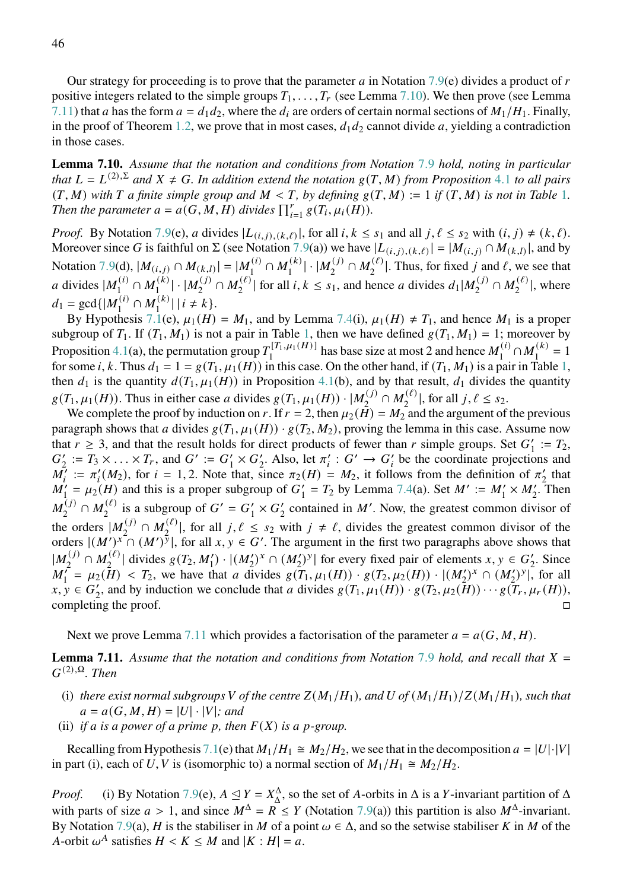Our strategy for proceeding is to prove that the parameter $a$ in Notation 7.9(e) divides a product of $r$ positive integers related to the simple groups $T_1, \ldots, T_r$ (see Lemma 7.10). We then prove (see Lemma 7.11) that $a$ has the form $a = d_1 d_2$, where the $d_i$ are orders of certain normal sections of $M_1/H_1$. Finally, in the proof of Theorem 1.2, we prove that in most cases, $d_1 d_2$ cannot divide $a$, yielding a contradiction in those cases.

**Lemma 7.10.** *Assume that the notation and conditions from Notation 7.9 hold, noting in particular that $L = L^{(2),\Sigma}$ and $X \neq G$. In addition extend the notation $g(T, M)$ from Proposition 4.1 to all pairs $(T, M)$ with $T$ a finite simple group and $M < T$, by defining $g(T, M) := 1$ if $(T, M)$ is not in Table 1. Then the parameter $a = a(G, M, H)$ divides $\prod_{i=1}^{r} g(T_i, \mu_i(H))$.*

*Proof.* By Notation 7.9(e), $a$ divides $|L_{(i,j),(k,\ell)}|$, for all $i, k \leq s_1$ and all $j, \ell \leq s_2$ with $(i, j) \neq (k, \ell)$. Moreover since $G$ is faithful on $\Sigma$ (see Notation 7.9(a)) we have $|L_{(i,j),(k,\ell)}| = |M_{(i,j)} \cap M_{(k,l)}|$, and by Notation 7.9(d), $|M_{(i,j)} \cap M_{(k,l)}| = |M_1^{(i)} \cap M_1^{(k)}| \cdot |M_2^{(j)} \cap M_2^{(\ell)}|$. Thus, for fixed $j$ and $\ell$, we see that $a$ divides $|M_1^{(i)} \cap M_1^{(k)}| \cdot |M_2^{(j)} \cap M_2^{(\ell)}|$ for all $i, k \leq s_1$, and hence $a$ divides $d_1 |M_2^{(j)} \cap M_2^{(\ell)}|$, where $d_1 = \gcd\{|M_1^{(i)} \cap M_1^{(k)}| \mid i \neq k\}$.

By Hypothesis 7.1(e), $\mu_1(H) = M_1$, and by Lemma 7.4(i), $\mu_1(H) \neq T_1$, and hence $M_1$ is a proper subgroup of $T_1$. If $(T_1, M_1)$ is not a pair in Table 1, then we have defined $g(T_1, M_1) = 1$; moreover by Proposition 4.1(a), the permutation group $T_1^{[T_1:\mu_1(H)]}$ has base size at most 2 and hence $M_1^{(i)} \cap M_1^{(k)} = 1$ for some $i, k$. Thus $d_1 = 1 = g(T_1, \mu_1(H))$ in this case. On the other hand, if $(T_1, M_1)$ is a pair in Table 1, then $d_1$ is the quantity $d(T_1, \mu_1(H))$ in Proposition 4.1(b), and by that result, $d_1$ divides the quantity $g(T_1, \mu_1(H))$. Thus in either case $a$ divides $g(T_1, \mu_1(H)) \cdot |M_2^{(j)} \cap M_2^{(\ell)}|$, for all $j, \ell \leq s_2$.

We complete the proof by induction on $r$. If $r = 2$, then $\mu_2(H) = M_2$ and the argument of the previous paragraph shows that $a$ divides $g(T_1, \mu_1(H)) \cdot g(T_2, M_2)$, proving the lemma in this case. Assume now that $r \geq 3$, and that the result holds for direct products of fewer than $r$ simple groups. Set $G_1' := T_2$, $G_2' := T_3 \times \ldots \times T_r$, and $G' := G_1' \times G_2'$. Also, let $\pi_i' : G' \to G_i'$ be the coordinate projections and $M_i' := \pi_i'(M_2)$, for $i = 1, 2$. Note that, since $\pi_2(H) = M_2$, it follows from the definition of $\pi_2'$ that $M_1' = \mu_2(H)$ and this is a proper subgroup of $G_1' = T_2$ by Lemma 7.4(a). Set $M' := M_1' \times M_2'$. Then $M_2^{(j)} \cap M_2^{(\ell)}$ is a subgroup of $G' = G_1' \times G_2'$ contained in $M'$. Now, the greatest common divisor of the orders $|M_2^{(j)} \cap M_2^{(\ell)}|$, for all $j, \ell \leq s_2$ with $j \neq \ell$, divides the greatest common divisor of the orders $|(M')^x \cap (M')^y|$, for all $x, y \in G'$. The argument in the first two paragraphs above shows that $|M_2^{(j)} \cap M_2^{(\ell)}|$ divides $g(T_2, M_1') \cdot |(M_2')^x \cap (M_2')^y|$ for every fixed pair of elements $x, y \in G_2'$. Since $M_1' = \mu_2(H) < T_2$, we have that $a$ divides $g(T_1, \mu_1(H)) \cdot g(T_2, \mu_2(H)) \cdot |(M_2')^x \cap (M_2')^y|$, for all $x, y \in G_2'$, and by induction we conclude that $a$ divides $g(T_1, \mu_1(H)) \cdot g(T_2, \mu_2(H)) \cdots g(T_r, \mu_r(H))$, completing the proof. $\square$

Next we prove Lemma 7.11 which provides a factorisation of the parameter $a = a(G, M, H)$.

**Lemma 7.11.** *Assume that the notation and conditions from Notation 7.9 hold, and recall that $X = G^{(2),\Omega}$. Then*

- (i) *there exist normal subgroups $V$ of the centre $Z(M_1/H_1)$, and $U$ of $(M_1/H_1)/Z(M_1/H_1)$, such that $a = a(G, M, H) = |U| \cdot |V|$; and*
- (ii) *if $a$ is a power of a prime $p$, then $F(X)$ is a $p$-group.*

Recalling from Hypothesis 7.1(e) that $M_1/H_1 \cong M_2/H_2$, we see that in the decomposition $a = |U| \cdot |V|$ in part (i), each of $U, V$ is (isomorphic to) a normal section of $M_1/H_1 \cong M_2/H_2$.

*Proof.* (i) By Notation 7.9(e), $A \trianglelefteq Y = X_\Delta^\Delta$, so the set of $A$-orbits in $\Delta$ is a $Y$-invariant partition of $\Delta$ with parts of size $a > 1$, and since $M^\Delta = R \leq Y$ (Notation 7.9(a)) this partition is also $M^\Delta$-invariant. By Notation 7.9(a), $H$ is the stabiliser in $M$ of a point $\omega \in \Delta$, and so the setwise stabiliser $K$ in $M$ of the $A$-orbit $\omega^A$ satisfies $H < K \leq M$ and $|K : H| = a$.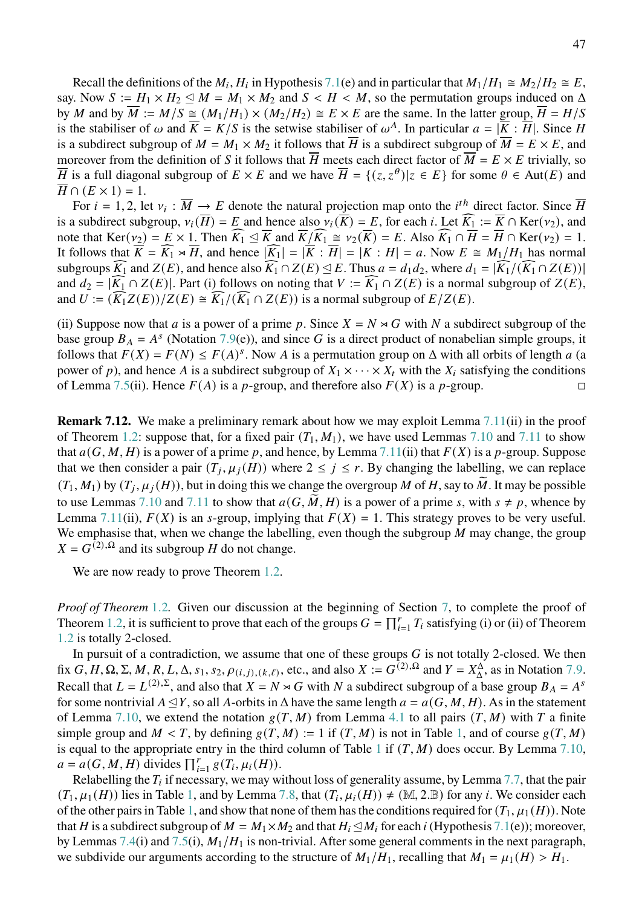Recall the definitions of the $M_i, H_i$ in Hypothesis 7.1(e) and in particular that $M_1/H_1 \cong M_2/H_2 \cong E$, say. Now $S := H_1 \times H_2 \trianglelefteq M = M_1 \times M_2$ and $S < H < M$, so the permutation groups induced on $\Delta$ by $M$ and by $\overline{M} := M/S \cong (M_1/H_1) \times (M_2/H_2) \cong E \times E$ are the same. In the latter group, $\overline{H} = H/S$ is the stabiliser of $\omega$ and $\overline{K} = K/S$ is the setwise stabiliser of $\omega^A$. In particular $a = |\overline{K} : \overline{H}|$. Since $H$ is a subdirect subgroup of $M = M_1 \times M_2$ it follows that $\overline{H}$ is a subdirect subgroup of $\overline{M} = E \times E$, and moreover from the definition of $S$ it follows that $\overline{H}$ meets each direct factor of $\overline{M} = E \times E$ trivially, so $\overline{H}$ is a full diagonal subgroup of $E \times E$ and we have $\overline{H} = \{(z, z^\theta) | z \in E\}$ for some $\theta \in \mathrm{Aut}(E)$ and $\overline{H} \cap (E \times 1) = 1$.

For $i = 1, 2$, let $\nu_i : \overline{M} \to E$ denote the natural projection map onto the $i^{th}$ direct factor. Since $\overline{H}$ is a subdirect subgroup, $\nu_i(\overline{H}) = E$ and hence also $\nu_i(\overline{K}) = E$, for each $i$. Let $\widehat{K_1} := \overline{K} \cap \mathrm{Ker}(\nu_2)$, and note that $\mathrm{Ker}(\nu_2) = E \times 1$. Then $\widehat{K_1} \trianglelefteq \overline{K}$ and $\overline{K}/\widehat{K_1} \cong \nu_2(\overline{K}) = E$. Also $\widehat{K_1} \cap \overline{H} = \overline{H} \cap \mathrm{Ker}(\nu_2) = 1$. It follows that $\overline{K} = \widehat{K_1} \rtimes \overline{H}$, and hence $|\widehat{K_1}| = |\overline{K} : \overline{H}| = |K : H| = a$. Now $E \cong M_1/H_1$ has normal subgroups $\widehat{K_1}$ and $Z(E)$, and hence also $\widehat{K_1} \cap Z(E) \trianglelefteq E$. Thus $a = d_1 d_2$, where $d_1 = |\widehat{K_1}/(\widehat{K_1} \cap Z(E))|$ and $d_2 = |\widehat{K_1} \cap Z(E)|$. Part (i) follows on noting that $V := \widehat{K_1} \cap Z(E)$ is a normal subgroup of $Z(E)$, and $U := (\widehat{K_1} Z(E))/Z(E) \cong \widehat{K_1}/(\widehat{K_1} \cap Z(E))$ is a normal subgroup of $E/Z(E)$.

(ii) Suppose now that $a$ is a power of a prime $p$. Since $X = N \rtimes G$ with $N$ a subdirect subgroup of the base group $B_A = A^s$ (Notation 7.9(e)), and since $G$ is a direct product of nonabelian simple groups, it follows that $F(X) = F(N) \leq F(A)^s$. Now $A$ is a permutation group on $\Delta$ with all orbits of length $a$ (a power of $p$), and hence $A$ is a subdirect subgroup of $X_1 \times \cdots \times X_t$ with the $X_i$ satisfying the conditions of Lemma 7.5(ii). Hence $F(A)$ is a $p$-group, and therefore also $F(X)$ is a $p$-group. □

**Remark 7.12.** We make a preliminary remark about how we may exploit Lemma 7.11(ii) in the proof of Theorem 1.2: suppose that, for a fixed pair $(T_1, M_1)$, we have used Lemmas 7.10 and 7.11 to show that $a(G, M, H)$ is a power of a prime $p$, and hence, by Lemma 7.11(ii) that $F(X)$ is a $p$-group. Suppose that we then consider a pair $(T_j, \mu_j(H))$ where $2 \leq j \leq r$. By changing the labelling, we can replace $(T_1, M_1)$ by $(T_j, \mu_j(H))$, but in doing this we change the overgroup $M$ of $H$, say to $\widetilde{M}$. It may be possible to use Lemmas 7.10 and 7.11 to show that $a(G, \widetilde{M}, H)$ is a power of a prime $s$, with $s \neq p$, whence by Lemma 7.11(ii), $F(X)$ is an $s$-group, implying that $F(X) = 1$. This strategy proves to be very useful. We emphasise that, when we change the labelling, even though the subgroup $M$ may change, the group $X = G^{(2),\Omega}$ and its subgroup $H$ do not change.

We are now ready to prove Theorem 1.2.

*Proof of Theorem* 1.2. Given our discussion at the beginning of Section 7, to complete the proof of Theorem 1.2, it is sufficient to prove that each of the groups $G = \prod_{i=1}^r T_i$ satisfying (i) or (ii) of Theorem 1.2 is totally 2-closed.

In pursuit of a contradiction, we assume that one of these groups $G$ is not totally 2-closed. We then fix $G, H, \Omega, \Sigma, M, R, L, \Delta, s_1, s_2, \rho_{(i,j),(k,\ell)}$, etc., and also $X := G^{(2),\Omega}$ and $Y = X_\Delta^\Delta$, as in Notation 7.9. Recall that $L = L^{(2),\Sigma}$, and also that $X = N \rtimes G$ with $N$ a subdirect subgroup of a base group $B_A = A^s$ for some nontrivial $A \trianglelefteq Y$, so all $A$-orbits in $\Delta$ have the same length $a = a(G, M, H)$. As in the statement of Lemma 7.10, we extend the notation $g(T, M)$ from Lemma 4.1 to all pairs $(T, M)$ with $T$ a finite simple group and $M < T$, by defining $g(T, M) := 1$ if $(T, M)$ is not in Table 1, and of course $g(T, M)$ is equal to the appropriate entry in the third column of Table 1 if $(T, M)$ does occur. By Lemma 7.10, $a = a(G, M, H)$ divides $\prod_{i=1}^r g(T_i, \mu_i(H))$.

Relabelling the $T_i$ if necessary, we may without loss of generality assume, by Lemma 7.7, that the pair $(T_1, \mu_1(H))$ lies in Table 1, and by Lemma 7.8, that $(T_i, \mu_i(H)) \neq (\mathbb{M}, 2.\mathbb{B})$ for any $i$. We consider each of the other pairs in Table 1, and show that none of them has the conditions required for $(T_1, \mu_1(H))$. Note that $H$ is a subdirect subgroup of $M = M_1 \times M_2$ and that $H_i \trianglelefteq M_i$ for each $i$ (Hypothesis 7.1(e)); moreover, by Lemmas 7.4(i) and 7.5(i), $M_1/H_1$ is non-trivial. After some general comments in the next paragraph, we subdivide our arguments according to the structure of $M_1/H_1$, recalling that $M_1 = \mu_1(H) > H_1$.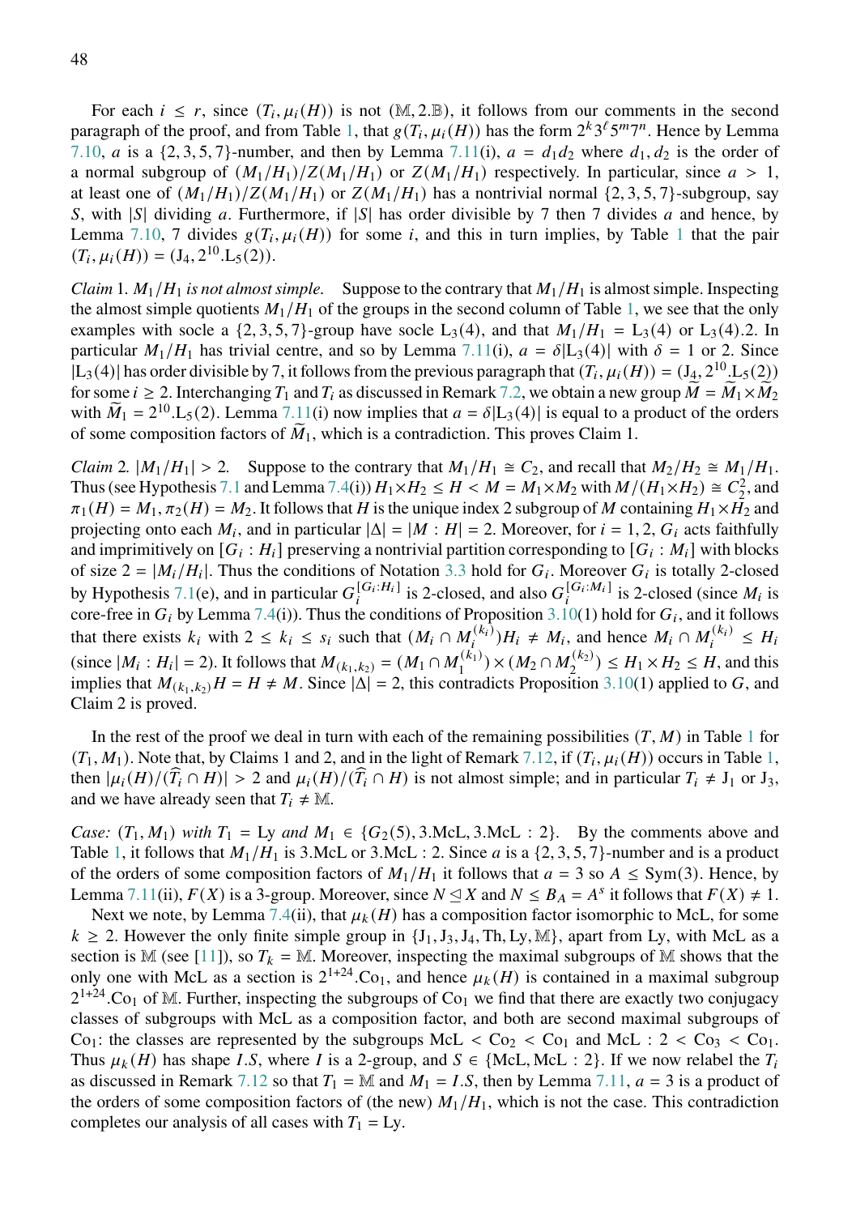For each $i \leq r$, since $(T_i, \mu_i(H))$ is not $(\mathbb{M}, 2.\mathbb{B})$, it follows from our comments in the second paragraph of the proof, and from Table 1, that $g(T_i, \mu_i(H))$ has the form $2^k 3^\ell 5^m 7^n$. Hence by Lemma 7.10, $a$ is a $\{2,3,5,7\}$-number, and then by Lemma 7.11(i), $a = d_1 d_2$ where $d_1, d_2$ is the order of a normal subgroup of $(M_1/H_1)/Z(M_1/H_1)$ or $Z(M_1/H_1)$ respectively. In particular, since $a > 1$, at least one of $(M_1/H_1)/Z(M_1/H_1)$ or $Z(M_1/H_1)$ has a nontrivial normal $\{2,3,5,7\}$-subgroup, say $S$, with $|S|$ dividing $a$. Furthermore, if $|S|$ has order divisible by 7 then 7 divides $a$ and hence, by Lemma 7.10, 7 divides $g(T_i, \mu_i(H))$ for some $i$, and this in turn implies, by Table 1 that the pair $(T_i, \mu_i(H)) = (\mathrm{J}_4, 2^{10}.\mathrm{L}_5(2))$.

*Claim* 1. *$M_1/H_1$ is not almost simple.* Suppose to the contrary that $M_1/H_1$ is almost simple. Inspecting the almost simple quotients $M_1/H_1$ of the groups in the second column of Table 1, we see that the only examples with socle a $\{2,3,5,7\}$-group have socle $\mathrm{L}_3(4)$, and that $M_1/H_1 = \mathrm{L}_3(4)$ or $\mathrm{L}_3(4).2$. In particular $M_1/H_1$ has trivial centre, and so by Lemma 7.11(i), $a = \delta|\mathrm{L}_3(4)|$ with $\delta = 1$ or 2. Since $|\mathrm{L}_3(4)|$ has order divisible by 7, it follows from the previous paragraph that $(T_i, \mu_i(H)) = (\mathrm{J}_4, 2^{10}.\mathrm{L}_5(2))$ for some $i \geq 2$. Interchanging $T_1$ and $T_i$ as discussed in Remark 7.2, we obtain a new group $\widetilde{M} = \widetilde{M}_1 \times \widetilde{M}_2$ with $\widetilde{M}_1 = 2^{10}.\mathrm{L}_5(2)$. Lemma 7.11(i) now implies that $a = \delta|\mathrm{L}_3(4)|$ is equal to a product of the orders of some composition factors of $\widetilde{M}_1$, which is a contradiction. This proves Claim 1.

*Claim* 2. $|M_1/H_1| > 2$. Suppose to the contrary that $M_1/H_1 \cong C_2$, and recall that $M_2/H_2 \cong M_1/H_1$. Thus (see Hypothesis 7.1 and Lemma 7.4(i)) $H_1 \times H_2 \leq H < M = M_1 \times M_2$ with $M/(H_1 \times H_2) \cong C_2^2$, and $\pi_1(H) = M_1, \pi_2(H) = M_2$. It follows that $H$ is the unique index 2 subgroup of $M$ containing $H_1 \times H_2$ and projecting onto each $M_i$, and in particular $|\Delta| = |M : H| = 2$. Moreover, for $i = 1, 2$, $G_i$ acts faithfully and imprimitively on $[G_i : H_i]$ preserving a nontrivial partition corresponding to $[G_i : M_i]$ with blocks of size $2 = |M_i/H_i|$. Thus the conditions of Notation 3.3 hold for $G_i$. Moreover $G_i$ is totally 2-closed by Hypothesis 7.1(e), and in particular $G_i^{[G_i:H_i]}$ is 2-closed, and also $G_i^{[G_i:M_i]}$ is 2-closed (since $M_i$ is core-free in $G_i$ by Lemma 7.4(i)). Thus the conditions of Proposition 3.10(1) hold for $G_i$, and it follows that there exists $k_i$ with $2 \leq k_i \leq s_i$ such that $(M_i \cap M_i^{(k_i)})H_i \neq M_i$, and hence $M_i \cap M_i^{(k_i)} \leq H_i$ (since $|M_i : H_i| = 2$). It follows that $M_{(k_1,k_2)} = (M_1 \cap M_1^{(k_1)}) \times (M_2 \cap M_2^{(k_2)}) \leq H_1 \times H_2 \leq H$, and this implies that $M_{(k_1,k_2)}H = H \neq M$. Since $|\Delta| = 2$, this contradicts Proposition 3.10(1) applied to $G$, and Claim 2 is proved.

In the rest of the proof we deal in turn with each of the remaining possibilities $(T, M)$ in Table 1 for $(T_1, M_1)$. Note that, by Claims 1 and 2, and in the light of Remark 7.12, if $(T_i, \mu_i(H))$ occurs in Table 1, then $|\mu_i(H)/(\widehat{T}_i \cap H)| > 2$ and $\mu_i(H)/(\widehat{T}_i \cap H)$ is not almost simple; and in particular $T_i \neq \mathrm{J}_1$ or $\mathrm{J}_3$, and we have already seen that $T_i \neq \mathbb{M}$.

*Case: $(T_1, M_1)$ with $T_1 = \mathrm{Ly}$ and $M_1 \in \{G_2(5), 3.\mathrm{McL}, 3.\mathrm{McL} : 2\}$.* By the comments above and Table 1, it follows that $M_1/H_1$ is $3.\mathrm{McL}$ or $3.\mathrm{McL} : 2$. Since $a$ is a $\{2,3,5,7\}$-number and is a product of the orders of some composition factors of $M_1/H_1$ it follows that $a = 3$ so $A \leq \mathrm{Sym}(3)$. Hence, by Lemma 7.11(ii), $F(X)$ is a 3-group. Moreover, since $N \trianglelefteq X$ and $N \leq B_A = A^s$ it follows that $F(X) \neq 1$.

Next we note, by Lemma 7.4(ii), that $\mu_k(H)$ has a composition factor isomorphic to McL, for some $k \geq 2$. However the only finite simple group in $\{\mathrm{J}_1, \mathrm{J}_3, \mathrm{J}_4, \mathrm{Th}, \mathrm{Ly}, \mathbb{M}\}$, apart from Ly, with McL as a section is $\mathbb{M}$ (see [11]), so $T_k = \mathbb{M}$. Moreover, inspecting the maximal subgroups of $\mathbb{M}$ shows that the only one with McL as a section is $2^{1+24}.\mathrm{Co}_1$, and hence $\mu_k(H)$ is contained in a maximal subgroup $2^{1+24}.\mathrm{Co}_1$ of $\mathbb{M}$. Further, inspecting the subgroups of $\mathrm{Co}_1$ we find that there are exactly two conjugacy classes of subgroups with McL as a composition factor, and both are second maximal subgroups of $\mathrm{Co}_1$: the classes are represented by the subgroups $\mathrm{McL} < \mathrm{Co}_2 < \mathrm{Co}_1$ and $\mathrm{McL} : 2 < \mathrm{Co}_3 < \mathrm{Co}_1$. Thus $\mu_k(H)$ has shape $I.S$, where $I$ is a 2-group, and $S \in \{\mathrm{McL}, \mathrm{McL} : 2\}$. If we now relabel the $T_i$ as discussed in Remark 7.12 so that $T_1 = \mathbb{M}$ and $M_1 = I.S$, then by Lemma 7.11, $a = 3$ is a product of the orders of some composition factors of (the new) $M_1/H_1$, which is not the case. This contradiction completes our analysis of all cases with $T_1 = \mathrm{Ly}$.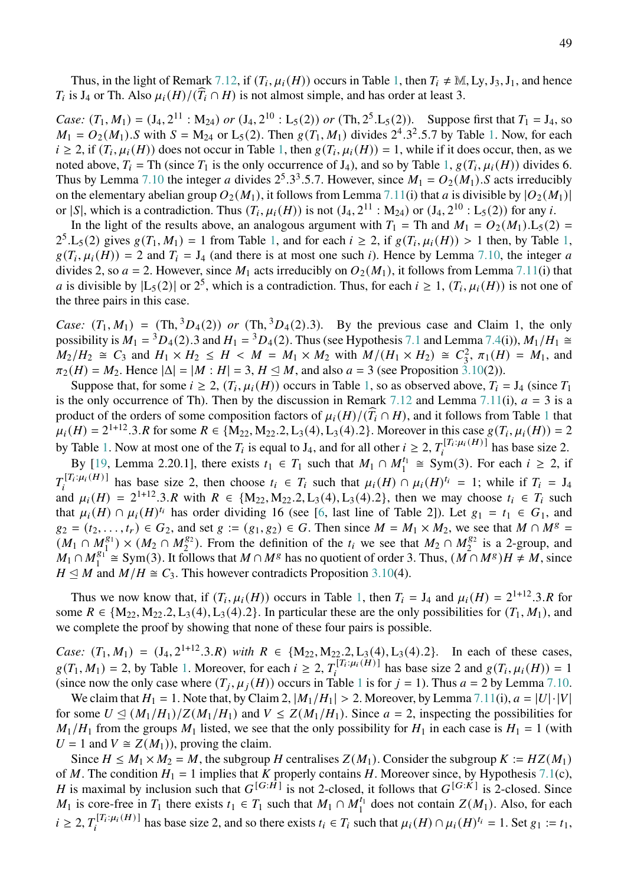Thus, in the light of Remark 7.12, if $(T_i, \mu_i(H))$ occurs in Table 1, then $T_i \neq \mathbb{M}, \mathrm{Ly}, \mathrm{J}_3, \mathrm{J}_1$, and hence $T_i$ is $\mathrm{J}_4$ or Th. Also $\mu_i(H)/(\widehat{T_i} \cap H)$ is not almost simple, and has order at least 3.

*Case:* $(T_1, M_1) = (\mathrm{J}_4, 2^{11} : \mathrm{M}_{24})$ *or* $(\mathrm{J}_4, 2^{10} : \mathrm{L}_5(2))$ *or* $(\mathrm{Th}, 2^5.\mathrm{L}_5(2))$. Suppose first that $T_1 = \mathrm{J}_4$, so $M_1 = O_2(M_1).S$ with $S = \mathrm{M}_{24}$ or $\mathrm{L}_5(2)$. Then $g(T_1, M_1)$ divides $2^4.3^2.5.7$ by Table 1. Now, for each $i \geq 2$, if $(T_i, \mu_i(H))$ does not occur in Table 1, then $g(T_i, \mu_i(H)) = 1$, while if it does occur, then, as we noted above, $T_i = \mathrm{Th}$ (since $T_1$ is the only occurrence of $\mathrm{J}_4$), and so by Table 1, $g(T_i, \mu_i(H))$ divides 6. Thus by Lemma 7.10 the integer $a$ divides $2^5.3^3.5.7$. However, since $M_1 = O_2(M_1).S$ acts irreducibly on the elementary abelian group $O_2(M_1)$, it follows from Lemma 7.11(i) that $a$ is divisible by $|O_2(M_1)|$ or $|S|$, which is a contradiction. Thus $(T_i, \mu_i(H))$ is not $(\mathrm{J}_4, 2^{11} : \mathrm{M}_{24})$ or $(\mathrm{J}_4, 2^{10} : \mathrm{L}_5(2))$ for any $i$.

In the light of the results above, an analogous argument with $T_1 = \mathrm{Th}$ and $M_1 = O_2(M_1).\mathrm{L}_5(2) = 2^5.\mathrm{L}_5(2)$ gives $g(T_1, M_1) = 1$ from Table 1, and for each $i \geq 2$, if $g(T_i, \mu_i(H)) > 1$ then, by Table 1, $g(T_i, \mu_i(H)) = 2$ and $T_i = \mathrm{J}_4$ (and there is at most one such $i$). Hence by Lemma 7.10, the integer $a$ divides 2, so $a = 2$. However, since $M_1$ acts irreducibly on $O_2(M_1)$, it follows from Lemma 7.11(i) that $a$ is divisible by $|\mathrm{L}_5(2)|$ or $2^5$, which is a contradiction. Thus, for each $i \geq 1$, $(T_i, \mu_i(H))$ is not one of the three pairs in this case.

*Case:* $(T_1, M_1) = (\mathrm{Th}, {}^3D_4(2))$ *or* $(\mathrm{Th}, {}^3D_4(2).3)$. By the previous case and Claim 1, the only possibility is $M_1 = {}^3D_4(2).3$ and $H_1 = {}^3D_4(2)$. Thus (see Hypothesis 7.1 and Lemma 7.4(i)), $M_1/H_1 \cong M_2/H_2 \cong C_3$ and $H_1 \times H_2 \leq H < M = M_1 \times M_2$ with $M/(H_1 \times H_2) \cong C_3^2$, $\pi_1(H) = M_1$, and $\pi_2(H) = M_2$. Hence $|\Delta| = |M : H| = 3$, $H \trianglelefteq M$, and also $a = 3$ (see Proposition 3.10(2)).

Suppose that, for some $i \geq 2$, $(T_i, \mu_i(H))$ occurs in Table 1, so as observed above, $T_i = \mathrm{J}_4$ (since $T_1$ is the only occurrence of Th). Then by the discussion in Remark 7.12 and Lemma 7.11(i), $a = 3$ is a product of the orders of some composition factors of $\mu_i(H)/(\widehat{T_i} \cap H)$, and it follows from Table 1 that $\mu_i(H) = 2^{1+12}.3.R$ for some $R \in \{\mathrm{M}_{22}, \mathrm{M}_{22}.2, \mathrm{L}_3(4), \mathrm{L}_3(4).2\}$. Moreover in this case $g(T_i, \mu_i(H)) = 2$ by Table 1. Now at most one of the $T_i$ is equal to $\mathrm{J}_4$, and for all other $i \geq 2$, $T_i^{[T_i:\mu_i(H)]}$ has base size 2.

By [19, Lemma 2.20.1], there exists $t_1 \in T_1$ such that $M_1 \cap M_1^{t_1} \cong \mathrm{Sym}(3)$. For each $i \geq 2$, if $T_i^{[T_i:\mu_i(H)]}$ has base size 2, then choose $t_i \in T_i$ such that $\mu_i(H) \cap \mu_i(H)^{t_i} = 1$; while if $T_i = \mathrm{J}_4$ and $\mu_i(H) = 2^{1+12}.3.R$ with $R \in \{\mathrm{M}_{22}, \mathrm{M}_{22}.2, \mathrm{L}_3(4), \mathrm{L}_3(4).2\}$, then we may choose $t_i \in T_i$ such that $\mu_i(H) \cap \mu_i(H)^{t_i}$ has order dividing 16 (see [6, last line of Table 2]). Let $g_1 = t_1 \in G_1$, and $g_2 = (t_2, \ldots, t_r) \in G_2$, and set $g := (g_1, g_2) \in G$. Then since $M = M_1 \times M_2$, we see that $M \cap M^g = (M_1 \cap M_1^{g_1}) \times (M_2 \cap M_2^{g_2})$. From the definition of the $t_i$ we see that $M_2 \cap M_2^{g_2}$ is a 2-group, and $M_1 \cap M_1^{g_1} \cong \mathrm{Sym}(3)$. It follows that $M \cap M^g$ has no quotient of order 3. Thus, $(M \cap M^g)H \neq M$, since $H \trianglelefteq M$ and $M/H \cong C_3$. This however contradicts Proposition 3.10(4).

Thus we now know that, if $(T_i, \mu_i(H))$ occurs in Table 1, then $T_i = \mathrm{J}_4$ and $\mu_i(H) = 2^{1+12}.3.R$ for some $R \in \{\mathrm{M}_{22}, \mathrm{M}_{22}.2, \mathrm{L}_3(4), \mathrm{L}_3(4).2\}$. In particular these are the only possibilities for $(T_1, M_1)$, and we complete the proof by showing that none of these four pairs is possible.

*Case:* $(T_1, M_1) = (\mathrm{J}_4, 2^{1+12}.3.R)$ *with* $R \in \{\mathrm{M}_{22}, \mathrm{M}_{22}.2, \mathrm{L}_3(4), \mathrm{L}_3(4).2\}$. In each of these cases, $g(T_1, M_1) = 2$, by Table 1. Moreover, for each $i \geq 2$, $T_i^{[T_i:\mu_i(H)]}$ has base size 2 and $g(T_i, \mu_i(H)) = 1$ (since now the only case where $(T_j, \mu_j(H))$ occurs in Table 1 is for $j = 1$). Thus $a = 2$ by Lemma 7.10.

We claim that $H_1 = 1$. Note that, by Claim 2, $|M_1/H_1| > 2$. Moreover, by Lemma 7.11(i), $a = |U| \cdot |V|$ for some $U \trianglelefteq (M_1/H_1)/Z(M_1/H_1)$ and $V \leq Z(M_1/H_1)$. Since $a = 2$, inspecting the possibilities for $M_1/H_1$ from the groups $M_1$ listed, we see that the only possibility for $H_1$ in each case is $H_1 = 1$ (with $U = 1$ and $V \cong Z(M_1)$), proving the claim.

Since $H \leq M_1 \times M_2 = M$, the subgroup $H$ centralises $Z(M_1)$. Consider the subgroup $K := HZ(M_1)$ of $M$. The condition $H_1 = 1$ implies that $K$ properly contains $H$. Moreover since, by Hypothesis 7.1(c), $H$ is maximal by inclusion such that $G^{[G:H]}$ is not 2-closed, it follows that $G^{[G:K]}$ is 2-closed. Since $M_1$ is core-free in $T_1$ there exists $t_1 \in T_1$ such that $M_1 \cap M_1^{t_1}$ does not contain $Z(M_1)$. Also, for each $i \geq 2$, $T_i^{[T_i:\mu_i(H)]}$ has base size 2, and so there exists $t_i \in T_i$ such that $\mu_i(H) \cap \mu_i(H)^{t_i} = 1$. Set $g_1 := t_1$,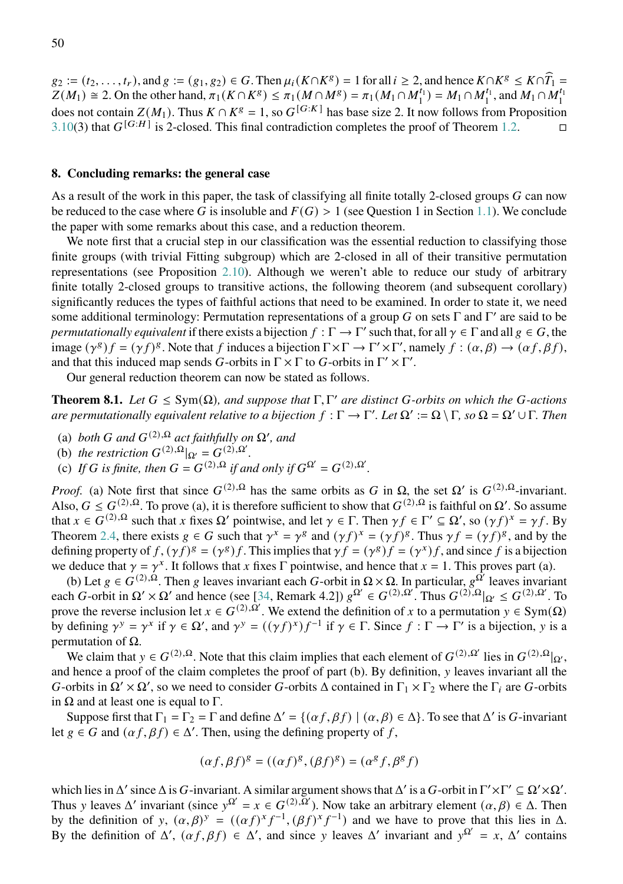$g_2 := (t_2, \ldots, t_r)$, and $g := (g_1, g_2) \in G$. Then $\mu_i(K \cap K^g) = 1$ for all $i \geq 2$, and hence $K \cap K^g \leq K \cap \widehat{T}_1 = Z(M_1) \cong 2$. On the other hand, $\pi_1(K \cap K^g) \leq \pi_1(M \cap M^g) = \pi_1(M_1 \cap M_1^{t_1}) = M_1 \cap M_1^{t_1}$, and $M_1 \cap M_1^{t_1}$ does not contain $Z(M_1)$. Thus $K \cap K^g = 1$, so $G^{[G:K]}$ has base size 2. It now follows from Proposition 3.10(3) that $G^{[G:H]}$ is 2-closed. This final contradiction completes the proof of Theorem 1.2. □

## 8. Concluding remarks: the general case

As a result of the work in this paper, the task of classifying all finite totally 2-closed groups $G$ can now be reduced to the case where $G$ is insoluble and $F(G) > 1$ (see Question 1 in Section 1.1). We conclude the paper with some remarks about this case, and a reduction theorem.

We note first that a crucial step in our classification was the essential reduction to classifying those finite groups (with trivial Fitting subgroup) which are 2-closed in all of their transitive permutation representations (see Proposition 2.10). Although we weren't able to reduce our study of arbitrary finite totally 2-closed groups to transitive actions, the following theorem (and subsequent corollary) significantly reduces the types of faithful actions that need to be examined. In order to state it, we need some additional terminology: Permutation representations of a group $G$ on sets $\Gamma$ and $\Gamma'$ are said to be *permutationally equivalent* if there exists a bijection $f : \Gamma \to \Gamma'$ such that, for all $\gamma \in \Gamma$ and all $g \in G$, the image $(\gamma^g)f = (\gamma f)^g$. Note that $f$ induces a bijection $\Gamma \times \Gamma \to \Gamma' \times \Gamma'$, namely $f : (\alpha, \beta) \to (\alpha f, \beta f)$, and that this induced map sends $G$-orbits in $\Gamma \times \Gamma$ to $G$-orbits in $\Gamma' \times \Gamma'$.

Our general reduction theorem can now be stated as follows.

**Theorem 8.1.** *Let $G \leq \mathrm{Sym}(\Omega)$, and suppose that $\Gamma, \Gamma'$ are distinct $G$-orbits on which the $G$-actions are permutationally equivalent relative to a bijection $f : \Gamma \to \Gamma'$. Let $\Omega' := \Omega \setminus \Gamma$, so $\Omega = \Omega' \cup \Gamma$. Then*

- (a) *both $G$ and $G^{(2),\Omega}$ act faithfully on $\Omega'$, and*
- (b) *the restriction $G^{(2),\Omega}|_{\Omega'} = G^{(2),\Omega'}$.*
- (c) *If $G$ is finite, then $G = G^{(2),\Omega}$ if and only if $G^{\Omega'} = G^{(2),\Omega'}$.*

*Proof.* (a) Note first that since $G^{(2),\Omega}$ has the same orbits as $G$ in $\Omega$, the set $\Omega'$ is $G^{(2),\Omega}$-invariant. Also, $G \leq G^{(2),\Omega}$. To prove (a), it is therefore sufficient to show that $G^{(2),\Omega}$ is faithful on $\Omega'$. So assume that $x \in G^{(2),\Omega}$ such that $x$ fixes $\Omega'$ pointwise, and let $\gamma \in \Gamma$. Then $\gamma f \in \Gamma' \subseteq \Omega'$, so $(\gamma f)^x = \gamma f$. By Theorem 2.4, there exists $g \in G$ such that $\gamma^x = \gamma^g$ and $(\gamma f)^x = (\gamma f)^g$. Thus $\gamma f = (\gamma f)^g$, and by the defining property of $f$, $(\gamma f)^g = (\gamma^g) f$. This implies that $\gamma f = (\gamma^g) f = (\gamma^x) f$, and since $f$ is a bijection we deduce that $\gamma = \gamma^x$. It follows that $x$ fixes $\Gamma$ pointwise, and hence that $x = 1$. This proves part (a).

(b) Let $g \in G^{(2),\Omega}$. Then $g$ leaves invariant each $G$-orbit in $\Omega \times \Omega$. In particular, $g^{\Omega'}$ leaves invariant each $G$-orbit in $\Omega' \times \Omega'$ and hence (see [34, Remark 4.2]) $g^{\Omega'} \in G^{(2),\Omega'}$. Thus $G^{(2),\Omega}|_{\Omega'} \leq G^{(2),\Omega'}$. To prove the reverse inclusion let $x \in G^{(2),\Omega'}$. We extend the definition of $x$ to a permutation $y \in \mathrm{Sym}(\Omega)$ by defining $\gamma^y = \gamma^x$ if $\gamma \in \Omega'$, and $\gamma^y = ((\gamma f)^x) f^{-1}$ if $\gamma \in \Gamma$. Since $f : \Gamma \to \Gamma'$ is a bijection, $y$ is a permutation of $\Omega$.

We claim that $y \in G^{(2),\Omega}$. Note that this claim implies that each element of $G^{(2),\Omega'}$ lies in $G^{(2),\Omega}|_{\Omega'}$, and hence a proof of the claim completes the proof of part (b). By definition, $y$ leaves invariant all the $G$-orbits in $\Omega' \times \Omega'$, so we need to consider $G$-orbits $\Delta$ contained in $\Gamma_1 \times \Gamma_2$ where the $\Gamma_i$ are $G$-orbits in $\Omega$ and at least one is equal to $\Gamma$.

Suppose first that $\Gamma_1 = \Gamma_2 = \Gamma$ and define $\Delta' = \{(\alpha f, \beta f) \mid (\alpha, \beta) \in \Delta\}$. To see that $\Delta'$ is $G$-invariant let $g \in G$ and $(\alpha f, \beta f) \in \Delta'$. Then, using the defining property of $f$,

$$(\alpha f, \beta f)^g = ((\alpha f)^g, (\beta f)^g) = (\alpha^g f, \beta^g f)$$

which lies in $\Delta'$ since $\Delta$ is $G$-invariant. A similar argument shows that $\Delta'$ is a $G$-orbit in $\Gamma' \times \Gamma' \subseteq \Omega' \times \Omega'$. Thus $y$ leaves $\Delta'$ invariant (since $y^{\Omega'} = x \in G^{(2),\Omega'}$). Now take an arbitrary element $(\alpha, \beta) \in \Delta$. Then by the definition of $y$, $(\alpha, \beta)^y = ((\alpha f)^x f^{-1}, (\beta f)^x f^{-1})$ and we have to prove that this lies in $\Delta$. By the definition of $\Delta'$, $(\alpha f, \beta f) \in \Delta'$, and since $y$ leaves $\Delta'$ invariant and $y^{\Omega'} = x$, $\Delta'$ contains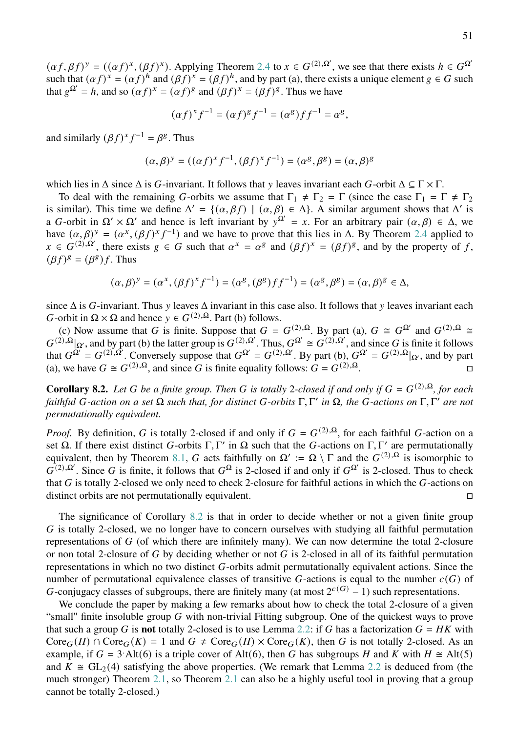$(\alpha f, \beta f)^y = ((\alpha f)^x, (\beta f)^x)$. Applying Theorem 2.4 to $x \in G^{(2),\Omega'}$, we see that there exists $h \in G^{\Omega'}$ such that $(\alpha f)^x = (\alpha f)^h$ and $(\beta f)^x = (\beta f)^h$, and by part (a), there exists a unique element $g \in G$ such that $g^{\Omega'} = h$, and so $(\alpha f)^x = (\alpha f)^g$ and $(\beta f)^x = (\beta f)^g$. Thus we have

$$(\alpha f)^x f^{-1} = (\alpha f)^g f^{-1} = (\alpha^g) f f^{-1} = \alpha^g,$$

and similarly $(\beta f)^x f^{-1} = \beta^g$. Thus

$$(\alpha, \beta)^y = ((\alpha f)^x f^{-1}, (\beta f)^x f^{-1}) = (\alpha^g, \beta^g) = (\alpha, \beta)^g$$

which lies in $\Delta$ since $\Delta$ is $G$-invariant. It follows that $y$ leaves invariant each $G$-orbit $\Delta \subseteq \Gamma \times \Gamma$.

To deal with the remaining $G$-orbits we assume that $\Gamma_1 \neq \Gamma_2 = \Gamma$ (since the case $\Gamma_1 = \Gamma \neq \Gamma_2$ is similar). This time we define $\Delta' = \{(\alpha, \beta f) \mid (\alpha, \beta) \in \Delta\}$. A similar argument shows that $\Delta'$ is a $G$-orbit in $\Omega' \times \Omega'$ and hence is left invariant by $y^{\Omega'} = x$. For an arbitrary pair $(\alpha, \beta) \in \Delta$, we have $(\alpha, \beta)^y = (\alpha^x, (\beta f)^x f^{-1})$ and we have to prove that this lies in $\Delta$. By Theorem 2.4 applied to $x \in G^{(2),\Omega'}$, there exists $g \in G$ such that $\alpha^x = \alpha^g$ and $(\beta f)^x = (\beta f)^g$, and by the property of $f$, $(\beta f)^g = (\beta^g) f$. Thus

$$(\alpha, \beta)^y = (\alpha^x, (\beta f)^x f^{-1}) = (\alpha^g, (\beta^g) f f^{-1}) = (\alpha^g, \beta^g) = (\alpha, \beta)^g \in \Delta,$$

since $\Delta$ is $G$-invariant. Thus $y$ leaves $\Delta$ invariant in this case also. It follows that $y$ leaves invariant each $G$-orbit in $\Omega \times \Omega$ and hence $y \in G^{(2),\Omega}$. Part (b) follows.

(c) Now assume that $G$ is finite. Suppose that $G = G^{(2),\Omega}$. By part (a), $G \cong G^{\Omega'}$ and $G^{(2),\Omega} \cong G^{(2),\Omega}|_{\Omega'}$, and by part (b) the latter group is $G^{(2),\Omega'}$. Thus, $G^{\Omega'} \cong G^{(2),\Omega'}$, and since $G$ is finite it follows that $G^{\Omega'} = G^{(2),\Omega'}$. Conversely suppose that $G^{\Omega'} = G^{(2),\Omega'}$. By part (b), $G^{\Omega'} = G^{(2),\Omega}|_{\Omega'}$, and by part (a), we have $G \cong G^{(2),\Omega}$, and since $G$ is finite equality follows: $G = G^{(2),\Omega}$. □

**Corollary 8.2.** *Let $G$ be a finite group. Then $G$ is totally 2-closed if and only if $G = G^{(2),\Omega}$, for each faithful $G$-action on a set $\Omega$ such that, for distinct $G$-orbits $\Gamma, \Gamma'$ in $\Omega$, the $G$-actions on $\Gamma, \Gamma'$ are not permutationally equivalent.*

*Proof.* By definition, $G$ is totally 2-closed if and only if $G = G^{(2),\Omega}$, for each faithful $G$-action on a set $\Omega$. If there exist distinct $G$-orbits $\Gamma, \Gamma'$ in $\Omega$ such that the $G$-actions on $\Gamma, \Gamma'$ are permutationally equivalent, then by Theorem 8.1, $G$ acts faithfully on $\Omega' := \Omega \setminus \Gamma$ and the $G^{(2),\Omega}$ is isomorphic to $G^{(2),\Omega'}$. Since $G$ is finite, it follows that $G^{\Omega}$ is 2-closed if and only if $G^{\Omega'}$ is 2-closed. Thus to check that $G$ is totally 2-closed we only need to check 2-closure for faithful actions in which the $G$-actions on distinct orbits are not permutationally equivalent. □

The significance of Corollary 8.2 is that in order to decide whether or not a given finite group $G$ is totally 2-closed, we no longer have to concern ourselves with studying all faithful permutation representations of $G$ (of which there are infinitely many). We can now determine the total 2-closure or non total 2-closure of $G$ by deciding whether or not $G$ is 2-closed in all of its faithful permutation representations in which no two distinct $G$-orbits admit permutationally equivalent actions. Since the number of permutational equivalence classes of transitive $G$-actions is equal to the number $c(G)$ of $G$-conjugacy classes of subgroups, there are finitely many (at most $2^{c(G)} - 1$) such representations.

We conclude the paper by making a few remarks about how to check the total 2-closure of a given "small" finite insoluble group $G$ with non-trivial Fitting subgroup. One of the quickest ways to prove that such a group $G$ is **not** totally 2-closed is to use Lemma 2.2: if $G$ has a factorization $G = HK$ with $\mathrm{Core}_G(H) \cap \mathrm{Core}_G(K) = 1$ and $G \neq \mathrm{Core}_G(H) \times \mathrm{Core}_G(K)$, then $G$ is not totally 2-closed. As an example, if $G = 3{}^{\cdot}\mathrm{Alt}(6)$ is a triple cover of $\mathrm{Alt}(6)$, then $G$ has subgroups $H$ and $K$ with $H \cong \mathrm{Alt}(5)$ and $K \cong \mathrm{GL}_2(4)$ satisfying the above properties. (We remark that Lemma 2.2 is deduced from (the much stronger) Theorem 2.1, so Theorem 2.1 can also be a highly useful tool in proving that a group cannot be totally 2-closed.)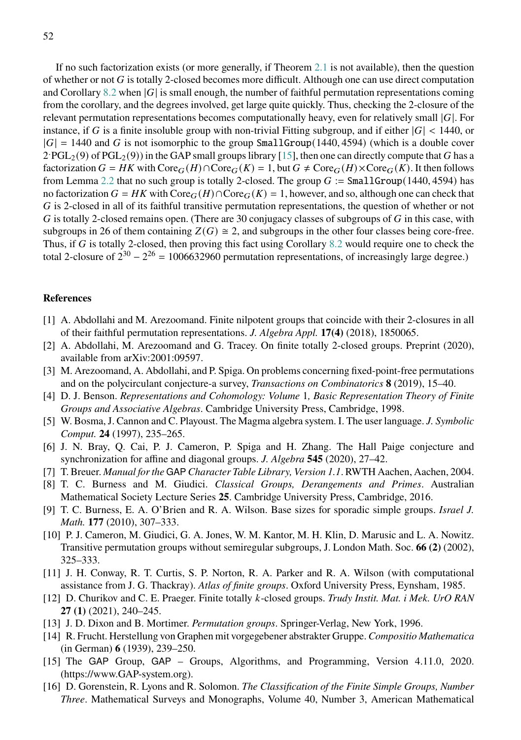If no such factorization exists (or more generally, if Theorem 2.1 is not available), then the question of whether or not $G$ is totally 2-closed becomes more difficult. Although one can use direct computation and Corollary 8.2 when $|G|$ is small enough, the number of faithful permutation representations coming from the corollary, and the degrees involved, get large quite quickly. Thus, checking the 2-closure of the relevant permutation representations becomes computationally heavy, even for relatively small $|G|$. For instance, if $G$ is a finite insoluble group with non-trivial Fitting subgroup, and if either $|G| < 1440$, or $|G| = 1440$ and $G$ is not isomorphic to the group `SmallGroup`$(1440, 4594)$ (which is a double cover $2^{\cdot}\mathrm{PGL}_2(9)$ of $\mathrm{PGL}_2(9)$) in the GAP small groups library [15], then one can directly compute that $G$ has a factorization $G = HK$ with $\mathrm{Core}_G(H) \cap \mathrm{Core}_G(K) = 1$, but $G \neq \mathrm{Core}_G(H) \times \mathrm{Core}_G(K)$. It then follows from Lemma 2.2 that no such group is totally 2-closed. The group $G :=$ `SmallGroup`$(1440, 4594)$ has no factorization $G = HK$ with $\mathrm{Core}_G(H) \cap \mathrm{Core}_G(K) = 1$, however, and so, although one can check that $G$ is 2-closed in all of its faithful transitive permutation representations, the question of whether or not $G$ is totally 2-closed remains open. (There are 30 conjugacy classes of subgroups of $G$ in this case, with subgroups in 26 of them containing $Z(G) \cong 2$, and subgroups in the other four classes being core-free. Thus, if $G$ is totally 2-closed, then proving this fact using Corollary 8.2 would require one to check the total 2-closure of $2^{30} - 2^{26} = 1006632960$ permutation representations, of increasingly large degree.)

## References

[1] A. Abdollahi and M. Arezoomand. Finite nilpotent groups that coincide with their 2-closures in all of their faithful permutation representations. *J. Algebra Appl.* **17(4)** (2018), 1850065.

[2] A. Abdollahi, M. Arezoomand and G. Tracey. On finite totally 2-closed groups. Preprint (2020), available from arXiv:2001:09597.

[3] M. Arezoomand, A. Abdollahi, and P. Spiga. On problems concerning fixed-point-free permutations and on the polycirculant conjecture-a survey, *Transactions on Combinatorics* **8** (2019), 15–40.

[4] D. J. Benson. *Representations and Cohomology: Volume 1, Basic Representation Theory of Finite Groups and Associative Algebras*. Cambridge University Press, Cambridge, 1998.

[5] W. Bosma, J. Cannon and C. Playoust. The Magma algebra system. I. The user language. *J. Symbolic Comput.* **24** (1997), 235–265.

[6] J. N. Bray, Q. Cai, P. J. Cameron, P. Spiga and H. Zhang. The Hall Paige conjecture and synchronization for affine and diagonal groups. *J. Algebra* **545** (2020), 27–42.

[7] T. Breuer. *Manual for the* GAP *Character Table Library, Version 1.1*. RWTH Aachen, Aachen, 2004.

[8] T. C. Burness and M. Giudici. *Classical Groups, Derangements and Primes*. Australian Mathematical Society Lecture Series **25**. Cambridge University Press, Cambridge, 2016.

[9] T. C. Burness, E. A. O'Brien and R. A. Wilson. Base sizes for sporadic simple groups. *Israel J. Math.* **177** (2010), 307–333.

[10] P. J. Cameron, M. Giudici, G. A. Jones, W. M. Kantor, M. H. Klin, D. Marusic and L. A. Nowitz. Transitive permutation groups without semiregular subgroups, J. London Math. Soc. **66 (2)** (2002), 325–333.

[11] J. H. Conway, R. T. Curtis, S. P. Norton, R. A. Parker and R. A. Wilson (with computational assistance from J. G. Thackray). *Atlas of finite groups*. Oxford University Press, Eynsham, 1985.

[12] D. Churikov and C. E. Praeger. Finite totally $k$-closed groups. *Trudy Instit. Mat. i Mek. UrO RAN* **27 (1)** (2021), 240–245.

[13] J. D. Dixon and B. Mortimer. *Permutation groups*. Springer-Verlag, New York, 1996.

[14] R. Frucht. Herstellung von Graphen mit vorgegebener abstrakter Gruppe. *Compositio Mathematica* (in German) **6** (1939), 239–250.

[15] The GAP Group, GAP – Groups, Algorithms, and Programming, Version 4.11.0, 2020. (https://www.GAP-system.org).

[16] D. Gorenstein, R. Lyons and R. Solomon. *The Classification of the Finite Simple Groups, Number Three*. Mathematical Surveys and Monographs, Volume 40, Number 3, American Mathematical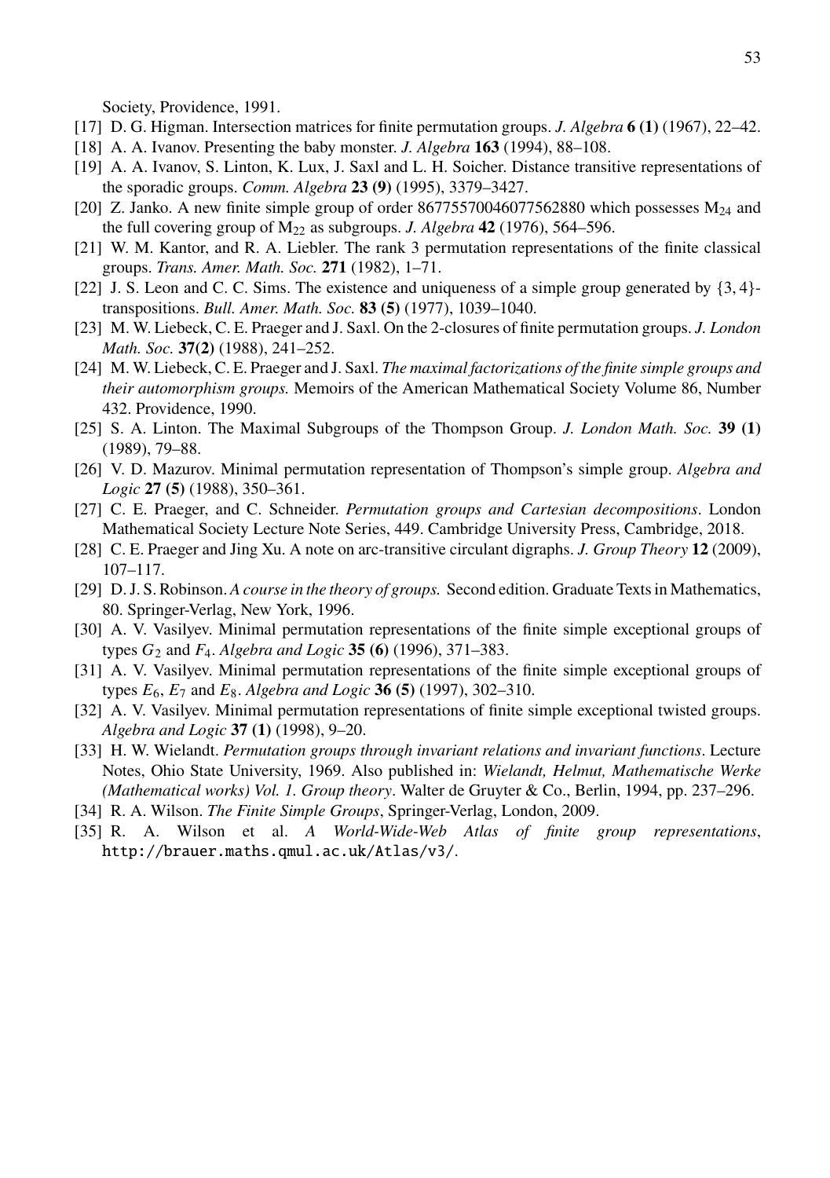Society, Providence, 1991.

[17] D. G. Higman. Intersection matrices for finite permutation groups. *J. Algebra* **6 (1)** (1967), 22–42.

[18] A. A. Ivanov. Presenting the baby monster. *J. Algebra* **163** (1994), 88–108.

[19] A. A. Ivanov, S. Linton, K. Lux, J. Saxl and L. H. Soicher. Distance transitive representations of the sporadic groups. *Comm. Algebra* **23 (9)** (1995), 3379–3427.

[20] Z. Janko. A new finite simple group of order 86775570046077562880 which possesses $M_{24}$ and the full covering group of $M_{22}$ as subgroups. *J. Algebra* **42** (1976), 564–596.

[21] W. M. Kantor, and R. A. Liebler. The rank 3 permutation representations of the finite classical groups. *Trans. Amer. Math. Soc.* **271** (1982), 1–71.

[22] J. S. Leon and C. C. Sims. The existence and uniqueness of a simple group generated by $\{3, 4\}$-transpositions. *Bull. Amer. Math. Soc.* **83 (5)** (1977), 1039–1040.

[23] M. W. Liebeck, C. E. Praeger and J. Saxl. On the 2-closures of finite permutation groups. *J. London Math. Soc.* **37(2)** (1988), 241–252.

[24] M. W. Liebeck, C. E. Praeger and J. Saxl. *The maximal factorizations of the finite simple groups and their automorphism groups.* Memoirs of the American Mathematical Society Volume 86, Number 432. Providence, 1990.

[25] S. A. Linton. The Maximal Subgroups of the Thompson Group. *J. London Math. Soc.* **39 (1)** (1989), 79–88.

[26] V. D. Mazurov. Minimal permutation representation of Thompson's simple group. *Algebra and Logic* **27 (5)** (1988), 350–361.

[27] C. E. Praeger, and C. Schneider. *Permutation groups and Cartesian decompositions*. London Mathematical Society Lecture Note Series, 449. Cambridge University Press, Cambridge, 2018.

[28] C. E. Praeger and Jing Xu. A note on arc-transitive circulant digraphs. *J. Group Theory* **12** (2009), 107–117.

[29] D. J. S. Robinson. *A course in the theory of groups.* Second edition. Graduate Texts in Mathematics, 80. Springer-Verlag, New York, 1996.

[30] A. V. Vasilyev. Minimal permutation representations of the finite simple exceptional groups of types $G_2$ and $F_4$. *Algebra and Logic* **35 (6)** (1996), 371–383.

[31] A. V. Vasilyev. Minimal permutation representations of the finite simple exceptional groups of types $E_6$, $E_7$ and $E_8$. *Algebra and Logic* **36 (5)** (1997), 302–310.

[32] A. V. Vasilyev. Minimal permutation representations of finite simple exceptional twisted groups. *Algebra and Logic* **37 (1)** (1998), 9–20.

[33] H. W. Wielandt. *Permutation groups through invariant relations and invariant functions*. Lecture Notes, Ohio State University, 1969. Also published in: *Wielandt, Helmut, Mathematische Werke (Mathematical works) Vol. 1. Group theory*. Walter de Gruyter & Co., Berlin, 1994, pp. 237–296.

[34] R. A. Wilson. *The Finite Simple Groups*, Springer-Verlag, London, 2009.

[35] R. A. Wilson et al. *A World-Wide-Web Atlas of finite group representations*, http://brauer.maths.qmul.ac.uk/Atlas/v3/.